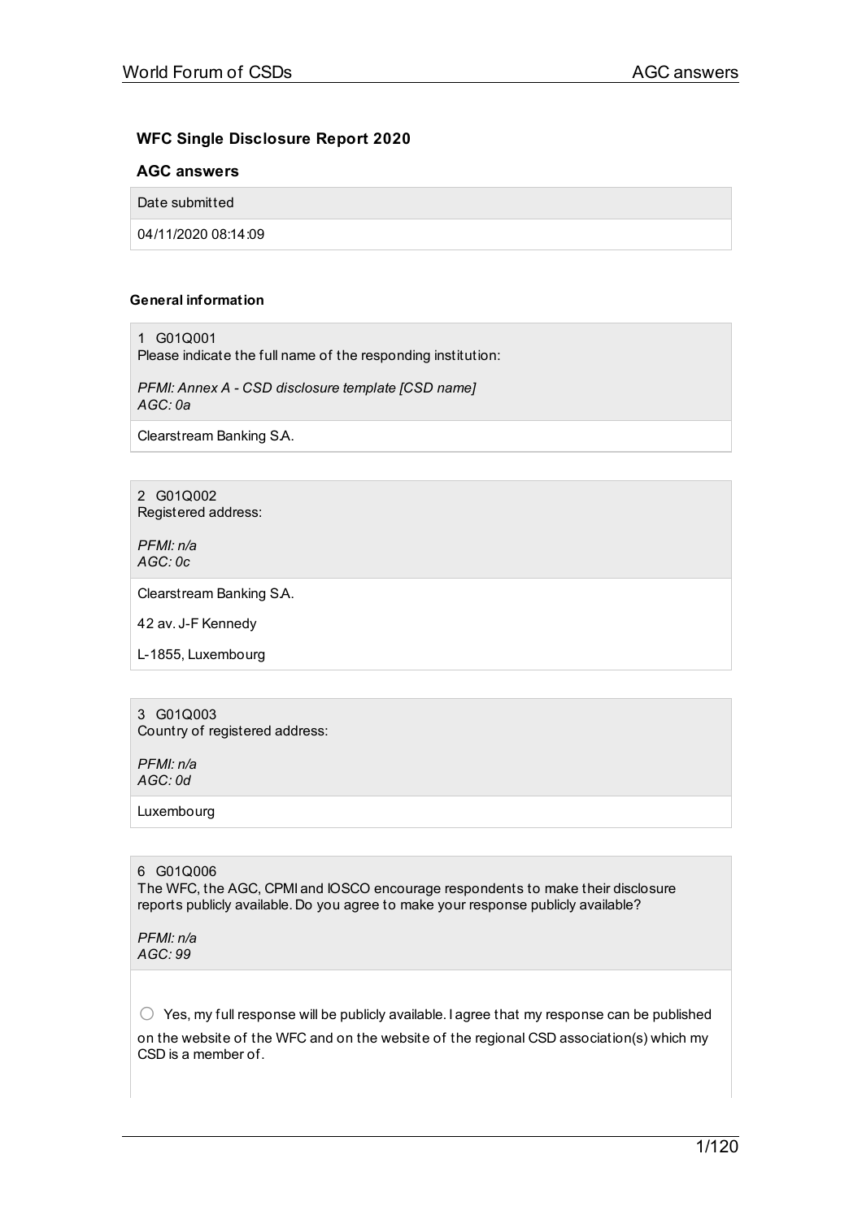### WFC Single Disclosure Report 2020

### AGC answers

| Date submitted |
| --- |
| 04/11/2020 08:14:09 |

#### General information

1 G01Q001
Please indicate the full name of the responding institution:

*PFMI: Annex A - CSD disclosure template [CSD name]*
*AGC: 0a*

Clearstream Banking S.A.

2 G01Q002
Registered address:

*PFMI: n/a*
*AGC: 0c*

Clearstream Banking S.A.

42 av. J-F Kennedy

L-1855, Luxembourg

3 G01Q003
Country of registered address:

*PFMI: n/a*
*AGC: 0d*

Luxembourg

6 G01Q006
The WFC, the AGC, CPMI and IOSCO encourage respondents to make their disclosure reports publicly available. Do you agree to make your response publicly available?

*PFMI: n/a*
*AGC: 99*

○ Yes, my full response will be publicly available. I agree that my response can be published on the website of the WFC and on the website of the regional CSD association(s) which my CSD is a member of.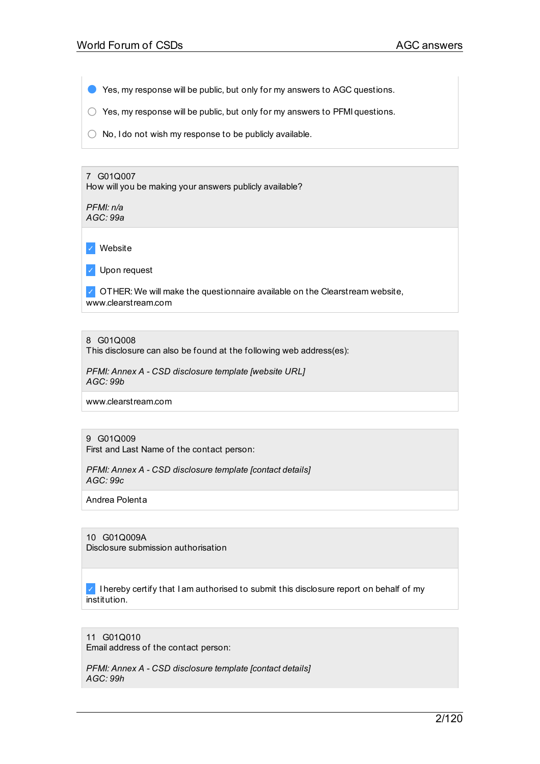- [x] Yes, my response will be public, but only for my answers to AGC questions.
- [ ] Yes, my response will be public, but only for my answers to PFMI questions.
- [ ] No, I do not wish my response to be publicly available.

7 G01Q007
How will you be making your answers publicly available?

*PFMI: n/a*
*AGC: 99a*

- [x] Website
- [x] Upon request
- [x] OTHER: We will make the questionnaire available on the Clearstream website, www.clearstream.com

8 G01Q008
This disclosure can also be found at the following web address(es):

*PFMI: Annex A - CSD disclosure template [website URL]*
*AGC: 99b*

www.clearstream.com

9 G01Q009
First and Last Name of the contact person:

*PFMI: Annex A - CSD disclosure template [contact details]*
*AGC: 99c*

Andrea Polenta

10 G01Q009A
Disclosure submission authorisation

- [x] I hereby certify that I am authorised to submit this disclosure report on behalf of my institution.

11 G01Q010
Email address of the contact person:

*PFMI: Annex A - CSD disclosure template [contact details]*
*AGC: 99h*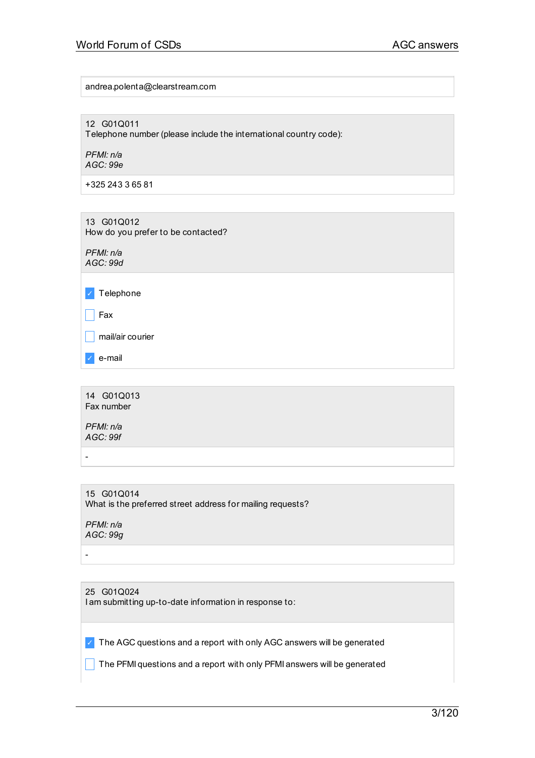andrea.polenta@clearstream.com

12 G01Q011
Telephone number (please include the international country code):

*PFMI: n/a*
*AGC: 99e*

+325 243 3 65 81

13 G01Q012
How do you prefer to be contacted?

*PFMI: n/a*
*AGC: 99d*

- [x] Telephone
- [ ] Fax
- [ ] mail/air courier
- [x] e-mail

14 G01Q013
Fax number

*PFMI: n/a*
*AGC: 99f*

-

15 G01Q014
What is the preferred street address for mailing requests?

*PFMI: n/a*
*AGC: 99g*

-

25 G01Q024
I am submitting up-to-date information in response to:

- [x] The AGC questions and a report with only AGC answers will be generated
- [ ] The PFMI questions and a report with only PFMI answers will be generated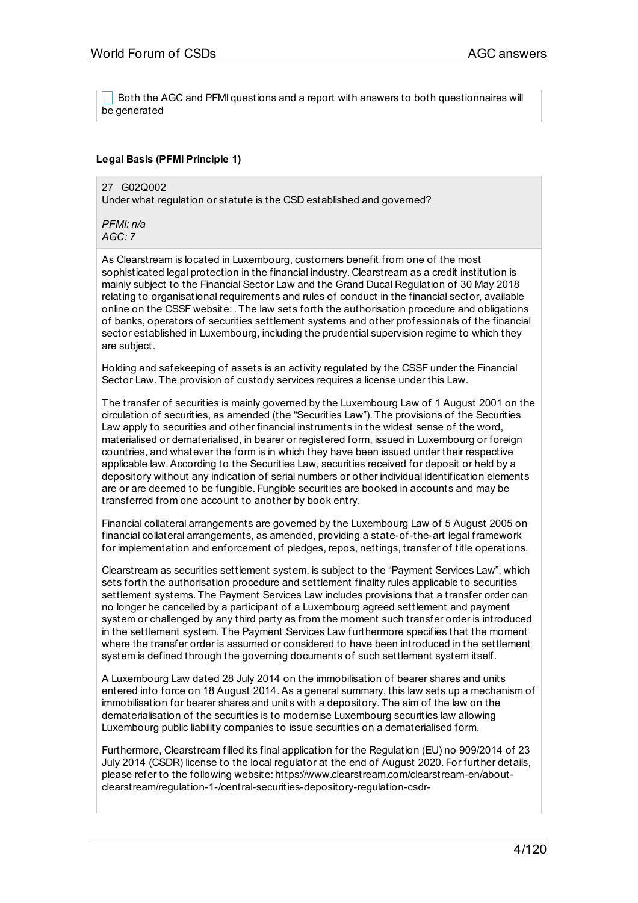☐ Both the AGC and PFMI questions and a report with answers to both questionnaires will be generated

**Legal Basis (PFMI Principle 1)**

27 G02Q002
Under what regulation or statute is the CSD established and governed?

*PFMI: n/a*
*AGC: 7*

As Clearstream is located in Luxembourg, customers benefit from one of the most sophisticated legal protection in the financial industry. Clearstream as a credit institution is mainly subject to the Financial Sector Law and the Grand Ducal Regulation of 30 May 2018 relating to organisational requirements and rules of conduct in the financial sector, available online on the CSSF website: . The law sets forth the authorisation procedure and obligations of banks, operators of securities settlement systems and other professionals of the financial sector established in Luxembourg, including the prudential supervision regime to which they are subject.

Holding and safekeeping of assets is an activity regulated by the CSSF under the Financial Sector Law. The provision of custody services requires a license under this Law.

The transfer of securities is mainly governed by the Luxembourg Law of 1 August 2001 on the circulation of securities, as amended (the "Securities Law"). The provisions of the Securities Law apply to securities and other financial instruments in the widest sense of the word, materialised or dematerialised, in bearer or registered form, issued in Luxembourg or foreign countries, and whatever the form is in which they have been issued under their respective applicable law. According to the Securities Law, securities received for deposit or held by a depository without any indication of serial numbers or other individual identification elements are or are deemed to be fungible. Fungible securities are booked in accounts and may be transferred from one account to another by book entry.

Financial collateral arrangements are governed by the Luxembourg Law of 5 August 2005 on financial collateral arrangements, as amended, providing a state-of-the-art legal framework for implementation and enforcement of pledges, repos, nettings, transfer of title operations.

Clearstream as securities settlement system, is subject to the "Payment Services Law", which sets forth the authorisation procedure and settlement finality rules applicable to securities settlement systems. The Payment Services Law includes provisions that a transfer order can no longer be cancelled by a participant of a Luxembourg agreed settlement and payment system or challenged by any third party as from the moment such transfer order is introduced in the settlement system. The Payment Services Law furthermore specifies that the moment where the transfer order is assumed or considered to have been introduced in the settlement system is defined through the governing documents of such settlement system itself.

A Luxembourg Law dated 28 July 2014 on the immobilisation of bearer shares and units entered into force on 18 August 2014. As a general summary, this law sets up a mechanism of immobilisation for bearer shares and units with a depository. The aim of the law on the dematerialisation of the securities is to modernise Luxembourg securities law allowing Luxembourg public liability companies to issue securities on a dematerialised form.

Furthermore, Clearstream filled its final application for the Regulation (EU) no 909/2014 of 23 July 2014 (CSDR) license to the local regulator at the end of August 2020. For further details, please refer to the following website: https://www.clearstream.com/clearstream-en/about-clearstream/regulation-1-/central-securities-depository-regulation-csdr-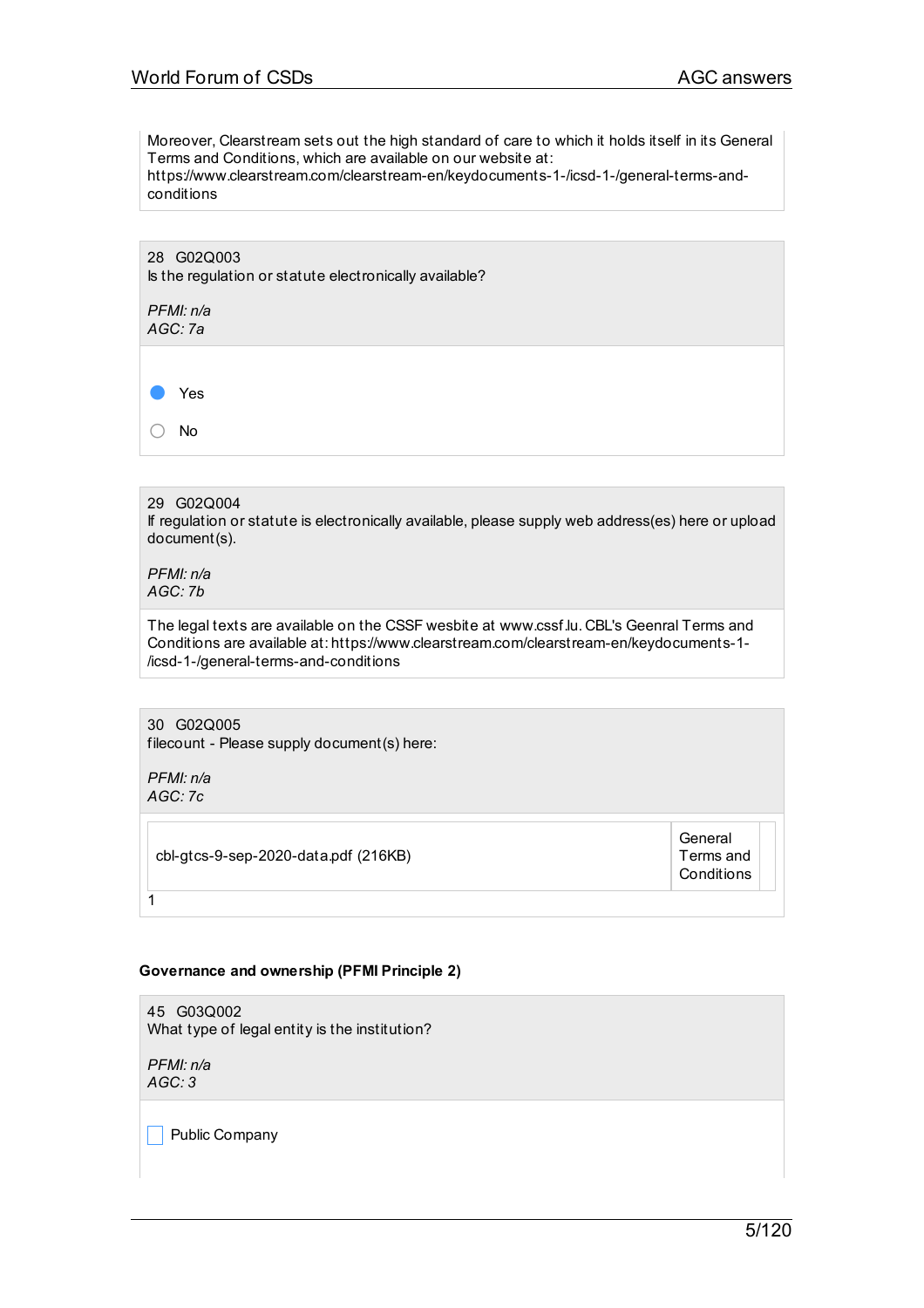Moreover, Clearstream sets out the high standard of care to which it holds itself in its General Terms and Conditions, which are available on our website at: https://www.clearstream.com/clearstream-en/keydocuments-1-/icsd-1-/general-terms-and-conditions

28 G02Q003
Is the regulation or statute electronically available?

*PFMI: n/a*
*AGC: 7a*

- (●) Yes
- ( ) No

29 G02Q004
If regulation or statute is electronically available, please supply web address(es) here or upload document(s).

*PFMI: n/a*
*AGC: 7b*

The legal texts are available on the CSSF wesbite at www.cssf.lu. CBL's Geenral Terms and Conditions are available at: https://www.clearstream.com/clearstream-en/keydocuments-1-/icsd-1-/general-terms-and-conditions

30 G02Q005
filecount - Please supply document(s) here:

*PFMI: n/a*
*AGC: 7c*

| | |
|---|---|
| cbl-gtcs-9-sep-2020-data.pdf (216KB) | General Terms and Conditions |

1

**Governance and ownership (PFMI Principle 2)**

45 G03Q002
What type of legal entity is the institution?

*PFMI: n/a*
*AGC: 3*

- [ ] Public Company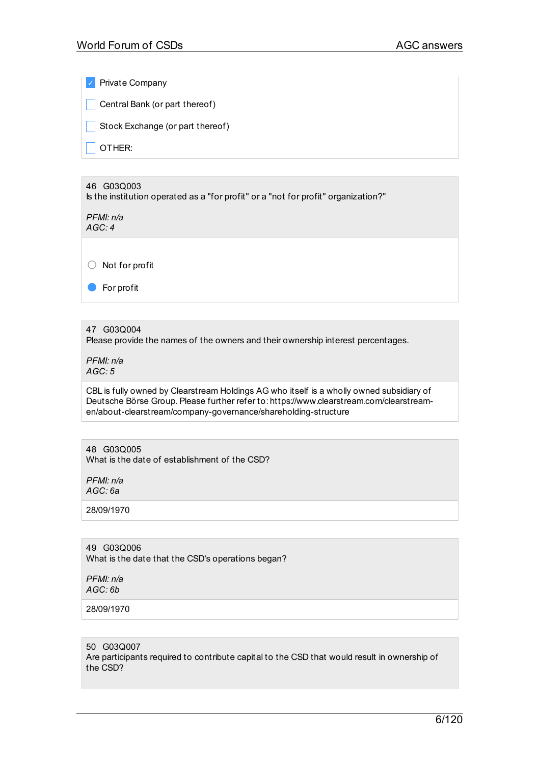- [x] Private Company
- [ ] Central Bank (or part thereof)
- [ ] Stock Exchange (or part thereof)
- [ ] OTHER:

46 G03Q003
Is the institution operated as a "for profit" or a "not for profit" organization?"

*PFMI: n/a*
*AGC: 4*

- ○ Not for profit
- ● For profit

47 G03Q004
Please provide the names of the owners and their ownership interest percentages.

*PFMI: n/a*
*AGC: 5*

CBL is fully owned by Clearstream Holdings AG who itself is a wholly owned subsidiary of Deutsche Börse Group. Please further refer to: https://www.clearstream.com/clearstream-en/about-clearstream/company-governance/shareholding-structure

48 G03Q005
What is the date of establishment of the CSD?

*PFMI: n/a*
*AGC: 6a*

28/09/1970

49 G03Q006
What is the date that the CSD's operations began?

*PFMI: n/a*
*AGC: 6b*

28/09/1970

50 G03Q007
Are participants required to contribute capital to the CSD that would result in ownership of the CSD?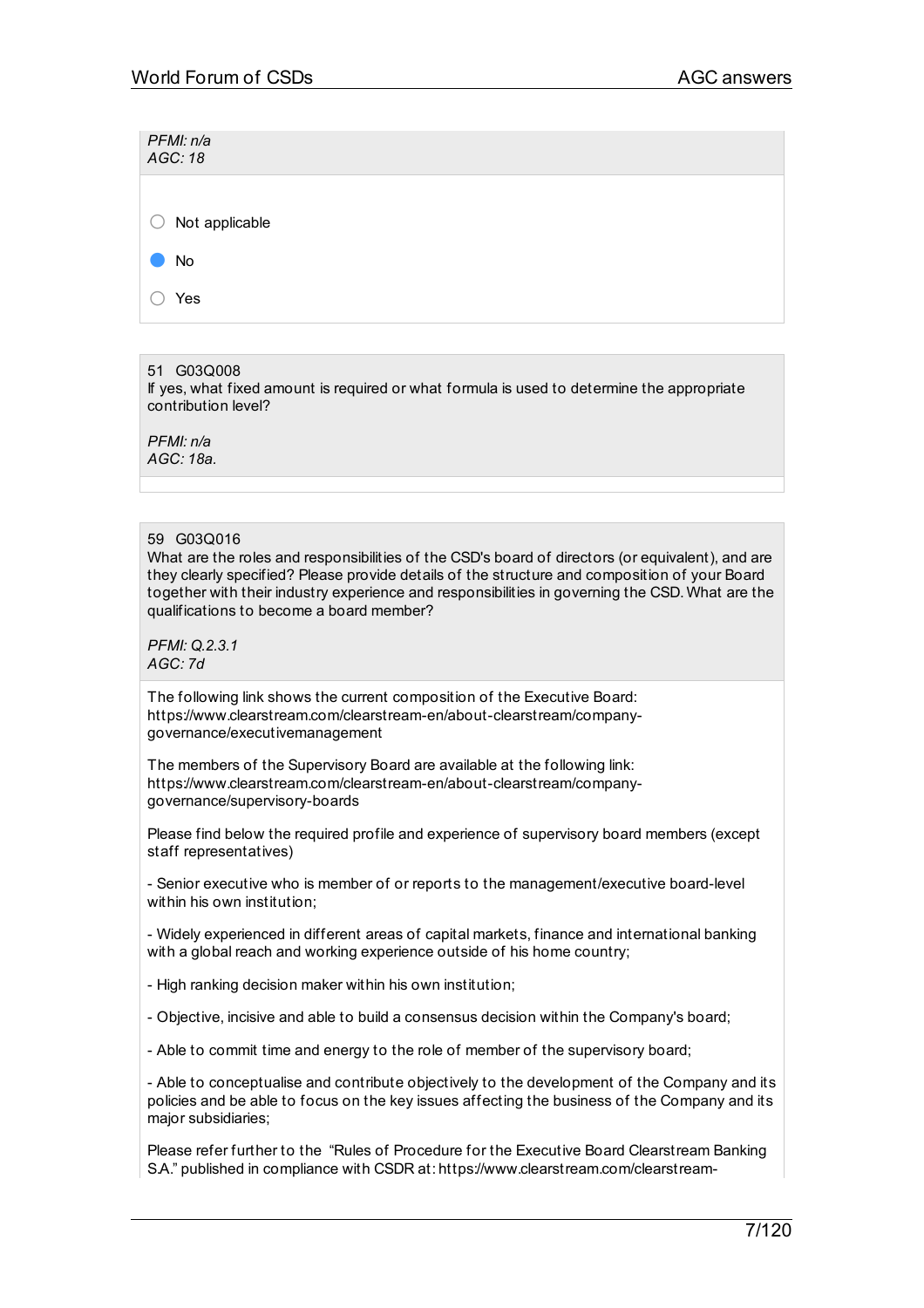*PFMI: n/a*
*AGC: 18*

- ○ Not applicable
- ● No
- ○ Yes

51 G03Q008
If yes, what fixed amount is required or what formula is used to determine the appropriate contribution level?

*PFMI: n/a*
*AGC: 18a.*

59 G03Q016
What are the roles and responsibilities of the CSD's board of directors (or equivalent), and are they clearly specified? Please provide details of the structure and composition of your Board together with their industry experience and responsibilities in governing the CSD. What are the qualifications to become a board member?

*PFMI: Q.2.3.1*
*AGC: 7d*

The following link shows the current composition of the Executive Board: https://www.clearstream.com/clearstream-en/about-clearstream/company-governance/executivemanagement

The members of the Supervisory Board are available at the following link: https://www.clearstream.com/clearstream-en/about-clearstream/company-governance/supervisory-boards

Please find below the required profile and experience of supervisory board members (except staff representatives)

- Senior executive who is member of or reports to the management/executive board-level within his own institution;

- Widely experienced in different areas of capital markets, finance and international banking with a global reach and working experience outside of his home country;

- High ranking decision maker within his own institution;

- Objective, incisive and able to build a consensus decision within the Company's board;

- Able to commit time and energy to the role of member of the supervisory board;

- Able to conceptualise and contribute objectively to the development of the Company and its policies and be able to focus on the key issues affecting the business of the Company and its major subsidiaries;

Please refer further to the "Rules of Procedure for the Executive Board Clearstream Banking S.A." published in compliance with CSDR at: https://www.clearstream.com/clearstream-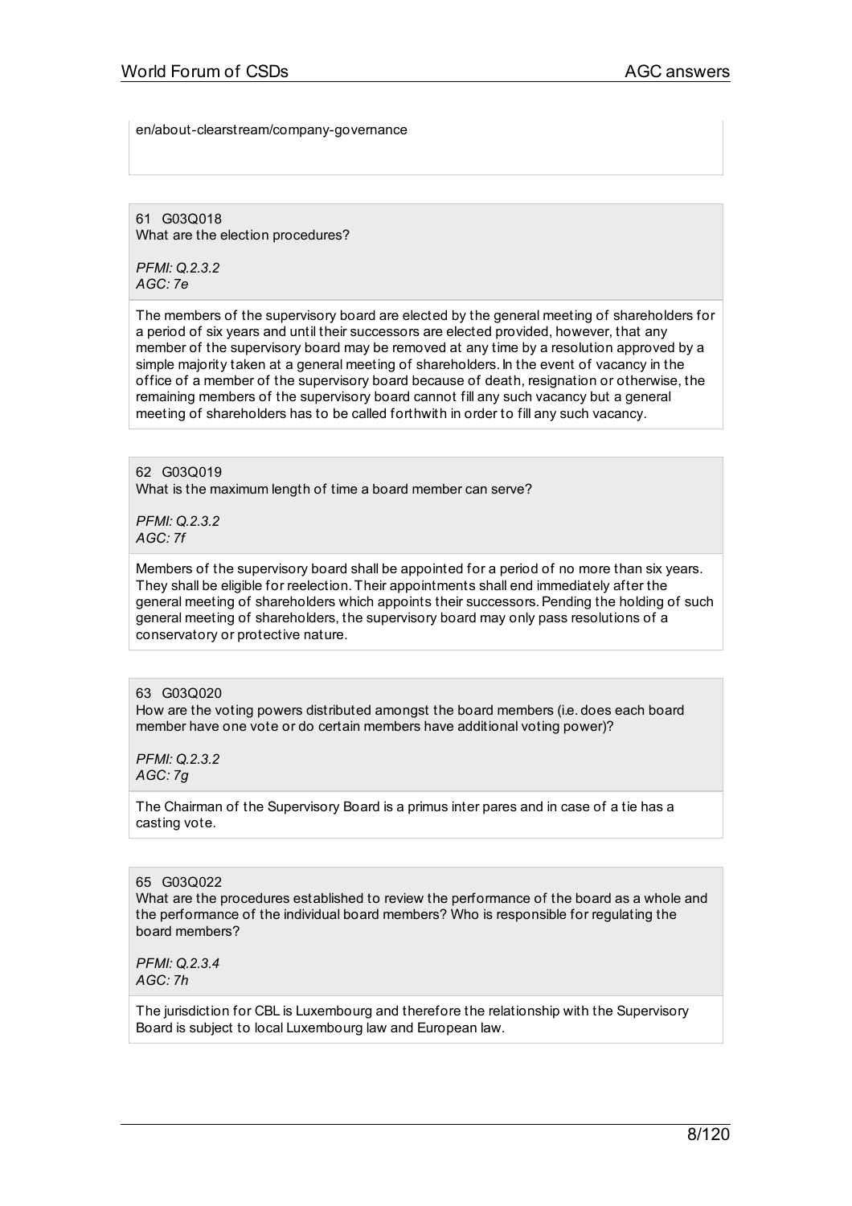en/about-clearstream/company-governance

61 G03Q018
What are the election procedures?

*PFMI: Q.2.3.2*
*AGC: 7e*

The members of the supervisory board are elected by the general meeting of shareholders for a period of six years and until their successors are elected provided, however, that any member of the supervisory board may be removed at any time by a resolution approved by a simple majority taken at a general meeting of shareholders. In the event of vacancy in the office of a member of the supervisory board because of death, resignation or otherwise, the remaining members of the supervisory board cannot fill any such vacancy but a general meeting of shareholders has to be called forthwith in order to fill any such vacancy.

62 G03Q019
What is the maximum length of time a board member can serve?

*PFMI: Q.2.3.2*
*AGC: 7f*

Members of the supervisory board shall be appointed for a period of no more than six years. They shall be eligible for reelection. Their appointments shall end immediately after the general meeting of shareholders which appoints their successors. Pending the holding of such general meeting of shareholders, the supervisory board may only pass resolutions of a conservatory or protective nature.

63 G03Q020
How are the voting powers distributed amongst the board members (i.e. does each board member have one vote or do certain members have additional voting power)?

*PFMI: Q.2.3.2*
*AGC: 7g*

The Chairman of the Supervisory Board is a primus inter pares and in case of a tie has a casting vote.

65 G03Q022
What are the procedures established to review the performance of the board as a whole and the performance of the individual board members? Who is responsible for regulating the board members?

*PFMI: Q.2.3.4*
*AGC: 7h*

The jurisdiction for CBL is Luxembourg and therefore the relationship with the Supervisory Board is subject to local Luxembourg law and European law.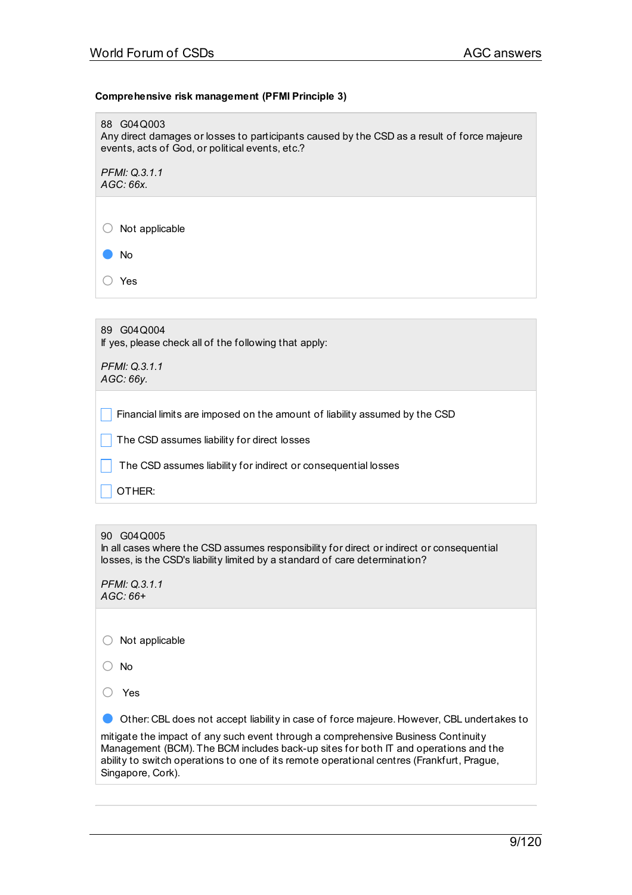**Comprehensive risk management (PFMI Principle 3)**

88 G04Q003
Any direct damages or losses to participants caused by the CSD as a result of force majeure events, acts of God, or political events, etc.?

*PFMI: Q.3.1.1*
*AGC: 66x.*

- ○ Not applicable
- ● No
- ○ Yes

89 G04Q004
If yes, please check all of the following that apply:

*PFMI: Q.3.1.1*
*AGC: 66y.*

- ☐ Financial limits are imposed on the amount of liability assumed by the CSD
- ☐ The CSD assumes liability for direct losses
- ☐ The CSD assumes liability for indirect or consequential losses
- ☐ OTHER:

90 G04Q005
In all cases where the CSD assumes responsibility for direct or indirect or consequential losses, is the CSD's liability limited by a standard of care determination?

*PFMI: Q.3.1.1*
*AGC: 66+*

- ○ Not applicable
- ○ No
- ○ Yes
- ● Other: CBL does not accept liability in case of force majeure. However, CBL undertakes to mitigate the impact of any such event through a comprehensive Business Continuity Management (BCM). The BCM includes back-up sites for both IT and operations and the ability to switch operations to one of its remote operational centres (Frankfurt, Prague, Singapore, Cork).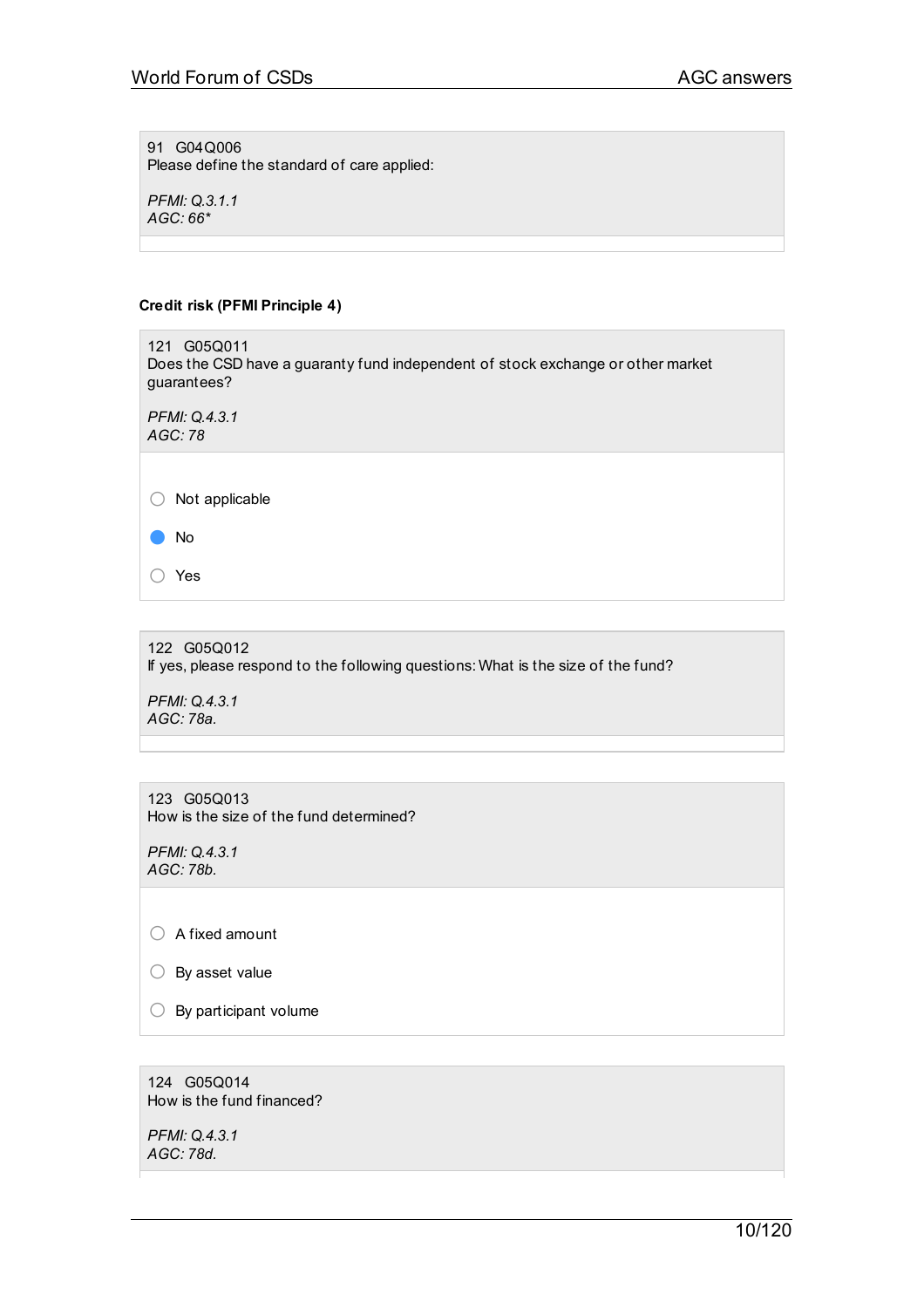91 G04Q006
Please define the standard of care applied:

*PFMI: Q.3.1.1*
*AGC: 66**

**Credit risk (PFMI Principle 4)**

121 G05Q011
Does the CSD have a guaranty fund independent of stock exchange or other market guarantees?

*PFMI: Q.4.3.1*
*AGC: 78*

- ○ Not applicable
- ● No
- ○ Yes

122 G05Q012
If yes, please respond to the following questions: What is the size of the fund?

*PFMI: Q.4.3.1*
*AGC: 78a.*

123 G05Q013
How is the size of the fund determined?

*PFMI: Q.4.3.1*
*AGC: 78b.*

- ○ A fixed amount
- ○ By asset value
- ○ By participant volume

124 G05Q014
How is the fund financed?

*PFMI: Q.4.3.1*
*AGC: 78d.*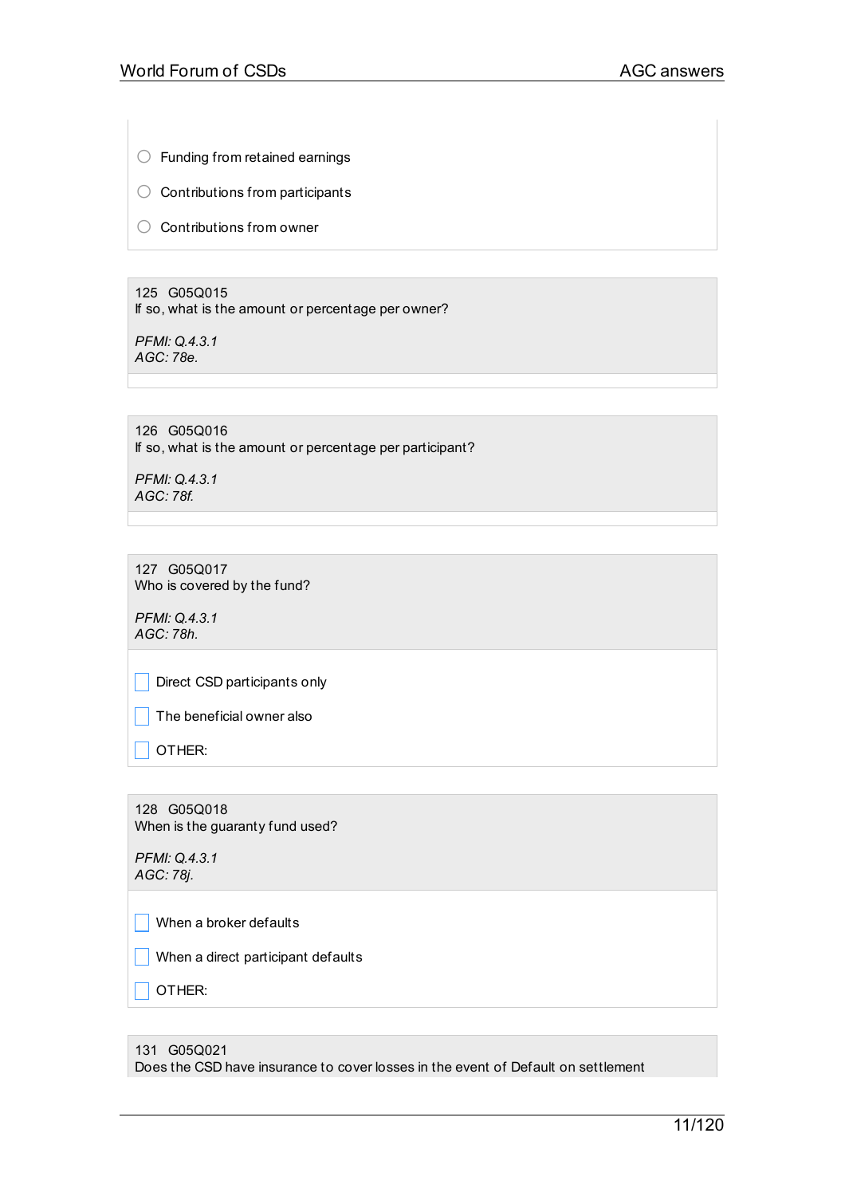- ○ Funding from retained earnings
- ○ Contributions from participants
- ○ Contributions from owner

125 G05Q015
If so, what is the amount or percentage per owner?

*PFMI: Q.4.3.1*
*AGC: 78e.*

126 G05Q016
If so, what is the amount or percentage per participant?

*PFMI: Q.4.3.1*
*AGC: 78f.*

127 G05Q017
Who is covered by the fund?

*PFMI: Q.4.3.1*
*AGC: 78h.*

- [ ] Direct CSD participants only
- [ ] The beneficial owner also
- [ ] OTHER:

128 G05Q018
When is the guaranty fund used?

*PFMI: Q.4.3.1*
*AGC: 78j.*

- [ ] When a broker defaults
- [ ] When a direct participant defaults
- [ ] OTHER:

131 G05Q021
Does the CSD have insurance to cover losses in the event of Default on settlement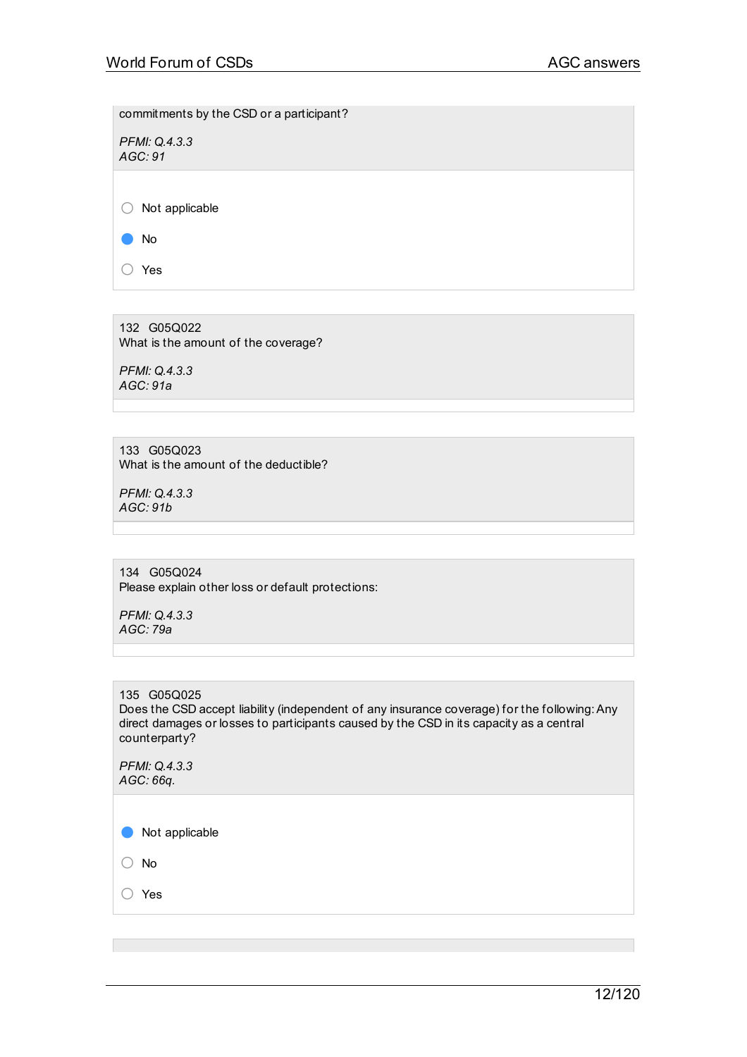commitments by the CSD or a participant?

*PFMI: Q.4.3.3*
*AGC: 91*

- ○ Not applicable
- ● No
- ○ Yes

---

132 G05Q022
What is the amount of the coverage?

*PFMI: Q.4.3.3*
*AGC: 91a*

---

133 G05Q023
What is the amount of the deductible?

*PFMI: Q.4.3.3*
*AGC: 91b*

---

134 G05Q024
Please explain other loss or default protections:

*PFMI: Q.4.3.3*
*AGC: 79a*

---

135 G05Q025
Does the CSD accept liability (independent of any insurance coverage) for the following: Any direct damages or losses to participants caused by the CSD in its capacity as a central counterparty?

*PFMI: Q.4.3.3*
*AGC: 66q.*

- ● Not applicable
- ○ No
- ○ Yes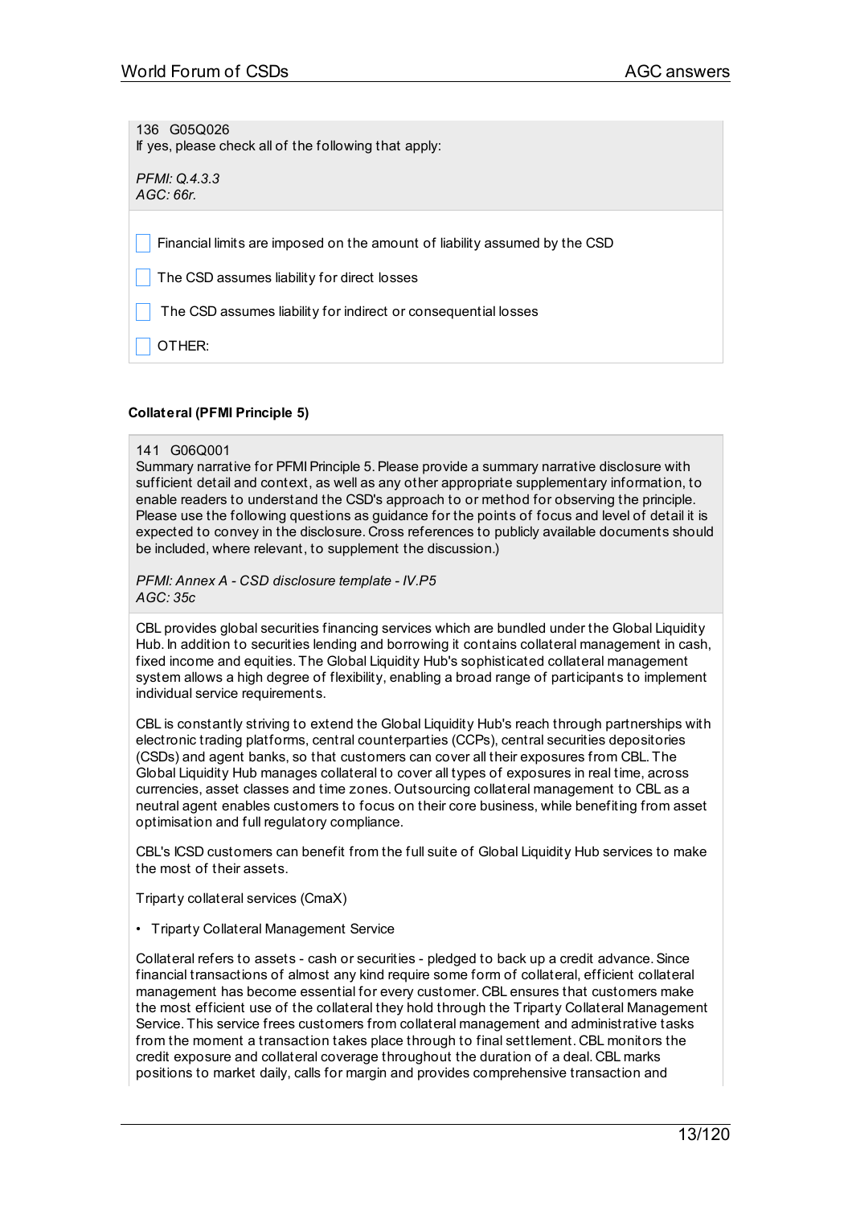136 G05Q026
If yes, please check all of the following that apply:

*PFMI: Q.4.3.3*
*AGC: 66r.*

- [ ] Financial limits are imposed on the amount of liability assumed by the CSD
- [ ] The CSD assumes liability for direct losses
- [ ] The CSD assumes liability for indirect or consequential losses
- [ ] OTHER:

**Collateral (PFMI Principle 5)**

141 G06Q001
Summary narrative for PFMI Principle 5. Please provide a summary narrative disclosure with sufficient detail and context, as well as any other appropriate supplementary information, to enable readers to understand the CSD's approach to or method for observing the principle. Please use the following questions as guidance for the points of focus and level of detail it is expected to convey in the disclosure. Cross references to publicly available documents should be included, where relevant, to supplement the discussion.)

*PFMI: Annex A - CSD disclosure template - IV.P5*
*AGC: 35c*

CBL provides global securities financing services which are bundled under the Global Liquidity Hub. In addition to securities lending and borrowing it contains collateral management in cash, fixed income and equities. The Global Liquidity Hub's sophisticated collateral management system allows a high degree of flexibility, enabling a broad range of participants to implement individual service requirements.

CBL is constantly striving to extend the Global Liquidity Hub's reach through partnerships with electronic trading platforms, central counterparties (CCPs), central securities depositories (CSDs) and agent banks, so that customers can cover all their exposures from CBL. The Global Liquidity Hub manages collateral to cover all types of exposures in real time, across currencies, asset classes and time zones. Outsourcing collateral management to CBL as a neutral agent enables customers to focus on their core business, while benefiting from asset optimisation and full regulatory compliance.

CBL's ICSD customers can benefit from the full suite of Global Liquidity Hub services to make the most of their assets.

Triparty collateral services (CmaX)

- Triparty Collateral Management Service

Collateral refers to assets - cash or securities - pledged to back up a credit advance. Since financial transactions of almost any kind require some form of collateral, efficient collateral management has become essential for every customer. CBL ensures that customers make the most efficient use of the collateral they hold through the Triparty Collateral Management Service. This service frees customers from collateral management and administrative tasks from the moment a transaction takes place through to final settlement. CBL monitors the credit exposure and collateral coverage throughout the duration of a deal. CBL marks positions to market daily, calls for margin and provides comprehensive transaction and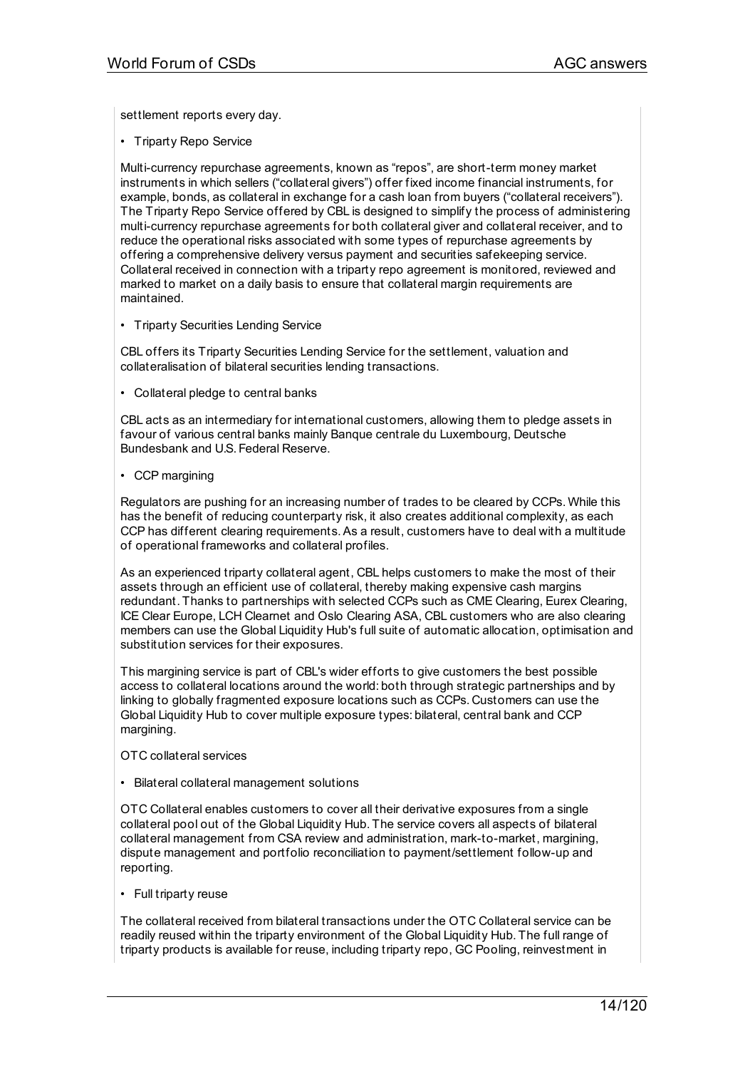settlement reports every day.

• Triparty Repo Service

Multi-currency repurchase agreements, known as "repos", are short-term money market instruments in which sellers ("collateral givers") offer fixed income financial instruments, for example, bonds, as collateral in exchange for a cash loan from buyers ("collateral receivers"). The Triparty Repo Service offered by CBL is designed to simplify the process of administering multi-currency repurchase agreements for both collateral giver and collateral receiver, and to reduce the operational risks associated with some types of repurchase agreements by offering a comprehensive delivery versus payment and securities safekeeping service. Collateral received in connection with a triparty repo agreement is monitored, reviewed and marked to market on a daily basis to ensure that collateral margin requirements are maintained.

• Triparty Securities Lending Service

CBL offers its Triparty Securities Lending Service for the settlement, valuation and collateralisation of bilateral securities lending transactions.

• Collateral pledge to central banks

CBL acts as an intermediary for international customers, allowing them to pledge assets in favour of various central banks mainly Banque centrale du Luxembourg, Deutsche Bundesbank and U.S. Federal Reserve.

• CCP margining

Regulators are pushing for an increasing number of trades to be cleared by CCPs. While this has the benefit of reducing counterparty risk, it also creates additional complexity, as each CCP has different clearing requirements. As a result, customers have to deal with a multitude of operational frameworks and collateral profiles.

As an experienced triparty collateral agent, CBL helps customers to make the most of their assets through an efficient use of collateral, thereby making expensive cash margins redundant. Thanks to partnerships with selected CCPs such as CME Clearing, Eurex Clearing, ICE Clear Europe, LCH Clearnet and Oslo Clearing ASA, CBL customers who are also clearing members can use the Global Liquidity Hub's full suite of automatic allocation, optimisation and substitution services for their exposures.

This margining service is part of CBL's wider efforts to give customers the best possible access to collateral locations around the world: both through strategic partnerships and by linking to globally fragmented exposure locations such as CCPs. Customers can use the Global Liquidity Hub to cover multiple exposure types: bilateral, central bank and CCP margining.

OTC collateral services

• Bilateral collateral management solutions

OTC Collateral enables customers to cover all their derivative exposures from a single collateral pool out of the Global Liquidity Hub. The service covers all aspects of bilateral collateral management from CSA review and administration, mark-to-market, margining, dispute management and portfolio reconciliation to payment/settlement follow-up and reporting.

• Full triparty reuse

The collateral received from bilateral transactions under the OTC Collateral service can be readily reused within the triparty environment of the Global Liquidity Hub. The full range of triparty products is available for reuse, including triparty repo, GC Pooling, reinvestment in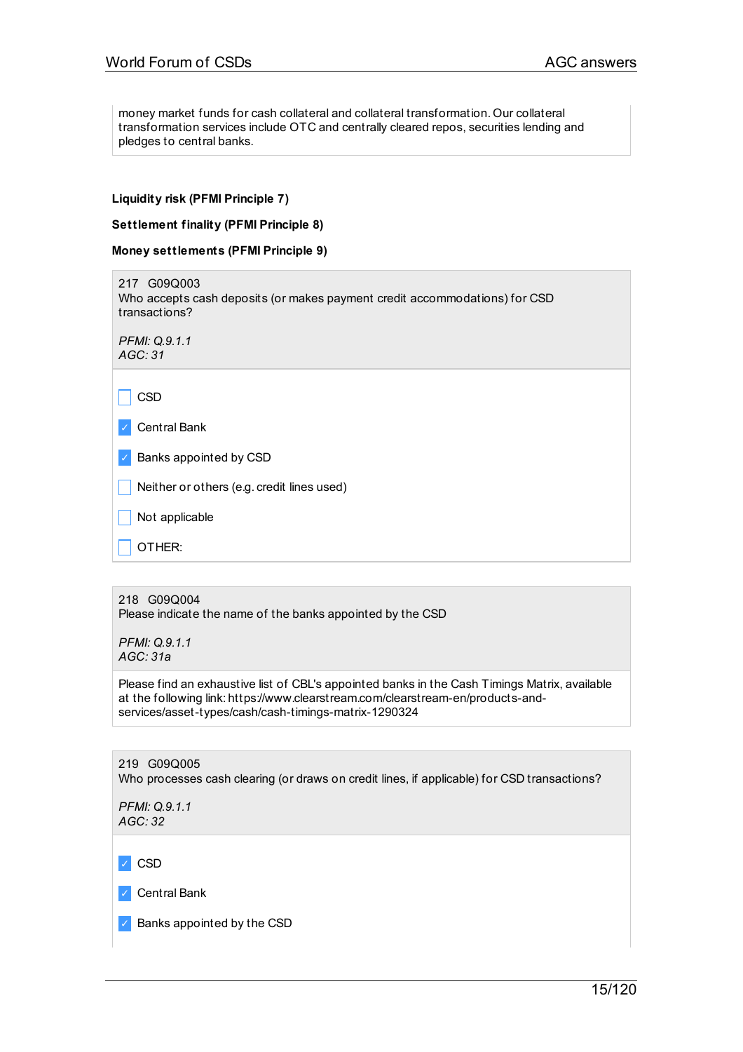money market funds for cash collateral and collateral transformation. Our collateral transformation services include OTC and centrally cleared repos, securities lending and pledges to central banks.

**Liquidity risk (PFMI Principle 7)**

**Settlement finality (PFMI Principle 8)**

**Money settlements (PFMI Principle 9)**

217 G09Q003
Who accepts cash deposits (or makes payment credit accommodations) for CSD transactions?

*PFMI: Q.9.1.1*
*AGC: 31*

- [ ] CSD
- [x] Central Bank
- [x] Banks appointed by CSD
- [ ] Neither or others (e.g. credit lines used)
- [ ] Not applicable
- [ ] OTHER:

218 G09Q004
Please indicate the name of the banks appointed by the CSD

*PFMI: Q.9.1.1*
*AGC: 31a*

Please find an exhaustive list of CBL's appointed banks in the Cash Timings Matrix, available at the following link: https://www.clearstream.com/clearstream-en/products-and-services/asset-types/cash/cash-timings-matrix-1290324

219 G09Q005
Who processes cash clearing (or draws on credit lines, if applicable) for CSD transactions?

*PFMI: Q.9.1.1*
*AGC: 32*

- [x] CSD
- [x] Central Bank
- [x] Banks appointed by the CSD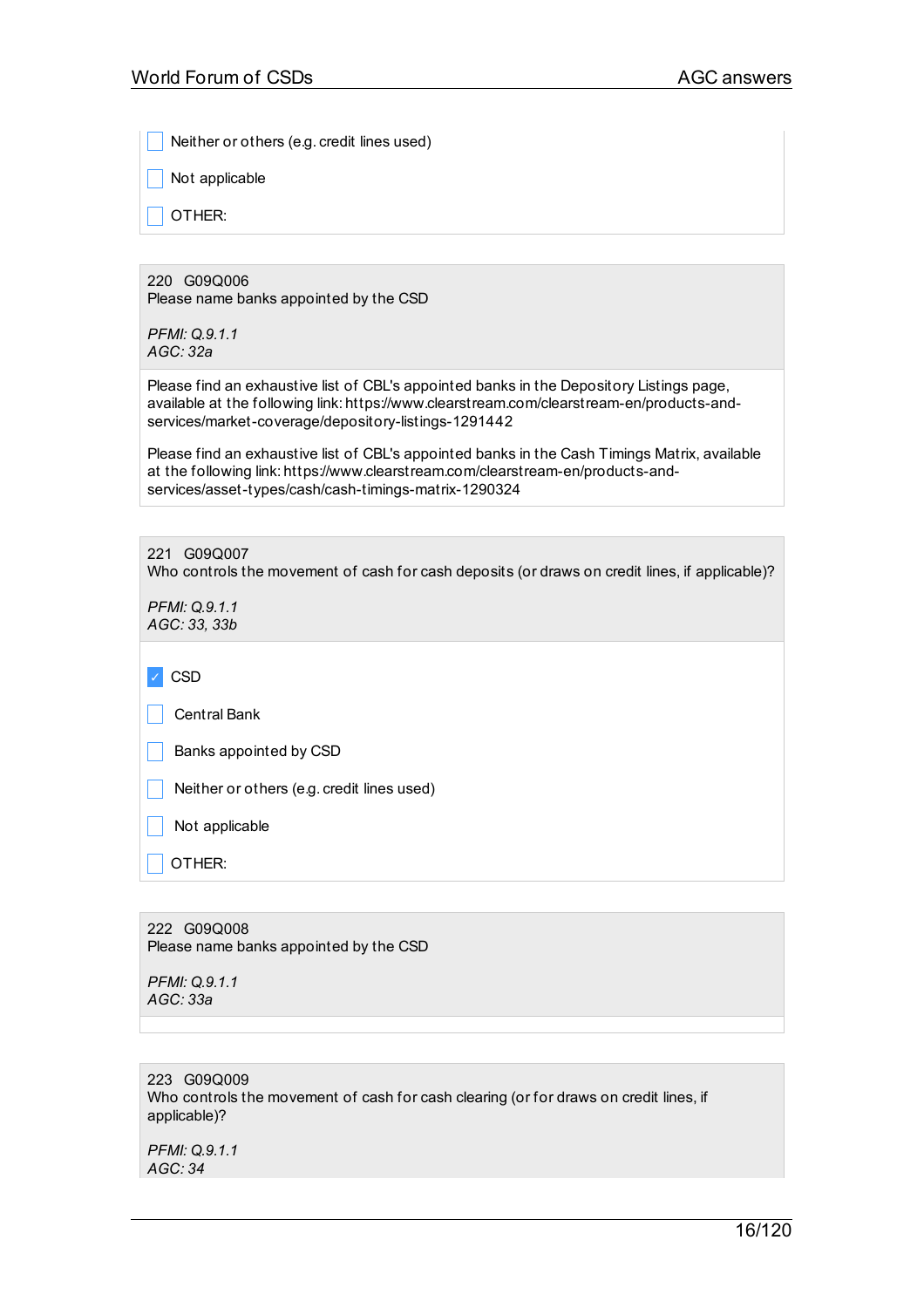- [ ] Neither or others (e.g. credit lines used)
- [ ] Not applicable
- [ ] OTHER:

---

220 G09Q006
Please name banks appointed by the CSD

*PFMI: Q.9.1.1*
*AGC: 32a*

Please find an exhaustive list of CBL's appointed banks in the Depository Listings page, available at the following link: https://www.clearstream.com/clearstream-en/products-and-services/market-coverage/depository-listings-1291442

Please find an exhaustive list of CBL's appointed banks in the Cash Timings Matrix, available at the following link: https://www.clearstream.com/clearstream-en/products-and-services/asset-types/cash/cash-timings-matrix-1290324

---

221 G09Q007
Who controls the movement of cash for cash deposits (or draws on credit lines, if applicable)?

*PFMI: Q.9.1.1*
*AGC: 33, 33b*

- [x] CSD
- [ ] Central Bank
- [ ] Banks appointed by CSD
- [ ] Neither or others (e.g. credit lines used)
- [ ] Not applicable
- [ ] OTHER:

---

222 G09Q008
Please name banks appointed by the CSD

*PFMI: Q.9.1.1*
*AGC: 33a*

---

223 G09Q009
Who controls the movement of cash for cash clearing (or for draws on credit lines, if applicable)?

*PFMI: Q.9.1.1*
*AGC: 34*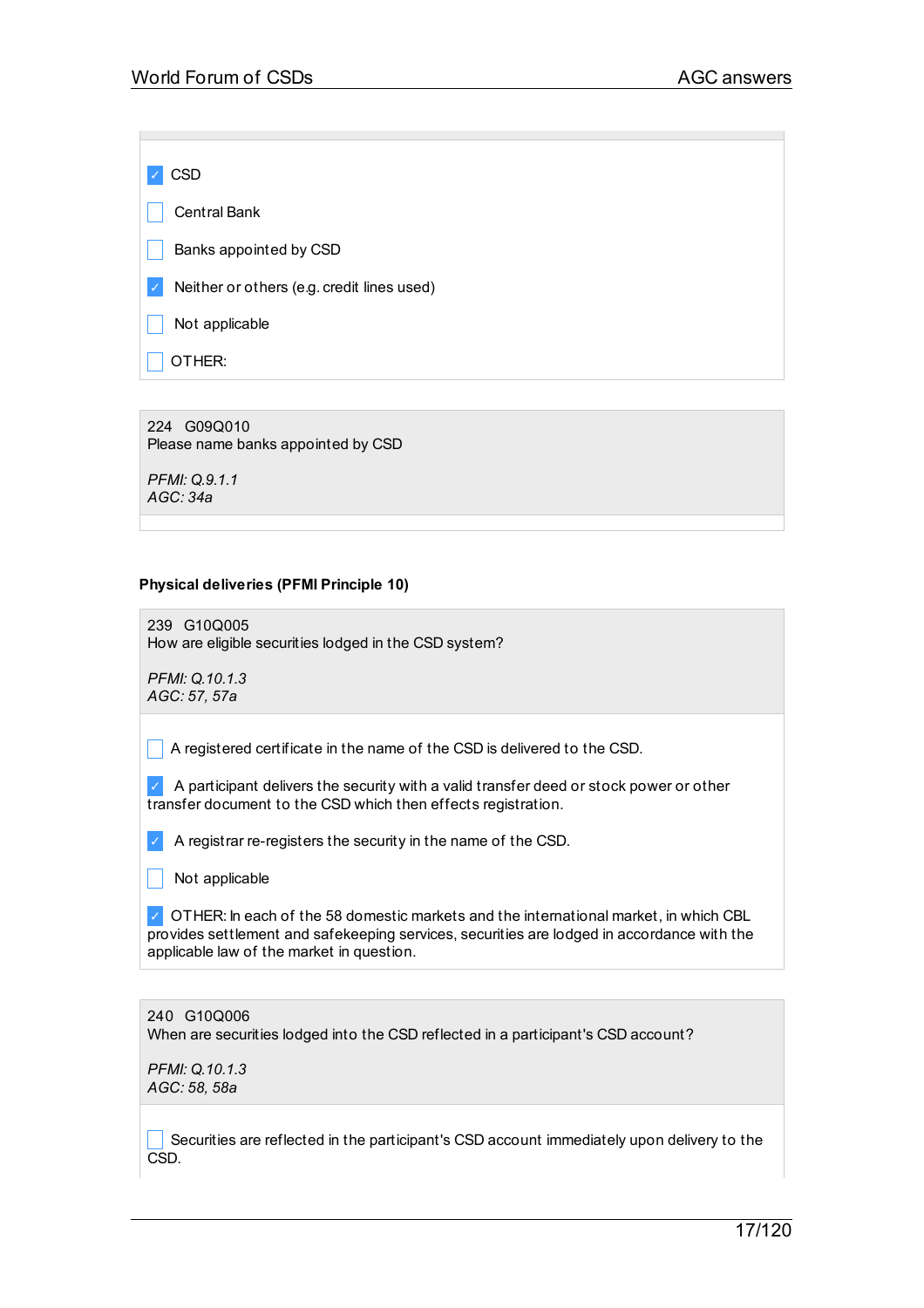- [x] CSD
- [ ] Central Bank
- [ ] Banks appointed by CSD
- [x] Neither or others (e.g. credit lines used)
- [ ] Not applicable
- [ ] OTHER:

224 G09Q010
Please name banks appointed by CSD

*PFMI: Q.9.1.1*
*AGC: 34a*

**Physical deliveries (PFMI Principle 10)**

239 G10Q005
How are eligible securities lodged in the CSD system?

*PFMI: Q.10.1.3*
*AGC: 57, 57a*

- [ ] A registered certificate in the name of the CSD is delivered to the CSD.
- [x] A participant delivers the security with a valid transfer deed or stock power or other transfer document to the CSD which then effects registration.
- [x] A registrar re-registers the security in the name of the CSD.
- [ ] Not applicable
- [x] OTHER: In each of the 58 domestic markets and the international market, in which CBL provides settlement and safekeeping services, securities are lodged in accordance with the applicable law of the market in question.

240 G10Q006
When are securities lodged into the CSD reflected in a participant's CSD account?

*PFMI: Q.10.1.3*
*AGC: 58, 58a*

- [ ] Securities are reflected in the participant's CSD account immediately upon delivery to the CSD.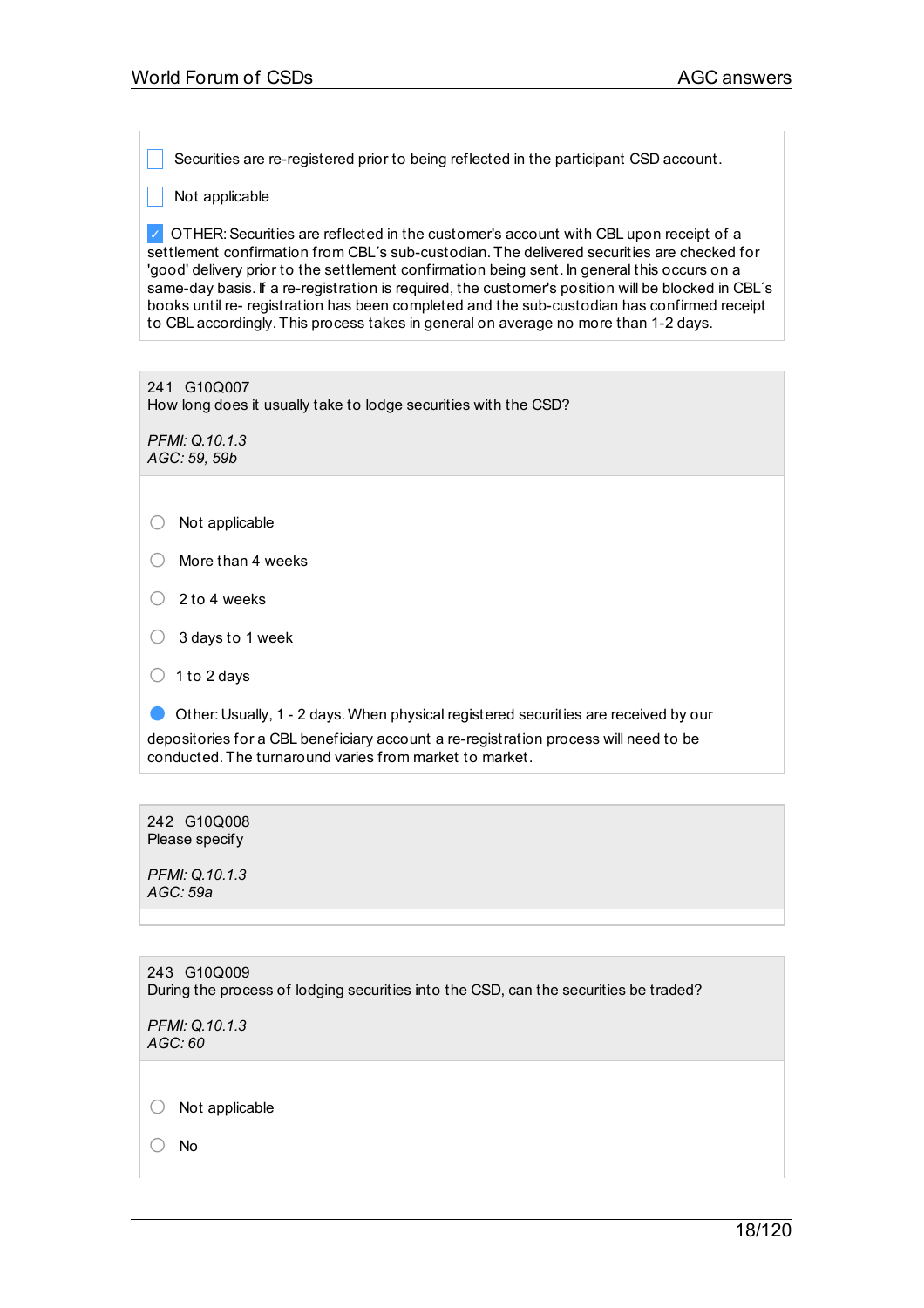- [ ] Securities are re-registered prior to being reflected in the participant CSD account.
- [ ] Not applicable
- [x] OTHER: Securities are reflected in the customer's account with CBL upon receipt of a settlement confirmation from CBL´s sub-custodian. The delivered securities are checked for 'good' delivery prior to the settlement confirmation being sent. In general this occurs on a same-day basis. If a re-registration is required, the customer's position will be blocked in CBL´s books until re- registration has been completed and the sub-custodian has confirmed receipt to CBL accordingly. This process takes in general on average no more than 1-2 days.

**241 G10Q007**
How long does it usually take to lodge securities with the CSD?

*PFMI: Q.10.1.3*
*AGC: 59, 59b*

- ○ Not applicable
- ○ More than 4 weeks
- ○ 2 to 4 weeks
- ○ 3 days to 1 week
- ○ 1 to 2 days
- ● Other: Usually, 1 - 2 days. When physical registered securities are received by our depositories for a CBL beneficiary account a re-registration process will need to be conducted. The turnaround varies from market to market.

**242 G10Q008**
Please specify

*PFMI: Q.10.1.3*
*AGC: 59a*

**243 G10Q009**
During the process of lodging securities into the CSD, can the securities be traded?

*PFMI: Q.10.1.3*
*AGC: 60*

- ○ Not applicable
- ○ No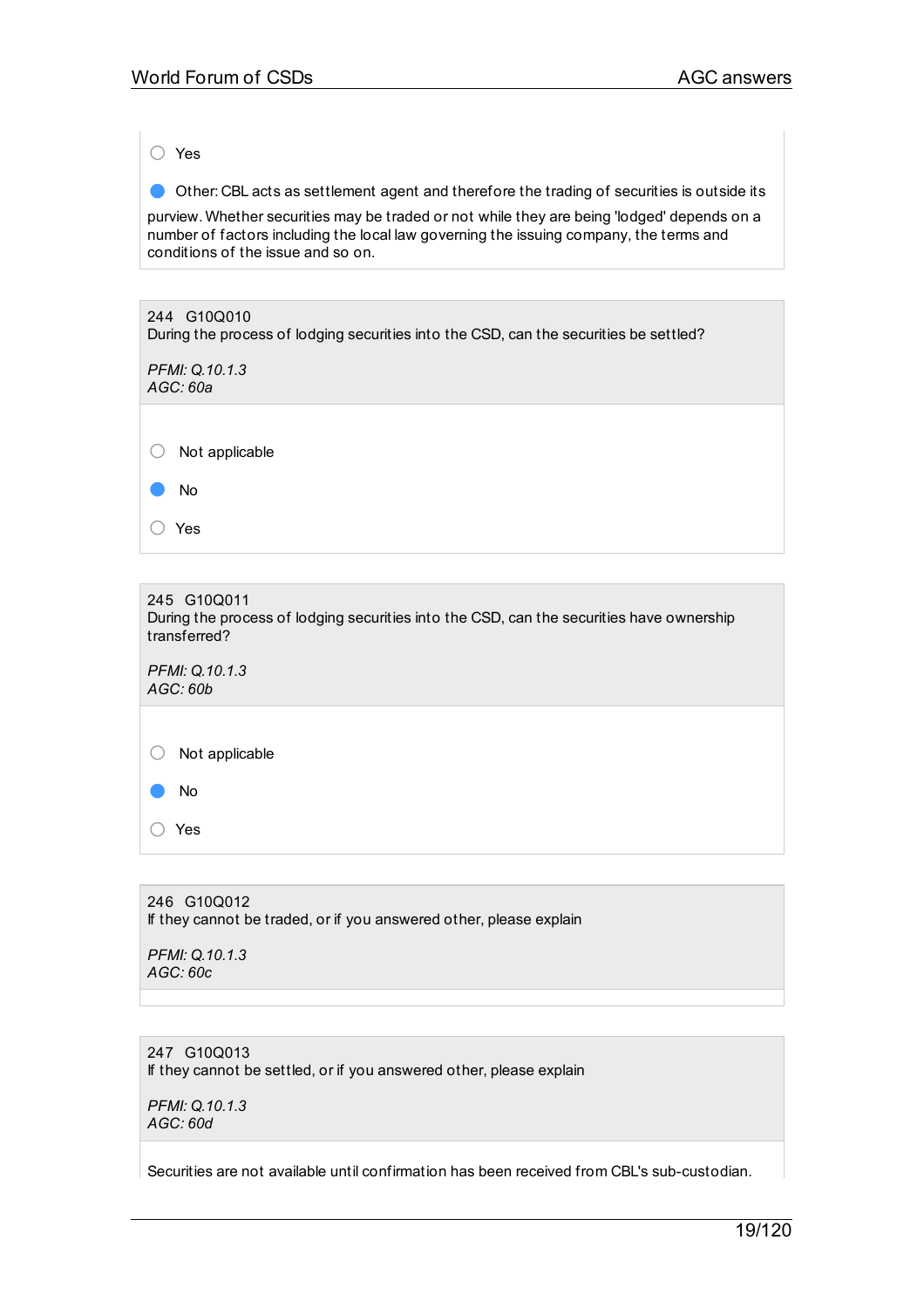- ○ Yes
- ● Other: CBL acts as settlement agent and therefore the trading of securities is outside its purview. Whether securities may be traded or not while they are being 'lodged' depends on a number of factors including the local law governing the issuing company, the terms and conditions of the issue and so on.

---

244 G10Q010
During the process of lodging securities into the CSD, can the securities be settled?

*PFMI: Q.10.1.3*
*AGC: 60a*

- ○ Not applicable
- ● No
- ○ Yes

---

245 G10Q011
During the process of lodging securities into the CSD, can the securities have ownership transferred?

*PFMI: Q.10.1.3*
*AGC: 60b*

- ○ Not applicable
- ● No
- ○ Yes

---

246 G10Q012
If they cannot be traded, or if you answered other, please explain

*PFMI: Q.10.1.3*
*AGC: 60c*

---

247 G10Q013
If they cannot be settled, or if you answered other, please explain

*PFMI: Q.10.1.3*
*AGC: 60d*

Securities are not available until confirmation has been received from CBL's sub-custodian.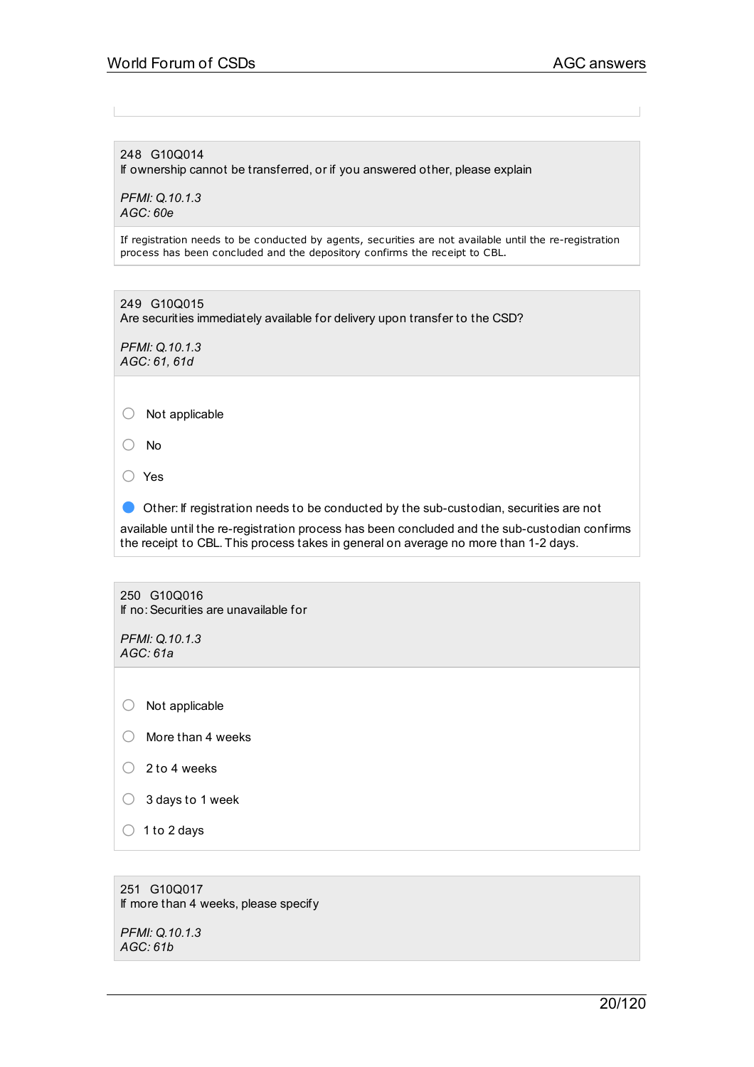248 G10Q014
If ownership cannot be transferred, or if you answered other, please explain

*PFMI: Q.10.1.3*
*AGC: 60e*

If registration needs to be conducted by agents, securities are not available until the re-registration process has been concluded and the depository confirms the receipt to CBL.

249 G10Q015
Are securities immediately available for delivery upon transfer to the CSD?

*PFMI: Q.10.1.3*
*AGC: 61, 61d*

- ○ Not applicable
- ○ No
- ○ Yes
- ● Other: If registration needs to be conducted by the sub-custodian, securities are not available until the re-registration process has been concluded and the sub-custodian confirms the receipt to CBL. This process takes in general on average no more than 1-2 days.

250 G10Q016
If no: Securities are unavailable for

*PFMI: Q.10.1.3*
*AGC: 61a*

- ○ Not applicable
- ○ More than 4 weeks
- ○ 2 to 4 weeks
- ○ 3 days to 1 week
- ○ 1 to 2 days

251 G10Q017
If more than 4 weeks, please specify

*PFMI: Q.10.1.3*
*AGC: 61b*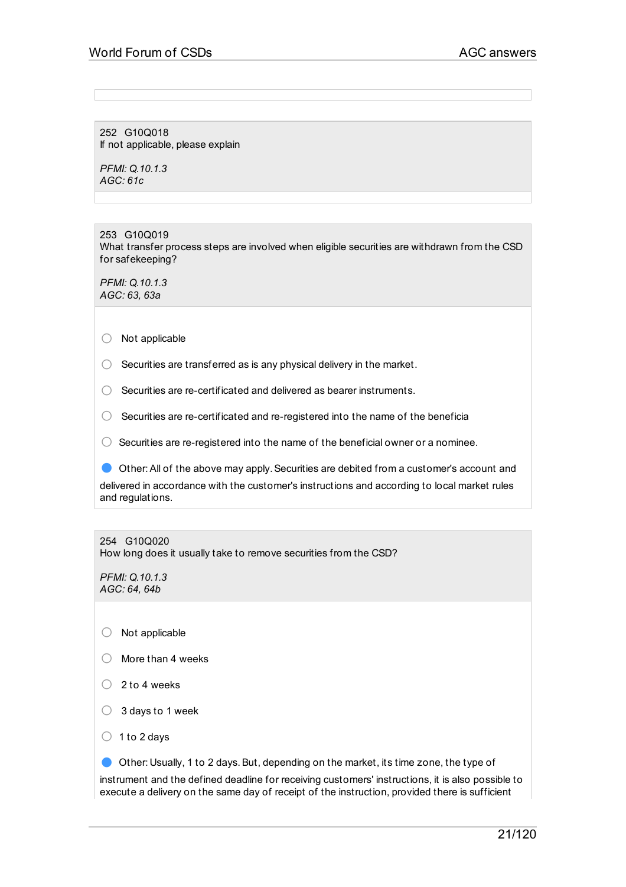252 G10Q018
If not applicable, please explain

*PFMI: Q.10.1.3*
*AGC: 61c*

253 G10Q019
What transfer process steps are involved when eligible securities are withdrawn from the CSD for safekeeping?

*PFMI: Q.10.1.3*
*AGC: 63, 63a*

- ○ Not applicable
- ○ Securities are transferred as is any physical delivery in the market.
- ○ Securities are re-certificated and delivered as bearer instruments.
- ○ Securities are re-certificated and re-registered into the name of the beneficia
- ○ Securities are re-registered into the name of the beneficial owner or a nominee.
- ● Other: All of the above may apply. Securities are debited from a customer's account and delivered in accordance with the customer's instructions and according to local market rules and regulations.

254 G10Q020
How long does it usually take to remove securities from the CSD?

*PFMI: Q.10.1.3*
*AGC: 64, 64b*

- ○ Not applicable
- ○ More than 4 weeks
- ○ 2 to 4 weeks
- ○ 3 days to 1 week
- ○ 1 to 2 days
- ● Other: Usually, 1 to 2 days. But, depending on the market, its time zone, the type of instrument and the defined deadline for receiving customers' instructions, it is also possible to execute a delivery on the same day of receipt of the instruction, provided there is sufficient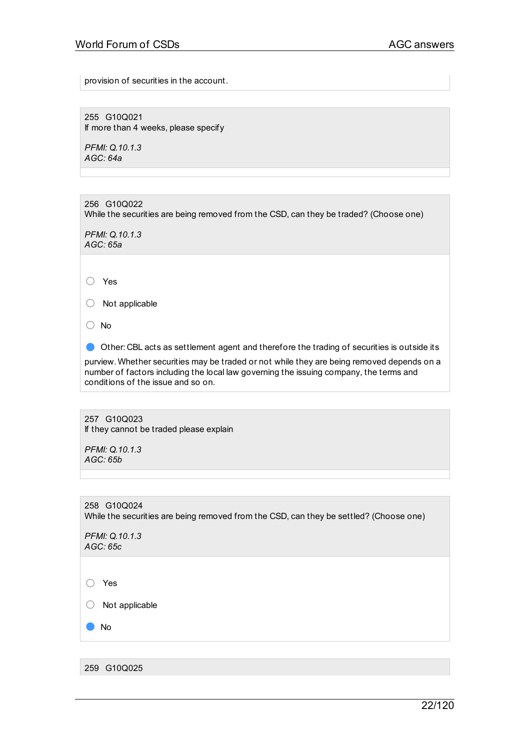provision of securities in the account.

255 G10Q021
If more than 4 weeks, please specify

*PFMI: Q.10.1.3*
*AGC: 64a*

256 G10Q022
While the securities are being removed from the CSD, can they be traded? (Choose one)

*PFMI: Q.10.1.3*
*AGC: 65a*

- ○ Yes
- ○ Not applicable
- ○ No
- ● Other: CBL acts as settlement agent and therefore the trading of securities is outside its purview. Whether securities may be traded or not while they are being removed depends on a number of factors including the local law governing the issuing company, the terms and conditions of the issue and so on.

257 G10Q023
If they cannot be traded please explain

*PFMI: Q.10.1.3*
*AGC: 65b*

258 G10Q024
While the securities are being removed from the CSD, can they be settled? (Choose one)

*PFMI: Q.10.1.3*
*AGC: 65c*

- ○ Yes
- ○ Not applicable
- ● No

259 G10Q025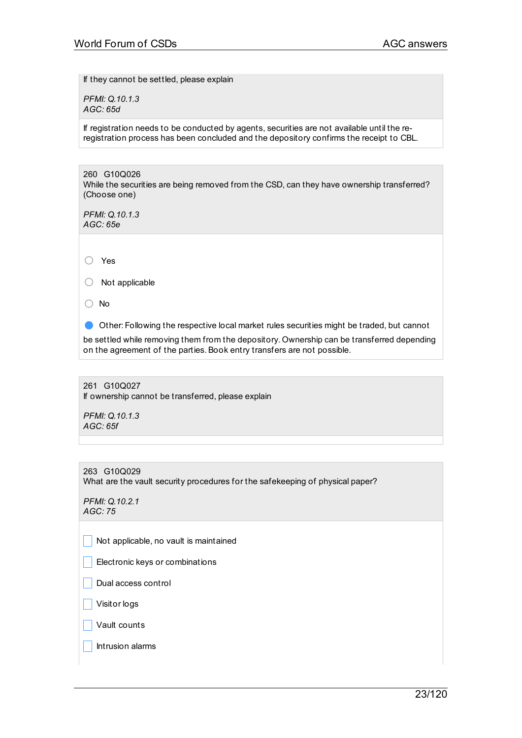If they cannot be settled, please explain

*PFMI: Q.10.1.3*
*AGC: 65d*

If registration needs to be conducted by agents, securities are not available until the re-registration process has been concluded and the depository confirms the receipt to CBL.

---

260 G10Q026
While the securities are being removed from the CSD, can they have ownership transferred? (Choose one)

*PFMI: Q.10.1.3*
*AGC: 65e*

- ○ Yes
- ○ Not applicable
- ○ No
- ● Other: Following the respective local market rules securities might be traded, but cannot be settled while removing them from the depository. Ownership can be transferred depending on the agreement of the parties. Book entry transfers are not possible.

---

261 G10Q027
If ownership cannot be transferred, please explain

*PFMI: Q.10.1.3*
*AGC: 65f*

---

263 G10Q029
What are the vault security procedures for the safekeeping of physical paper?

*PFMI: Q.10.2.1*
*AGC: 75*

- ☐ Not applicable, no vault is maintained
- ☐ Electronic keys or combinations
- ☐ Dual access control
- ☐ Visitor logs
- ☐ Vault counts
- ☐ Intrusion alarms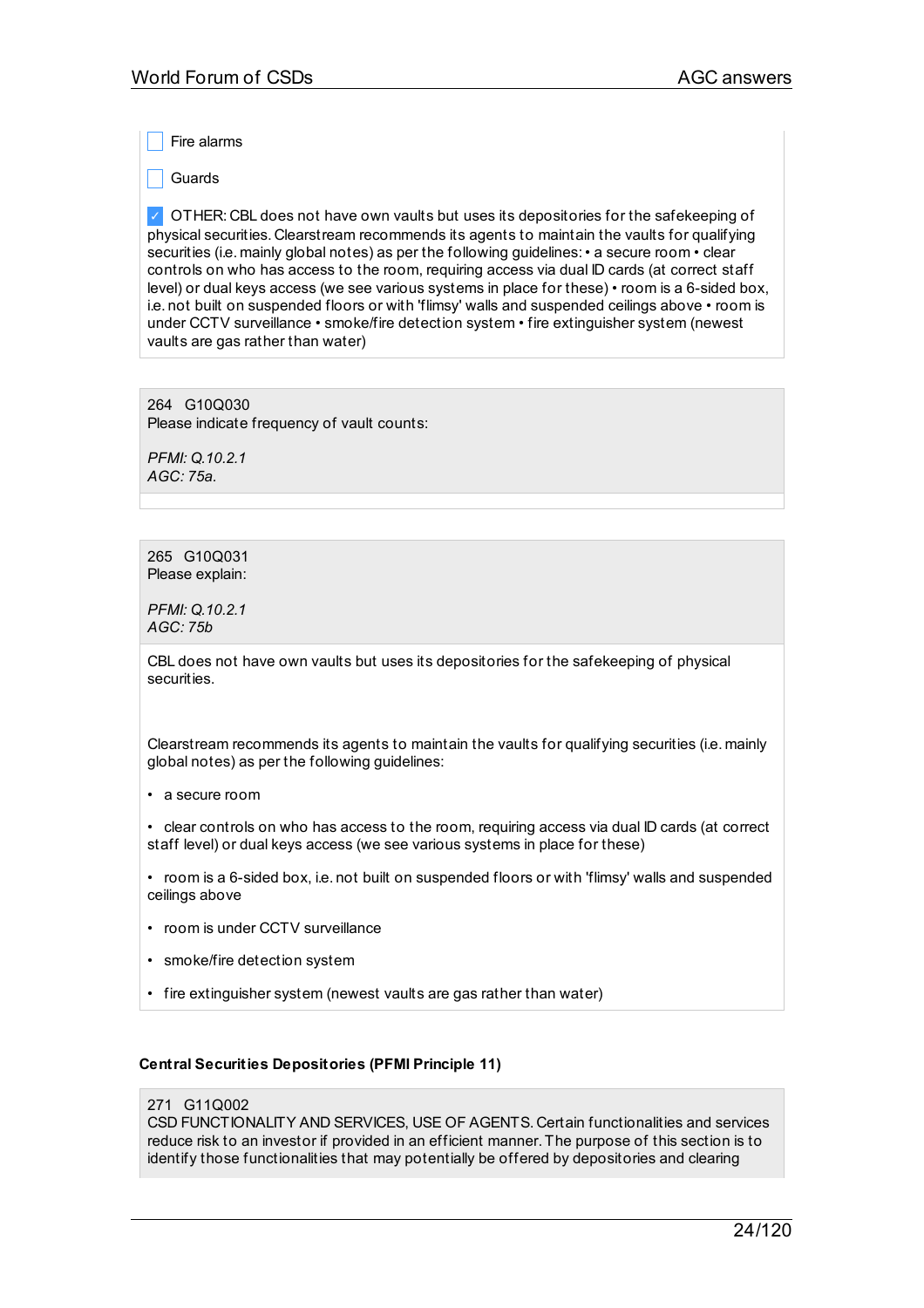- [ ] Fire alarms

- [ ] Guards

- [x] OTHER: CBL does not have own vaults but uses its depositories for the safekeeping of physical securities. Clearstream recommends its agents to maintain the vaults for qualifying securities (i.e. mainly global notes) as per the following guidelines: • a secure room • clear controls on who has access to the room, requiring access via dual ID cards (at correct staff level) or dual keys access (we see various systems in place for these) • room is a 6-sided box, i.e. not built on suspended floors or with 'flimsy' walls and suspended ceilings above • room is under CCTV surveillance • smoke/fire detection system • fire extinguisher system (newest vaults are gas rather than water)

264 G10Q030
Please indicate frequency of vault counts:

*PFMI: Q.10.2.1*
*AGC: 75a.*

265 G10Q031
Please explain:

*PFMI: Q.10.2.1*
*AGC: 75b*

CBL does not have own vaults but uses its depositories for the safekeeping of physical securities.

Clearstream recommends its agents to maintain the vaults for qualifying securities (i.e. mainly global notes) as per the following guidelines:

- a secure room
- clear controls on who has access to the room, requiring access via dual ID cards (at correct staff level) or dual keys access (we see various systems in place for these)
- room is a 6-sided box, i.e. not built on suspended floors or with 'flimsy' walls and suspended ceilings above
- room is under CCTV surveillance
- smoke/fire detection system
- fire extinguisher system (newest vaults are gas rather than water)

**Central Securities Depositories (PFMI Principle 11)**

271 G11Q002
CSD FUNCTIONALITY AND SERVICES, USE OF AGENTS. Certain functionalities and services reduce risk to an investor if provided in an efficient manner. The purpose of this section is to identify those functionalities that may potentially be offered by depositories and clearing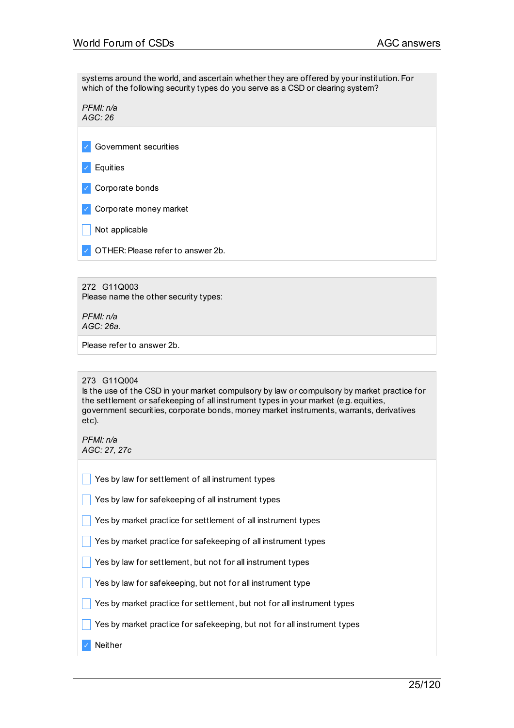systems around the world, and ascertain whether they are offered by your institution. For which of the following security types do you serve as a CSD or clearing system?

*PFMI: n/a*
*AGC: 26*

- [x] Government securities
- [x] Equities
- [x] Corporate bonds
- [x] Corporate money market
- [ ] Not applicable
- [x] OTHER: Please refer to answer 2b.

272 G11Q003
Please name the other security types:

*PFMI: n/a*
*AGC: 26a.*

Please refer to answer 2b.

273 G11Q004
Is the use of the CSD in your market compulsory by law or compulsory by market practice for the settlement or safekeeping of all instrument types in your market (e.g. equities, government securities, corporate bonds, money market instruments, warrants, derivatives etc).

*PFMI: n/a*
*AGC: 27, 27c*

- [ ] Yes by law for settlement of all instrument types
- [ ] Yes by law for safekeeping of all instrument types
- [ ] Yes by market practice for settlement of all instrument types
- [ ] Yes by market practice for safekeeping of all instrument types
- [ ] Yes by law for settlement, but not for all instrument types
- [ ] Yes by law for safekeeping, but not for all instrument type
- [ ] Yes by market practice for settlement, but not for all instrument types
- [ ] Yes by market practice for safekeeping, but not for all instrument types
- [x] Neither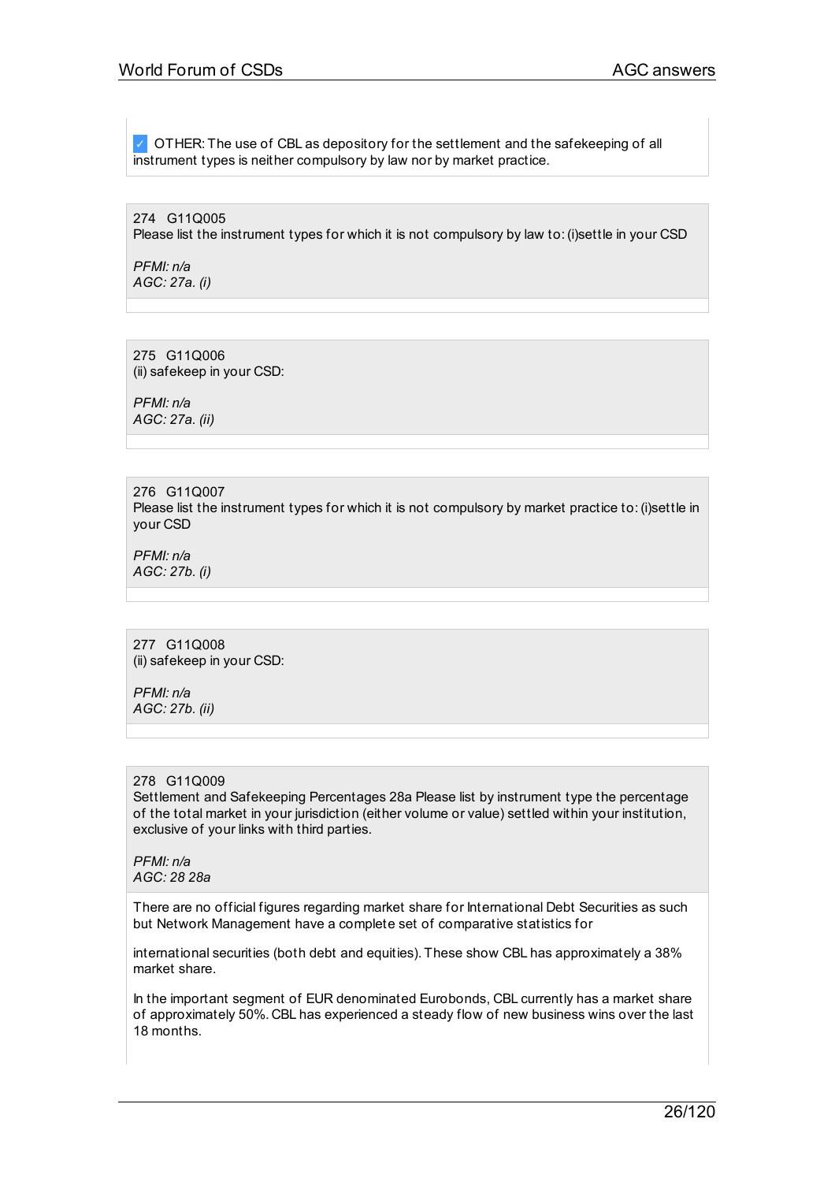✓ OTHER: The use of CBL as depository for the settlement and the safekeeping of all instrument types is neither compulsory by law nor by market practice.

274 G11Q005
Please list the instrument types for which it is not compulsory by law to: (i)settle in your CSD

*PFMI: n/a*
*AGC: 27a. (i)*

275 G11Q006
(ii) safekeep in your CSD:

*PFMI: n/a*
*AGC: 27a. (ii)*

276 G11Q007
Please list the instrument types for which it is not compulsory by market practice to: (i)settle in your CSD

*PFMI: n/a*
*AGC: 27b. (i)*

277 G11Q008
(ii) safekeep in your CSD:

*PFMI: n/a*
*AGC: 27b. (ii)*

278 G11Q009
Settlement and Safekeeping Percentages 28a Please list by instrument type the percentage of the total market in your jurisdiction (either volume or value) settled within your institution, exclusive of your links with third parties.

*PFMI: n/a*
*AGC: 28 28a*

There are no official figures regarding market share for International Debt Securities as such but Network Management have a complete set of comparative statistics for

international securities (both debt and equities). These show CBL has approximately a 38% market share.

In the important segment of EUR denominated Eurobonds, CBL currently has a market share of approximately 50%. CBL has experienced a steady flow of new business wins over the last 18 months.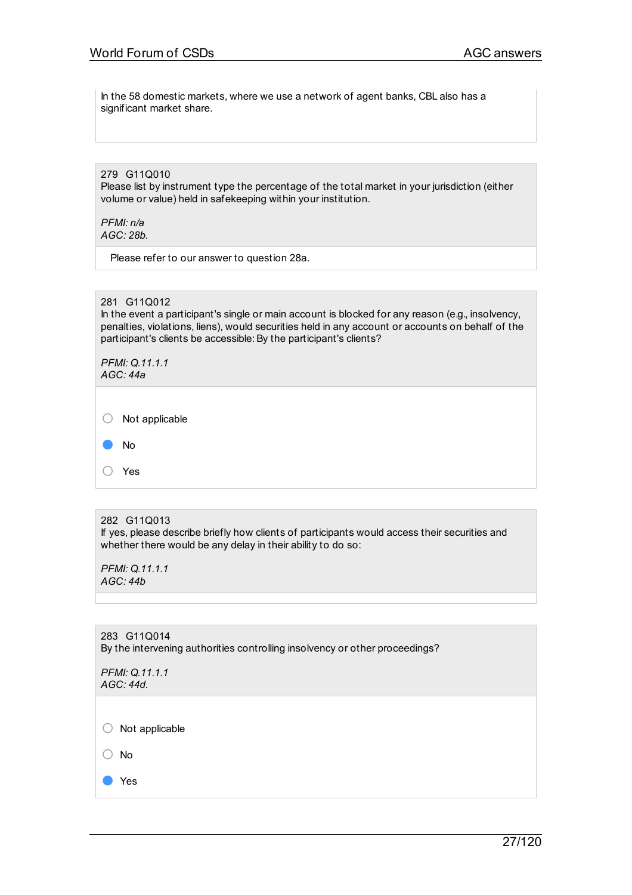In the 58 domestic markets, where we use a network of agent banks, CBL also has a significant market share.

279 G11Q010
Please list by instrument type the percentage of the total market in your jurisdiction (either volume or value) held in safekeeping within your institution.

*PFMI: n/a*
*AGC: 28b.*

Please refer to our answer to question 28a.

281 G11Q012
In the event a participant's single or main account is blocked for any reason (e.g., insolvency, penalties, violations, liens), would securities held in any account or accounts on behalf of the participant's clients be accessible: By the participant's clients?

*PFMI: Q.11.1.1*
*AGC: 44a*

- ○ Not applicable
- ● No
- ○ Yes

282 G11Q013
If yes, please describe briefly how clients of participants would access their securities and whether there would be any delay in their ability to do so:

*PFMI: Q.11.1.1*
*AGC: 44b*

283 G11Q014
By the intervening authorities controlling insolvency or other proceedings?

*PFMI: Q.11.1.1*
*AGC: 44d.*

- ○ Not applicable
- ○ No
- ● Yes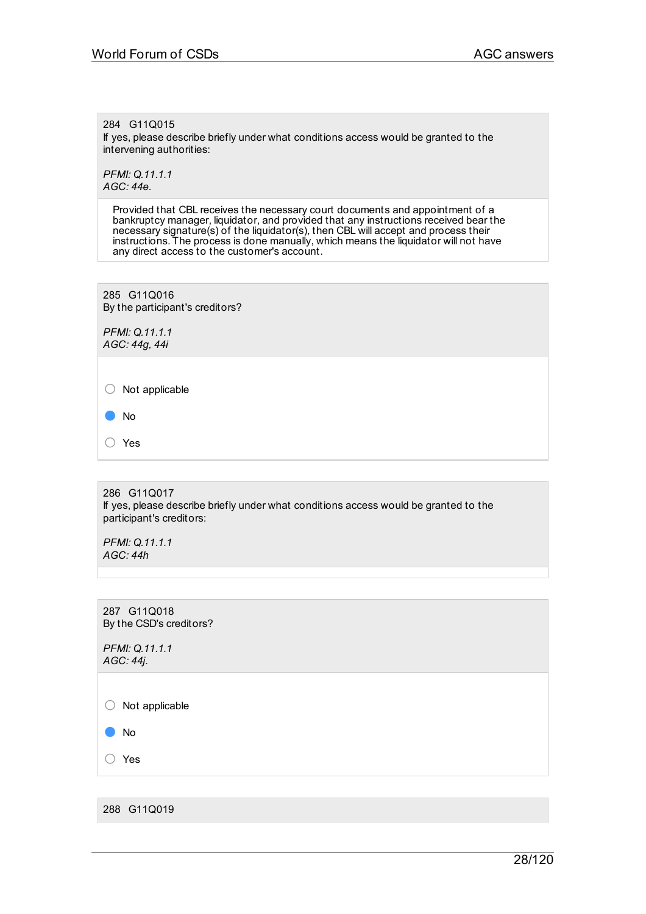284 G11Q015

If yes, please describe briefly under what conditions access would be granted to the intervening authorities:

*PFMI: Q.11.1.1*
*AGC: 44e.*

Provided that CBL receives the necessary court documents and appointment of a bankruptcy manager, liquidator, and provided that any instructions received bear the necessary signature(s) of the liquidator(s), then CBL will accept and process their instructions. The process is done manually, which means the liquidator will not have any direct access to the customer's account.

285 G11Q016

By the participant's creditors?

*PFMI: Q.11.1.1*
*AGC: 44g, 44i*

- ○ Not applicable
- ● No
- ○ Yes

286 G11Q017

If yes, please describe briefly under what conditions access would be granted to the participant's creditors:

*PFMI: Q.11.1.1*
*AGC: 44h*

287 G11Q018

By the CSD's creditors?

*PFMI: Q.11.1.1*
*AGC: 44j.*

- ○ Not applicable
- ● No
- ○ Yes

288 G11Q019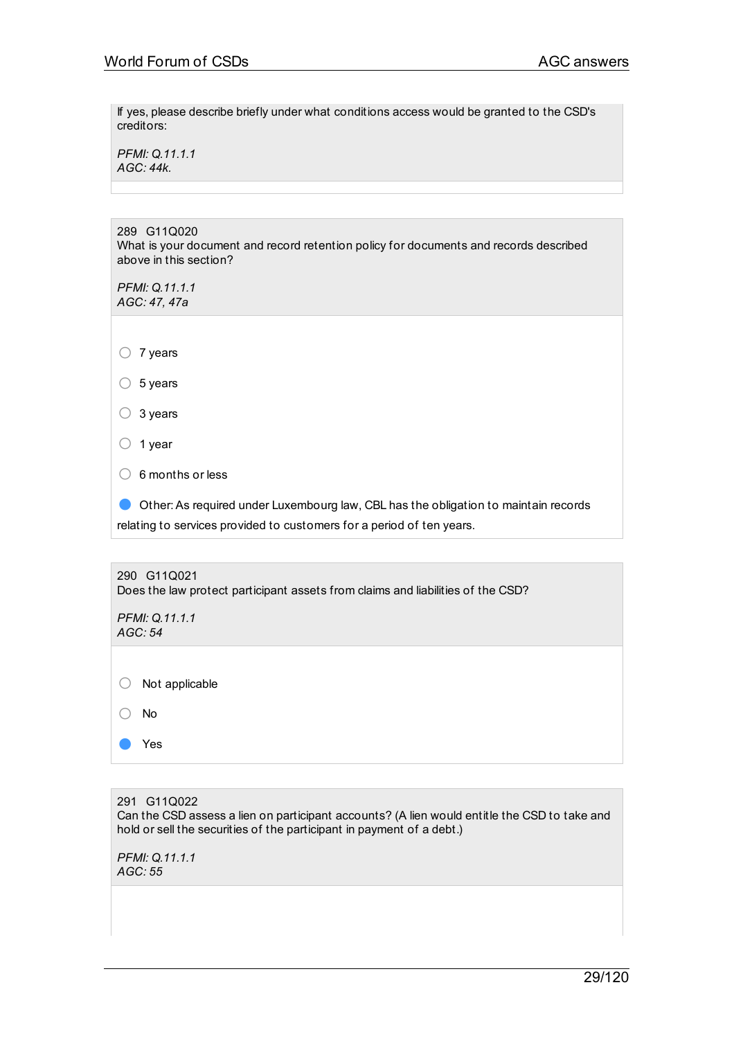If yes, please describe briefly under what conditions access would be granted to the CSD's creditors:

*PFMI: Q.11.1.1*
*AGC: 44k.*

---

289 G11Q020
What is your document and record retention policy for documents and records described above in this section?

*PFMI: Q.11.1.1*
*AGC: 47, 47a*

- ○ 7 years
- ○ 5 years
- ○ 3 years
- ○ 1 year
- ○ 6 months or less
- ● Other: As required under Luxembourg law, CBL has the obligation to maintain records relating to services provided to customers for a period of ten years.

---

290 G11Q021
Does the law protect participant assets from claims and liabilities of the CSD?

*PFMI: Q.11.1.1*
*AGC: 54*

- ○ Not applicable
- ○ No
- ● Yes

---

291 G11Q022
Can the CSD assess a lien on participant accounts? (A lien would entitle the CSD to take and hold or sell the securities of the participant in payment of a debt.)

*PFMI: Q.11.1.1*
*AGC: 55*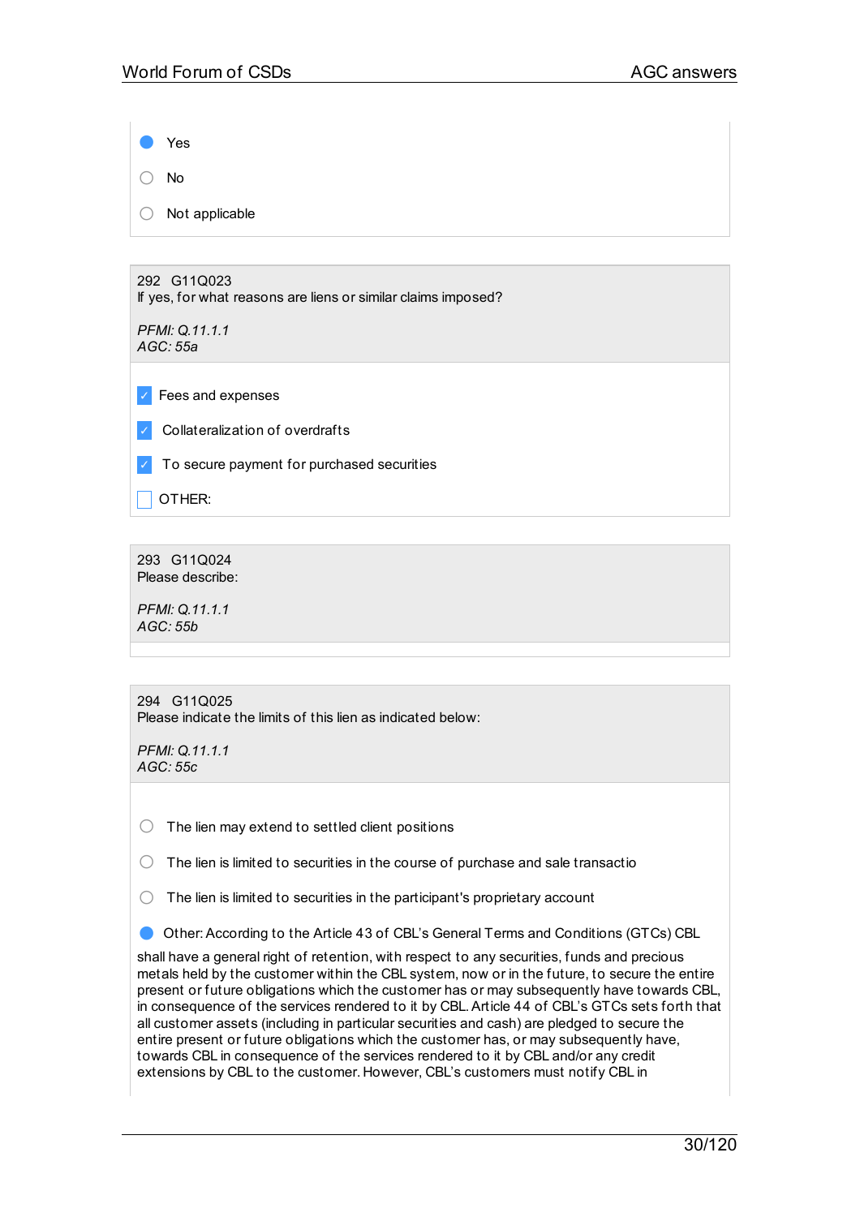- [x] Yes
- [ ] No
- [ ] Not applicable

**292 G11Q023**
If yes, for what reasons are liens or similar claims imposed?

*PFMI: Q.11.1.1*
*AGC: 55a*

- [x] Fees and expenses
- [x] Collateralization of overdrafts
- [x] To secure payment for purchased securities
- [ ] OTHER:

**293 G11Q024**
Please describe:

*PFMI: Q.11.1.1*
*AGC: 55b*

**294 G11Q025**
Please indicate the limits of this lien as indicated below:

*PFMI: Q.11.1.1*
*AGC: 55c*

- [ ] The lien may extend to settled client positions
- [ ] The lien is limited to securities in the course of purchase and sale transactio
- [ ] The lien is limited to securities in the participant's proprietary account
- [x] Other: According to the Article 43 of CBL's General Terms and Conditions (GTCs) CBL shall have a general right of retention, with respect to any securities, funds and precious metals held by the customer within the CBL system, now or in the future, to secure the entire present or future obligations which the customer has or may subsequently have towards CBL, in consequence of the services rendered to it by CBL. Article 44 of CBL's GTCs sets forth that all customer assets (including in particular securities and cash) are pledged to secure the entire present or future obligations which the customer has, or may subsequently have, towards CBL in consequence of the services rendered to it by CBL and/or any credit extensions by CBL to the customer. However, CBL's customers must notify CBL in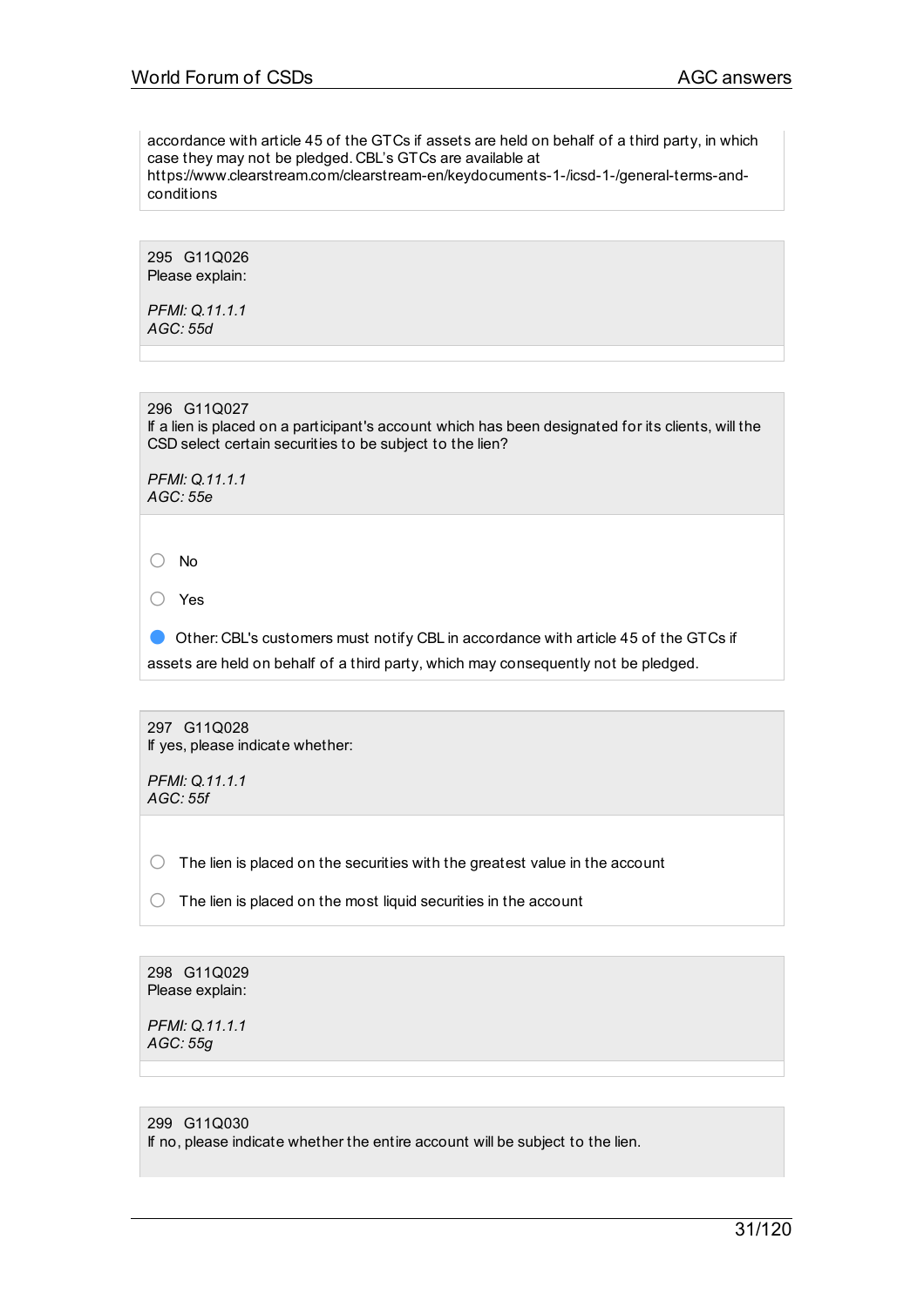accordance with article 45 of the GTCs if assets are held on behalf of a third party, in which case they may not be pledged. CBL's GTCs are available at https://www.clearstream.com/clearstream-en/keydocuments-1-/icsd-1-/general-terms-and-conditions

295 G11Q026
Please explain:

*PFMI: Q.11.1.1*
*AGC: 55d*

296 G11Q027
If a lien is placed on a participant's account which has been designated for its clients, will the CSD select certain securities to be subject to the lien?

*PFMI: Q.11.1.1*
*AGC: 55e*

- ○ No
- ○ Yes
- ● Other: CBL's customers must notify CBL in accordance with article 45 of the GTCs if assets are held on behalf of a third party, which may consequently not be pledged.

297 G11Q028
If yes, please indicate whether:

*PFMI: Q.11.1.1*
*AGC: 55f*

- ○ The lien is placed on the securities with the greatest value in the account
- ○ The lien is placed on the most liquid securities in the account

298 G11Q029
Please explain:

*PFMI: Q.11.1.1*
*AGC: 55g*

299 G11Q030
If no, please indicate whether the entire account will be subject to the lien.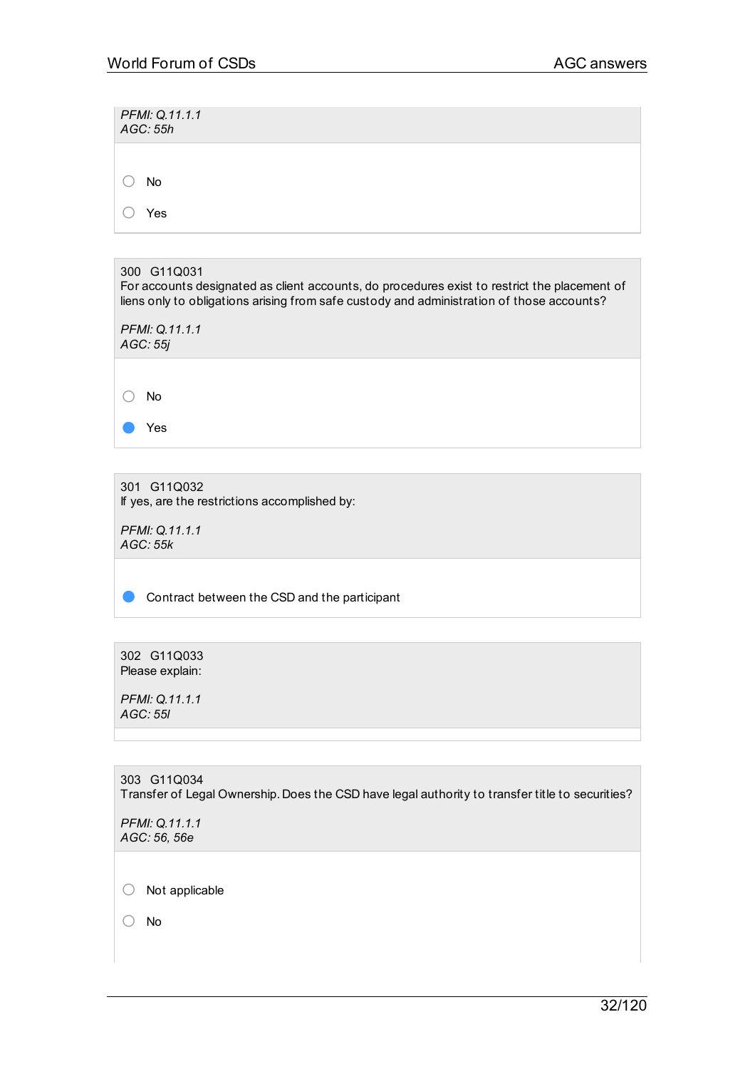*PFMI: Q.11.1.1*
*AGC: 55h*

- ○ No
- ○ Yes

300 G11Q031
For accounts designated as client accounts, do procedures exist to restrict the placement of liens only to obligations arising from safe custody and administration of those accounts?

*PFMI: Q.11.1.1*
*AGC: 55j*

- ○ No
- ● Yes

301 G11Q032
If yes, are the restrictions accomplished by:

*PFMI: Q.11.1.1*
*AGC: 55k*

- ● Contract between the CSD and the participant

302 G11Q033
Please explain:

*PFMI: Q.11.1.1*
*AGC: 55l*

303 G11Q034
Transfer of Legal Ownership. Does the CSD have legal authority to transfer title to securities?

*PFMI: Q.11.1.1*
*AGC: 56, 56e*

- ○ Not applicable
- ○ No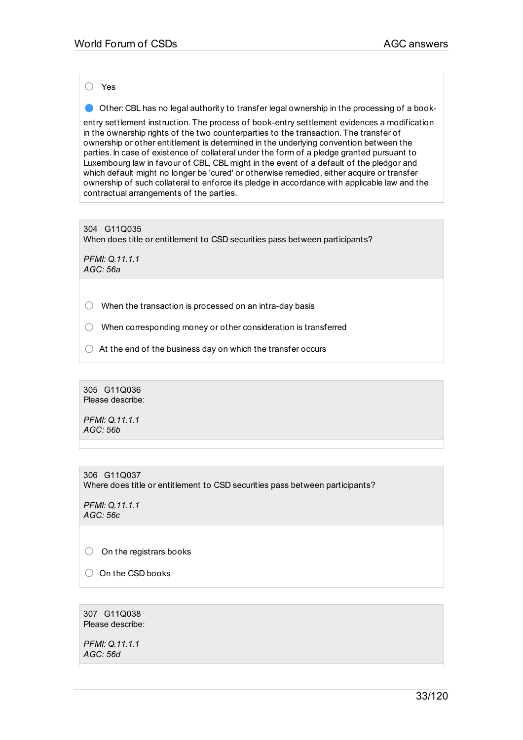○ Yes

● Other: CBL has no legal authority to transfer legal ownership in the processing of a book-entry settlement instruction. The process of book-entry settlement evidences a modification in the ownership rights of the two counterparties to the transaction. The transfer of ownership or other entitlement is determined in the underlying convention between the parties. In case of existence of collateral under the form of a pledge granted pursuant to Luxembourg law in favour of CBL, CBL might in the event of a default of the pledgor and which default might no longer be 'cured' or otherwise remedied, either acquire or transfer ownership of such collateral to enforce its pledge in accordance with applicable law and the contractual arrangements of the parties.

---

304 G11Q035
When does title or entitlement to CSD securities pass between participants?

*PFMI: Q.11.1.1*
*AGC: 56a*

○ When the transaction is processed on an intra-day basis

○ When corresponding money or other consideration is transferred

○ At the end of the business day on which the transfer occurs

---

305 G11Q036
Please describe:

*PFMI: Q.11.1.1*
*AGC: 56b*

---

306 G11Q037
Where does title or entitlement to CSD securities pass between participants?

*PFMI: Q.11.1.1*
*AGC: 56c*

○ On the registrars books

○ On the CSD books

---

307 G11Q038
Please describe:

*PFMI: Q.11.1.1*
*AGC: 56d*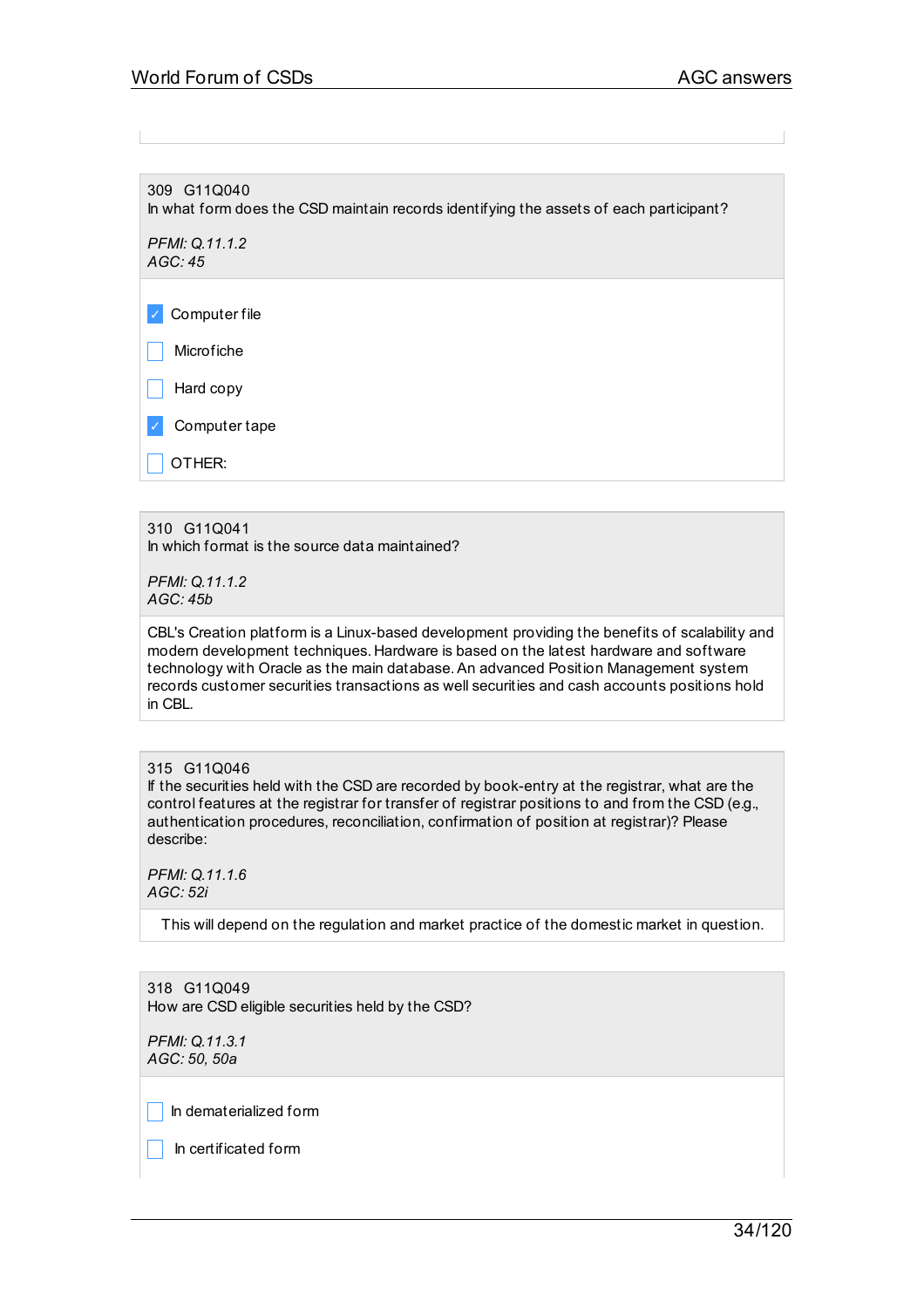309 G11Q040
In what form does the CSD maintain records identifying the assets of each participant?

*PFMI: Q.11.1.2*
*AGC: 45*

- [x] Computer file
- [ ] Microfiche
- [ ] Hard copy
- [x] Computer tape
- [ ] OTHER:

310 G11Q041
In which format is the source data maintained?

*PFMI: Q.11.1.2*
*AGC: 45b*

CBL's Creation platform is a Linux-based development providing the benefits of scalability and modern development techniques. Hardware is based on the latest hardware and software technology with Oracle as the main database. An advanced Position Management system records customer securities transactions as well securities and cash accounts positions hold in CBL.

315 G11Q046
If the securities held with the CSD are recorded by book-entry at the registrar, what are the control features at the registrar for transfer of registrar positions to and from the CSD (e.g., authentication procedures, reconciliation, confirmation of position at registrar)? Please describe:

*PFMI: Q.11.1.6*
*AGC: 52i*

This will depend on the regulation and market practice of the domestic market in question.

318 G11Q049
How are CSD eligible securities held by the CSD?

*PFMI: Q.11.3.1*
*AGC: 50, 50a*

- [ ] In dematerialized form
- [ ] In certificated form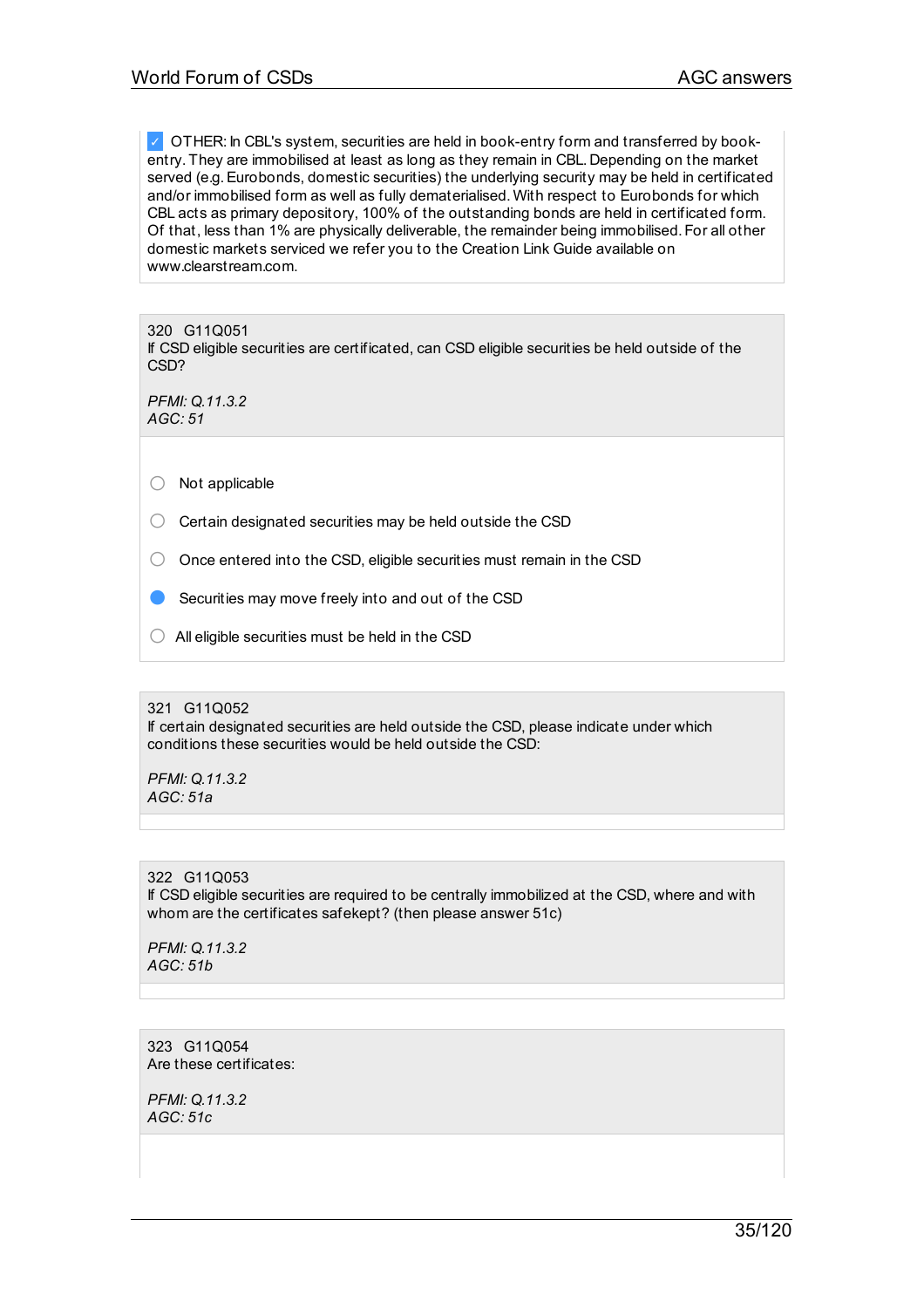☑ OTHER: In CBL's system, securities are held in book-entry form and transferred by book-entry. They are immobilised at least as long as they remain in CBL. Depending on the market served (e.g. Eurobonds, domestic securities) the underlying security may be held in certificated and/or immobilised form as well as fully dematerialised. With respect to Eurobonds for which CBL acts as primary depository, 100% of the outstanding bonds are held in certificated form. Of that, less than 1% are physically deliverable, the remainder being immobilised. For all other domestic markets serviced we refer you to the Creation Link Guide available on www.clearstream.com.

---

320 G11Q051
If CSD eligible securities are certificated, can CSD eligible securities be held outside of the CSD?

*PFMI: Q.11.3.2*
*AGC: 51*

- ○ Not applicable
- ○ Certain designated securities may be held outside the CSD
- ○ Once entered into the CSD, eligible securities must remain in the CSD
- ● Securities may move freely into and out of the CSD
- ○ All eligible securities must be held in the CSD

---

321 G11Q052
If certain designated securities are held outside the CSD, please indicate under which conditions these securities would be held outside the CSD:

*PFMI: Q.11.3.2*
*AGC: 51a*

---

322 G11Q053
If CSD eligible securities are required to be centrally immobilized at the CSD, where and with whom are the certificates safekept? (then please answer 51c)

*PFMI: Q.11.3.2*
*AGC: 51b*

---

323 G11Q054
Are these certificates:

*PFMI: Q.11.3.2*
*AGC: 51c*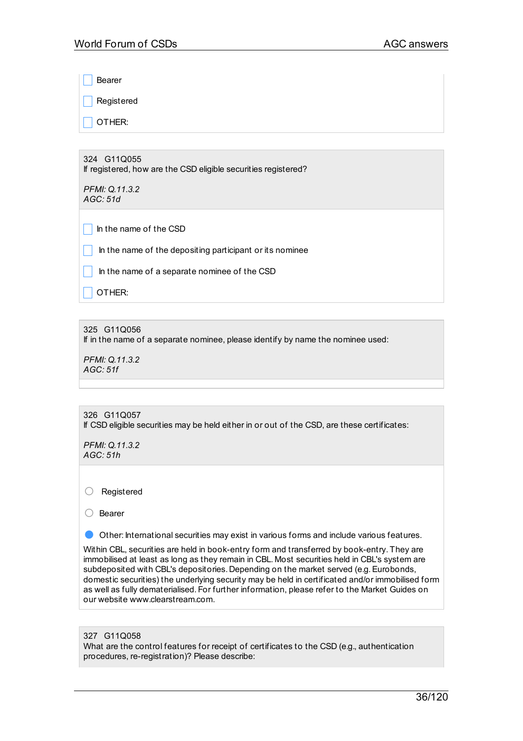- [ ] Bearer
- [ ] Registered
- [ ] OTHER:

324 G11Q055
If registered, how are the CSD eligible securities registered?

*PFMI: Q.11.3.2*
*AGC: 51d*

- [ ] In the name of the CSD
- [ ] In the name of the depositing participant or its nominee
- [ ] In the name of a separate nominee of the CSD
- [ ] OTHER:

325 G11Q056
If in the name of a separate nominee, please identify by name the nominee used:

*PFMI: Q.11.3.2*
*AGC: 51f*

326 G11Q057
If CSD eligible securities may be held either in or out of the CSD, are these certificates:

*PFMI: Q.11.3.2*
*AGC: 51h*

- ○ Registered
- ○ Bearer
- ● Other: International securities may exist in various forms and include various features.

Within CBL, securities are held in book-entry form and transferred by book-entry. They are immobilised at least as long as they remain in CBL. Most securities held in CBL's system are subdeposited with CBL's depositories. Depending on the market served (e.g. Eurobonds, domestic securities) the underlying security may be held in certificated and/or immobilised form as well as fully dematerialised. For further information, please refer to the Market Guides on our website www.clearstream.com.

327 G11Q058
What are the control features for receipt of certificates to the CSD (e.g., authentication procedures, re-registration)? Please describe: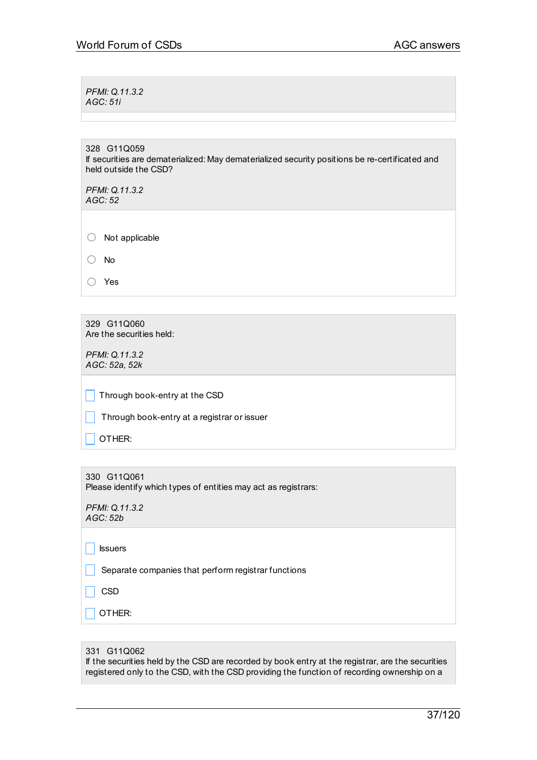*PFMI: Q.11.3.2*
*AGC: 51i*

328 G11Q059
If securities are dematerialized: May dematerialized security positions be re-certificated and held outside the CSD?

*PFMI: Q.11.3.2*
*AGC: 52*

- ○ Not applicable
- ○ No
- ○ Yes

329 G11Q060
Are the securities held:

*PFMI: Q.11.3.2*
*AGC: 52a, 52k*

- ☐ Through book-entry at the CSD
- ☐ Through book-entry at a registrar or issuer
- ☐ OTHER:

330 G11Q061
Please identify which types of entities may act as registrars:

*PFMI: Q.11.3.2*
*AGC: 52b*

- ☐ Issuers
- ☐ Separate companies that perform registrar functions
- ☐ CSD
- ☐ OTHER:

331 G11Q062
If the securities held by the CSD are recorded by book entry at the registrar, are the securities registered only to the CSD, with the CSD providing the function of recording ownership on a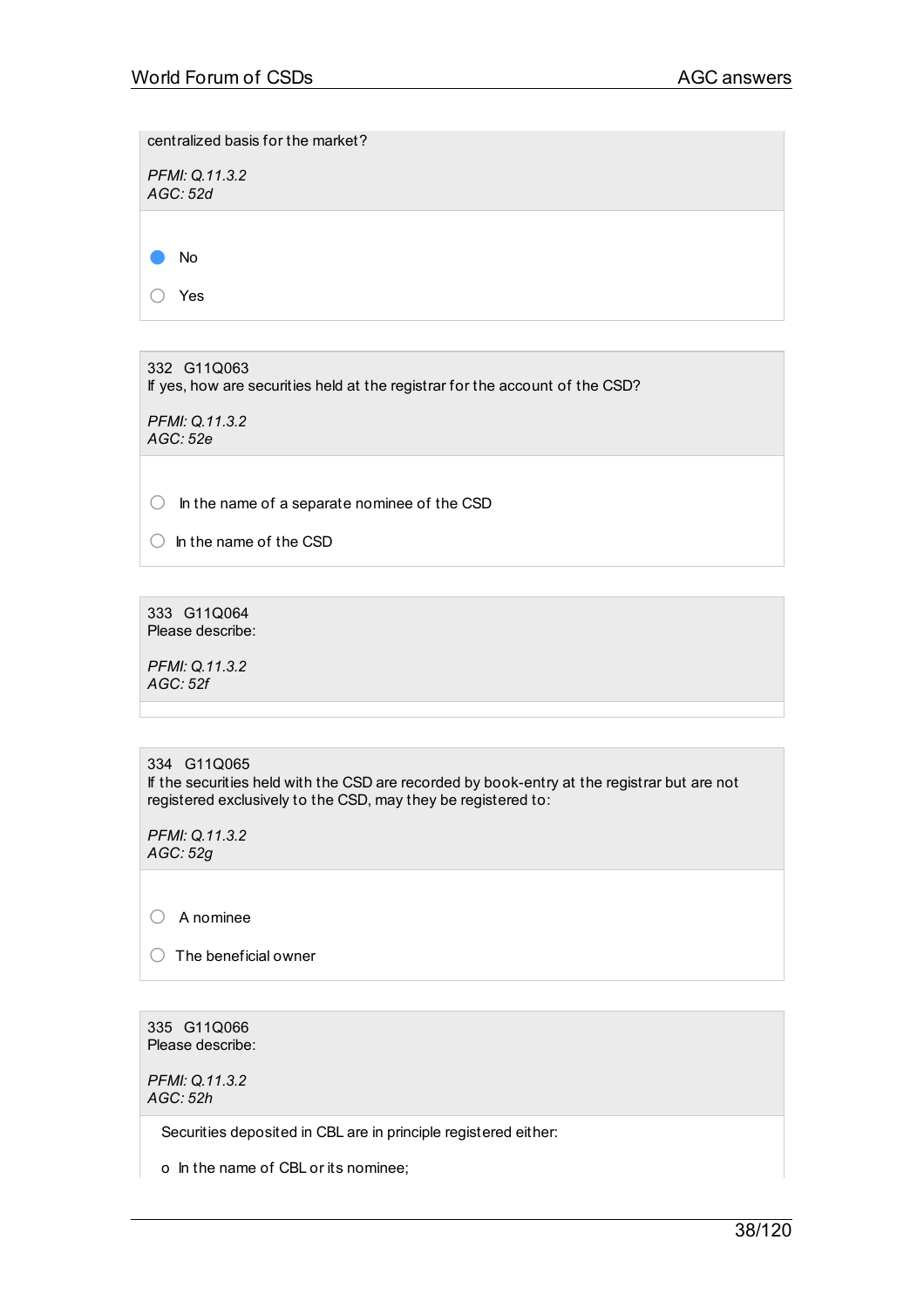centralized basis for the market?

*PFMI: Q.11.3.2*
*AGC: 52d*

- [x] No
- [ ] Yes

332 G11Q063
If yes, how are securities held at the registrar for the account of the CSD?

*PFMI: Q.11.3.2*
*AGC: 52e*

- [ ] In the name of a separate nominee of the CSD
- [ ] In the name of the CSD

333 G11Q064
Please describe:

*PFMI: Q.11.3.2*
*AGC: 52f*

334 G11Q065
If the securities held with the CSD are recorded by book-entry at the registrar but are not registered exclusively to the CSD, may they be registered to:

*PFMI: Q.11.3.2*
*AGC: 52g*

- [ ] A nominee
- [ ] The beneficial owner

335 G11Q066
Please describe:

*PFMI: Q.11.3.2*
*AGC: 52h*

Securities deposited in CBL are in principle registered either:

o In the name of CBL or its nominee;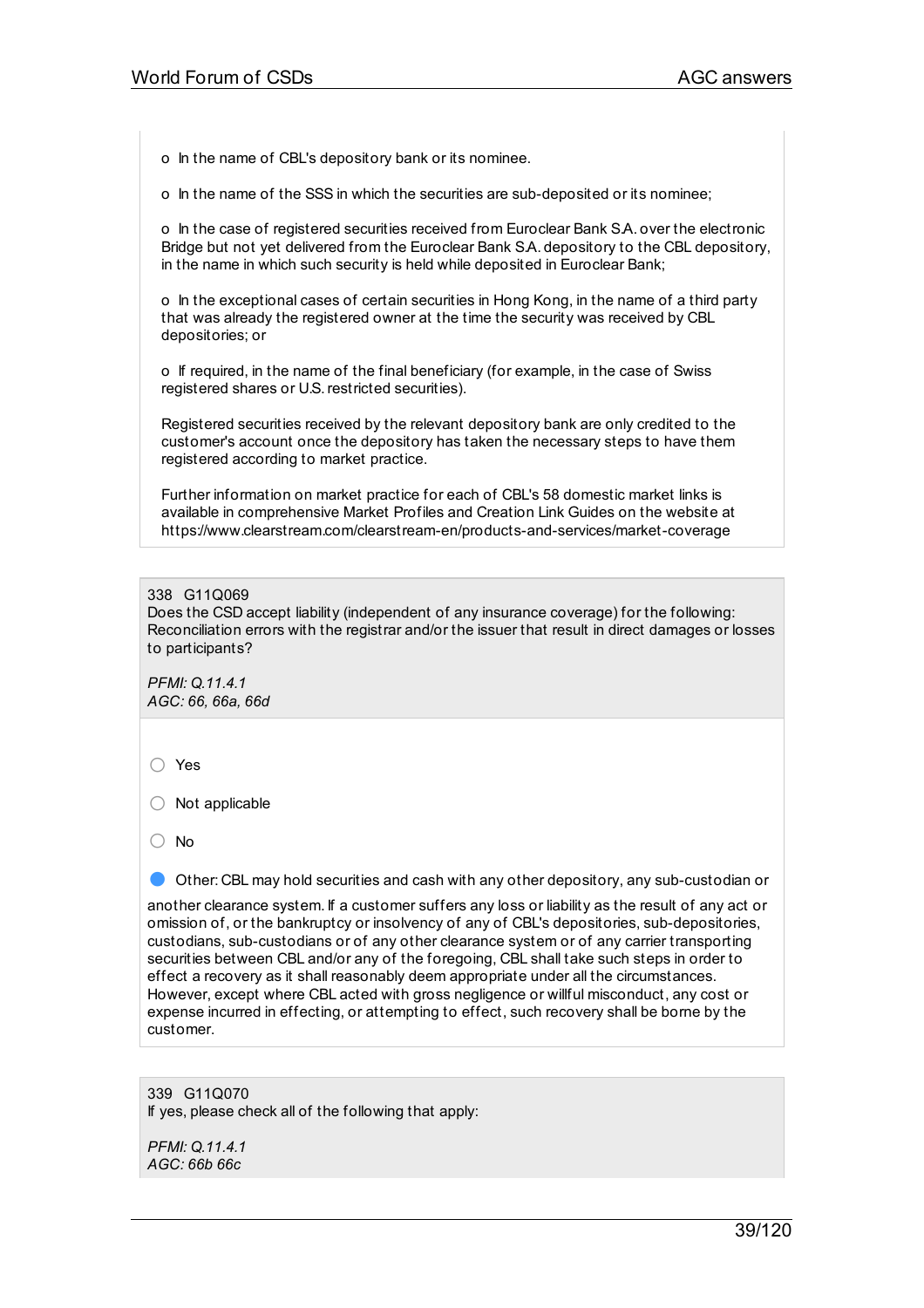o In the name of CBL's depository bank or its nominee.

o In the name of the SSS in which the securities are sub-deposited or its nominee;

o In the case of registered securities received from Euroclear Bank S.A. over the electronic Bridge but not yet delivered from the Euroclear Bank S.A. depository to the CBL depository, in the name in which such security is held while deposited in Euroclear Bank;

o In the exceptional cases of certain securities in Hong Kong, in the name of a third party that was already the registered owner at the time the security was received by CBL depositories; or

o If required, in the name of the final beneficiary (for example, in the case of Swiss registered shares or U.S. restricted securities).

Registered securities received by the relevant depository bank are only credited to the customer's account once the depository has taken the necessary steps to have them registered according to market practice.

Further information on market practice for each of CBL's 58 domestic market links is available in comprehensive Market Profiles and Creation Link Guides on the website at https://www.clearstream.com/clearstream-en/products-and-services/market-coverage

338 G11Q069

Does the CSD accept liability (independent of any insurance coverage) for the following: Reconciliation errors with the registrar and/or the issuer that result in direct damages or losses to participants?

*PFMI: Q.11.4.1*
*AGC: 66, 66a, 66d*

- ○ Yes
- ○ Not applicable
- ○ No
- ● Other: CBL may hold securities and cash with any other depository, any sub-custodian or another clearance system. If a customer suffers any loss or liability as the result of any act or omission of, or the bankruptcy or insolvency of any of CBL's depositories, sub-depositories, custodians, sub-custodians or of any other clearance system or of any carrier transporting securities between CBL and/or any of the foregoing, CBL shall take such steps in order to effect a recovery as it shall reasonably deem appropriate under all the circumstances. However, except where CBL acted with gross negligence or willful misconduct, any cost or expense incurred in effecting, or attempting to effect, such recovery shall be borne by the customer.

339 G11Q070

If yes, please check all of the following that apply:

*PFMI: Q.11.4.1*
*AGC: 66b 66c*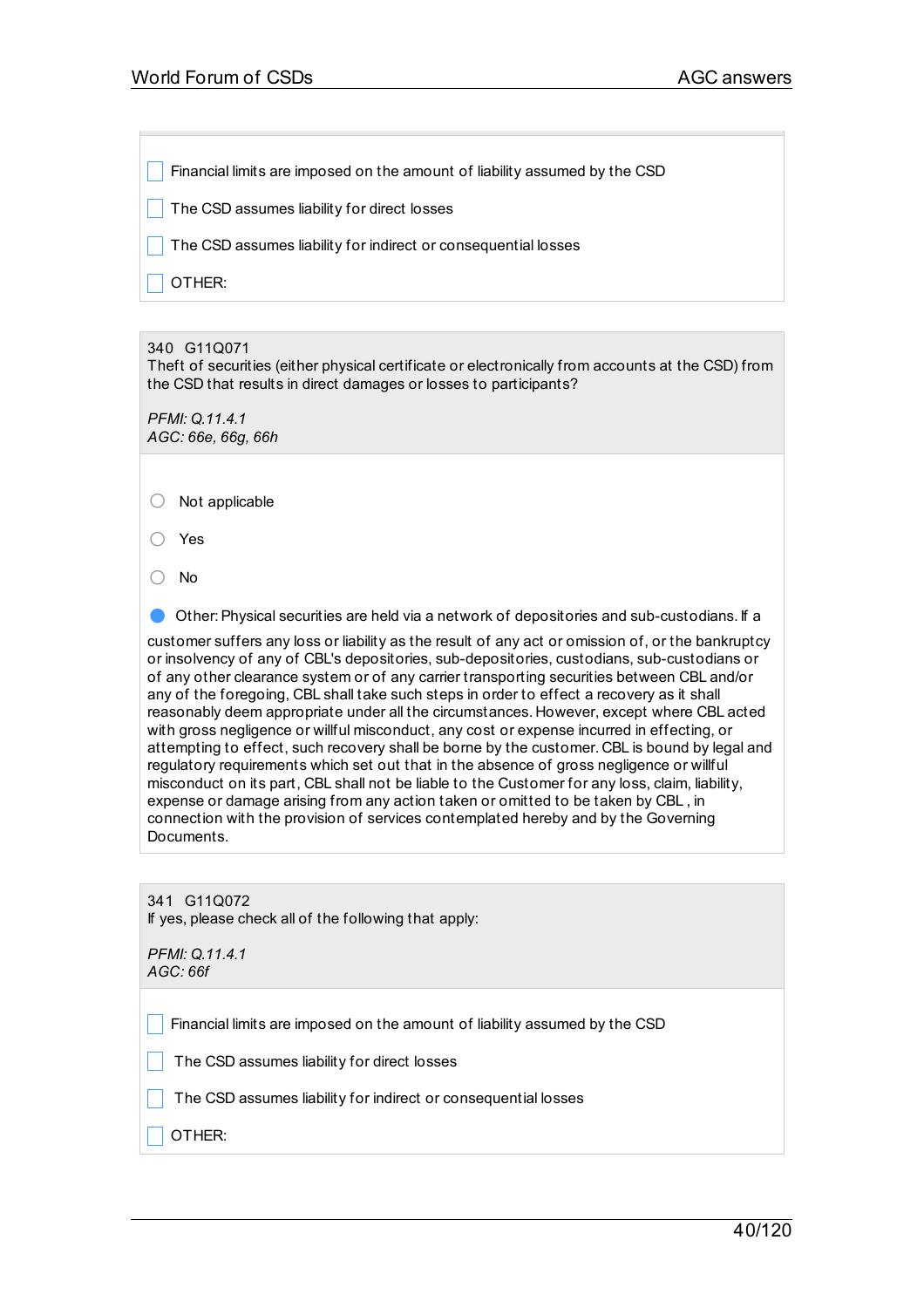- [ ] Financial limits are imposed on the amount of liability assumed by the CSD
- [ ] The CSD assumes liability for direct losses
- [ ] The CSD assumes liability for indirect or consequential losses
- [ ] OTHER:

---

340 G11Q071
Theft of securities (either physical certificate or electronically from accounts at the CSD) from the CSD that results in direct damages or losses to participants?

*PFMI: Q.11.4.1*
*AGC: 66e, 66g, 66h*

- ( ) Not applicable
- ( ) Yes
- ( ) No
- (●) Other: Physical securities are held via a network of depositories and sub-custodians. If a customer suffers any loss or liability as the result of any act or omission of, or the bankruptcy or insolvency of any of CBL's depositories, sub-depositories, custodians, sub-custodians or of any other clearance system or of any carrier transporting securities between CBL and/or any of the foregoing, CBL shall take such steps in order to effect a recovery as it shall reasonably deem appropriate under all the circumstances. However, except where CBL acted with gross negligence or willful misconduct, any cost or expense incurred in effecting, or attempting to effect, such recovery shall be borne by the customer. CBL is bound by legal and regulatory requirements which set out that in the absence of gross negligence or willful misconduct on its part, CBL shall not be liable to the Customer for any loss, claim, liability, expense or damage arising from any action taken or omitted to be taken by CBL , in connection with the provision of services contemplated hereby and by the Governing Documents.

---

341 G11Q072
If yes, please check all of the following that apply:

*PFMI: Q.11.4.1*
*AGC: 66f*

- [ ] Financial limits are imposed on the amount of liability assumed by the CSD
- [ ] The CSD assumes liability for direct losses
- [ ] The CSD assumes liability for indirect or consequential losses
- [ ] OTHER: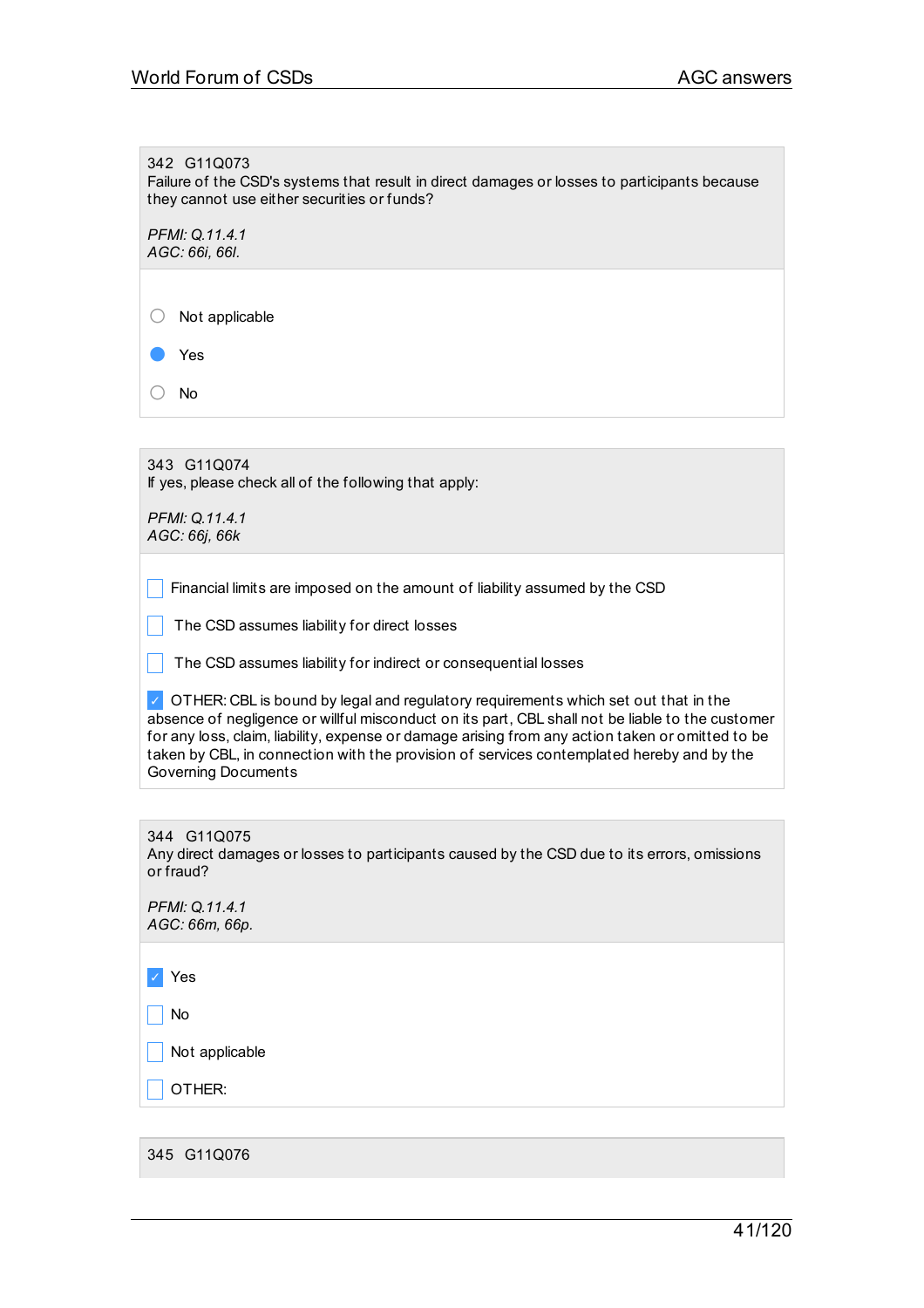342 G11Q073
Failure of the CSD's systems that result in direct damages or losses to participants because they cannot use either securities or funds?

*PFMI: Q.11.4.1*
*AGC: 66i, 66l.*

- ○ Not applicable
- ● Yes
- ○ No

343 G11Q074
If yes, please check all of the following that apply:

*PFMI: Q.11.4.1*
*AGC: 66j, 66k*

- [ ] Financial limits are imposed on the amount of liability assumed by the CSD
- [ ] The CSD assumes liability for direct losses
- [ ] The CSD assumes liability for indirect or consequential losses
- [x] OTHER: CBL is bound by legal and regulatory requirements which set out that in the absence of negligence or willful misconduct on its part, CBL shall not be liable to the customer for any loss, claim, liability, expense or damage arising from any action taken or omitted to be taken by CBL, in connection with the provision of services contemplated hereby and by the Governing Documents

344 G11Q075
Any direct damages or losses to participants caused by the CSD due to its errors, omissions or fraud?

*PFMI: Q.11.4.1*
*AGC: 66m, 66p.*

- [x] Yes
- [ ] No
- [ ] Not applicable
- [ ] OTHER:

345 G11Q076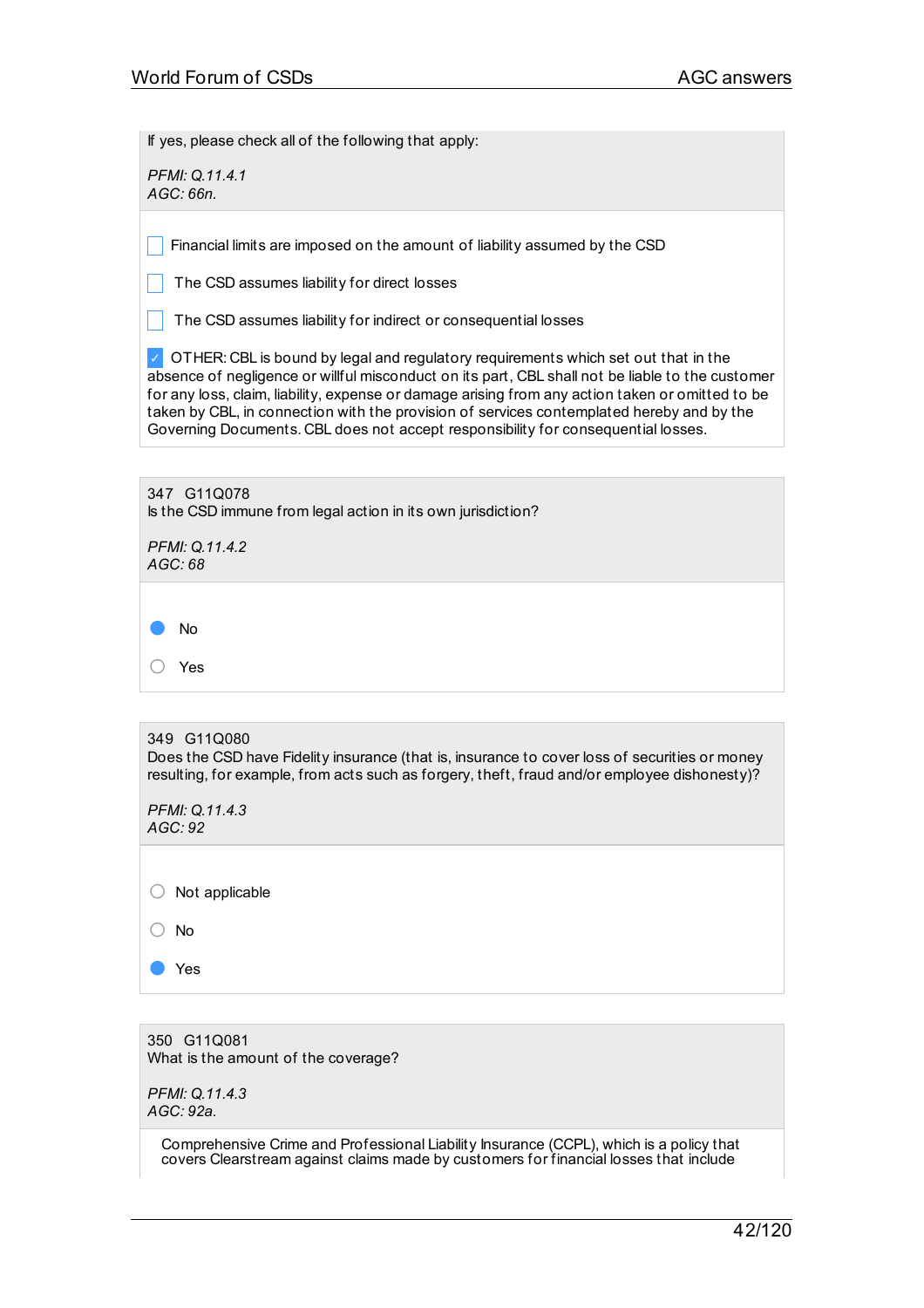If yes, please check all of the following that apply:

*PFMI: Q.11.4.1*
*AGC: 66n.*

- [ ] Financial limits are imposed on the amount of liability assumed by the CSD
- [ ] The CSD assumes liability for direct losses
- [ ] The CSD assumes liability for indirect or consequential losses
- [x] OTHER: CBL is bound by legal and regulatory requirements which set out that in the absence of negligence or willful misconduct on its part, CBL shall not be liable to the customer for any loss, claim, liability, expense or damage arising from any action taken or omitted to be taken by CBL, in connection with the provision of services contemplated hereby and by the Governing Documents. CBL does not accept responsibility for consequential losses.

---

347 G11Q078
Is the CSD immune from legal action in its own jurisdiction?

*PFMI: Q.11.4.2*
*AGC: 68*

- (●) No
- ( ) Yes

---

349 G11Q080
Does the CSD have Fidelity insurance (that is, insurance to cover loss of securities or money resulting, for example, from acts such as forgery, theft, fraud and/or employee dishonesty)?

*PFMI: Q.11.4.3*
*AGC: 92*

- ( ) Not applicable
- ( ) No
- (●) Yes

---

350 G11Q081
What is the amount of the coverage?

*PFMI: Q.11.4.3*
*AGC: 92a.*

Comprehensive Crime and Professional Liability Insurance (CCPL), which is a policy that covers Clearstream against claims made by customers for financial losses that include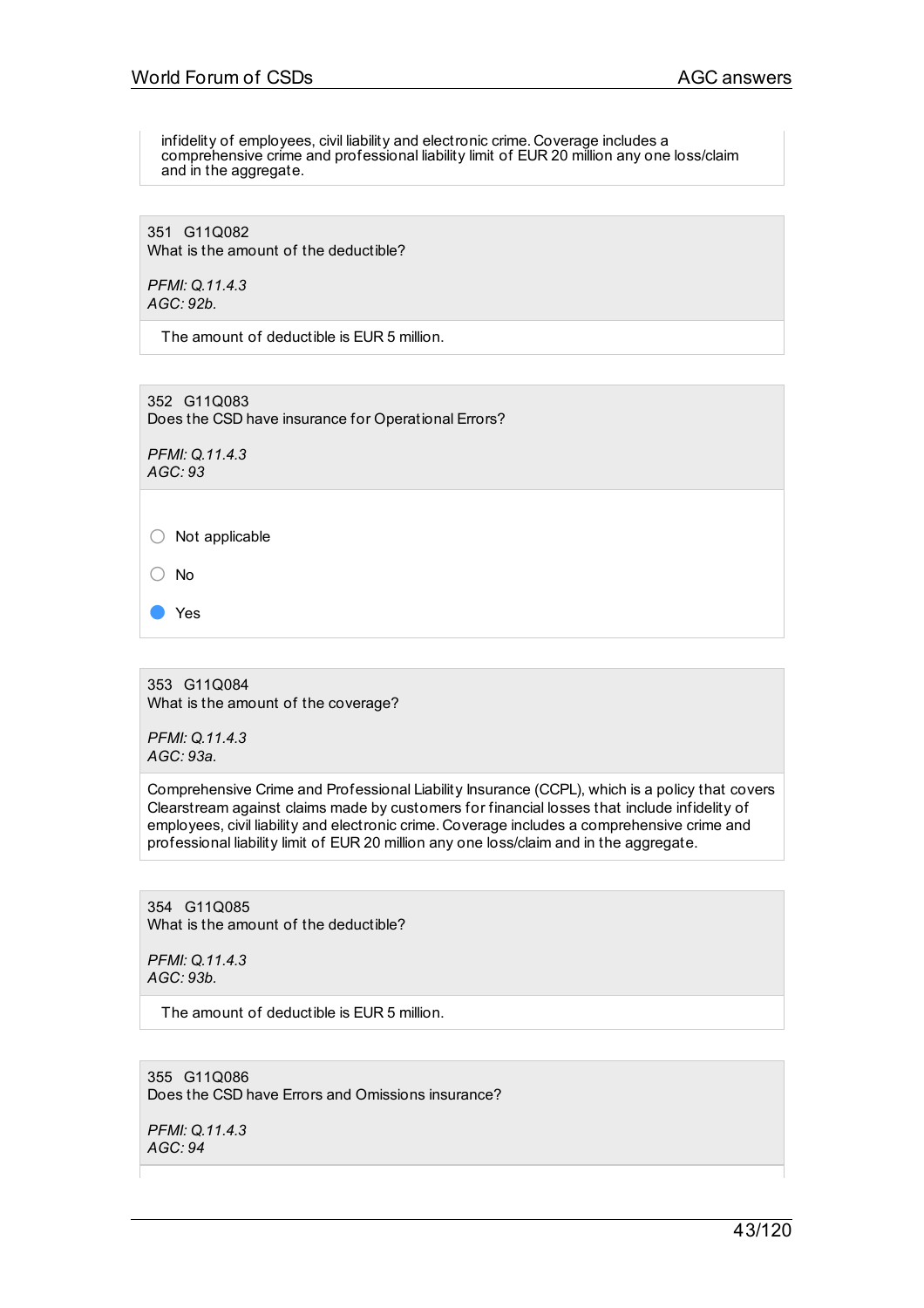infidelity of employees, civil liability and electronic crime. Coverage includes a comprehensive crime and professional liability limit of EUR 20 million any one loss/claim and in the aggregate.

351 G11Q082
What is the amount of the deductible?

*PFMI: Q.11.4.3*
*AGC: 92b.*

The amount of deductible is EUR 5 million.

352 G11Q083
Does the CSD have insurance for Operational Errors?

*PFMI: Q.11.4.3*
*AGC: 93*

- ○ Not applicable
- ○ No
- ● Yes

353 G11Q084
What is the amount of the coverage?

*PFMI: Q.11.4.3*
*AGC: 93a.*

Comprehensive Crime and Professional Liability Insurance (CCPL), which is a policy that covers Clearstream against claims made by customers for financial losses that include infidelity of employees, civil liability and electronic crime. Coverage includes a comprehensive crime and professional liability limit of EUR 20 million any one loss/claim and in the aggregate.

354 G11Q085
What is the amount of the deductible?

*PFMI: Q.11.4.3*
*AGC: 93b.*

The amount of deductible is EUR 5 million.

355 G11Q086
Does the CSD have Errors and Omissions insurance?

*PFMI: Q.11.4.3*
*AGC: 94*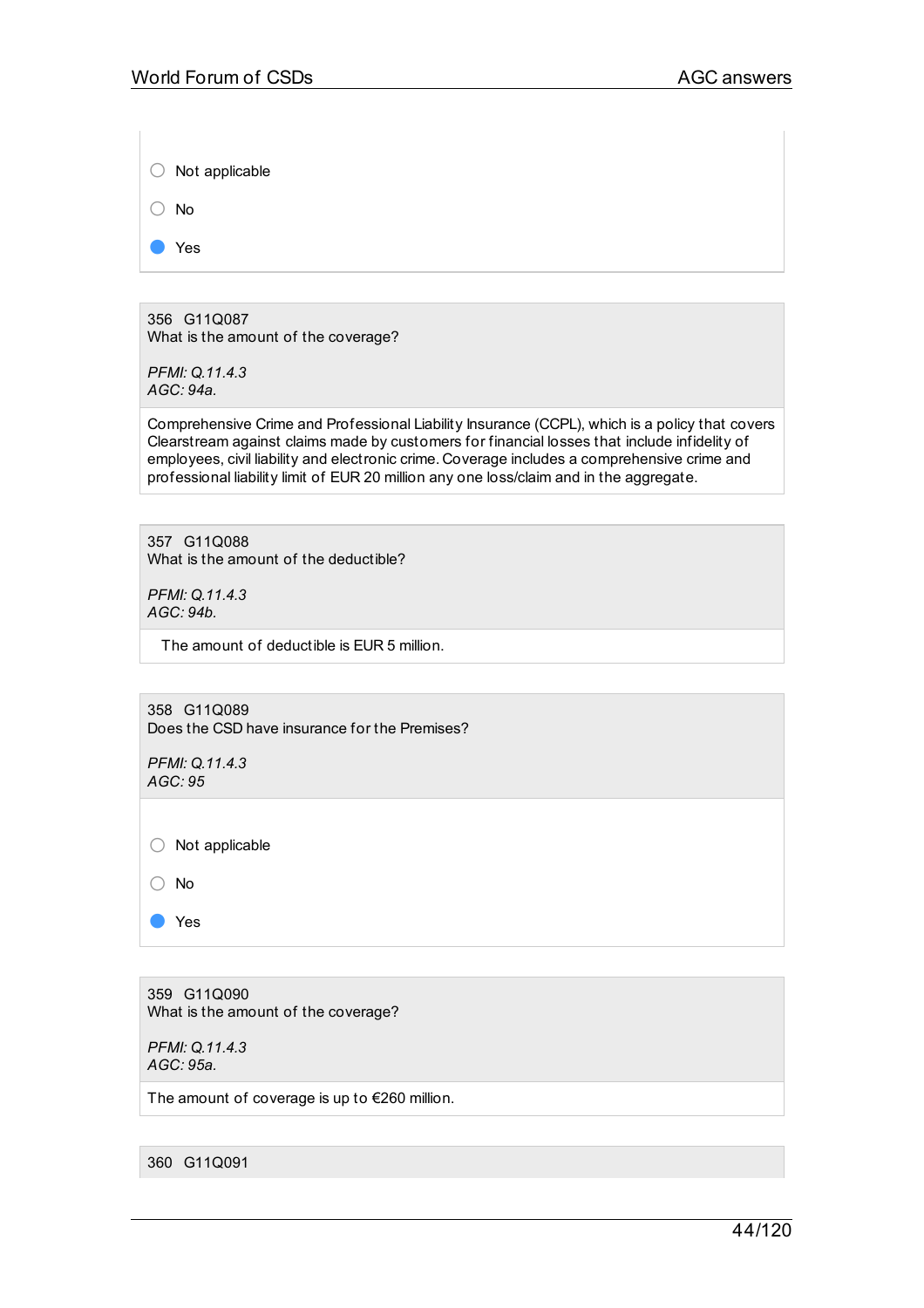- ○ Not applicable
- ○ No
- ● Yes

---

356 G11Q087
What is the amount of the coverage?

*PFMI: Q.11.4.3*
*AGC: 94a.*

Comprehensive Crime and Professional Liability Insurance (CCPL), which is a policy that covers Clearstream against claims made by customers for financial losses that include infidelity of employees, civil liability and electronic crime. Coverage includes a comprehensive crime and professional liability limit of EUR 20 million any one loss/claim and in the aggregate.

---

357 G11Q088
What is the amount of the deductible?

*PFMI: Q.11.4.3*
*AGC: 94b.*

The amount of deductible is EUR 5 million.

---

358 G11Q089
Does the CSD have insurance for the Premises?

*PFMI: Q.11.4.3*
*AGC: 95*

- ○ Not applicable
- ○ No
- ● Yes

---

359 G11Q090
What is the amount of the coverage?

*PFMI: Q.11.4.3*
*AGC: 95a.*

The amount of coverage is up to €260 million.

---

360 G11Q091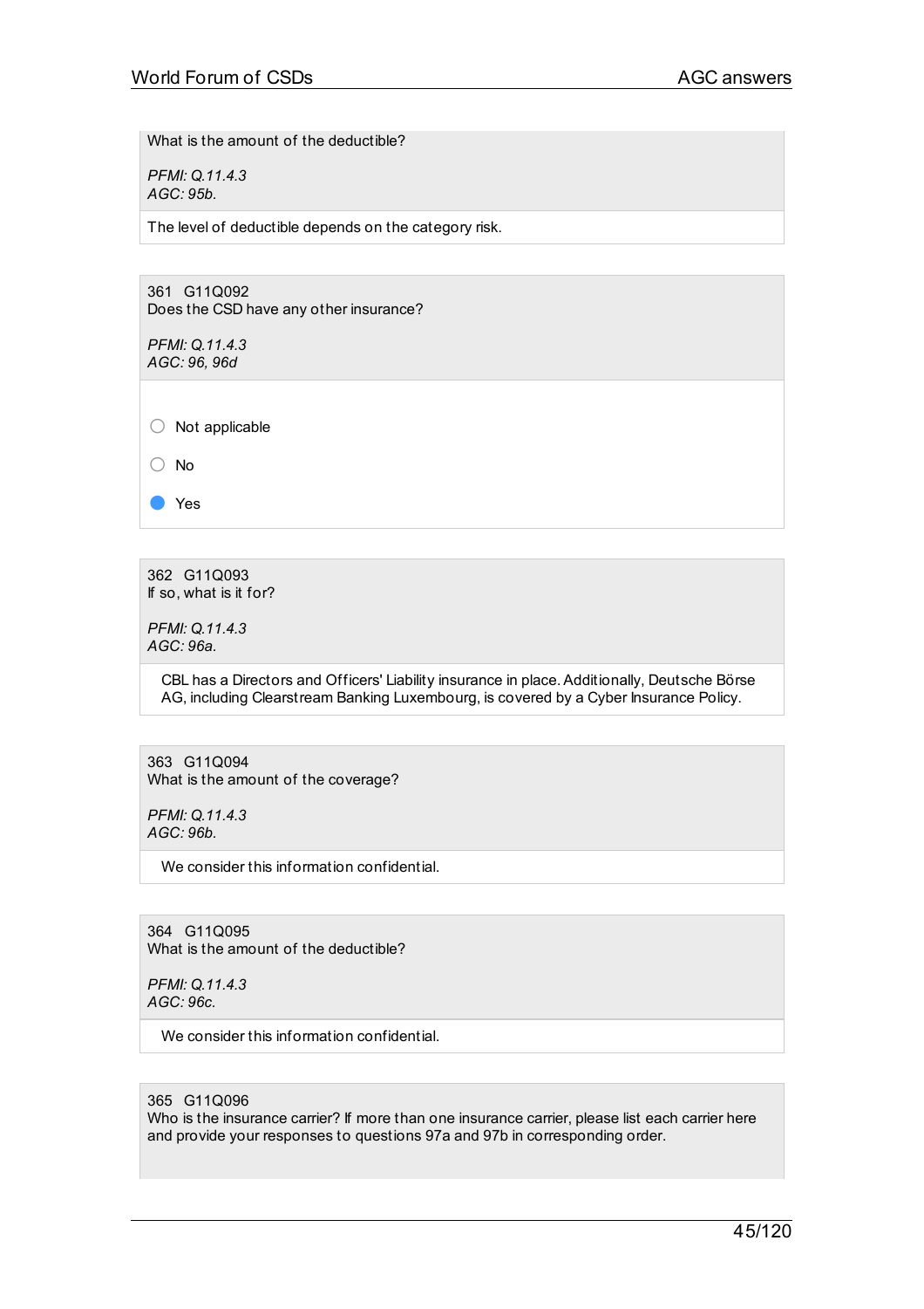What is the amount of the deductible?

*PFMI: Q.11.4.3*
*AGC: 95b.*

The level of deductible depends on the category risk.

361 G11Q092
Does the CSD have any other insurance?

*PFMI: Q.11.4.3*
*AGC: 96, 96d*

- ○ Not applicable
- ○ No
- ● Yes

362 G11Q093
If so, what is it for?

*PFMI: Q.11.4.3*
*AGC: 96a.*

CBL has a Directors and Officers' Liability insurance in place. Additionally, Deutsche Börse AG, including Clearstream Banking Luxembourg, is covered by a Cyber Insurance Policy.

363 G11Q094
What is the amount of the coverage?

*PFMI: Q.11.4.3*
*AGC: 96b.*

We consider this information confidential.

364 G11Q095
What is the amount of the deductible?

*PFMI: Q.11.4.3*
*AGC: 96c.*

We consider this information confidential.

365 G11Q096
Who is the insurance carrier? If more than one insurance carrier, please list each carrier here and provide your responses to questions 97a and 97b in corresponding order.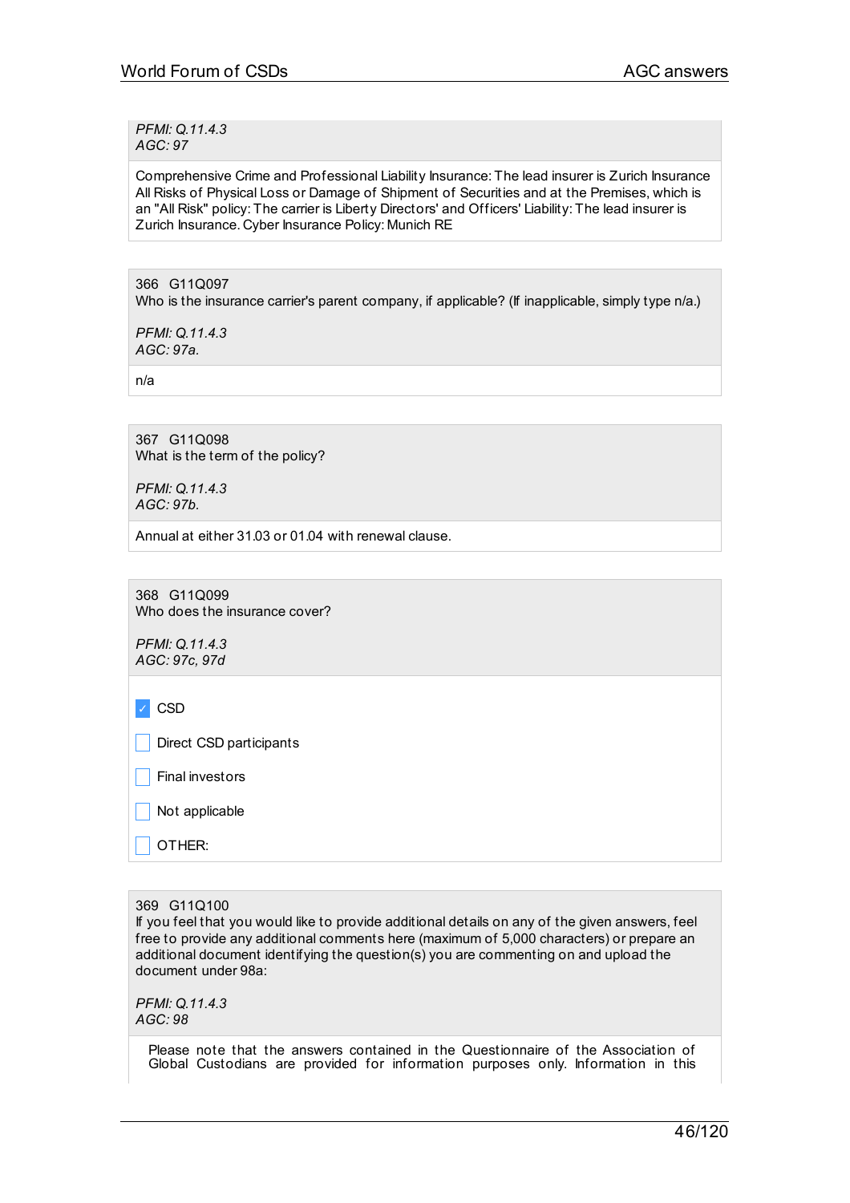*PFMI: Q.11.4.3*
*AGC: 97*

Comprehensive Crime and Professional Liability Insurance: The lead insurer is Zurich Insurance All Risks of Physical Loss or Damage of Shipment of Securities and at the Premises, which is an "All Risk" policy: The carrier is Liberty Directors' and Officers' Liability: The lead insurer is Zurich Insurance. Cyber Insurance Policy: Munich RE

366 G11Q097
Who is the insurance carrier's parent company, if applicable? (If inapplicable, simply type n/a.)

*PFMI: Q.11.4.3*
*AGC: 97a.*

n/a

367 G11Q098
What is the term of the policy?

*PFMI: Q.11.4.3*
*AGC: 97b.*

Annual at either 31.03 or 01.04 with renewal clause.

368 G11Q099
Who does the insurance cover?

*PFMI: Q.11.4.3*
*AGC: 97c, 97d*

- [x] CSD
- [ ] Direct CSD participants
- [ ] Final investors
- [ ] Not applicable
- [ ] OTHER:

369 G11Q100
If you feel that you would like to provide additional details on any of the given answers, feel free to provide any additional comments here (maximum of 5,000 characters) or prepare an additional document identifying the question(s) you are commenting on and upload the document under 98a:

*PFMI: Q.11.4.3*
*AGC: 98*

Please note that the answers contained in the Questionnaire of the Association of Global Custodians are provided for information purposes only. Information in this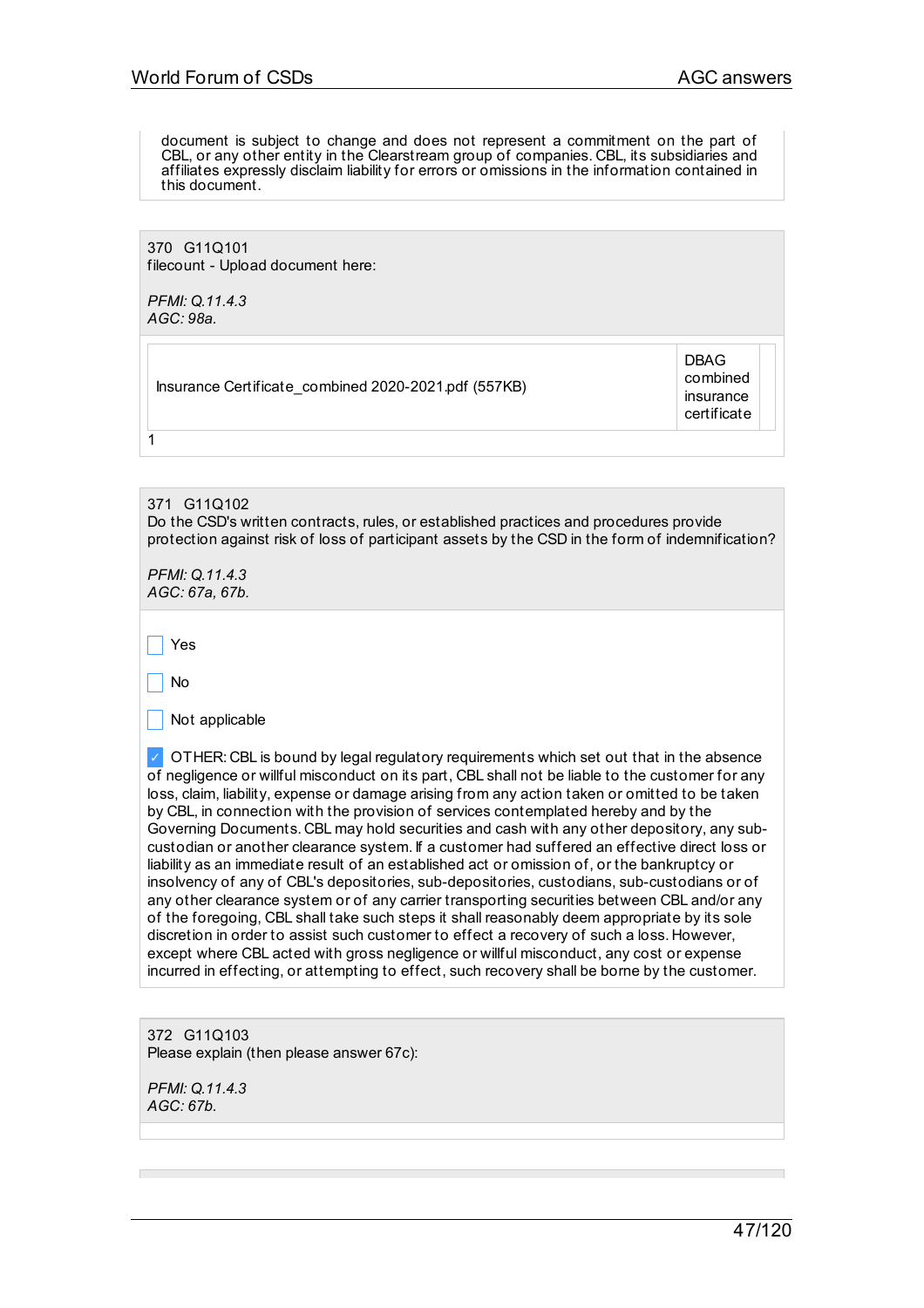document is subject to change and does not represent a commitment on the part of CBL, or any other entity in the Clearstream group of companies. CBL, its subsidiaries and affiliates expressly disclaim liability for errors or omissions in the information contained in this document.

370 G11Q101
filecount - Upload document here:

*PFMI: Q.11.4.3*
*AGC: 98a.*

| | | |
|---|---|---|
| Insurance Certificate_combined 2020-2021.pdf (557KB) | DBAG combined insurance certificate | |

1

371 G11Q102
Do the CSD's written contracts, rules, or established practices and procedures provide protection against risk of loss of participant assets by the CSD in the form of indemnification?

*PFMI: Q.11.4.3*
*AGC: 67a, 67b.*

☐ Yes

☐ No

☐ Not applicable

☑ OTHER: CBL is bound by legal regulatory requirements which set out that in the absence of negligence or willful misconduct on its part, CBL shall not be liable to the customer for any loss, claim, liability, expense or damage arising from any action taken or omitted to be taken by CBL, in connection with the provision of services contemplated hereby and by the Governing Documents. CBL may hold securities and cash with any other depository, any sub-custodian or another clearance system. If a customer had suffered an effective direct loss or liability as an immediate result of an established act or omission of, or the bankruptcy or insolvency of any of CBL's depositories, sub-depositories, custodians, sub-custodians or of any other clearance system or of any carrier transporting securities between CBL and/or any of the foregoing, CBL shall take such steps it shall reasonably deem appropriate by its sole discretion in order to assist such customer to effect a recovery of such a loss. However, except where CBL acted with gross negligence or willful misconduct, any cost or expense incurred in effecting, or attempting to effect, such recovery shall be borne by the customer.

372 G11Q103
Please explain (then please answer 67c):

*PFMI: Q.11.4.3*
*AGC: 67b.*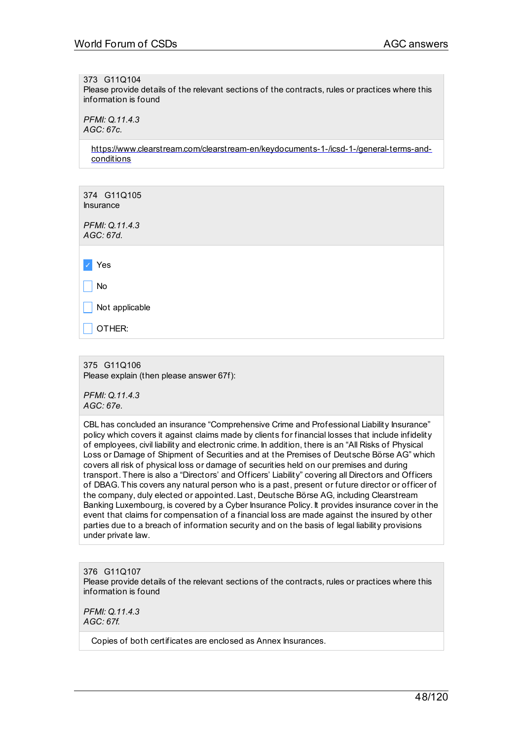373 G11Q104
Please provide details of the relevant sections of the contracts, rules or practices where this information is found

*PFMI: Q.11.4.3*
*AGC: 67c.*

https://www.clearstream.com/clearstream-en/keydocuments-1-/icsd-1-/general-terms-and-conditions

374 G11Q105
Insurance

*PFMI: Q.11.4.3*
*AGC: 67d.*

- [x] Yes
- [ ] No
- [ ] Not applicable
- [ ] OTHER:

375 G11Q106
Please explain (then please answer 67f):

*PFMI: Q.11.4.3*
*AGC: 67e.*

CBL has concluded an insurance “Comprehensive Crime and Professional Liability Insurance” policy which covers it against claims made by clients for financial losses that include infidelity of employees, civil liability and electronic crime. In addition, there is an “All Risks of Physical Loss or Damage of Shipment of Securities and at the Premises of Deutsche Börse AG” which covers all risk of physical loss or damage of securities held on our premises and during transport. There is also a “Directors’ and Officers’ Liability” covering all Directors and Officers of DBAG. This covers any natural person who is a past, present or future director or officer of the company, duly elected or appointed. Last, Deutsche Börse AG, including Clearstream Banking Luxembourg, is covered by a Cyber Insurance Policy. It provides insurance cover in the event that claims for compensation of a financial loss are made against the insured by other parties due to a breach of information security and on the basis of legal liability provisions under private law.

376 G11Q107
Please provide details of the relevant sections of the contracts, rules or practices where this information is found

*PFMI: Q.11.4.3*
*AGC: 67f.*

Copies of both certificates are enclosed as Annex Insurances.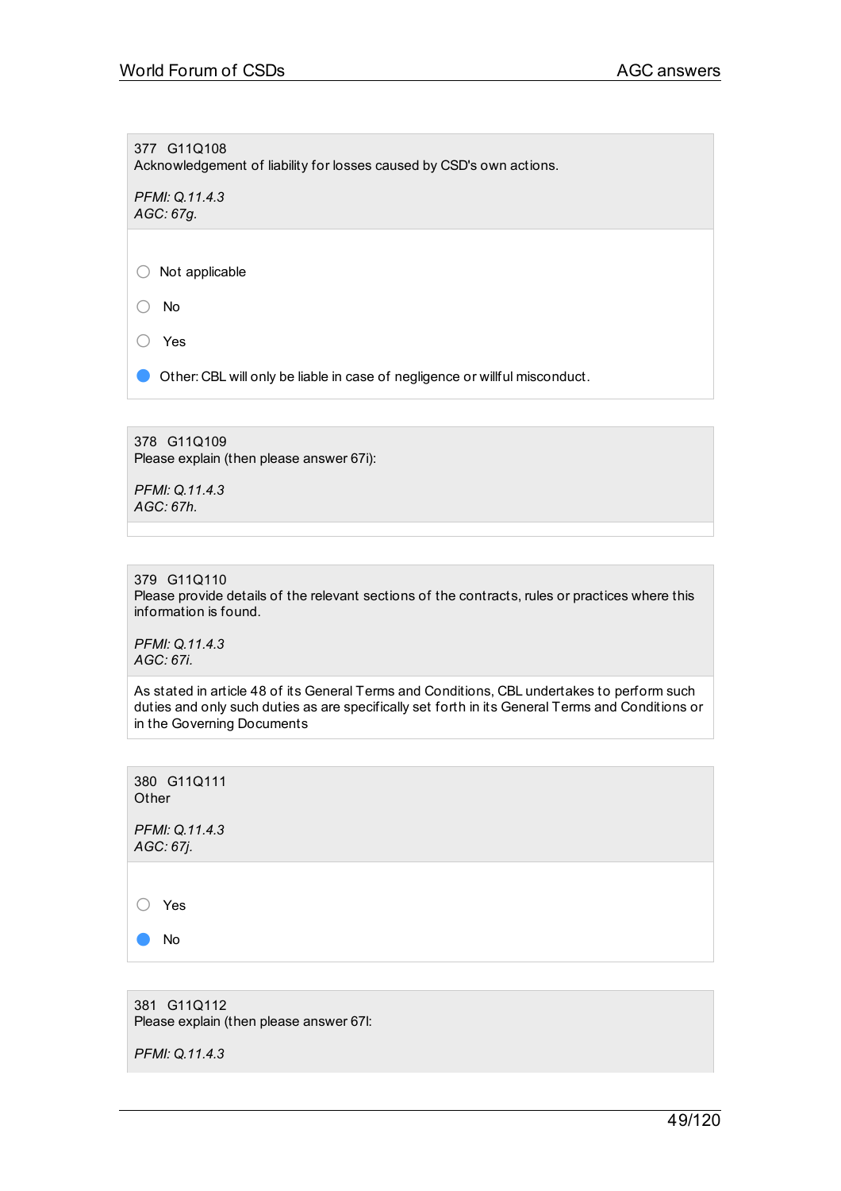377 G11Q108
Acknowledgement of liability for losses caused by CSD's own actions.

*PFMI: Q.11.4.3*
*AGC: 67g.*

- ○ Not applicable
- ○ No
- ○ Yes
- ● Other: CBL will only be liable in case of negligence or willful misconduct.

378 G11Q109
Please explain (then please answer 67i):

*PFMI: Q.11.4.3*
*AGC: 67h.*

379 G11Q110
Please provide details of the relevant sections of the contracts, rules or practices where this information is found.

*PFMI: Q.11.4.3*
*AGC: 67i.*

As stated in article 48 of its General Terms and Conditions, CBL undertakes to perform such duties and only such duties as are specifically set forth in its General Terms and Conditions or in the Governing Documents

380 G11Q111
Other

*PFMI: Q.11.4.3*
*AGC: 67j.*

- ○ Yes
- ● No

381 G11Q112
Please explain (then please answer 67l:

*PFMI: Q.11.4.3*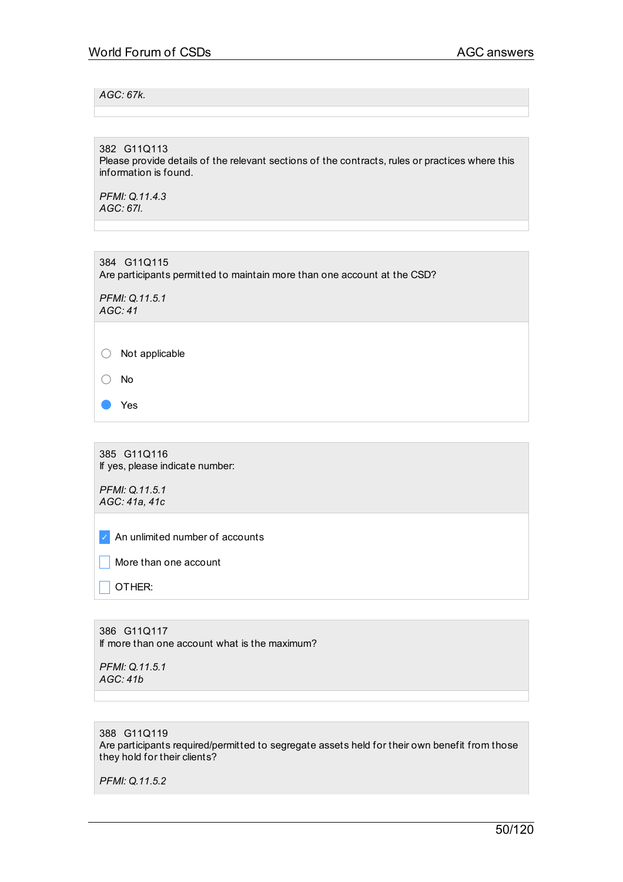*AGC: 67k.*

---

382 G11Q113
Please provide details of the relevant sections of the contracts, rules or practices where this information is found.

*PFMI: Q.11.4.3*
*AGC: 67l.*

---

384 G11Q115
Are participants permitted to maintain more than one account at the CSD?

*PFMI: Q.11.5.1*
*AGC: 41*

- ○ Not applicable
- ○ No
- ● Yes

---

385 G11Q116
If yes, please indicate number:

*PFMI: Q.11.5.1*
*AGC: 41a, 41c*

- [x] An unlimited number of accounts
- [ ] More than one account
- [ ] OTHER:

---

386 G11Q117
If more than one account what is the maximum?

*PFMI: Q.11.5.1*
*AGC: 41b*

---

388 G11Q119
Are participants required/permitted to segregate assets held for their own benefit from those they hold for their clients?

*PFMI: Q.11.5.2*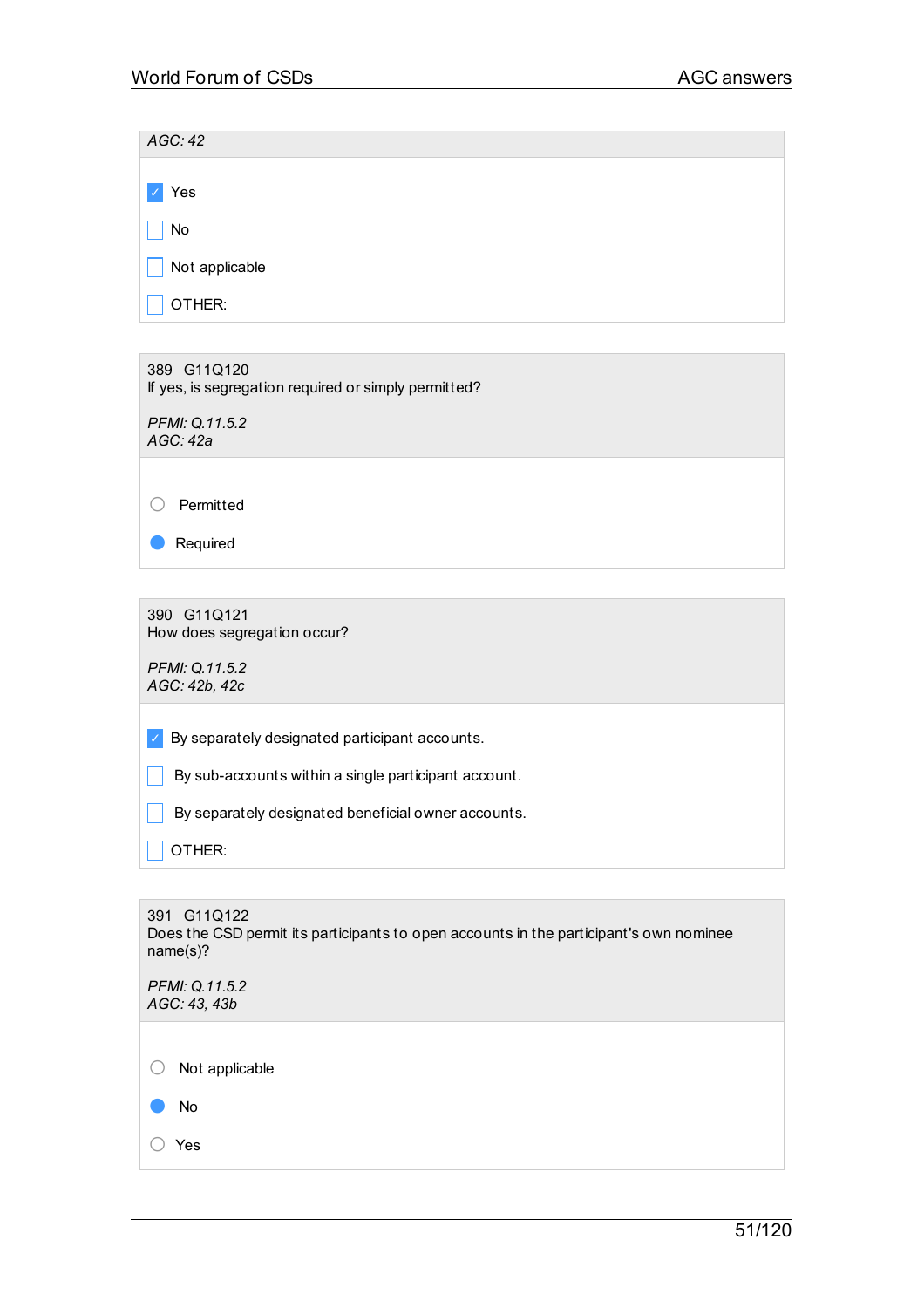*AGC: 42*

- [x] Yes
- [ ] No
- [ ] Not applicable
- [ ] OTHER:

---

389 G11Q120
If yes, is segregation required or simply permitted?

*PFMI: Q.11.5.2*
*AGC: 42a*

- ○ Permitted
- ● Required

---

390 G11Q121
How does segregation occur?

*PFMI: Q.11.5.2*
*AGC: 42b, 42c*

- [x] By separately designated participant accounts.
- [ ] By sub-accounts within a single participant account.
- [ ] By separately designated beneficial owner accounts.
- [ ] OTHER:

---

391 G11Q122
Does the CSD permit its participants to open accounts in the participant's own nominee name(s)?

*PFMI: Q.11.5.2*
*AGC: 43, 43b*

- ○ Not applicable
- ● No
- ○ Yes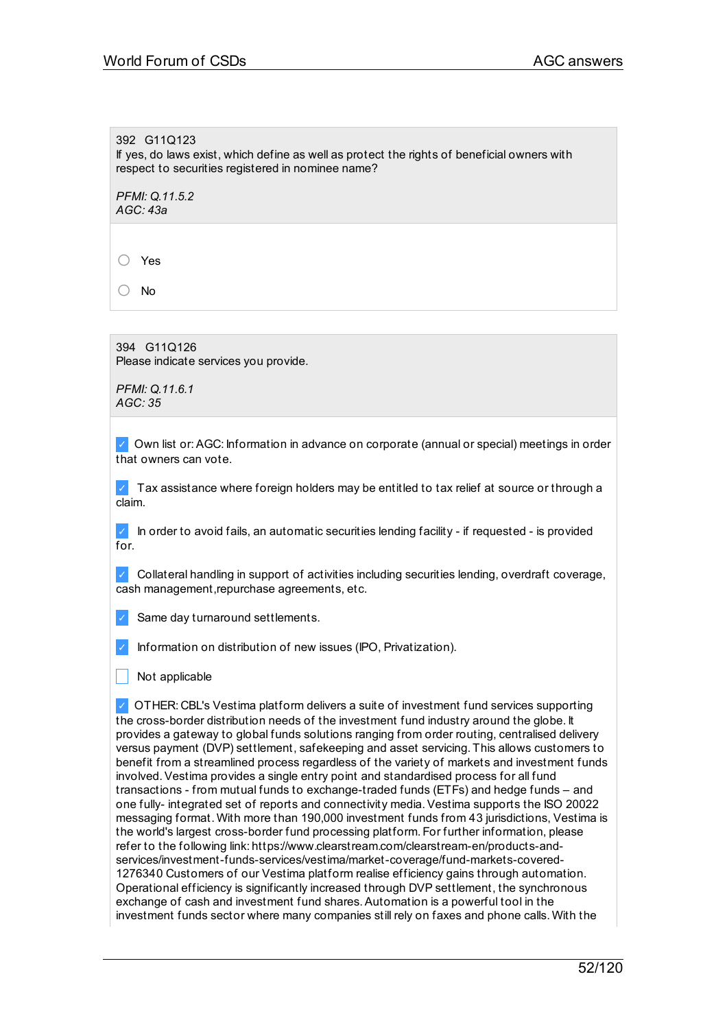392 G11Q123
If yes, do laws exist, which define as well as protect the rights of beneficial owners with respect to securities registered in nominee name?

*PFMI: Q.11.5.2*
*AGC: 43a*

- ○ Yes
- ○ No

394 G11Q126
Please indicate services you provide.

*PFMI: Q.11.6.1*
*AGC: 35*

- [x] Own list or: AGC: Information in advance on corporate (annual or special) meetings in order that owners can vote.
- [x] Tax assistance where foreign holders may be entitled to tax relief at source or through a claim.
- [x] In order to avoid fails, an automatic securities lending facility - if requested - is provided for.
- [x] Collateral handling in support of activities including securities lending, overdraft coverage, cash management,repurchase agreements, etc.
- [x] Same day turnaround settlements.
- [x] Information on distribution of new issues (IPO, Privatization).
- [ ] Not applicable
- [x] OTHER: CBL's Vestima platform delivers a suite of investment fund services supporting the cross-border distribution needs of the investment fund industry around the globe. It provides a gateway to global funds solutions ranging from order routing, centralised delivery versus payment (DVP) settlement, safekeeping and asset servicing. This allows customers to benefit from a streamlined process regardless of the variety of markets and investment funds involved. Vestima provides a single entry point and standardised process for all fund transactions - from mutual funds to exchange-traded funds (ETFs) and hedge funds – and one fully- integrated set of reports and connectivity media. Vestima supports the ISO 20022 messaging format. With more than 190,000 investment funds from 43 jurisdictions, Vestima is the world's largest cross-border fund processing platform. For further information, please refer to the following link: https://www.clearstream.com/clearstream-en/products-and-services/investment-funds-services/vestima/market-coverage/fund-markets-covered-1276340 Customers of our Vestima platform realise efficiency gains through automation. Operational efficiency is significantly increased through DVP settlement, the synchronous exchange of cash and investment fund shares. Automation is a powerful tool in the investment funds sector where many companies still rely on faxes and phone calls. With the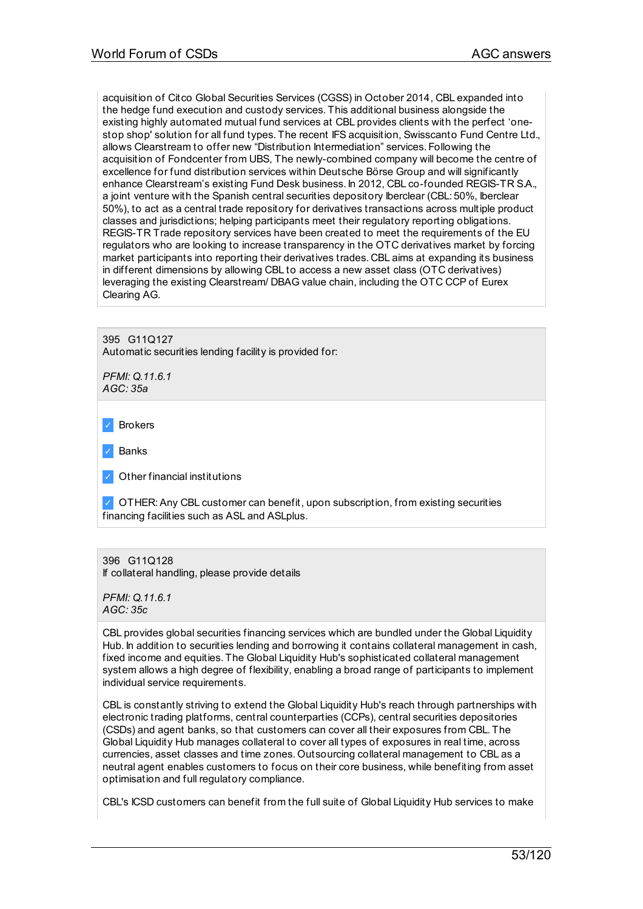acquisition of Citco Global Securities Services (CGSS) in October 2014, CBL expanded into the hedge fund execution and custody services. This additional business alongside the existing highly automated mutual fund services at CBL provides clients with the perfect 'one-stop shop' solution for all fund types. The recent IFS acquisition, Swisscanto Fund Centre Ltd., allows Clearstream to offer new "Distribution Intermediation" services. Following the acquisition of Fondcenter from UBS, The newly-combined company will become the centre of excellence for fund distribution services within Deutsche Börse Group and will significantly enhance Clearstream's existing Fund Desk business. In 2012, CBL co-founded REGIS-TR S.A., a joint venture with the Spanish central securities depository Iberclear (CBL: 50%, Iberclear 50%), to act as a central trade repository for derivatives transactions across multiple product classes and jurisdictions; helping participants meet their regulatory reporting obligations. REGIS-TR Trade repository services have been created to meet the requirements of the EU regulators who are looking to increase transparency in the OTC derivatives market by forcing market participants into reporting their derivatives trades. CBL aims at expanding its business in different dimensions by allowing CBL to access a new asset class (OTC derivatives) leveraging the existing Clearstream/ DBAG value chain, including the OTC CCP of Eurex Clearing AG.

395 G11Q127
Automatic securities lending facility is provided for:

*PFMI: Q.11.6.1*
*AGC: 35a*

- ✓ Brokers
- ✓ Banks
- ✓ Other financial institutions
- ✓ OTHER: Any CBL customer can benefit, upon subscription, from existing securities financing facilities such as ASL and ASLplus.

396 G11Q128
If collateral handling, please provide details

*PFMI: Q.11.6.1*
*AGC: 35c*

CBL provides global securities financing services which are bundled under the Global Liquidity Hub. In addition to securities lending and borrowing it contains collateral management in cash, fixed income and equities. The Global Liquidity Hub's sophisticated collateral management system allows a high degree of flexibility, enabling a broad range of participants to implement individual service requirements.

CBL is constantly striving to extend the Global Liquidity Hub's reach through partnerships with electronic trading platforms, central counterparties (CCPs), central securities depositories (CSDs) and agent banks, so that customers can cover all their exposures from CBL. The Global Liquidity Hub manages collateral to cover all types of exposures in real time, across currencies, asset classes and time zones. Outsourcing collateral management to CBL as a neutral agent enables customers to focus on their core business, while benefiting from asset optimisation and full regulatory compliance.

CBL's ICSD customers can benefit from the full suite of Global Liquidity Hub services to make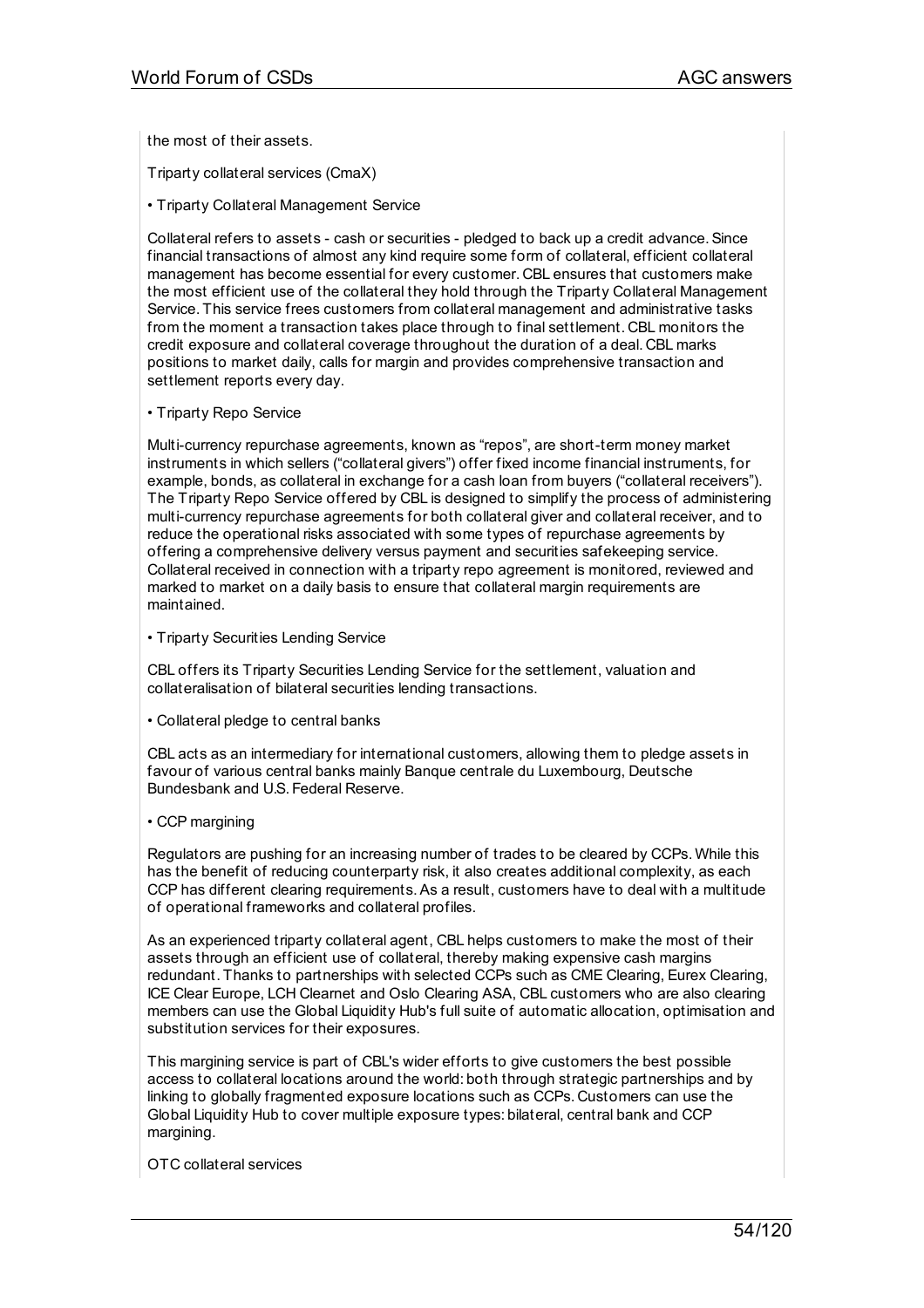the most of their assets.

Triparty collateral services (CmaX)

• Triparty Collateral Management Service

Collateral refers to assets - cash or securities - pledged to back up a credit advance. Since financial transactions of almost any kind require some form of collateral, efficient collateral management has become essential for every customer. CBL ensures that customers make the most efficient use of the collateral they hold through the Triparty Collateral Management Service. This service frees customers from collateral management and administrative tasks from the moment a transaction takes place through to final settlement. CBL monitors the credit exposure and collateral coverage throughout the duration of a deal. CBL marks positions to market daily, calls for margin and provides comprehensive transaction and settlement reports every day.

• Triparty Repo Service

Multi-currency repurchase agreements, known as "repos", are short-term money market instruments in which sellers ("collateral givers") offer fixed income financial instruments, for example, bonds, as collateral in exchange for a cash loan from buyers ("collateral receivers"). The Triparty Repo Service offered by CBL is designed to simplify the process of administering multi-currency repurchase agreements for both collateral giver and collateral receiver, and to reduce the operational risks associated with some types of repurchase agreements by offering a comprehensive delivery versus payment and securities safekeeping service. Collateral received in connection with a triparty repo agreement is monitored, reviewed and marked to market on a daily basis to ensure that collateral margin requirements are maintained.

• Triparty Securities Lending Service

CBL offers its Triparty Securities Lending Service for the settlement, valuation and collateralisation of bilateral securities lending transactions.

• Collateral pledge to central banks

CBL acts as an intermediary for international customers, allowing them to pledge assets in favour of various central banks mainly Banque centrale du Luxembourg, Deutsche Bundesbank and U.S. Federal Reserve.

• CCP margining

Regulators are pushing for an increasing number of trades to be cleared by CCPs. While this has the benefit of reducing counterparty risk, it also creates additional complexity, as each CCP has different clearing requirements. As a result, customers have to deal with a multitude of operational frameworks and collateral profiles.

As an experienced triparty collateral agent, CBL helps customers to make the most of their assets through an efficient use of collateral, thereby making expensive cash margins redundant. Thanks to partnerships with selected CCPs such as CME Clearing, Eurex Clearing, ICE Clear Europe, LCH Clearnet and Oslo Clearing ASA, CBL customers who are also clearing members can use the Global Liquidity Hub's full suite of automatic allocation, optimisation and substitution services for their exposures.

This margining service is part of CBL's wider efforts to give customers the best possible access to collateral locations around the world: both through strategic partnerships and by linking to globally fragmented exposure locations such as CCPs. Customers can use the Global Liquidity Hub to cover multiple exposure types: bilateral, central bank and CCP margining.

OTC collateral services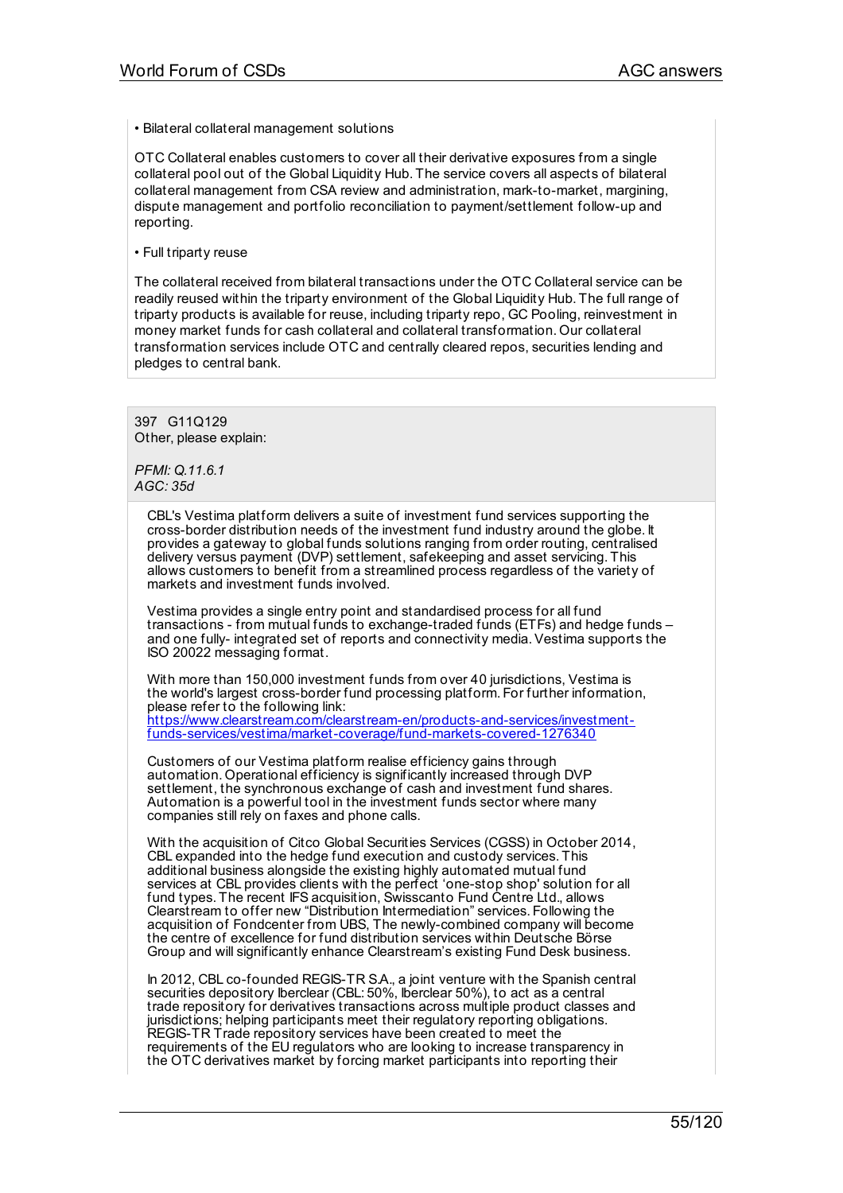• Bilateral collateral management solutions

OTC Collateral enables customers to cover all their derivative exposures from a single collateral pool out of the Global Liquidity Hub. The service covers all aspects of bilateral collateral management from CSA review and administration, mark-to-market, margining, dispute management and portfolio reconciliation to payment/settlement follow-up and reporting.

• Full triparty reuse

The collateral received from bilateral transactions under the OTC Collateral service can be readily reused within the triparty environment of the Global Liquidity Hub. The full range of triparty products is available for reuse, including triparty repo, GC Pooling, reinvestment in money market funds for cash collateral and collateral transformation. Our collateral transformation services include OTC and centrally cleared repos, securities lending and pledges to central bank.

397 G11Q129
Other, please explain:

*PFMI: Q.11.6.1*
*AGC: 35d*

CBL's Vestima platform delivers a suite of investment fund services supporting the cross-border distribution needs of the investment fund industry around the globe. It provides a gateway to global funds solutions ranging from order routing, centralised delivery versus payment (DVP) settlement, safekeeping and asset servicing. This allows customers to benefit from a streamlined process regardless of the variety of markets and investment funds involved.

Vestima provides a single entry point and standardised process for all fund transactions - from mutual funds to exchange-traded funds (ETFs) and hedge funds – and one fully- integrated set of reports and connectivity media. Vestima supports the ISO 20022 messaging format.

With more than 150,000 investment funds from over 40 jurisdictions, Vestima is the world's largest cross-border fund processing platform. For further information, please refer to the following link:
[https://www.clearstream.com/clearstream-en/products-and-services/investment-funds-services/vestima/market-coverage/fund-markets-covered-1276340](https://www.clearstream.com/clearstream-en/products-and-services/investment-funds-services/vestima/market-coverage/fund-markets-covered-1276340)

Customers of our Vestima platform realise efficiency gains through automation. Operational efficiency is significantly increased through DVP settlement, the synchronous exchange of cash and investment fund shares. Automation is a powerful tool in the investment funds sector where many companies still rely on faxes and phone calls.

With the acquisition of Citco Global Securities Services (CGSS) in October 2014, CBL expanded into the hedge fund execution and custody services. This additional business alongside the existing highly automated mutual fund services at CBL provides clients with the perfect 'one-stop shop' solution for all fund types. The recent IFS acquisition, Swisscanto Fund Centre Ltd., allows Clearstream to offer new "Distribution Intermediation" services. Following the acquisition of Fondcenter from UBS, The newly-combined company will become the centre of excellence for fund distribution services within Deutsche Börse Group and will significantly enhance Clearstream's existing Fund Desk business.

In 2012, CBL co-founded REGIS-TR S.A., a joint venture with the Spanish central securities depository Iberclear (CBL: 50%, Iberclear 50%), to act as a central trade repository for derivatives transactions across multiple product classes and jurisdictions; helping participants meet their regulatory reporting obligations. REGIS-TR Trade repository services have been created to meet the requirements of the EU regulators who are looking to increase transparency in the OTC derivatives market by forcing market participants into reporting their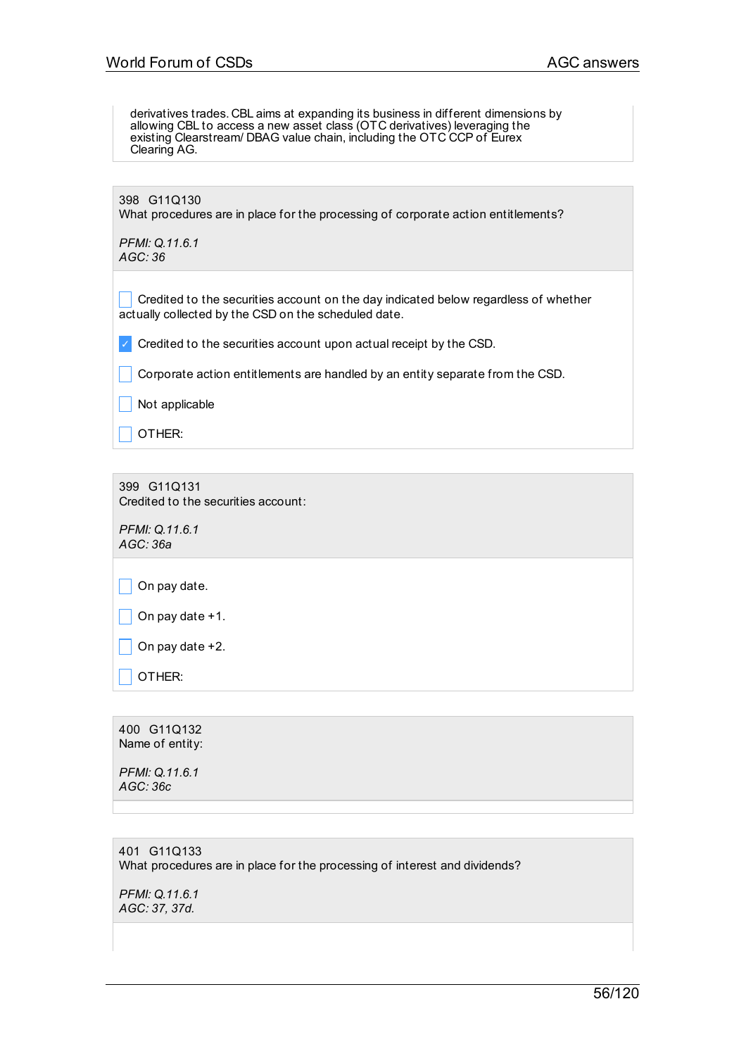derivatives trades. CBL aims at expanding its business in different dimensions by allowing CBL to access a new asset class (OTC derivatives) leveraging the existing Clearstream/ DBAG value chain, including the OTC CCP of Eurex Clearing AG.

398 G11Q130
What procedures are in place for the processing of corporate action entitlements?

*PFMI: Q.11.6.1*
*AGC: 36*

- [ ] Credited to the securities account on the day indicated below regardless of whether actually collected by the CSD on the scheduled date.
- [x] Credited to the securities account upon actual receipt by the CSD.
- [ ] Corporate action entitlements are handled by an entity separate from the CSD.
- [ ] Not applicable
- [ ] OTHER:

399 G11Q131
Credited to the securities account:

*PFMI: Q.11.6.1*
*AGC: 36a*

- [ ] On pay date.
- [ ] On pay date +1.
- [ ] On pay date +2.
- [ ] OTHER:

400 G11Q132
Name of entity:

*PFMI: Q.11.6.1*
*AGC: 36c*

401 G11Q133
What procedures are in place for the processing of interest and dividends?

*PFMI: Q.11.6.1*
*AGC: 37, 37d.*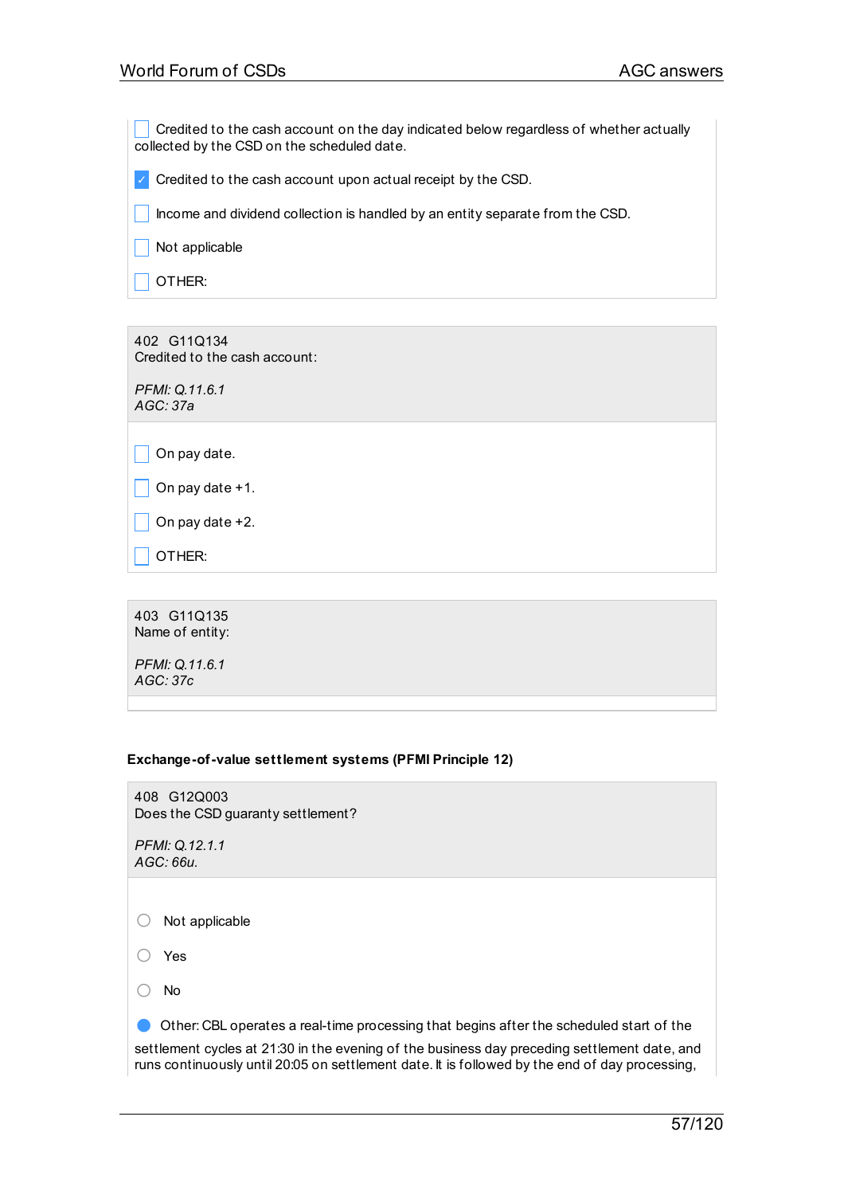- [ ] Credited to the cash account on the day indicated below regardless of whether actually collected by the CSD on the scheduled date.
- [x] Credited to the cash account upon actual receipt by the CSD.
- [ ] Income and dividend collection is handled by an entity separate from the CSD.
- [ ] Not applicable
- [ ] OTHER:

402 G11Q134
Credited to the cash account:

*PFMI: Q.11.6.1*
*AGC: 37a*

- [ ] On pay date.
- [ ] On pay date +1.
- [ ] On pay date +2.
- [ ] OTHER:

403 G11Q135
Name of entity:

*PFMI: Q.11.6.1*
*AGC: 37c*

**Exchange-of-value settlement systems (PFMI Principle 12)**

408 G12Q003
Does the CSD guaranty settlement?

*PFMI: Q.12.1.1*
*AGC: 66u.*

- ( ) Not applicable
- ( ) Yes
- ( ) No
- (•) Other: CBL operates a real-time processing that begins after the scheduled start of the settlement cycles at 21:30 in the evening of the business day preceding settlement date, and runs continuously until 20:05 on settlement date. It is followed by the end of day processing,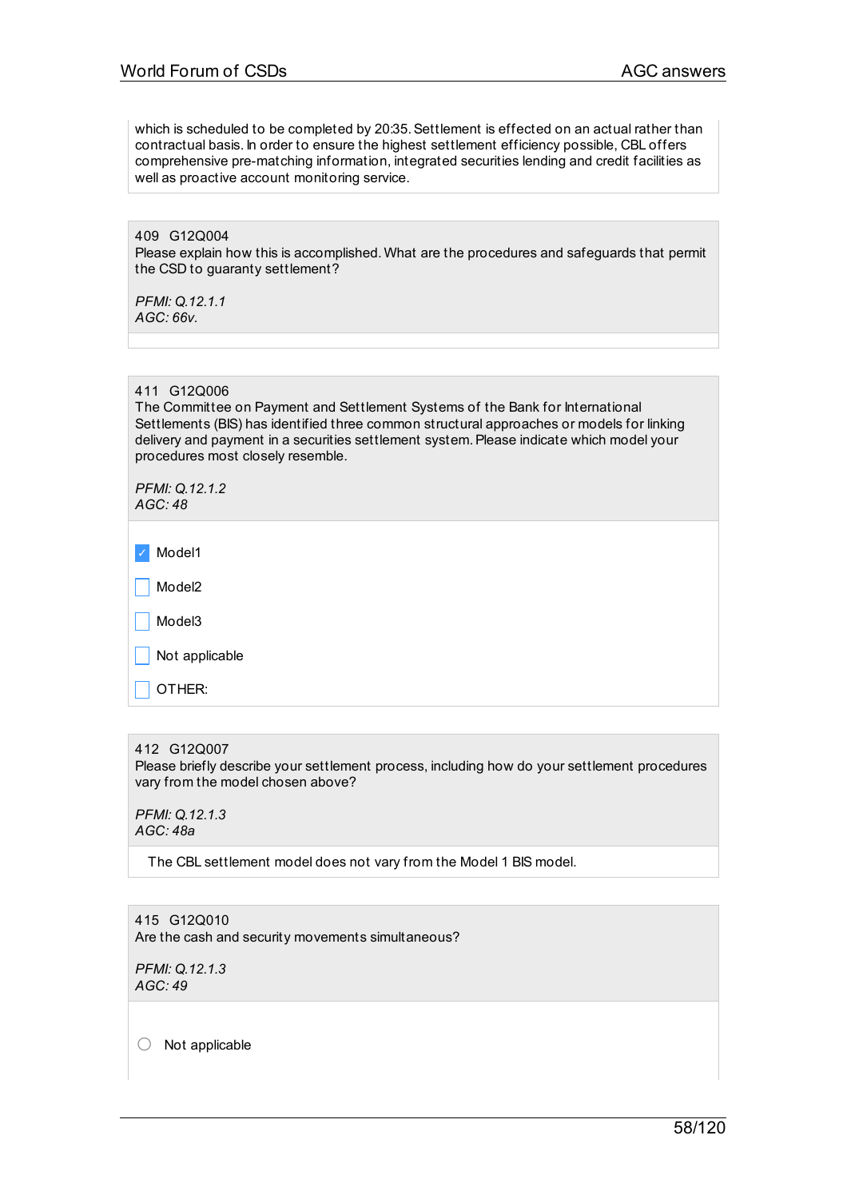which is scheduled to be completed by 20:35. Settlement is effected on an actual rather than contractual basis. In order to ensure the highest settlement efficiency possible, CBL offers comprehensive pre-matching information, integrated securities lending and credit facilities as well as proactive account monitoring service.

409 G12Q004

Please explain how this is accomplished. What are the procedures and safeguards that permit the CSD to guaranty settlement?

*PFMI: Q.12.1.1*
*AGC: 66v.*

411 G12Q006

The Committee on Payment and Settlement Systems of the Bank for International Settlements (BIS) has identified three common structural approaches or models for linking delivery and payment in a securities settlement system. Please indicate which model your procedures most closely resemble.

*PFMI: Q.12.1.2*
*AGC: 48*

- [x] Model1
- [ ] Model2
- [ ] Model3
- [ ] Not applicable
- [ ] OTHER:

412 G12Q007

Please briefly describe your settlement process, including how do your settlement procedures vary from the model chosen above?

*PFMI: Q.12.1.3*
*AGC: 48a*

The CBL settlement model does not vary from the Model 1 BIS model.

415 G12Q010

Are the cash and security movements simultaneous?

*PFMI: Q.12.1.3*
*AGC: 49*

- ( ) Not applicable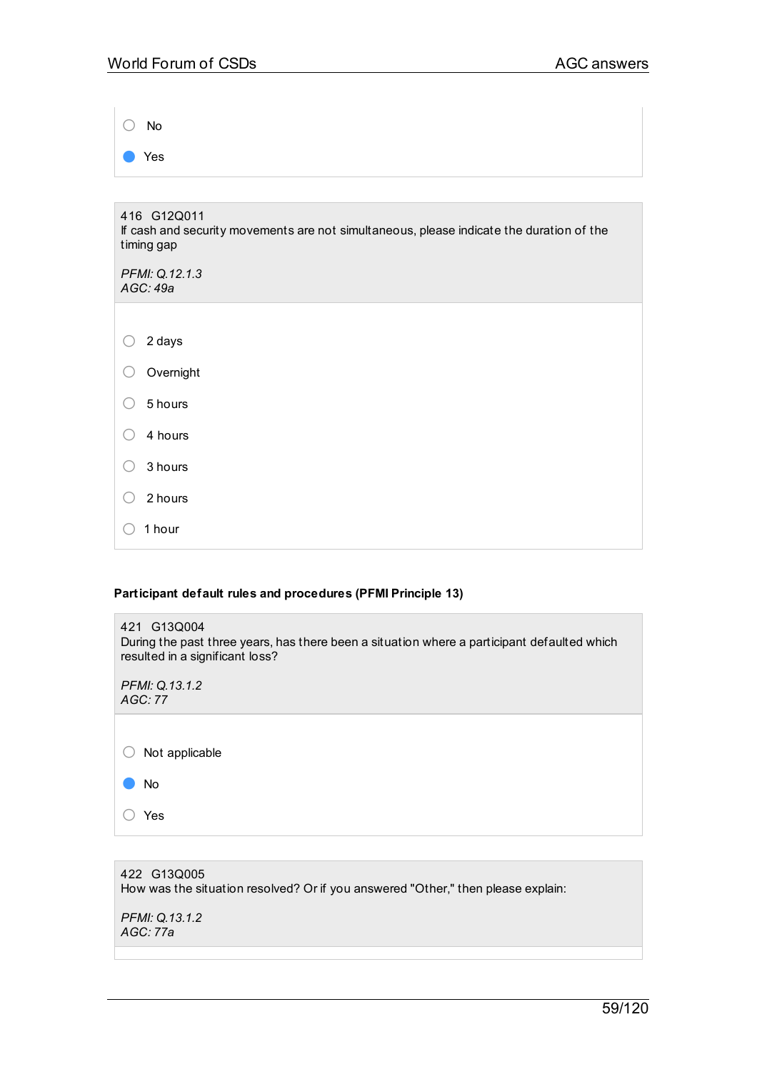- [ ] No
- [x] Yes

416 G12Q011
If cash and security movements are not simultaneous, please indicate the duration of the timing gap

*PFMI: Q.12.1.3*
*AGC: 49a*

- [ ] 2 days
- [ ] Overnight
- [ ] 5 hours
- [ ] 4 hours
- [ ] 3 hours
- [ ] 2 hours
- [ ] 1 hour

**Participant default rules and procedures (PFMI Principle 13)**

421 G13Q004
During the past three years, has there been a situation where a participant defaulted which resulted in a significant loss?

*PFMI: Q.13.1.2*
*AGC: 77*

- [ ] Not applicable
- [x] No
- [ ] Yes

422 G13Q005
How was the situation resolved? Or if you answered "Other," then please explain:

*PFMI: Q.13.1.2*
*AGC: 77a*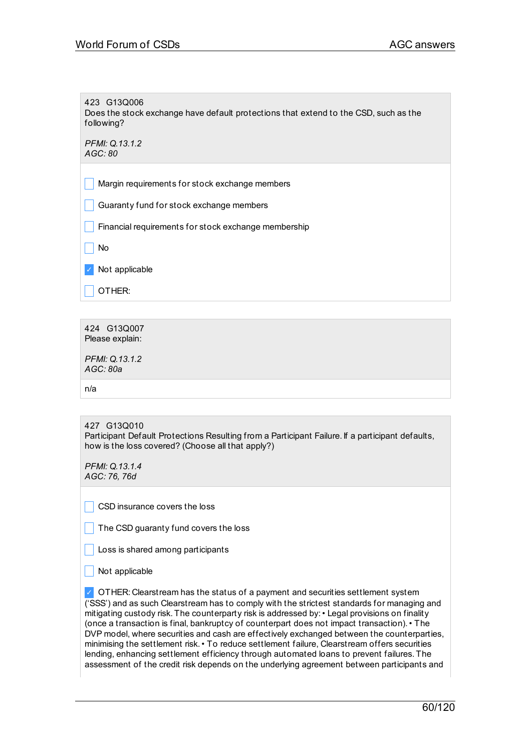423 G13Q006
Does the stock exchange have default protections that extend to the CSD, such as the following?

*PFMI: Q.13.1.2*
*AGC: 80*

- [ ] Margin requirements for stock exchange members
- [ ] Guaranty fund for stock exchange members
- [ ] Financial requirements for stock exchange membership
- [ ] No
- [x] Not applicable
- [ ] OTHER:

424 G13Q007
Please explain:

*PFMI: Q.13.1.2*
*AGC: 80a*

n/a

427 G13Q010
Participant Default Protections Resulting from a Participant Failure. If a participant defaults, how is the loss covered? (Choose all that apply?)

*PFMI: Q.13.1.4*
*AGC: 76, 76d*

- [ ] CSD insurance covers the loss
- [ ] The CSD guaranty fund covers the loss
- [ ] Loss is shared among participants
- [ ] Not applicable
- [x] OTHER: Clearstream has the status of a payment and securities settlement system ('SSS') and as such Clearstream has to comply with the strictest standards for managing and mitigating custody risk. The counterparty risk is addressed by: • Legal provisions on finality (once a transaction is final, bankruptcy of counterpart does not impact transaction). • The DVP model, where securities and cash are effectively exchanged between the counterparties, minimising the settlement risk. • To reduce settlement failure, Clearstream offers securities lending, enhancing settlement efficiency through automated loans to prevent failures. The assessment of the credit risk depends on the underlying agreement between participants and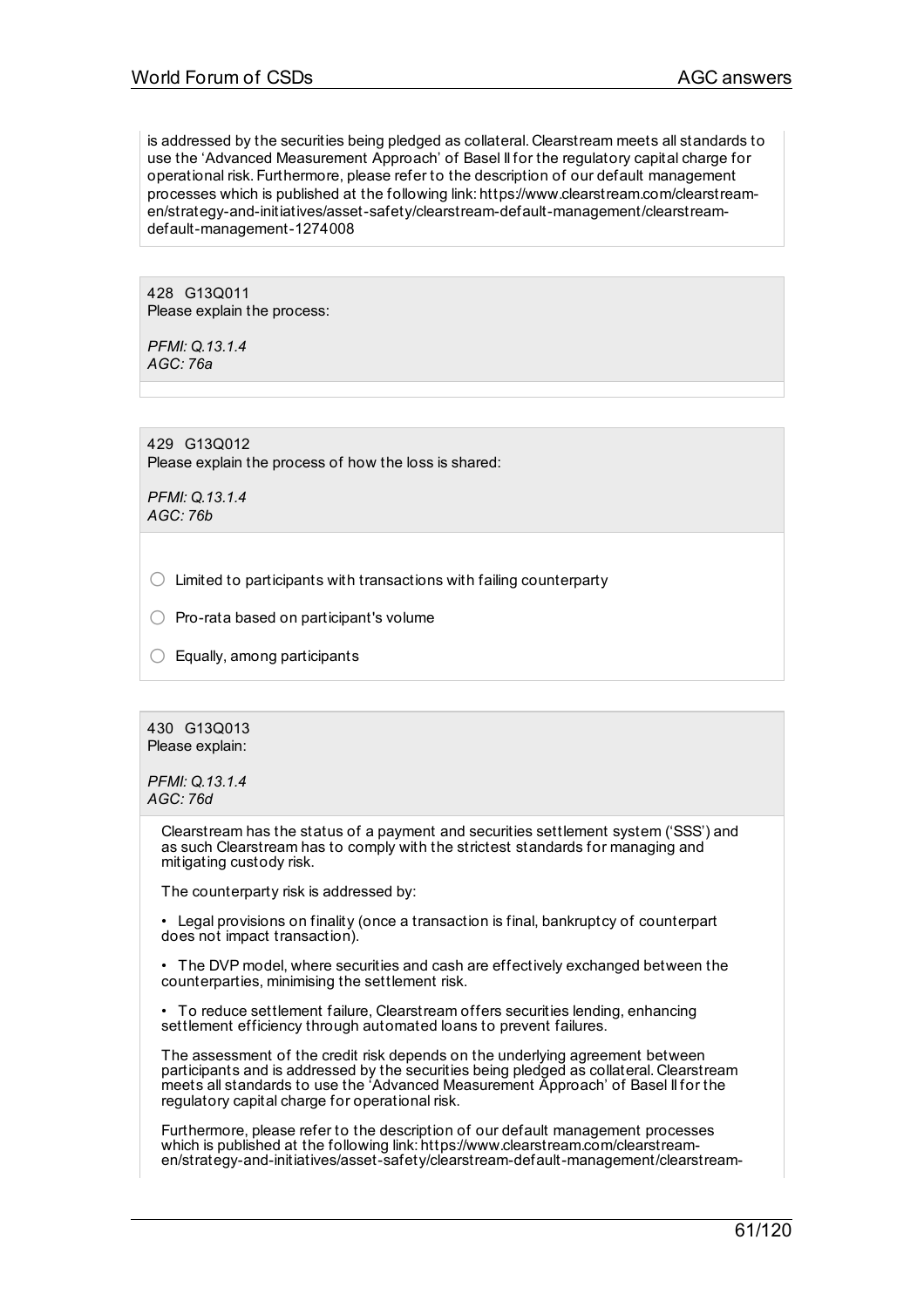is addressed by the securities being pledged as collateral. Clearstream meets all standards to use the 'Advanced Measurement Approach' of Basel II for the regulatory capital charge for operational risk. Furthermore, please refer to the description of our default management processes which is published at the following link: https://www.clearstream.com/clearstream-en/strategy-and-initiatives/asset-safety/clearstream-default-management/clearstream-default-management-1274008

428 G13Q011
Please explain the process:

*PFMI: Q.13.1.4*
*AGC: 76a*

429 G13Q012
Please explain the process of how the loss is shared:

*PFMI: Q.13.1.4*
*AGC: 76b*

- ◯ Limited to participants with transactions with failing counterparty
- ◯ Pro-rata based on participant's volume
- ◯ Equally, among participants

430 G13Q013
Please explain:

*PFMI: Q.13.1.4*
*AGC: 76d*

Clearstream has the status of a payment and securities settlement system ('SSS') and as such Clearstream has to comply with the strictest standards for managing and mitigating custody risk.

The counterparty risk is addressed by:

- Legal provisions on finality (once a transaction is final, bankruptcy of counterpart does not impact transaction).
- The DVP model, where securities and cash are effectively exchanged between the counterparties, minimising the settlement risk.
- To reduce settlement failure, Clearstream offers securities lending, enhancing settlement efficiency through automated loans to prevent failures.

The assessment of the credit risk depends on the underlying agreement between participants and is addressed by the securities being pledged as collateral. Clearstream meets all standards to use the 'Advanced Measurement Approach' of Basel II for the regulatory capital charge for operational risk.

Furthermore, please refer to the description of our default management processes which is published at the following link: https://www.clearstream.com/clearstream-en/strategy-and-initiatives/asset-safety/clearstream-default-management/clearstream-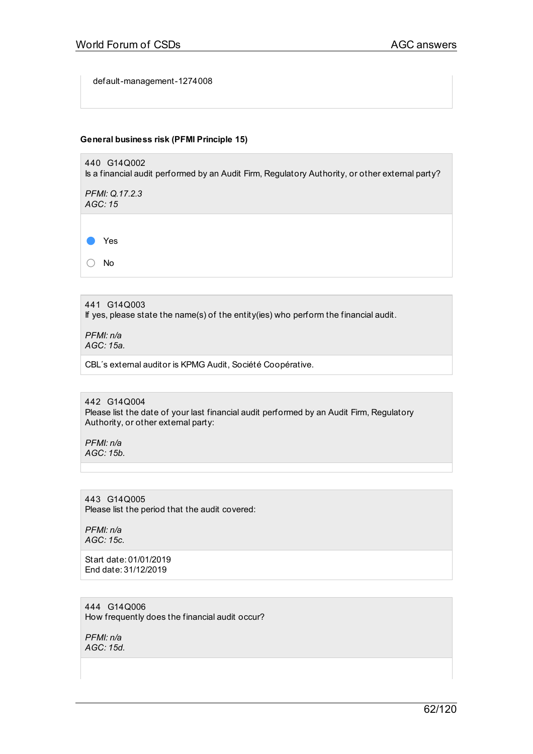default-management-1274008

**General business risk (PFMI Principle 15)**

440 G14Q002
Is a financial audit performed by an Audit Firm, Regulatory Authority, or other external party?

*PFMI: Q.17.2.3*
*AGC: 15*

- [x] Yes
- [ ] No

441 G14Q003
If yes, please state the name(s) of the entity(ies) who perform the financial audit.

*PFMI: n/a*
*AGC: 15a.*

CBL´s external auditor is KPMG Audit, Société Coopérative.

442 G14Q004
Please list the date of your last financial audit performed by an Audit Firm, Regulatory Authority, or other external party:

*PFMI: n/a*
*AGC: 15b.*

443 G14Q005
Please list the period that the audit covered:

*PFMI: n/a*
*AGC: 15c.*

Start date: 01/01/2019
End date: 31/12/2019

444 G14Q006
How frequently does the financial audit occur?

*PFMI: n/a*
*AGC: 15d.*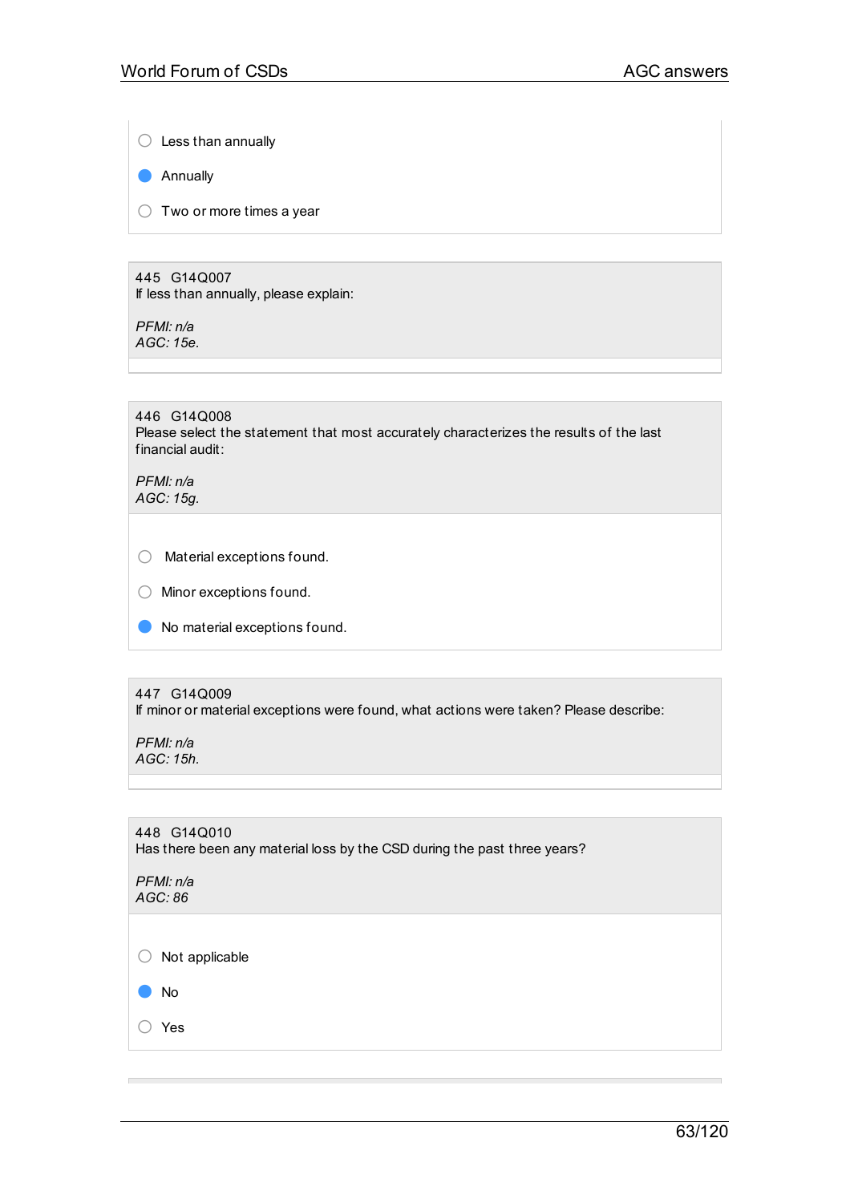- ○ Less than annually
- ● Annually
- ○ Two or more times a year

445 G14Q007
If less than annually, please explain:

*PFMI: n/a*
*AGC: 15e.*

446 G14Q008
Please select the statement that most accurately characterizes the results of the last financial audit:

*PFMI: n/a*
*AGC: 15g.*

- ○ Material exceptions found.
- ○ Minor exceptions found.
- ● No material exceptions found.

447 G14Q009
If minor or material exceptions were found, what actions were taken? Please describe:

*PFMI: n/a*
*AGC: 15h.*

448 G14Q010
Has there been any material loss by the CSD during the past three years?

*PFMI: n/a*
*AGC: 86*

- ○ Not applicable
- ● No
- ○ Yes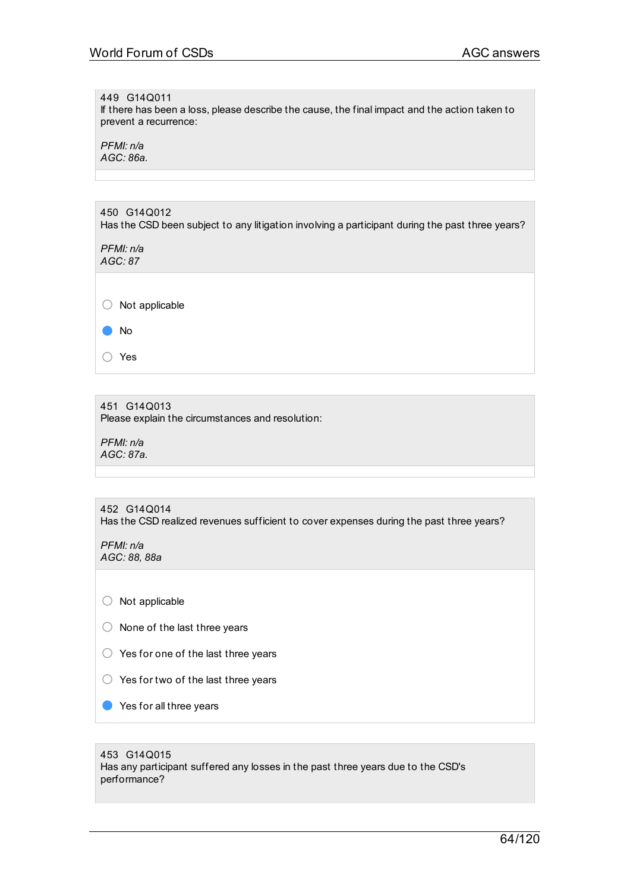449 G14Q011
If there has been a loss, please describe the cause, the final impact and the action taken to prevent a recurrence:

*PFMI: n/a*
*AGC: 86a.*

450 G14Q012
Has the CSD been subject to any litigation involving a participant during the past three years?

*PFMI: n/a*
*AGC: 87*

- ○ Not applicable
- ● No
- ○ Yes

451 G14Q013
Please explain the circumstances and resolution:

*PFMI: n/a*
*AGC: 87a.*

452 G14Q014
Has the CSD realized revenues sufficient to cover expenses during the past three years?

*PFMI: n/a*
*AGC: 88, 88a*

- ○ Not applicable
- ○ None of the last three years
- ○ Yes for one of the last three years
- ○ Yes for two of the last three years
- ● Yes for all three years

453 G14Q015
Has any participant suffered any losses in the past three years due to the CSD's performance?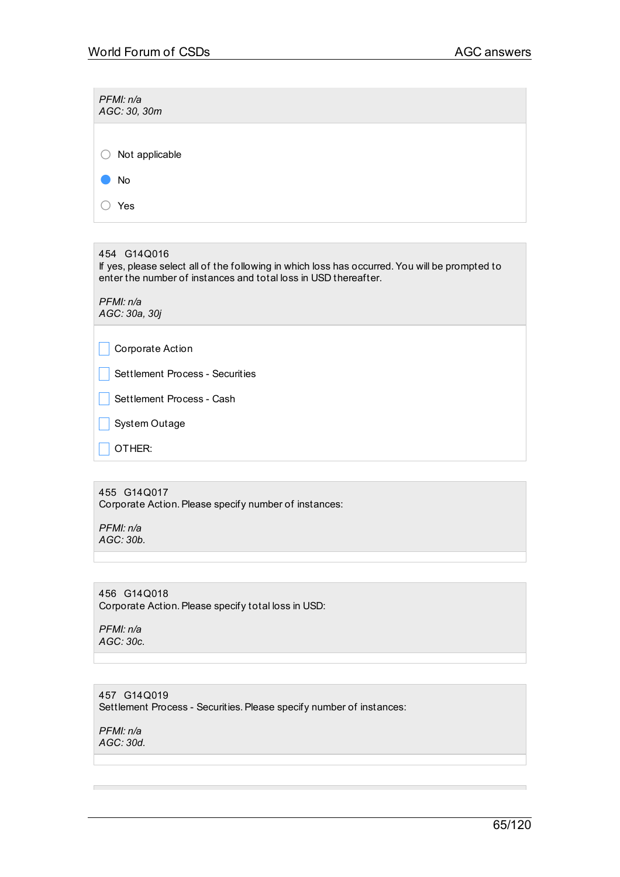*PFMI: n/a*
*AGC: 30, 30m*

- ○ Not applicable
- ● No
- ○ Yes

454 G14Q016
If yes, please select all of the following in which loss has occurred. You will be prompted to enter the number of instances and total loss in USD thereafter.

*PFMI: n/a*
*AGC: 30a, 30j*

- ☐ Corporate Action
- ☐ Settlement Process - Securities
- ☐ Settlement Process - Cash
- ☐ System Outage
- ☐ OTHER:

455 G14Q017
Corporate Action. Please specify number of instances:

*PFMI: n/a*
*AGC: 30b.*

456 G14Q018
Corporate Action. Please specify total loss in USD:

*PFMI: n/a*
*AGC: 30c.*

457 G14Q019
Settlement Process - Securities. Please specify number of instances:

*PFMI: n/a*
*AGC: 30d.*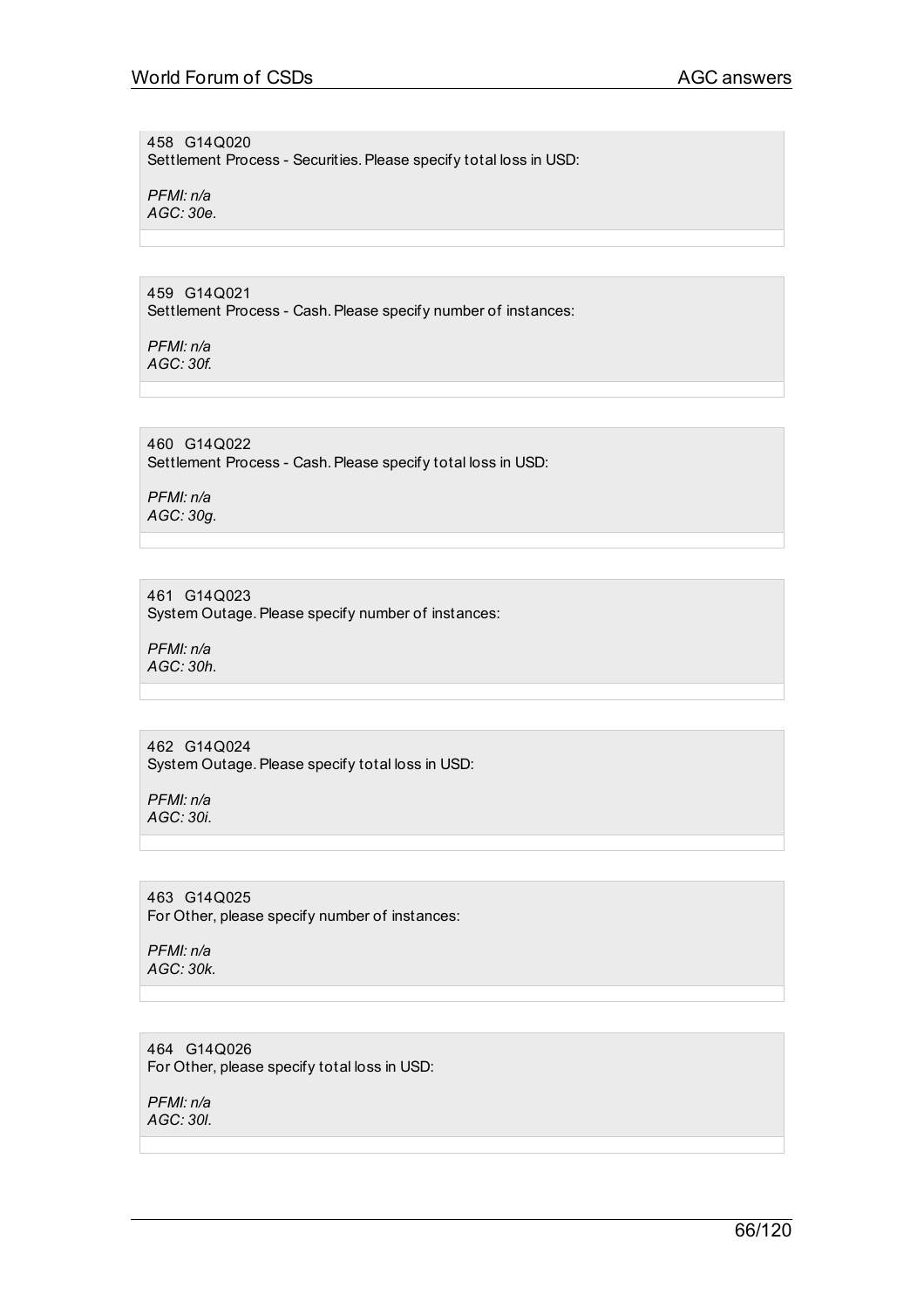458 G14Q020
Settlement Process - Securities. Please specify total loss in USD:

*PFMI: n/a*
*AGC: 30e.*

459 G14Q021
Settlement Process - Cash. Please specify number of instances:

*PFMI: n/a*
*AGC: 30f.*

460 G14Q022
Settlement Process - Cash. Please specify total loss in USD:

*PFMI: n/a*
*AGC: 30g.*

461 G14Q023
System Outage. Please specify number of instances:

*PFMI: n/a*
*AGC: 30h.*

462 G14Q024
System Outage. Please specify total loss in USD:

*PFMI: n/a*
*AGC: 30i.*

463 G14Q025
For Other, please specify number of instances:

*PFMI: n/a*
*AGC: 30k.*

464 G14Q026
For Other, please specify total loss in USD:

*PFMI: n/a*
*AGC: 30l.*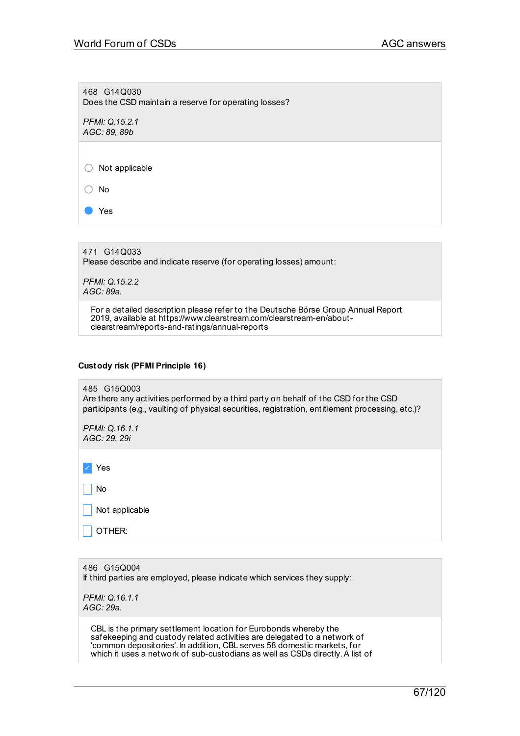468 G14Q030
Does the CSD maintain a reserve for operating losses?

*PFMI: Q.15.2.1*
*AGC: 89, 89b*

- ○ Not applicable
- ○ No
- ● Yes

471 G14Q033
Please describe and indicate reserve (for operating losses) amount:

*PFMI: Q.15.2.2*
*AGC: 89a.*

For a detailed description please refer to the Deutsche Börse Group Annual Report 2019, available at https://www.clearstream.com/clearstream-en/about-clearstream/reports-and-ratings/annual-reports

**Custody risk (PFMI Principle 16)**

485 G15Q003
Are there any activities performed by a third party on behalf of the CSD for the CSD participants (e.g., vaulting of physical securities, registration, entitlement processing, etc.)?

*PFMI: Q.16.1.1*
*AGC: 29, 29i*

- [x] Yes
- [ ] No
- [ ] Not applicable
- [ ] OTHER:

486 G15Q004
If third parties are employed, please indicate which services they supply:

*PFMI: Q.16.1.1*
*AGC: 29a.*

CBL is the primary settlement location for Eurobonds whereby the safekeeping and custody related activities are delegated to a network of 'common depositories'. In addition, CBL serves 58 domestic markets, for which it uses a network of sub-custodians as well as CSDs directly. A list of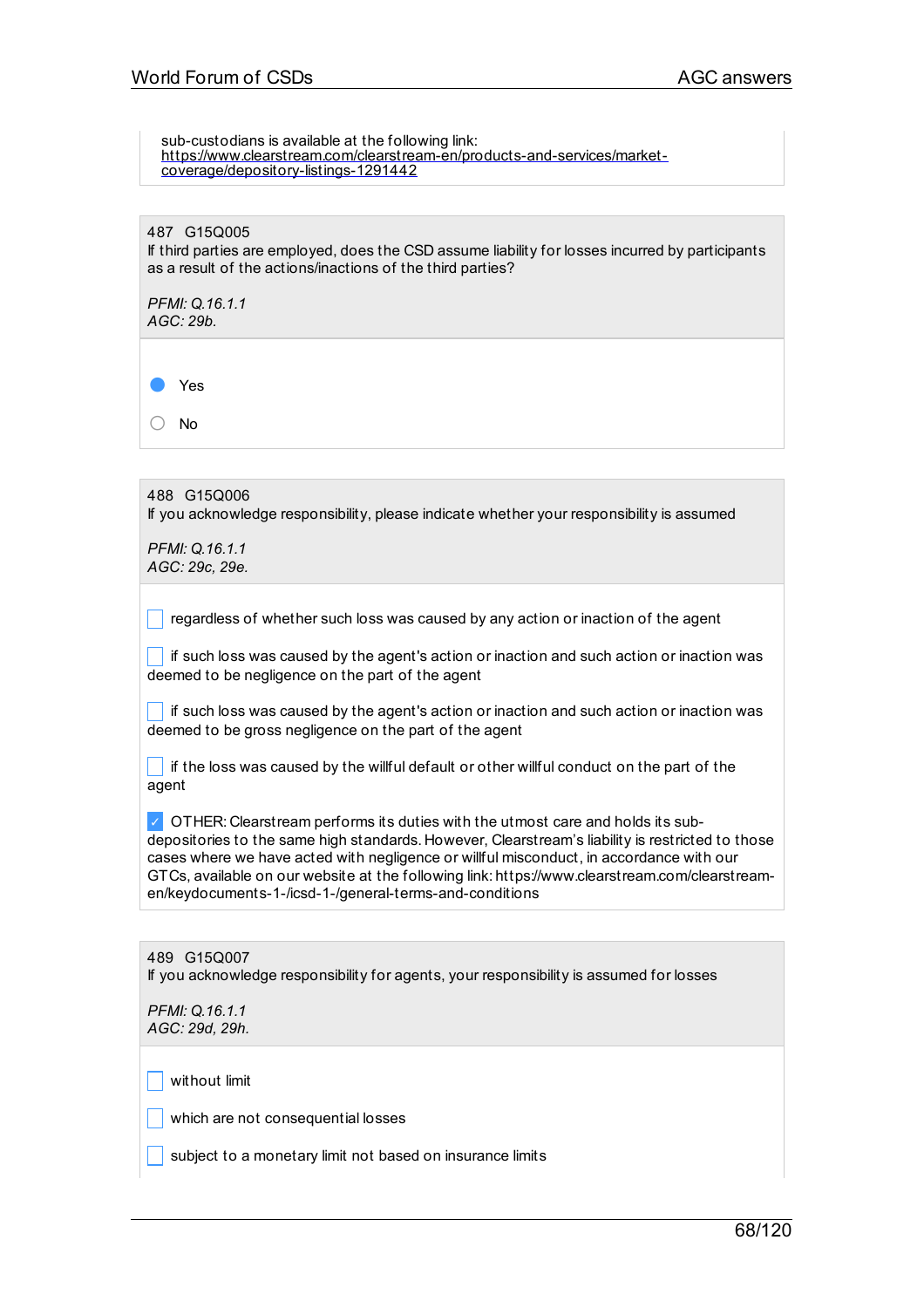sub-custodians is available at the following link: https://www.clearstream.com/clearstream-en/products-and-services/market-coverage/depository-listings-1291442

**487 G15Q005**

If third parties are employed, does the CSD assume liability for losses incurred by participants as a result of the actions/inactions of the third parties?

*PFMI: Q.16.1.1*
*AGC: 29b.*

- (●) Yes
- ( ) No

**488 G15Q006**

If you acknowledge responsibility, please indicate whether your responsibility is assumed

*PFMI: Q.16.1.1*
*AGC: 29c, 29e.*

- [ ] regardless of whether such loss was caused by any action or inaction of the agent
- [ ] if such loss was caused by the agent's action or inaction and such action or inaction was deemed to be negligence on the part of the agent
- [ ] if such loss was caused by the agent's action or inaction and such action or inaction was deemed to be gross negligence on the part of the agent
- [ ] if the loss was caused by the willful default or other willful conduct on the part of the agent
- [x] OTHER: Clearstream performs its duties with the utmost care and holds its sub-depositories to the same high standards. However, Clearstream's liability is restricted to those cases where we have acted with negligence or willful misconduct, in accordance with our GTCs, available on our website at the following link: https://www.clearstream.com/clearstream-en/keydocuments-1-/icsd-1-/general-terms-and-conditions

**489 G15Q007**

If you acknowledge responsibility for agents, your responsibility is assumed for losses

*PFMI: Q.16.1.1*
*AGC: 29d, 29h.*

- [ ] without limit
- [ ] which are not consequential losses
- [ ] subject to a monetary limit not based on insurance limits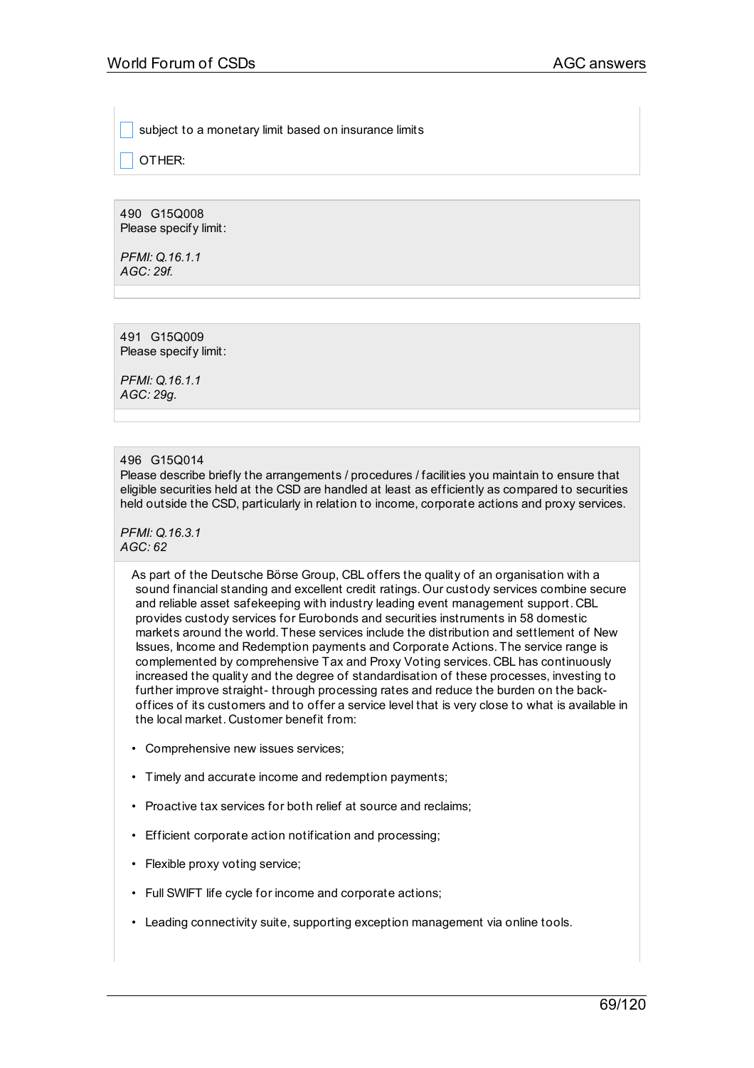- [ ] subject to a monetary limit based on insurance limits
- [ ] OTHER:

490 G15Q008
Please specify limit:

*PFMI: Q.16.1.1*
*AGC: 29f.*

491 G15Q009
Please specify limit:

*PFMI: Q.16.1.1*
*AGC: 29g.*

496 G15Q014
Please describe briefly the arrangements / procedures / facilities you maintain to ensure that eligible securities held at the CSD are handled at least as efficiently as compared to securities held outside the CSD, particularly in relation to income, corporate actions and proxy services.

*PFMI: Q.16.3.1*
*AGC: 62*

As part of the Deutsche Börse Group, CBL offers the quality of an organisation with a sound financial standing and excellent credit ratings. Our custody services combine secure and reliable asset safekeeping with industry leading event management support. CBL provides custody services for Eurobonds and securities instruments in 58 domestic markets around the world. These services include the distribution and settlement of New Issues, Income and Redemption payments and Corporate Actions. The service range is complemented by comprehensive Tax and Proxy Voting services. CBL has continuously increased the quality and the degree of standardisation of these processes, investing to further improve straight- through processing rates and reduce the burden on the back-offices of its customers and to offer a service level that is very close to what is available in the local market. Customer benefit from:

- Comprehensive new issues services;
- Timely and accurate income and redemption payments;
- Proactive tax services for both relief at source and reclaims;
- Efficient corporate action notification and processing;
- Flexible proxy voting service;
- Full SWIFT life cycle for income and corporate actions;
- Leading connectivity suite, supporting exception management via online tools.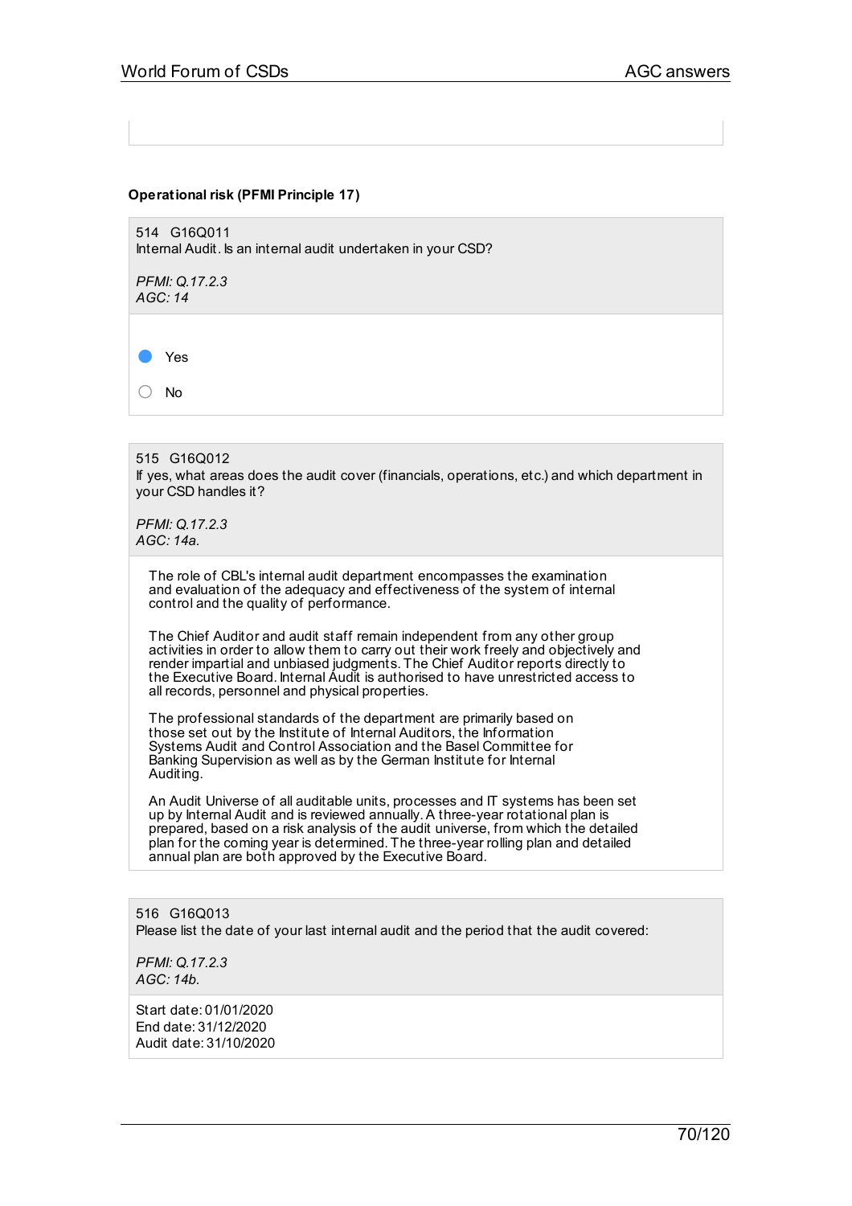**Operational risk (PFMI Principle 17)**

514 G16Q011
Internal Audit. Is an internal audit undertaken in your CSD?

*PFMI: Q.17.2.3*
*AGC: 14*

- [x] Yes
- [ ] No

515 G16Q012
If yes, what areas does the audit cover (financials, operations, etc.) and which department in your CSD handles it?

*PFMI: Q.17.2.3*
*AGC: 14a.*

The role of CBL's internal audit department encompasses the examination and evaluation of the adequacy and effectiveness of the system of internal control and the quality of performance.

The Chief Auditor and audit staff remain independent from any other group activities in order to allow them to carry out their work freely and objectively and render impartial and unbiased judgments. The Chief Auditor reports directly to the Executive Board. Internal Audit is authorised to have unrestricted access to all records, personnel and physical properties.

The professional standards of the department are primarily based on those set out by the Institute of Internal Auditors, the Information Systems Audit and Control Association and the Basel Committee for Banking Supervision as well as by the German Institute for Internal Auditing.

An Audit Universe of all auditable units, processes and IT systems has been set up by Internal Audit and is reviewed annually. A three-year rotational plan is prepared, based on a risk analysis of the audit universe, from which the detailed plan for the coming year is determined. The three-year rolling plan and detailed annual plan are both approved by the Executive Board.

516 G16Q013
Please list the date of your last internal audit and the period that the audit covered:

*PFMI: Q.17.2.3*
*AGC: 14b.*

Start date: 01/01/2020
End date: 31/12/2020
Audit date: 31/10/2020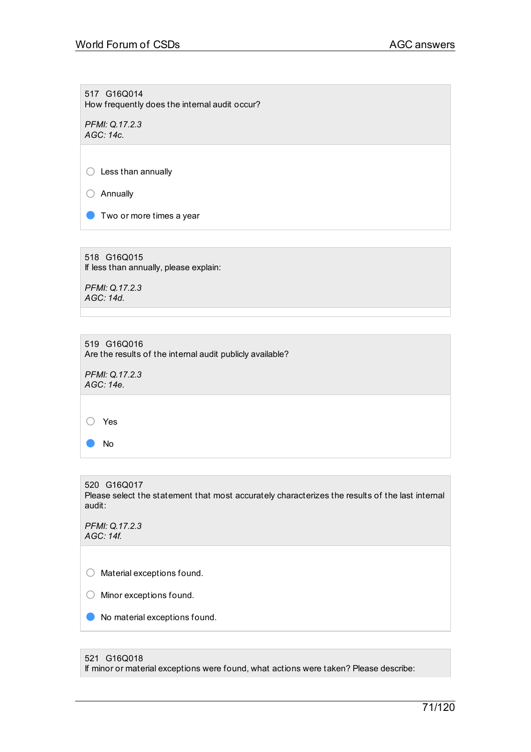517 G16Q014
How frequently does the internal audit occur?

*PFMI: Q.17.2.3*
*AGC: 14c.*

- ○ Less than annually
- ○ Annually
- ● Two or more times a year

518 G16Q015
If less than annually, please explain:

*PFMI: Q.17.2.3*
*AGC: 14d.*

519 G16Q016
Are the results of the internal audit publicly available?

*PFMI: Q.17.2.3*
*AGC: 14e.*

- ○ Yes
- ● No

520 G16Q017
Please select the statement that most accurately characterizes the results of the last internal audit:

*PFMI: Q.17.2.3*
*AGC: 14f.*

- ○ Material exceptions found.
- ○ Minor exceptions found.
- ● No material exceptions found.

521 G16Q018
If minor or material exceptions were found, what actions were taken? Please describe: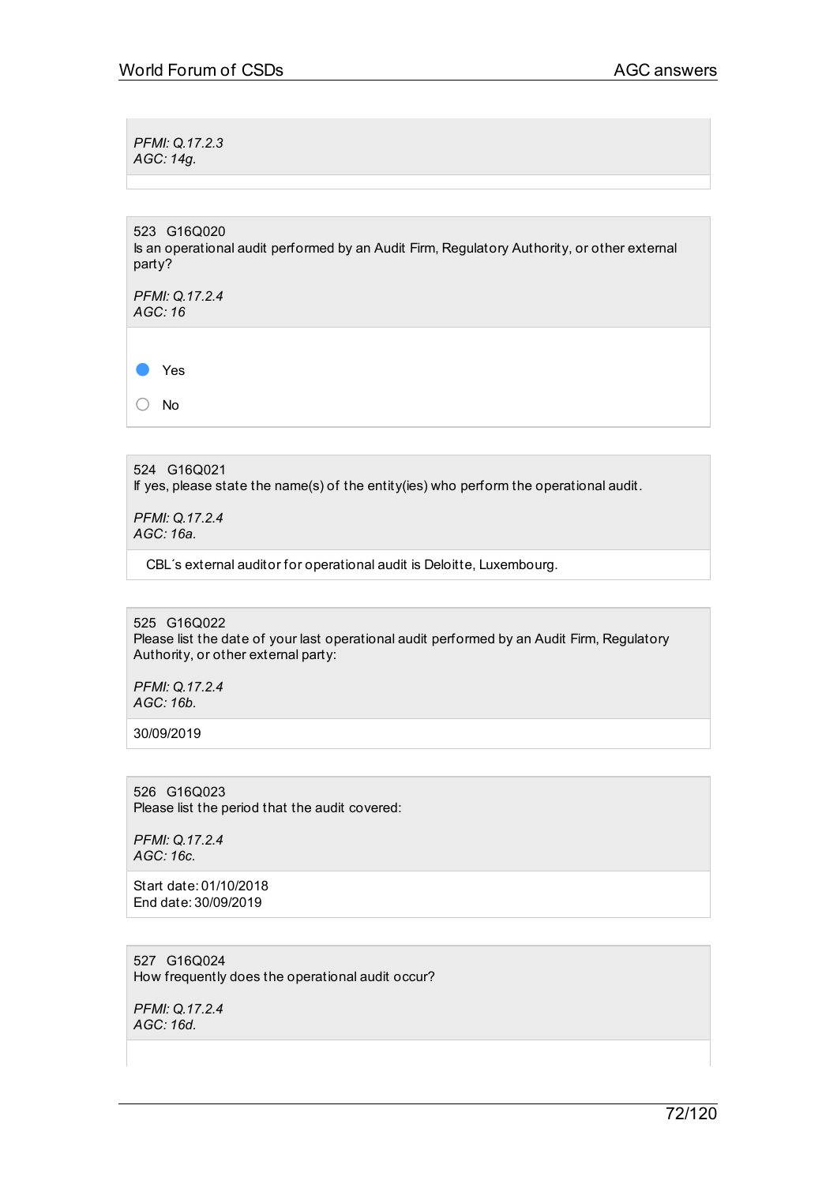*PFMI: Q.17.2.3*
*AGC: 14g.*

523 G16Q020
Is an operational audit performed by an Audit Firm, Regulatory Authority, or other external party?

*PFMI: Q.17.2.4*
*AGC: 16*

- [x] Yes
- [ ] No

524 G16Q021
If yes, please state the name(s) of the entity(ies) who perform the operational audit.

*PFMI: Q.17.2.4*
*AGC: 16a.*

CBL´s external auditor for operational audit is Deloitte, Luxembourg.

525 G16Q022
Please list the date of your last operational audit performed by an Audit Firm, Regulatory Authority, or other external party:

*PFMI: Q.17.2.4*
*AGC: 16b.*

30/09/2019

526 G16Q023
Please list the period that the audit covered:

*PFMI: Q.17.2.4*
*AGC: 16c.*

Start date: 01/10/2018
End date: 30/09/2019

527 G16Q024
How frequently does the operational audit occur?

*PFMI: Q.17.2.4*
*AGC: 16d.*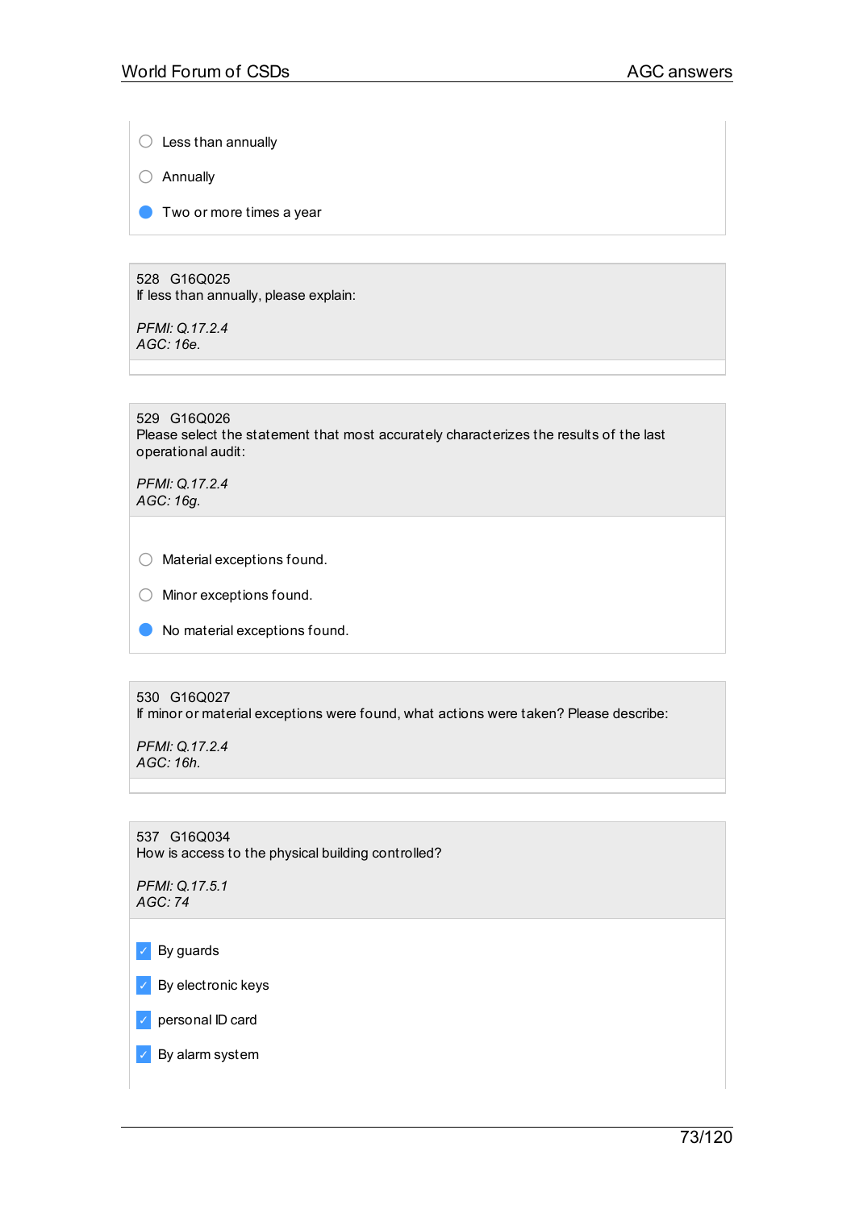- ◯ Less than annually
- ◯ Annually
- ● Two or more times a year

528 G16Q025
If less than annually, please explain:

*PFMI: Q.17.2.4*
*AGC: 16e.*

529 G16Q026
Please select the statement that most accurately characterizes the results of the last operational audit:

*PFMI: Q.17.2.4*
*AGC: 16g.*

- ◯ Material exceptions found.
- ◯ Minor exceptions found.
- ● No material exceptions found.

530 G16Q027
If minor or material exceptions were found, what actions were taken? Please describe:

*PFMI: Q.17.2.4*
*AGC: 16h.*

537 G16Q034
How is access to the physical building controlled?

*PFMI: Q.17.5.1*
*AGC: 74*

- [x] By guards
- [x] By electronic keys
- [x] personal ID card
- [x] By alarm system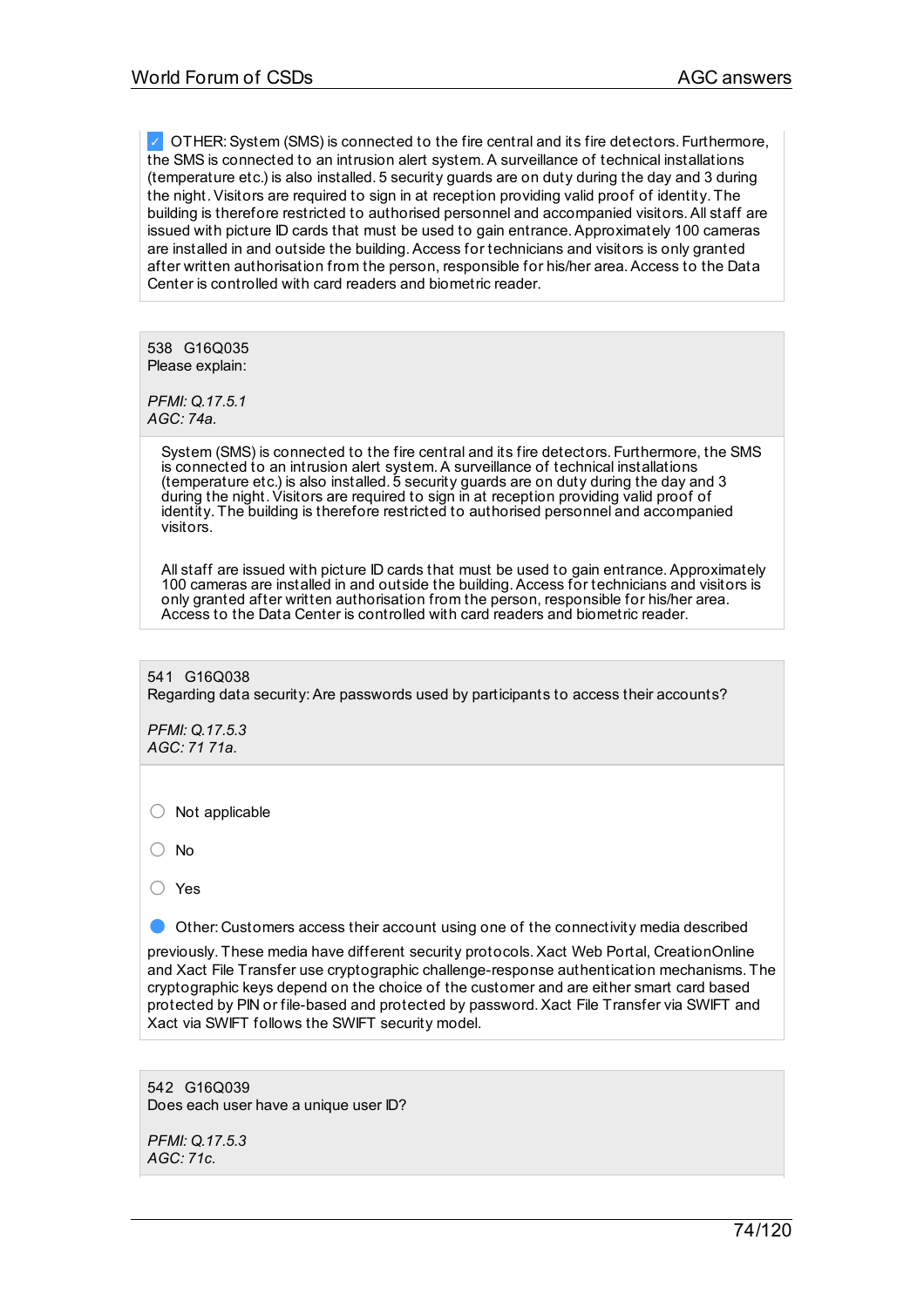☑ OTHER: System (SMS) is connected to the fire central and its fire detectors. Furthermore, the SMS is connected to an intrusion alert system. A surveillance of technical installations (temperature etc.) is also installed. 5 security guards are on duty during the day and 3 during the night. Visitors are required to sign in at reception providing valid proof of identity. The building is therefore restricted to authorised personnel and accompanied visitors. All staff are issued with picture ID cards that must be used to gain entrance. Approximately 100 cameras are installed in and outside the building. Access for technicians and visitors is only granted after written authorisation from the person, responsible for his/her area. Access to the Data Center is controlled with card readers and biometric reader.

538 G16Q035
Please explain:

*PFMI: Q.17.5.1*
*AGC: 74a.*

System (SMS) is connected to the fire central and its fire detectors. Furthermore, the SMS is connected to an intrusion alert system. A surveillance of technical installations (temperature etc.) is also installed. 5 security guards are on duty during the day and 3 during the night. Visitors are required to sign in at reception providing valid proof of identity. The building is therefore restricted to authorised personnel and accompanied visitors.

All staff are issued with picture ID cards that must be used to gain entrance. Approximately 100 cameras are installed in and outside the building. Access for technicians and visitors is only granted after written authorisation from the person, responsible for his/her area. Access to the Data Center is controlled with card readers and biometric reader.

541 G16Q038
Regarding data security: Are passwords used by participants to access their accounts?

*PFMI: Q.17.5.3*
*AGC: 71 71a.*

○ Not applicable

○ No

○ Yes

● Other: Customers access their account using one of the connectivity media described previously. These media have different security protocols. Xact Web Portal, CreationOnline and Xact File Transfer use cryptographic challenge-response authentication mechanisms. The cryptographic keys depend on the choice of the customer and are either smart card based protected by PIN or file-based and protected by password. Xact File Transfer via SWIFT and Xact via SWIFT follows the SWIFT security model.

542 G16Q039
Does each user have a unique user ID?

*PFMI: Q.17.5.3*
*AGC: 71c.*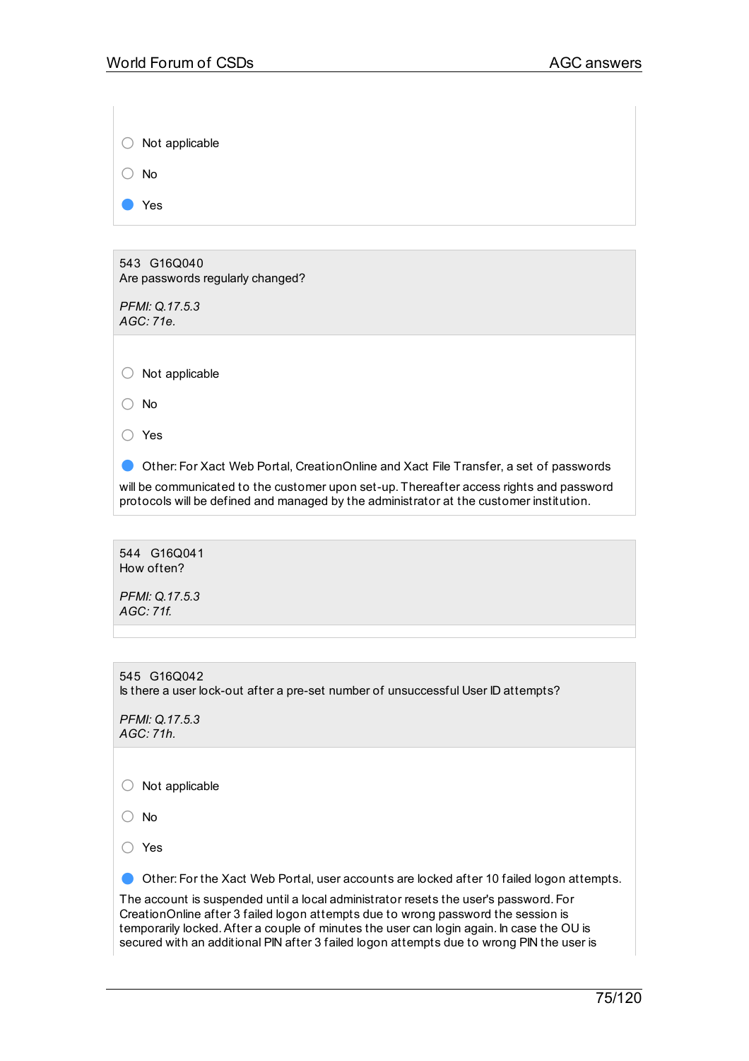○ Not applicable

○ No

● Yes

543 G16Q040
Are passwords regularly changed?

*PFMI: Q.17.5.3*
*AGC: 71e.*

○ Not applicable

○ No

○ Yes

● Other: For Xact Web Portal, CreationOnline and Xact File Transfer, a set of passwords will be communicated to the customer upon set-up. Thereafter access rights and password protocols will be defined and managed by the administrator at the customer institution.

544 G16Q041
How often?

*PFMI: Q.17.5.3*
*AGC: 71f.*

545 G16Q042
Is there a user lock-out after a pre-set number of unsuccessful User ID attempts?

*PFMI: Q.17.5.3*
*AGC: 71h.*

○ Not applicable

○ No

○ Yes

● Other: For the Xact Web Portal, user accounts are locked after 10 failed logon attempts. The account is suspended until a local administrator resets the user's password. For CreationOnline after 3 failed logon attempts due to wrong password the session is temporarily locked. After a couple of minutes the user can login again. In case the OU is secured with an additional PIN after 3 failed logon attempts due to wrong PIN the user is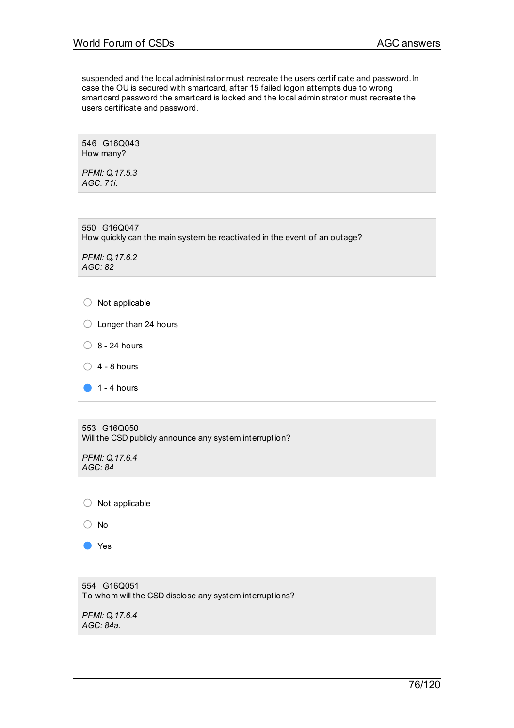suspended and the local administrator must recreate the users certificate and password. In case the OU is secured with smartcard, after 15 failed logon attempts due to wrong smartcard password the smartcard is locked and the local administrator must recreate the users certificate and password.

546 G16Q043
How many?

*PFMI: Q.17.5.3*
*AGC: 71i.*

550 G16Q047
How quickly can the main system be reactivated in the event of an outage?

*PFMI: Q.17.6.2*
*AGC: 82*

- ○ Not applicable
- ○ Longer than 24 hours
- ○ 8 - 24 hours
- ○ 4 - 8 hours
- ● 1 - 4 hours

553 G16Q050
Will the CSD publicly announce any system interruption?

*PFMI: Q.17.6.4*
*AGC: 84*

- ○ Not applicable
- ○ No
- ● Yes

554 G16Q051
To whom will the CSD disclose any system interruptions?

*PFMI: Q.17.6.4*
*AGC: 84a.*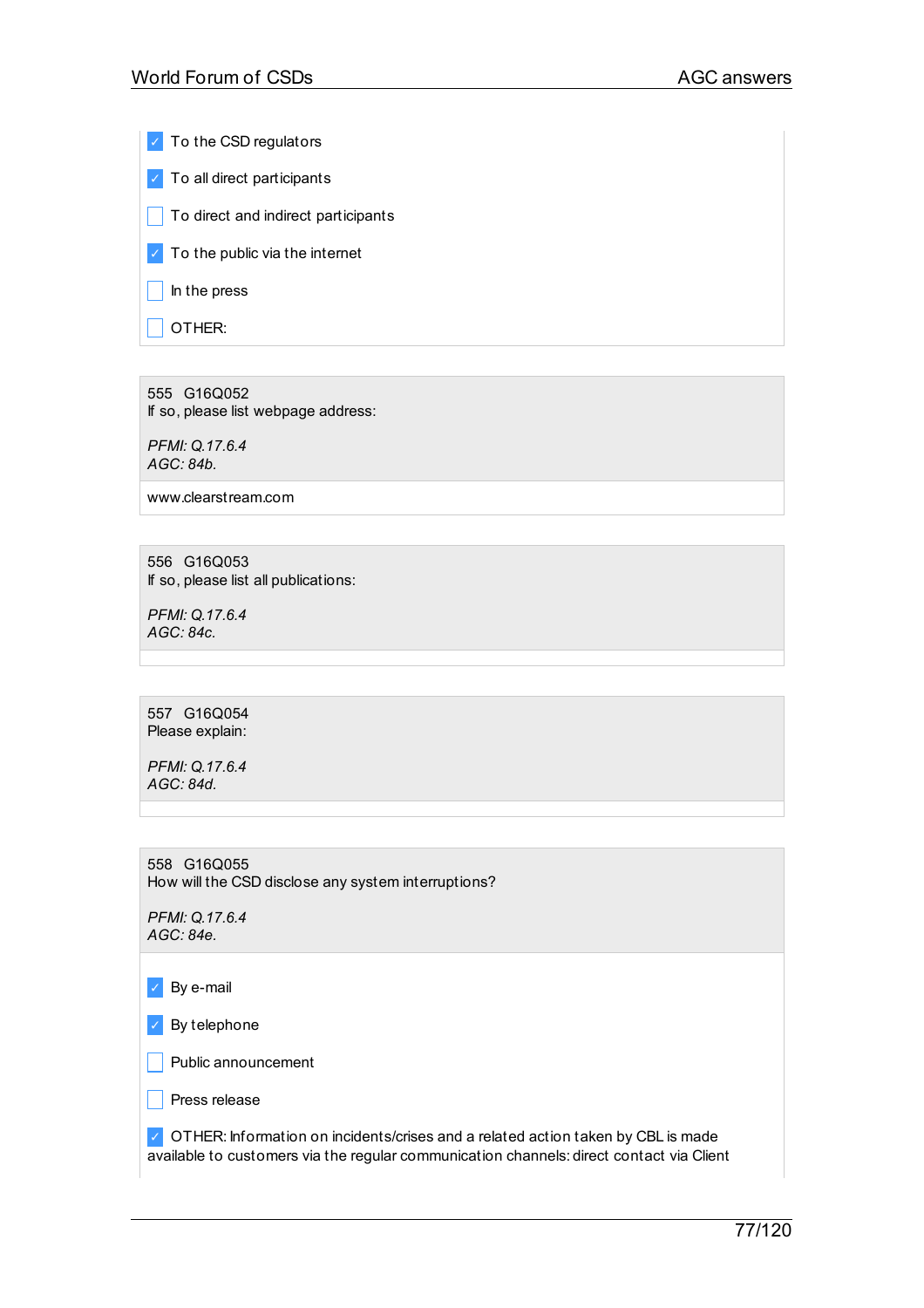- [x] To the CSD regulators
- [x] To all direct participants
- [ ] To direct and indirect participants
- [x] To the public via the internet
- [ ] In the press
- [ ] OTHER:

555 G16Q052
If so, please list webpage address:

*PFMI: Q.17.6.4*
*AGC: 84b.*

www.clearstream.com

556 G16Q053
If so, please list all publications:

*PFMI: Q.17.6.4*
*AGC: 84c.*

557 G16Q054
Please explain:

*PFMI: Q.17.6.4*
*AGC: 84d.*

558 G16Q055
How will the CSD disclose any system interruptions?

*PFMI: Q.17.6.4*
*AGC: 84e.*

- [x] By e-mail
- [x] By telephone
- [ ] Public announcement
- [ ] Press release
- [x] OTHER: Information on incidents/crises and a related action taken by CBL is made available to customers via the regular communication channels: direct contact via Client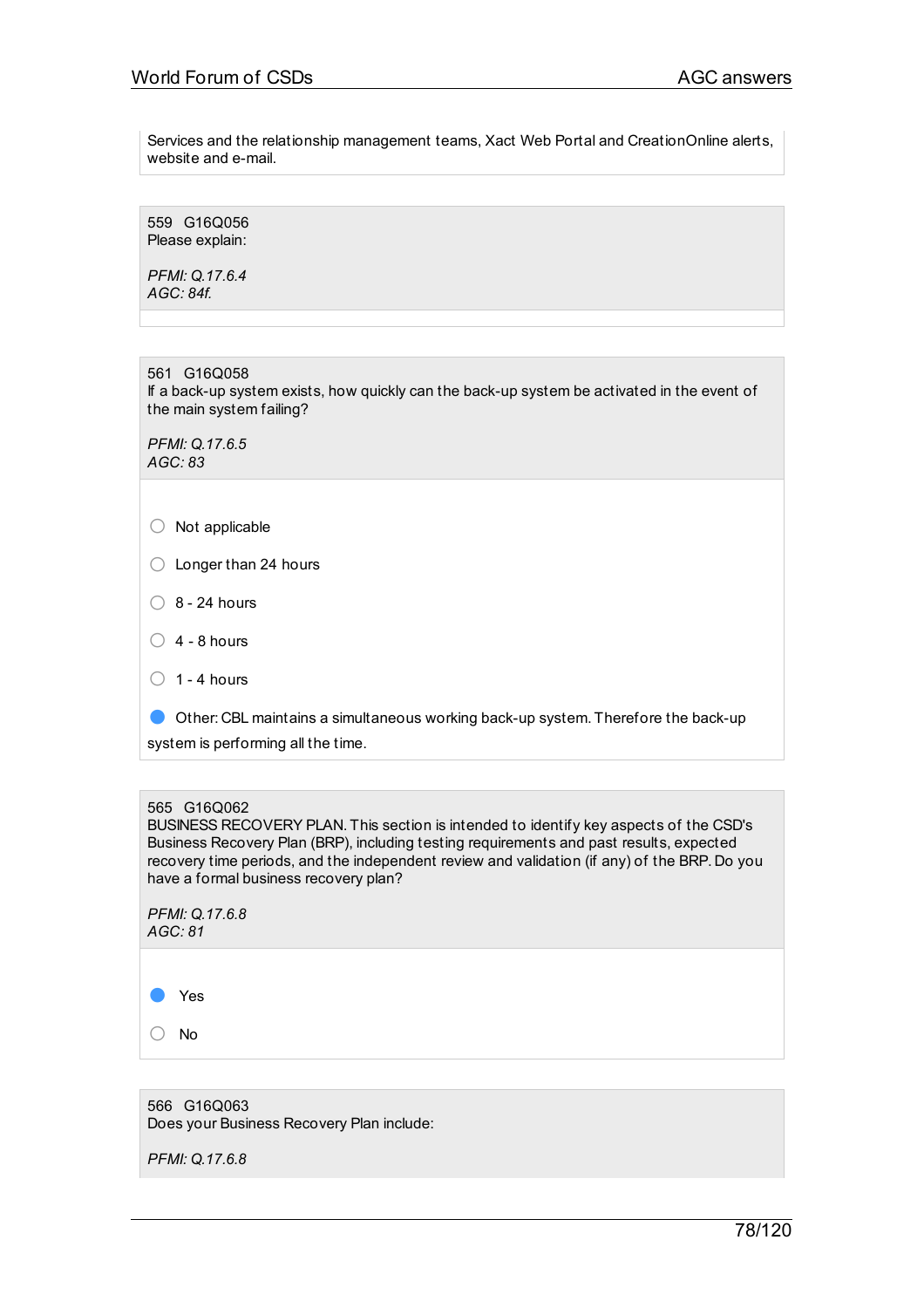Services and the relationship management teams, Xact Web Portal and CreationOnline alerts, website and e-mail.

559 G16Q056
Please explain:

*PFMI: Q.17.6.4*
*AGC: 84f.*

561 G16Q058
If a back-up system exists, how quickly can the back-up system be activated in the event of the main system failing?

*PFMI: Q.17.6.5*
*AGC: 83*

- ○ Not applicable
- ○ Longer than 24 hours
- ○ 8 - 24 hours
- ○ 4 - 8 hours
- ○ 1 - 4 hours
- ● Other: CBL maintains a simultaneous working back-up system. Therefore the back-up system is performing all the time.

565 G16Q062
BUSINESS RECOVERY PLAN. This section is intended to identify key aspects of the CSD's Business Recovery Plan (BRP), including testing requirements and past results, expected recovery time periods, and the independent review and validation (if any) of the BRP. Do you have a formal business recovery plan?

*PFMI: Q.17.6.8*
*AGC: 81*

- ● Yes
- ○ No

566 G16Q063
Does your Business Recovery Plan include:

*PFMI: Q.17.6.8*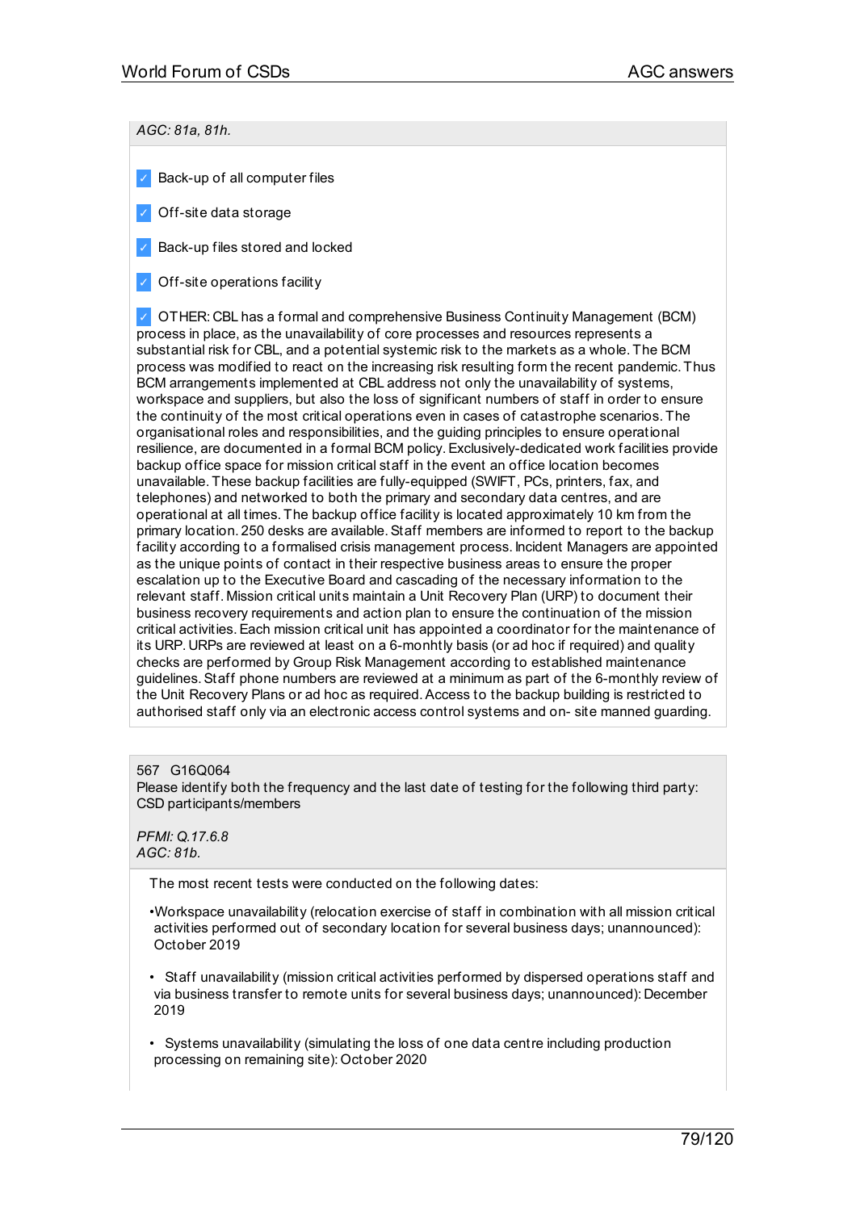*AGC: 81a, 81h.*

- ✓ Back-up of all computer files
- ✓ Off-site data storage
- ✓ Back-up files stored and locked
- ✓ Off-site operations facility
- ✓ OTHER: CBL has a formal and comprehensive Business Continuity Management (BCM) process in place, as the unavailability of core processes and resources represents a substantial risk for CBL, and a potential systemic risk to the markets as a whole. The BCM process was modified to react on the increasing risk resulting form the recent pandemic. Thus BCM arrangements implemented at CBL address not only the unavailability of systems, workspace and suppliers, but also the loss of significant numbers of staff in order to ensure the continuity of the most critical operations even in cases of catastrophe scenarios. The organisational roles and responsibilities, and the guiding principles to ensure operational resilience, are documented in a formal BCM policy. Exclusively-dedicated work facilities provide backup office space for mission critical staff in the event an office location becomes unavailable. These backup facilities are fully-equipped (SWIFT, PCs, printers, fax, and telephones) and networked to both the primary and secondary data centres, and are operational at all times. The backup office facility is located approximately 10 km from the primary location. 250 desks are available. Staff members are informed to report to the backup facility according to a formalised crisis management process. Incident Managers are appointed as the unique points of contact in their respective business areas to ensure the proper escalation up to the Executive Board and cascading of the necessary information to the relevant staff. Mission critical units maintain a Unit Recovery Plan (URP) to document their business recovery requirements and action plan to ensure the continuation of the mission critical activities. Each mission critical unit has appointed a coordinator for the maintenance of its URP. URPs are reviewed at least on a 6-monhtly basis (or ad hoc if required) and quality checks are performed by Group Risk Management according to established maintenance guidelines. Staff phone numbers are reviewed at a minimum as part of the 6-monthly review of the Unit Recovery Plans or ad hoc as required. Access to the backup building is restricted to authorised staff only via an electronic access control systems and on- site manned guarding.

567 G16Q064

Please identify both the frequency and the last date of testing for the following third party: CSD participants/members

*PFMI: Q.17.6.8*
*AGC: 81b.*

The most recent tests were conducted on the following dates:

- Workspace unavailability (relocation exercise of staff in combination with all mission critical activities performed out of secondary location for several business days; unannounced): October 2019
- Staff unavailability (mission critical activities performed by dispersed operations staff and via business transfer to remote units for several business days; unannounced): December 2019
- Systems unavailability (simulating the loss of one data centre including production processing on remaining site): October 2020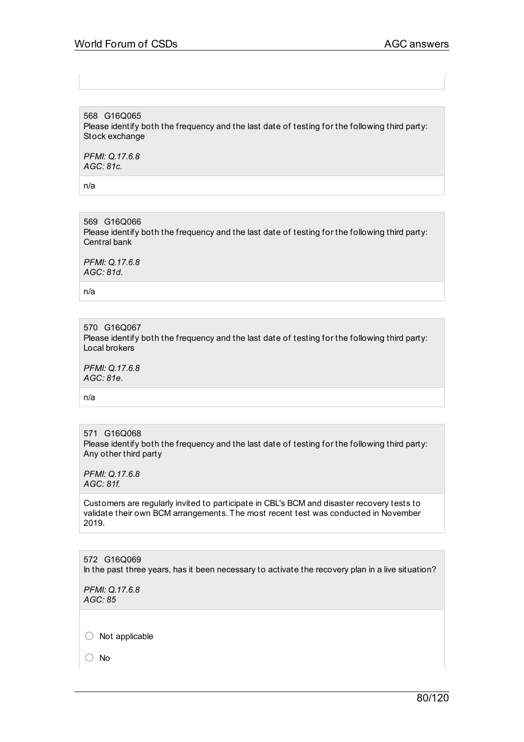568 G16Q065
Please identify both the frequency and the last date of testing for the following third party: Stock exchange

*PFMI: Q.17.6.8*
*AGC: 81c.*

n/a

569 G16Q066
Please identify both the frequency and the last date of testing for the following third party: Central bank

*PFMI: Q.17.6.8*
*AGC: 81d.*

n/a

570 G16Q067
Please identify both the frequency and the last date of testing for the following third party: Local brokers

*PFMI: Q.17.6.8*
*AGC: 81e.*

n/a

571 G16Q068
Please identify both the frequency and the last date of testing for the following third party: Any other third party

*PFMI: Q.17.6.8*
*AGC: 81f.*

Customers are regularly invited to participate in CBL's BCM and disaster recovery tests to validate their own BCM arrangements. The most recent test was conducted in November 2019.

572 G16Q069
In the past three years, has it been necessary to activate the recovery plan in a live situation?

*PFMI: Q.17.6.8*
*AGC: 85*

○ Not applicable

○ No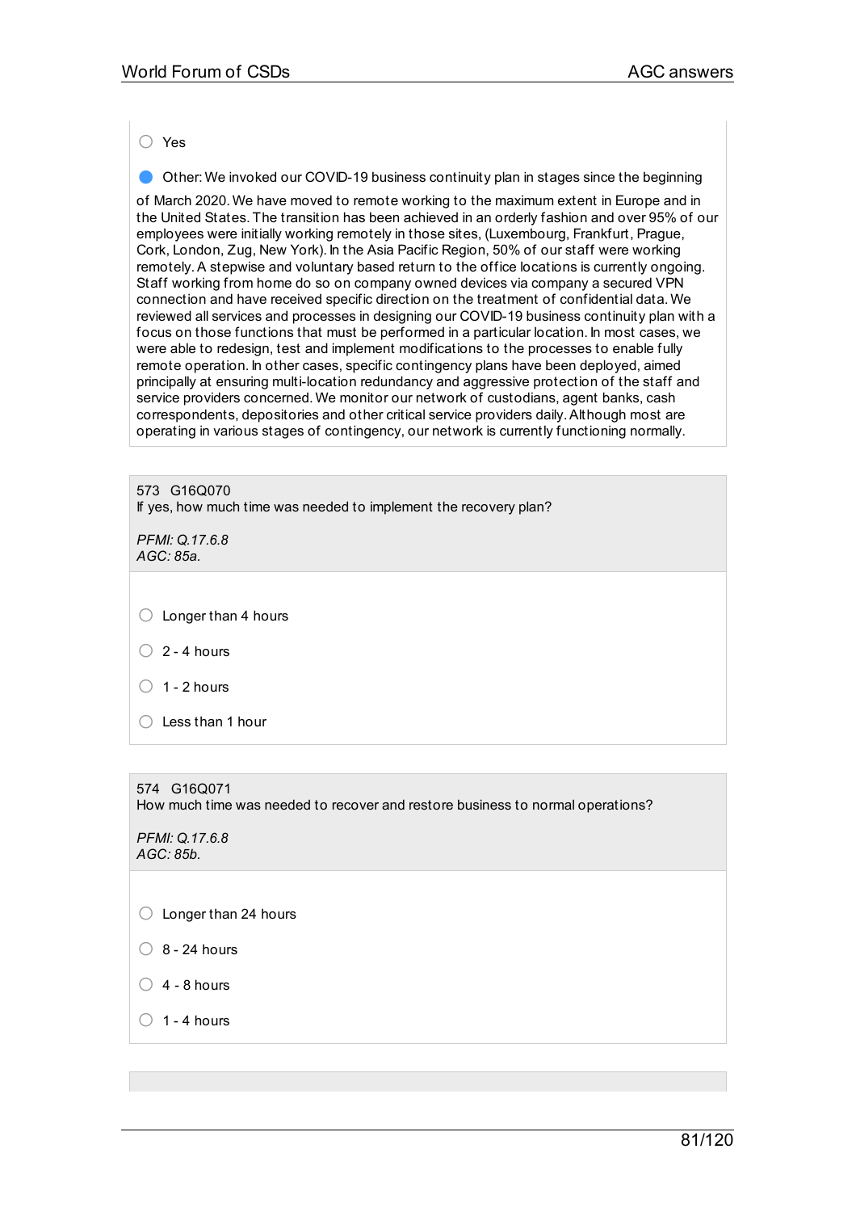○ Yes

● Other: We invoked our COVID-19 business continuity plan in stages since the beginning of March 2020. We have moved to remote working to the maximum extent in Europe and in the United States. The transition has been achieved in an orderly fashion and over 95% of our employees were initially working remotely in those sites, (Luxembourg, Frankfurt, Prague, Cork, London, Zug, New York). In the Asia Pacific Region, 50% of our staff were working remotely. A stepwise and voluntary based return to the office locations is currently ongoing. Staff working from home do so on company owned devices via company a secured VPN connection and have received specific direction on the treatment of confidential data. We reviewed all services and processes in designing our COVID-19 business continuity plan with a focus on those functions that must be performed in a particular location. In most cases, we were able to redesign, test and implement modifications to the processes to enable fully remote operation. In other cases, specific contingency plans have been deployed, aimed principally at ensuring multi-location redundancy and aggressive protection of the staff and service providers concerned. We monitor our network of custodians, agent banks, cash correspondents, depositories and other critical service providers daily. Although most are operating in various stages of contingency, our network is currently functioning normally.

573 G16Q070
If yes, how much time was needed to implement the recovery plan?

*PFMI: Q.17.6.8*
*AGC: 85a.*

○ Longer than 4 hours

○ 2 - 4 hours

○ 1 - 2 hours

○ Less than 1 hour

574 G16Q071
How much time was needed to recover and restore business to normal operations?

*PFMI: Q.17.6.8*
*AGC: 85b.*

○ Longer than 24 hours

○ 8 - 24 hours

○ 4 - 8 hours

○ 1 - 4 hours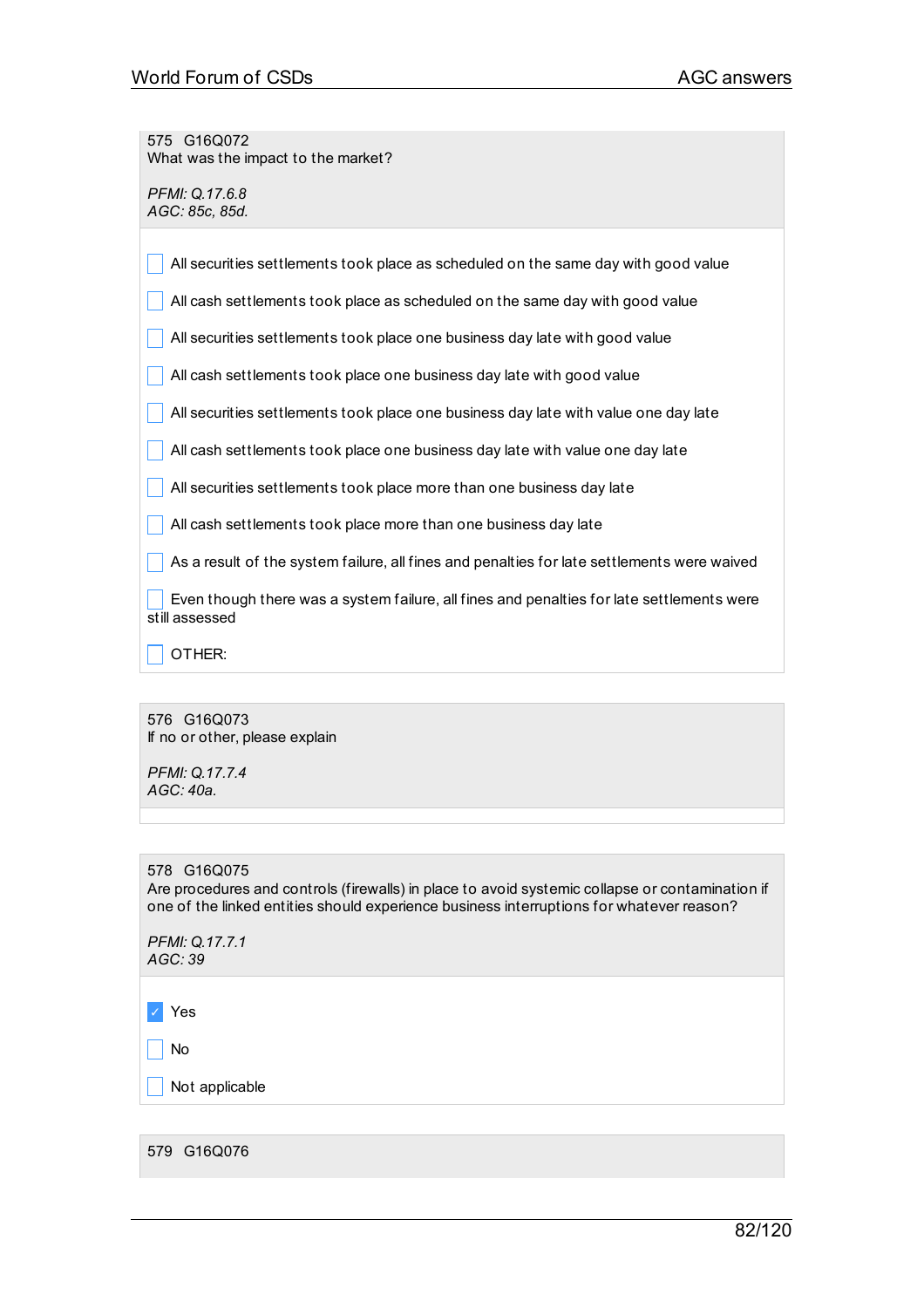575 G16Q072
What was the impact to the market?

*PFMI: Q.17.6.8*
*AGC: 85c, 85d.*

- [ ] All securities settlements took place as scheduled on the same day with good value
- [ ] All cash settlements took place as scheduled on the same day with good value
- [ ] All securities settlements took place one business day late with good value
- [ ] All cash settlements took place one business day late with good value
- [ ] All securities settlements took place one business day late with value one day late
- [ ] All cash settlements took place one business day late with value one day late
- [ ] All securities settlements took place more than one business day late
- [ ] All cash settlements took place more than one business day late
- [ ] As a result of the system failure, all fines and penalties for late settlements were waived
- [ ] Even though there was a system failure, all fines and penalties for late settlements were still assessed
- [ ] OTHER:

576 G16Q073
If no or other, please explain

*PFMI: Q.17.7.4*
*AGC: 40a.*

578 G16Q075
Are procedures and controls (firewalls) in place to avoid systemic collapse or contamination if one of the linked entities should experience business interruptions for whatever reason?

*PFMI: Q.17.7.1*
*AGC: 39*

- [x] Yes
- [ ] No
- [ ] Not applicable

579 G16Q076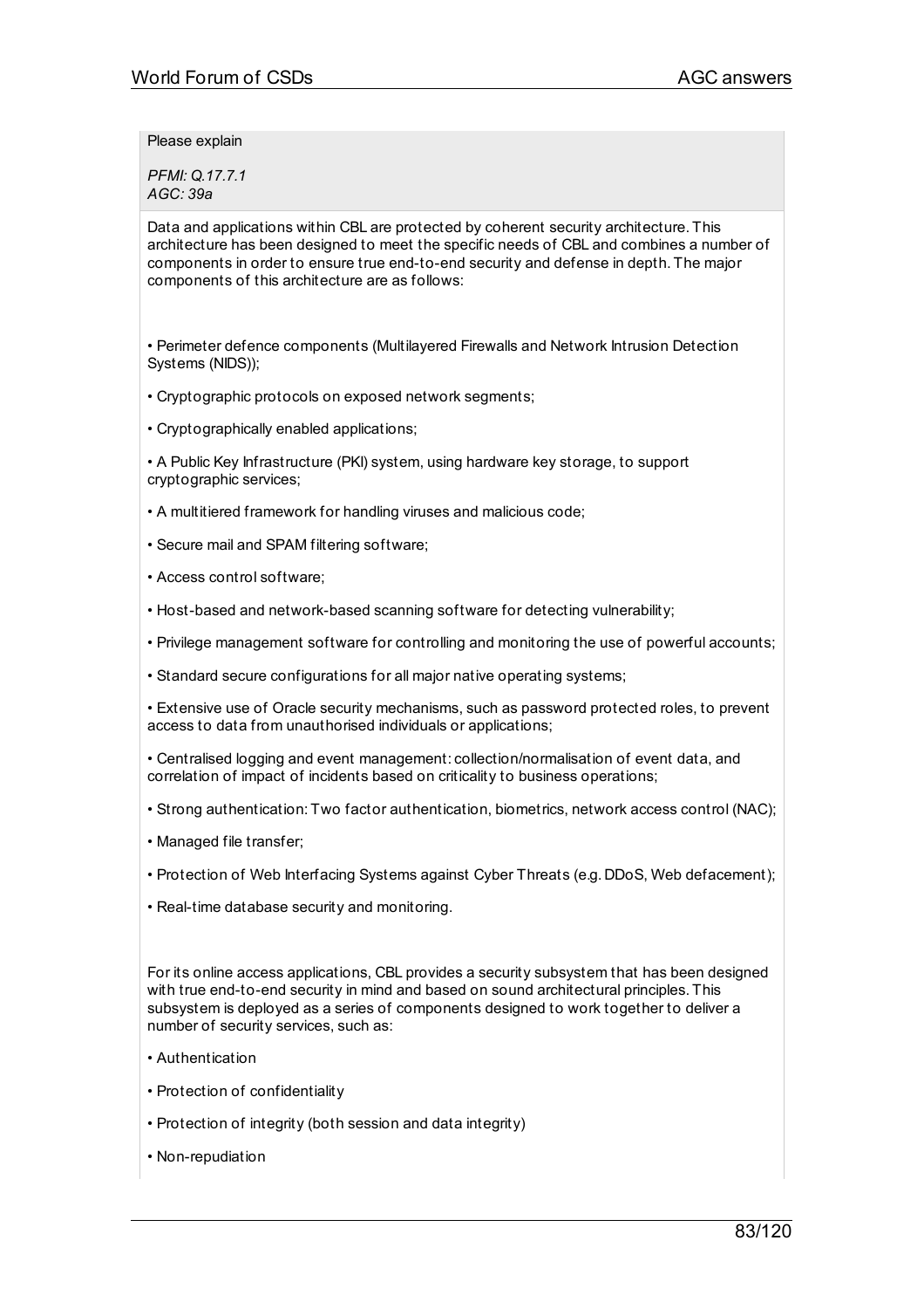Please explain

*PFMI: Q.17.7.1*
*AGC: 39a*

Data and applications within CBL are protected by coherent security architecture. This architecture has been designed to meet the specific needs of CBL and combines a number of components in order to ensure true end-to-end security and defense in depth. The major components of this architecture are as follows:

- Perimeter defence components (Multilayered Firewalls and Network Intrusion Detection Systems (NIDS));
- Cryptographic protocols on exposed network segments;
- Cryptographically enabled applications;
- A Public Key Infrastructure (PKI) system, using hardware key storage, to support cryptographic services;
- A multitiered framework for handling viruses and malicious code;
- Secure mail and SPAM filtering software;
- Access control software;
- Host-based and network-based scanning software for detecting vulnerability;
- Privilege management software for controlling and monitoring the use of powerful accounts;
- Standard secure configurations for all major native operating systems;
- Extensive use of Oracle security mechanisms, such as password protected roles, to prevent access to data from unauthorised individuals or applications;
- Centralised logging and event management: collection/normalisation of event data, and correlation of impact of incidents based on criticality to business operations;
- Strong authentication: Two factor authentication, biometrics, network access control (NAC);
- Managed file transfer;
- Protection of Web Interfacing Systems against Cyber Threats (e.g. DDoS, Web defacement);
- Real-time database security and monitoring.

For its online access applications, CBL provides a security subsystem that has been designed with true end-to-end security in mind and based on sound architectural principles. This subsystem is deployed as a series of components designed to work together to deliver a number of security services, such as:

- Authentication
- Protection of confidentiality
- Protection of integrity (both session and data integrity)
- Non-repudiation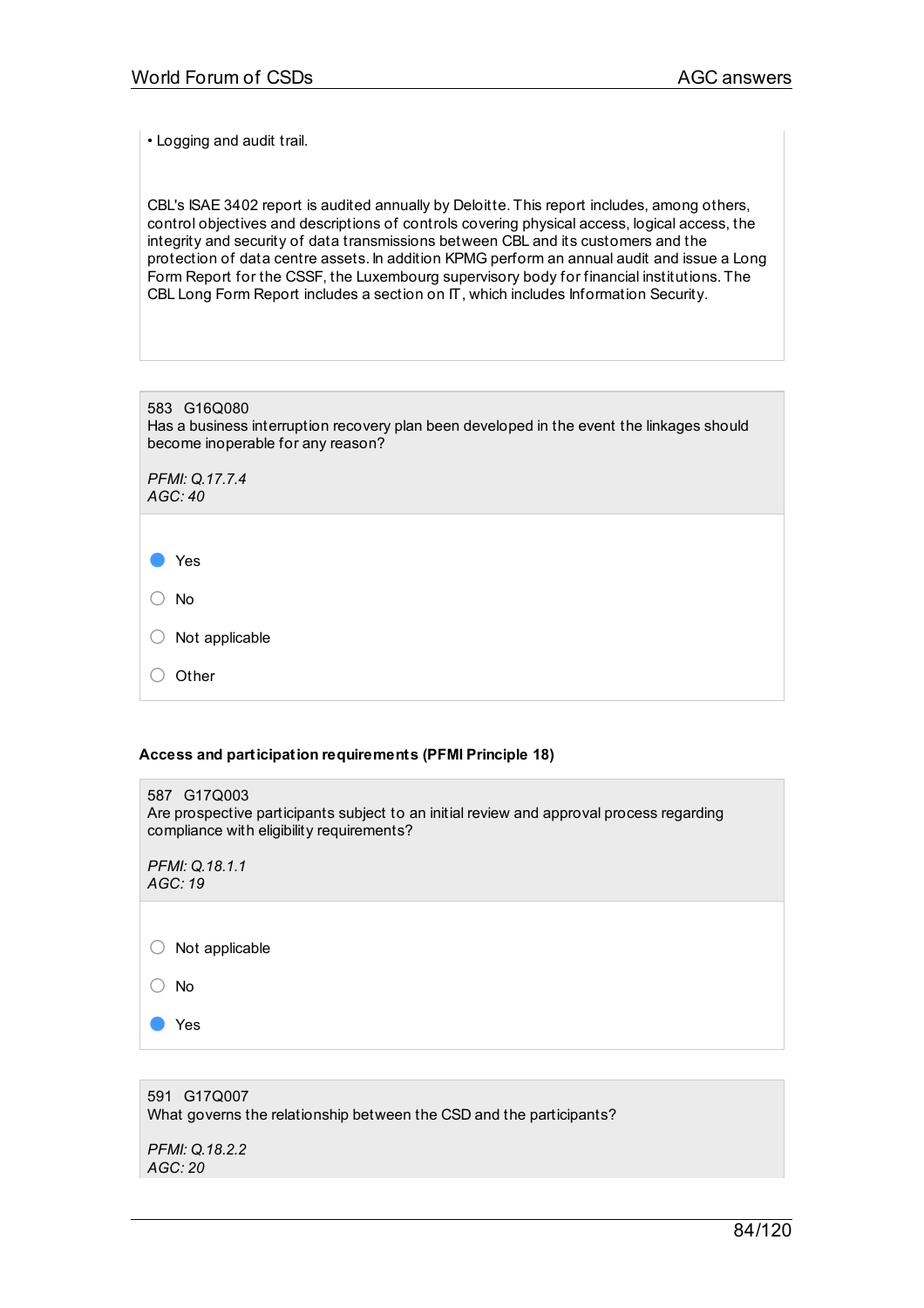• Logging and audit trail.

CBL's ISAE 3402 report is audited annually by Deloitte. This report includes, among others, control objectives and descriptions of controls covering physical access, logical access, the integrity and security of data transmissions between CBL and its customers and the protection of data centre assets. In addition KPMG perform an annual audit and issue a Long Form Report for the CSSF, the Luxembourg supervisory body for financial institutions. The CBL Long Form Report includes a section on IT, which includes Information Security.

583 G16Q080
Has a business interruption recovery plan been developed in the event the linkages should become inoperable for any reason?

*PFMI: Q.17.7.4*
*AGC: 40*

- [x] Yes
- [ ] No
- [ ] Not applicable
- [ ] Other

**Access and participation requirements (PFMI Principle 18)**

587 G17Q003
Are prospective participants subject to an initial review and approval process regarding compliance with eligibility requirements?

*PFMI: Q.18.1.1*
*AGC: 19*

- [ ] Not applicable
- [ ] No
- [x] Yes

591 G17Q007
What governs the relationship between the CSD and the participants?

*PFMI: Q.18.2.2*
*AGC: 20*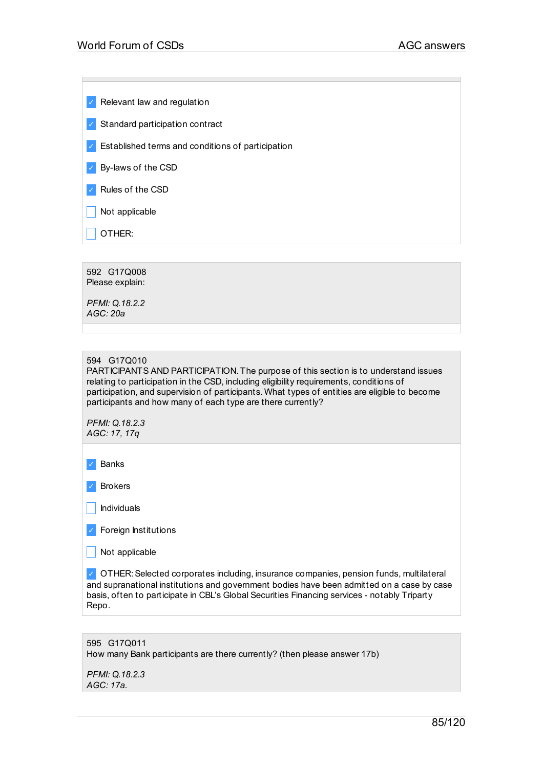- [x] Relevant law and regulation
- [x] Standard participation contract
- [x] Established terms and conditions of participation
- [x] By-laws of the CSD
- [x] Rules of the CSD
- [ ] Not applicable
- [ ] OTHER:

592 G17Q008
Please explain:

*PFMI: Q.18.2.2*
*AGC: 20a*

594 G17Q010
PARTICIPANTS AND PARTICIPATION. The purpose of this section is to understand issues relating to participation in the CSD, including eligibility requirements, conditions of participation, and supervision of participants. What types of entities are eligible to become participants and how many of each type are there currently?

*PFMI: Q.18.2.3*
*AGC: 17, 17q*

- [x] Banks
- [x] Brokers
- [ ] Individuals
- [x] Foreign Institutions
- [ ] Not applicable
- [x] OTHER: Selected corporates including, insurance companies, pension funds, multilateral and supranational institutions and government bodies have been admitted on a case by case basis, often to participate in CBL's Global Securities Financing services - notably Triparty Repo.

595 G17Q011
How many Bank participants are there currently? (then please answer 17b)

*PFMI: Q.18.2.3*
*AGC: 17a.*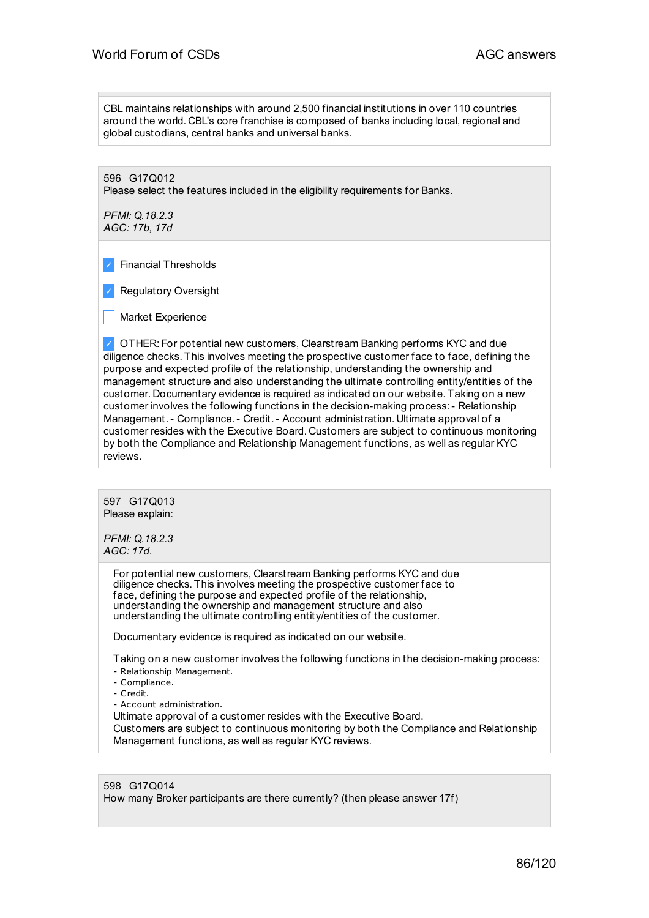CBL maintains relationships with around 2,500 financial institutions in over 110 countries around the world. CBL's core franchise is composed of banks including local, regional and global custodians, central banks and universal banks.

596 G17Q012
Please select the features included in the eligibility requirements for Banks.

*PFMI: Q.18.2.3*
*AGC: 17b, 17d*

- [x] Financial Thresholds
- [x] Regulatory Oversight
- [ ] Market Experience
- [x] OTHER: For potential new customers, Clearstream Banking performs KYC and due diligence checks. This involves meeting the prospective customer face to face, defining the purpose and expected profile of the relationship, understanding the ownership and management structure and also understanding the ultimate controlling entity/entities of the customer. Documentary evidence is required as indicated on our website. Taking on a new customer involves the following functions in the decision-making process: - Relationship Management. - Compliance. - Credit. - Account administration. Ultimate approval of a customer resides with the Executive Board. Customers are subject to continuous monitoring by both the Compliance and Relationship Management functions, as well as regular KYC reviews.

597 G17Q013
Please explain:

*PFMI: Q.18.2.3*
*AGC: 17d.*

For potential new customers, Clearstream Banking performs KYC and due diligence checks. This involves meeting the prospective customer face to face, defining the purpose and expected profile of the relationship, understanding the ownership and management structure and also understanding the ultimate controlling entity/entities of the customer.

Documentary evidence is required as indicated on our website.

Taking on a new customer involves the following functions in the decision-making process:
- Relationship Management.
- Compliance.
- Credit.
- Account administration.

Ultimate approval of a customer resides with the Executive Board.
Customers are subject to continuous monitoring by both the Compliance and Relationship Management functions, as well as regular KYC reviews.

598 G17Q014
How many Broker participants are there currently? (then please answer 17f)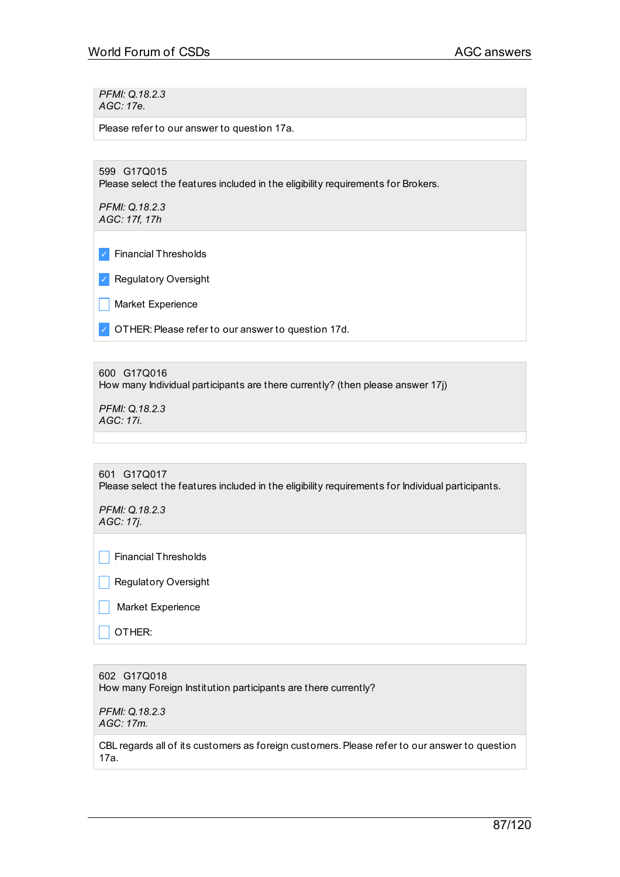*PFMI: Q.18.2.3*
*AGC: 17e.*

Please refer to our answer to question 17a.

---

599 G17Q015
Please select the features included in the eligibility requirements for Brokers.

*PFMI: Q.18.2.3*
*AGC: 17f, 17h*

- [x] Financial Thresholds
- [x] Regulatory Oversight
- [ ] Market Experience
- [x] OTHER: Please refer to our answer to question 17d.

---

600 G17Q016
How many Individual participants are there currently? (then please answer 17j)

*PFMI: Q.18.2.3*
*AGC: 17i.*

---

601 G17Q017
Please select the features included in the eligibility requirements for Individual participants.

*PFMI: Q.18.2.3*
*AGC: 17j.*

- [ ] Financial Thresholds
- [ ] Regulatory Oversight
- [ ] Market Experience
- [ ] OTHER:

---

602 G17Q018
How many Foreign Institution participants are there currently?

*PFMI: Q.18.2.3*
*AGC: 17m.*

CBL regards all of its customers as foreign customers. Please refer to our answer to question 17a.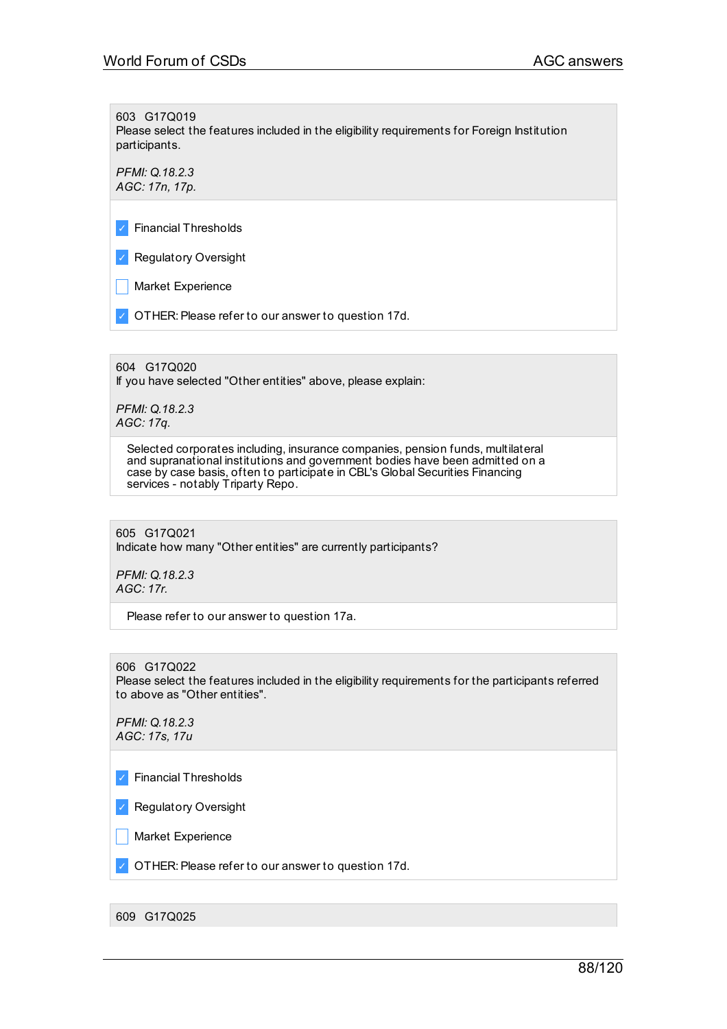603 G17Q019
Please select the features included in the eligibility requirements for Foreign Institution participants.

*PFMI: Q.18.2.3*
*AGC: 17n, 17p.*

- [x] Financial Thresholds
- [x] Regulatory Oversight
- [ ] Market Experience
- [x] OTHER: Please refer to our answer to question 17d.

604 G17Q020
If you have selected "Other entities" above, please explain:

*PFMI: Q.18.2.3*
*AGC: 17q.*

Selected corporates including, insurance companies, pension funds, multilateral and supranational institutions and government bodies have been admitted on a case by case basis, often to participate in CBL's Global Securities Financing services - notably Triparty Repo.

605 G17Q021
Indicate how many "Other entities" are currently participants?

*PFMI: Q.18.2.3*
*AGC: 17r.*

Please refer to our answer to question 17a.

606 G17Q022
Please select the features included in the eligibility requirements for the participants referred to above as "Other entities".

*PFMI: Q.18.2.3*
*AGC: 17s, 17u*

- [x] Financial Thresholds
- [x] Regulatory Oversight
- [ ] Market Experience
- [x] OTHER: Please refer to our answer to question 17d.

609 G17Q025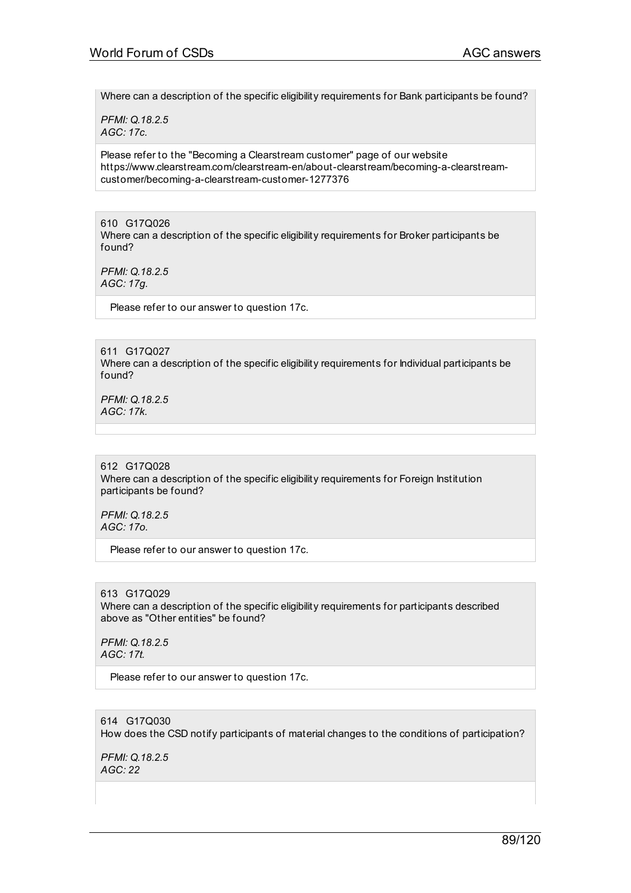Where can a description of the specific eligibility requirements for Bank participants be found?

*PFMI: Q.18.2.5*
*AGC: 17c.*

Please refer to the "Becoming a Clearstream customer" page of our website https://www.clearstream.com/clearstream-en/about-clearstream/becoming-a-clearstream-customer/becoming-a-clearstream-customer-1277376

610 G17Q026
Where can a description of the specific eligibility requirements for Broker participants be found?

*PFMI: Q.18.2.5*
*AGC: 17g.*

Please refer to our answer to question 17c.

611 G17Q027
Where can a description of the specific eligibility requirements for Individual participants be found?

*PFMI: Q.18.2.5*
*AGC: 17k.*

612 G17Q028
Where can a description of the specific eligibility requirements for Foreign Institution participants be found?

*PFMI: Q.18.2.5*
*AGC: 17o.*

Please refer to our answer to question 17c.

613 G17Q029
Where can a description of the specific eligibility requirements for participants described above as "Other entities" be found?

*PFMI: Q.18.2.5*
*AGC: 17t.*

Please refer to our answer to question 17c.

614 G17Q030
How does the CSD notify participants of material changes to the conditions of participation?

*PFMI: Q.18.2.5*
*AGC: 22*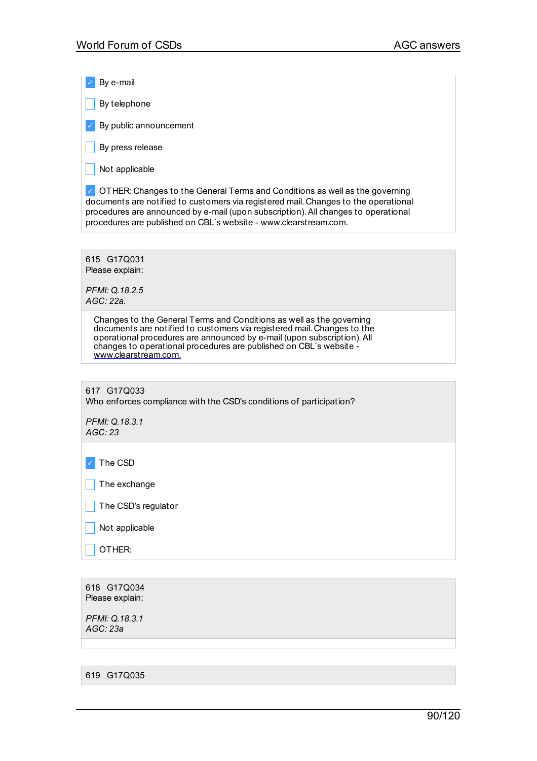- [x] By e-mail
- [ ] By telephone
- [x] By public announcement
- [ ] By press release
- [ ] Not applicable
- [x] OTHER: Changes to the General Terms and Conditions as well as the governing documents are notified to customers via registered mail. Changes to the operational procedures are announced by e-mail (upon subscription). All changes to operational procedures are published on CBL´s website - www.clearstream.com.

615 G17Q031
Please explain:

*PFMI: Q.18.2.5*
*AGC: 22a.*

Changes to the General Terms and Conditions as well as the governing documents are notified to customers via registered mail. Changes to the operational procedures are announced by e-mail (upon subscription). All changes to operational procedures are published on CBL´s website - www.clearstream.com.

617 G17Q033
Who enforces compliance with the CSD's conditions of participation?

*PFMI: Q.18.3.1*
*AGC: 23*

- [x] The CSD
- [ ] The exchange
- [ ] The CSD's regulator
- [ ] Not applicable
- [ ] OTHER:

618 G17Q034
Please explain:

*PFMI: Q.18.3.1*
*AGC: 23a*

619 G17Q035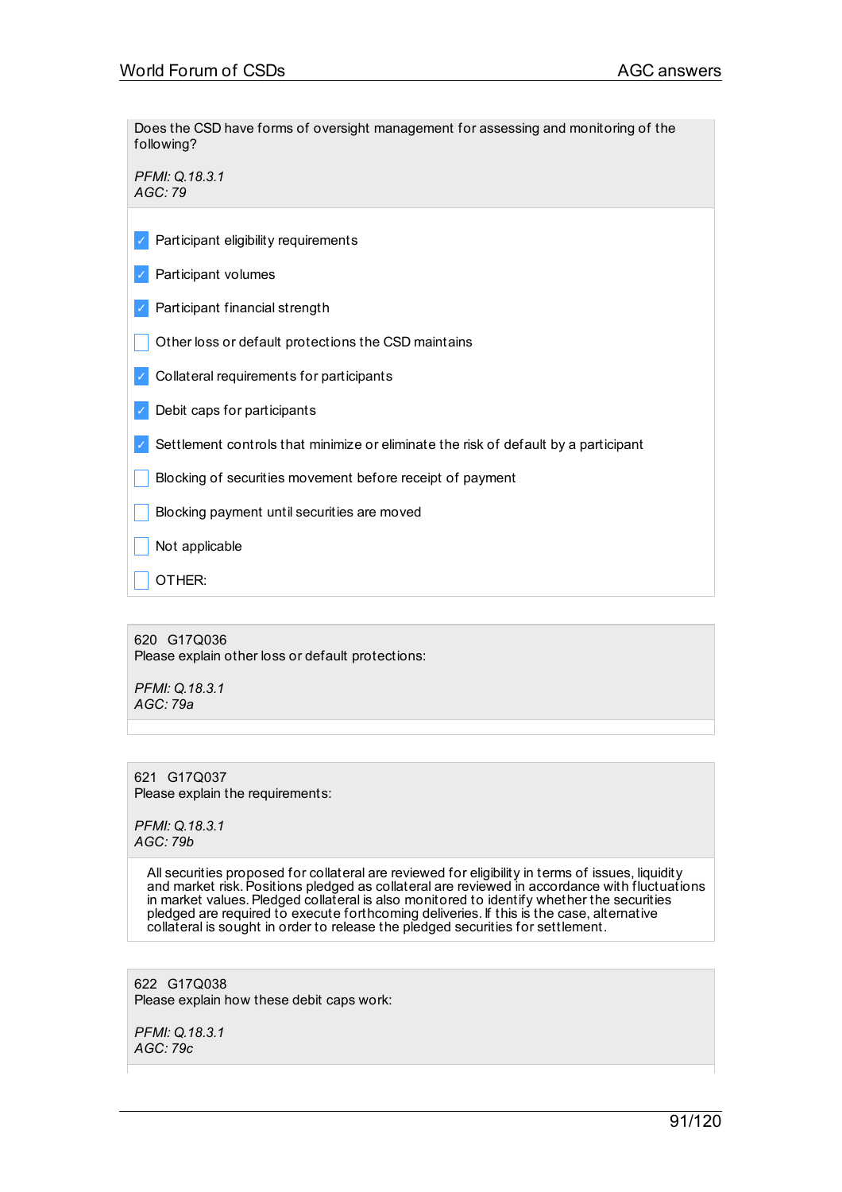Does the CSD have forms of oversight management for assessing and monitoring of the following?

*PFMI: Q.18.3.1*
*AGC: 79*

- [x] Participant eligibility requirements
- [x] Participant volumes
- [x] Participant financial strength
- [ ] Other loss or default protections the CSD maintains
- [x] Collateral requirements for participants
- [x] Debit caps for participants
- [x] Settlement controls that minimize or eliminate the risk of default by a participant
- [ ] Blocking of securities movement before receipt of payment
- [ ] Blocking payment until securities are moved
- [ ] Not applicable
- [ ] OTHER:

620 G17Q036
Please explain other loss or default protections:

*PFMI: Q.18.3.1*
*AGC: 79a*

621 G17Q037
Please explain the requirements:

*PFMI: Q.18.3.1*
*AGC: 79b*

All securities proposed for collateral are reviewed for eligibility in terms of issues, liquidity and market risk. Positions pledged as collateral are reviewed in accordance with fluctuations in market values. Pledged collateral is also monitored to identify whether the securities pledged are required to execute forthcoming deliveries. If this is the case, alternative collateral is sought in order to release the pledged securities for settlement.

622 G17Q038
Please explain how these debit caps work:

*PFMI: Q.18.3.1*
*AGC: 79c*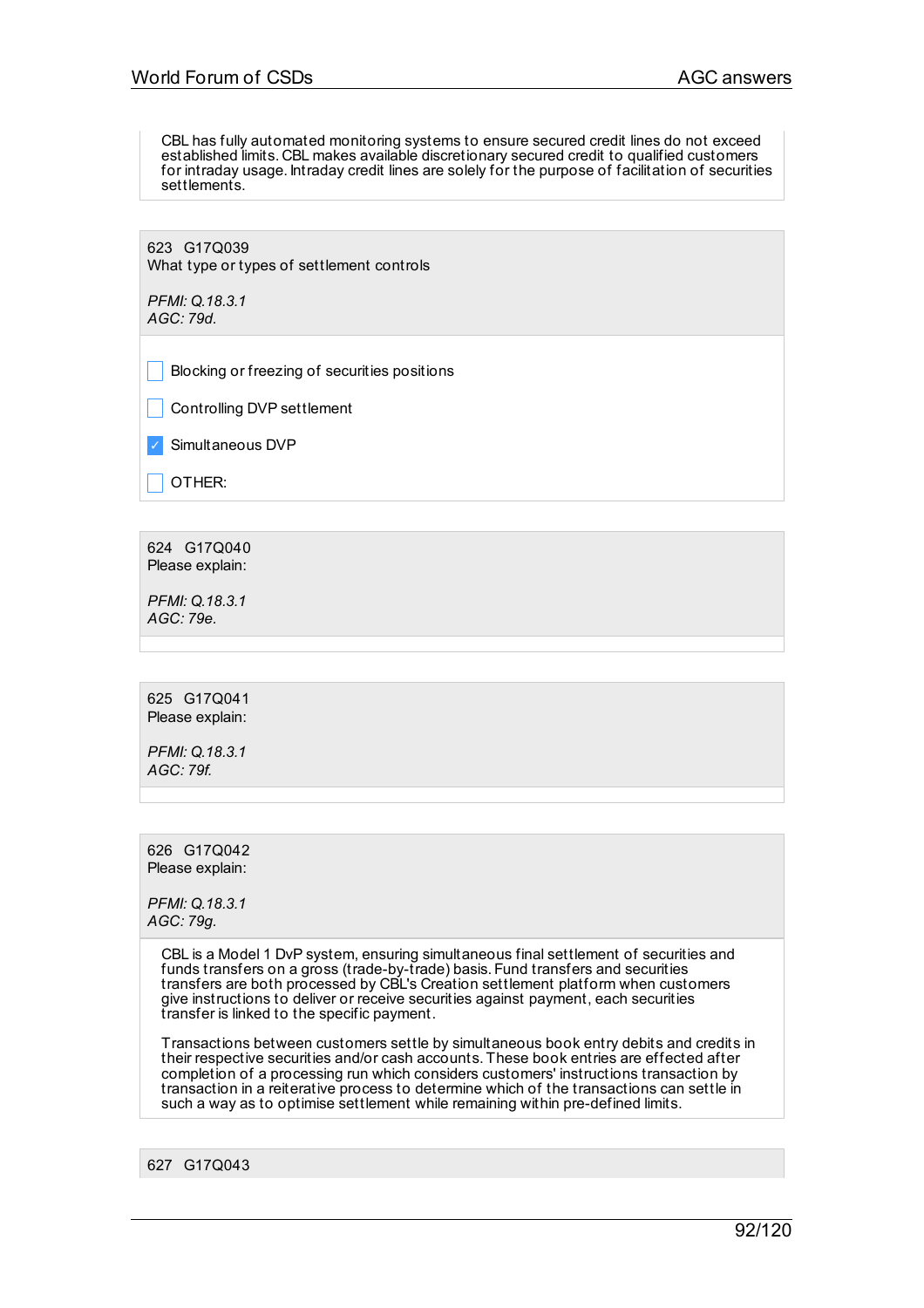CBL has fully automated monitoring systems to ensure secured credit lines do not exceed established limits. CBL makes available discretionary secured credit to qualified customers for intraday usage. Intraday credit lines are solely for the purpose of facilitation of securities settlements.

623 G17Q039
What type or types of settlement controls

*PFMI: Q.18.3.1*
*AGC: 79d.*

- [ ] Blocking or freezing of securities positions
- [ ] Controlling DVP settlement
- [x] Simultaneous DVP
- [ ] OTHER:

624 G17Q040
Please explain:

*PFMI: Q.18.3.1*
*AGC: 79e.*

625 G17Q041
Please explain:

*PFMI: Q.18.3.1*
*AGC: 79f.*

626 G17Q042
Please explain:

*PFMI: Q.18.3.1*
*AGC: 79g.*

CBL is a Model 1 DvP system, ensuring simultaneous final settlement of securities and funds transfers on a gross (trade-by-trade) basis. Fund transfers and securities transfers are both processed by CBL's Creation settlement platform when customers give instructions to deliver or receive securities against payment, each securities transfer is linked to the specific payment.

Transactions between customers settle by simultaneous book entry debits and credits in their respective securities and/or cash accounts. These book entries are effected after completion of a processing run which considers customers' instructions transaction by transaction in a reiterative process to determine which of the transactions can settle in such a way as to optimise settlement while remaining within pre-defined limits.

627 G17Q043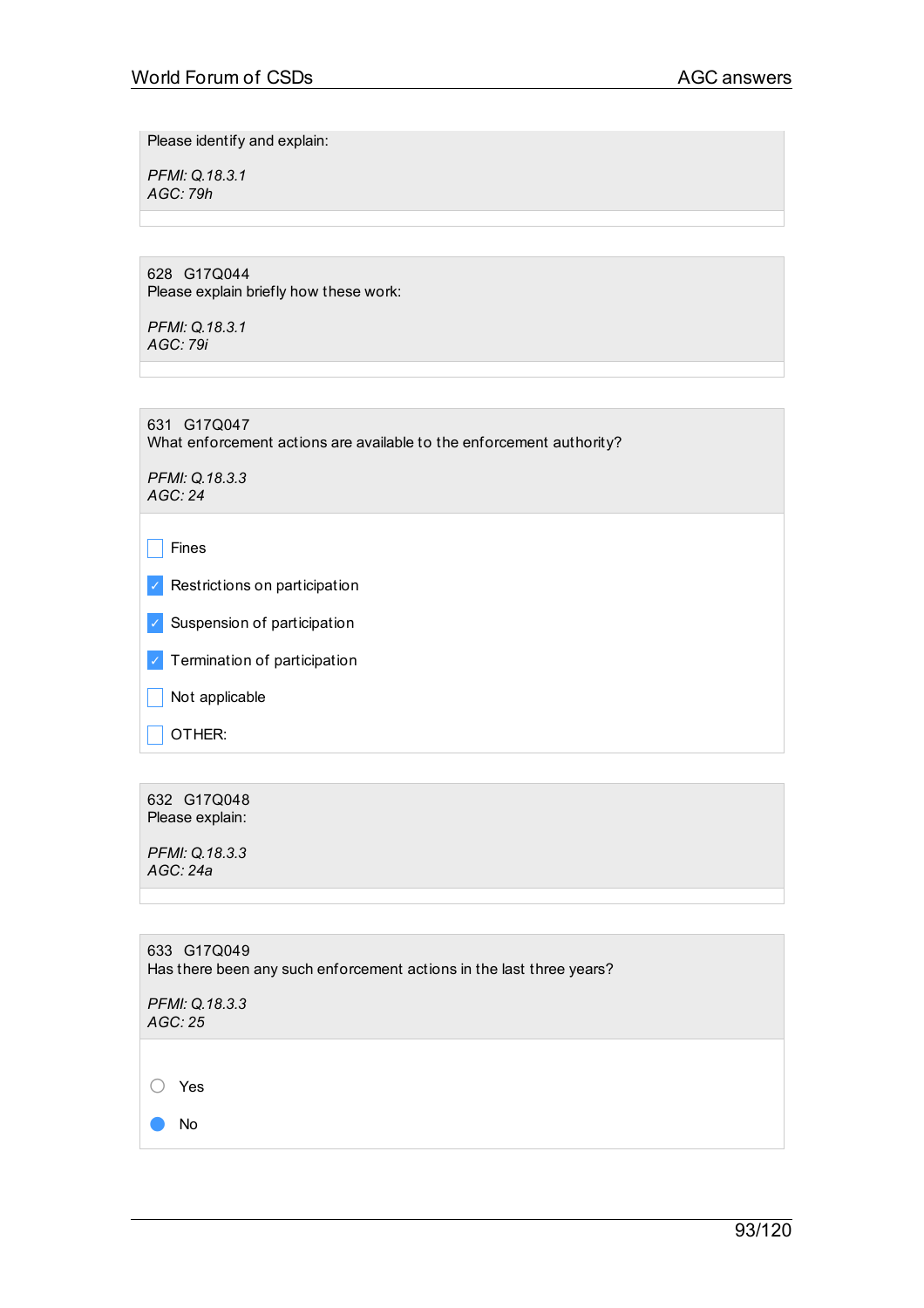Please identify and explain:

*PFMI: Q.18.3.1*
*AGC: 79h*

---

628 G17Q044
Please explain briefly how these work:

*PFMI: Q.18.3.1*
*AGC: 79i*

---

631 G17Q047
What enforcement actions are available to the enforcement authority?

*PFMI: Q.18.3.3*
*AGC: 24*

- [ ] Fines
- [x] Restrictions on participation
- [x] Suspension of participation
- [x] Termination of participation
- [ ] Not applicable
- [ ] OTHER:

---

632 G17Q048
Please explain:

*PFMI: Q.18.3.3*
*AGC: 24a*

---

633 G17Q049
Has there been any such enforcement actions in the last three years?

*PFMI: Q.18.3.3*
*AGC: 25*

- ( ) Yes
- (•) No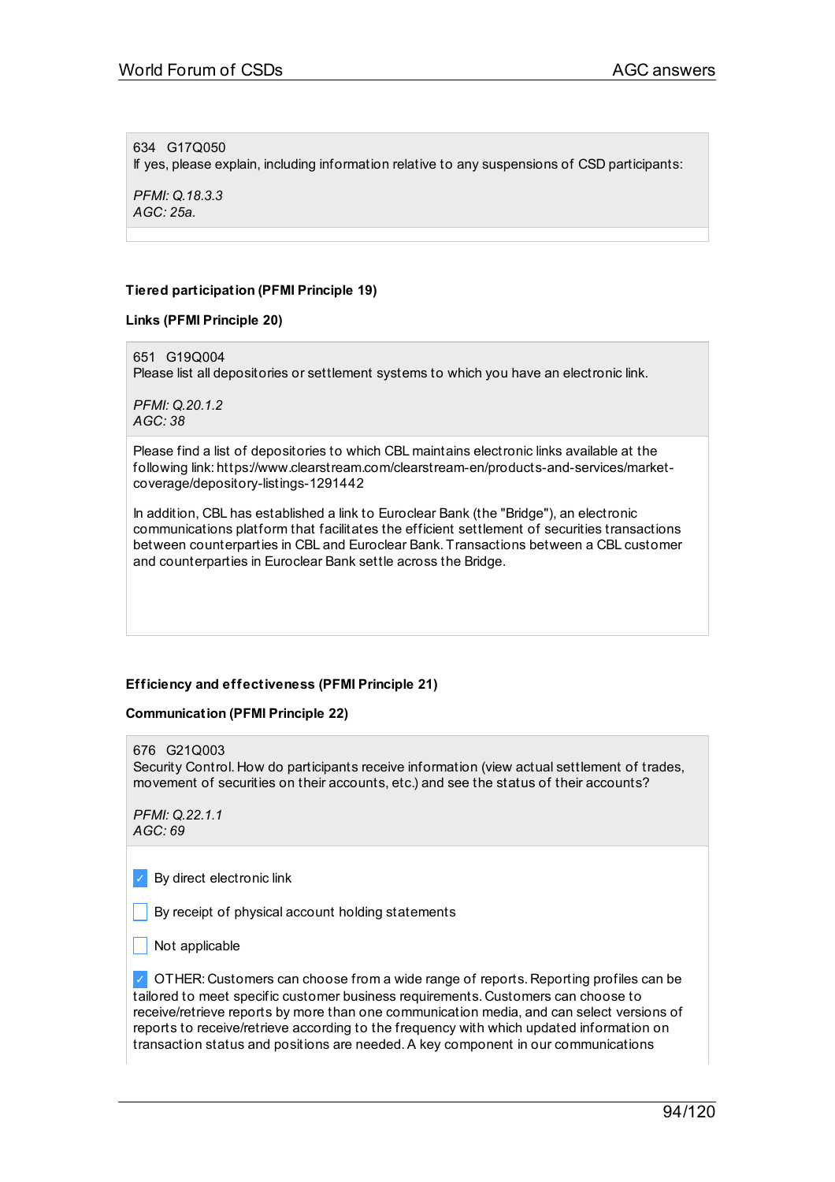634 G17Q050
If yes, please explain, including information relative to any suspensions of CSD participants:

*PFMI: Q.18.3.3*
*AGC: 25a.*

**Tiered participation (PFMI Principle 19)**

**Links (PFMI Principle 20)**

651 G19Q004
Please list all depositories or settlement systems to which you have an electronic link.

*PFMI: Q.20.1.2*
*AGC: 38*

Please find a list of depositories to which CBL maintains electronic links available at the following link: https://www.clearstream.com/clearstream-en/products-and-services/market-coverage/depository-listings-1291442

In addition, CBL has established a link to Euroclear Bank (the "Bridge"), an electronic communications platform that facilitates the efficient settlement of securities transactions between counterparties in CBL and Euroclear Bank. Transactions between a CBL customer and counterparties in Euroclear Bank settle across the Bridge.

**Efficiency and effectiveness (PFMI Principle 21)**

**Communication (PFMI Principle 22)**

676 G21Q003
Security Control. How do participants receive information (view actual settlement of trades, movement of securities on their accounts, etc.) and see the status of their accounts?

*PFMI: Q.22.1.1*
*AGC: 69*

- [x] By direct electronic link
- [ ] By receipt of physical account holding statements
- [ ] Not applicable
- [x] OTHER: Customers can choose from a wide range of reports. Reporting profiles can be tailored to meet specific customer business requirements. Customers can choose to receive/retrieve reports by more than one communication media, and can select versions of reports to receive/retrieve according to the frequency with which updated information on transaction status and positions are needed. A key component in our communications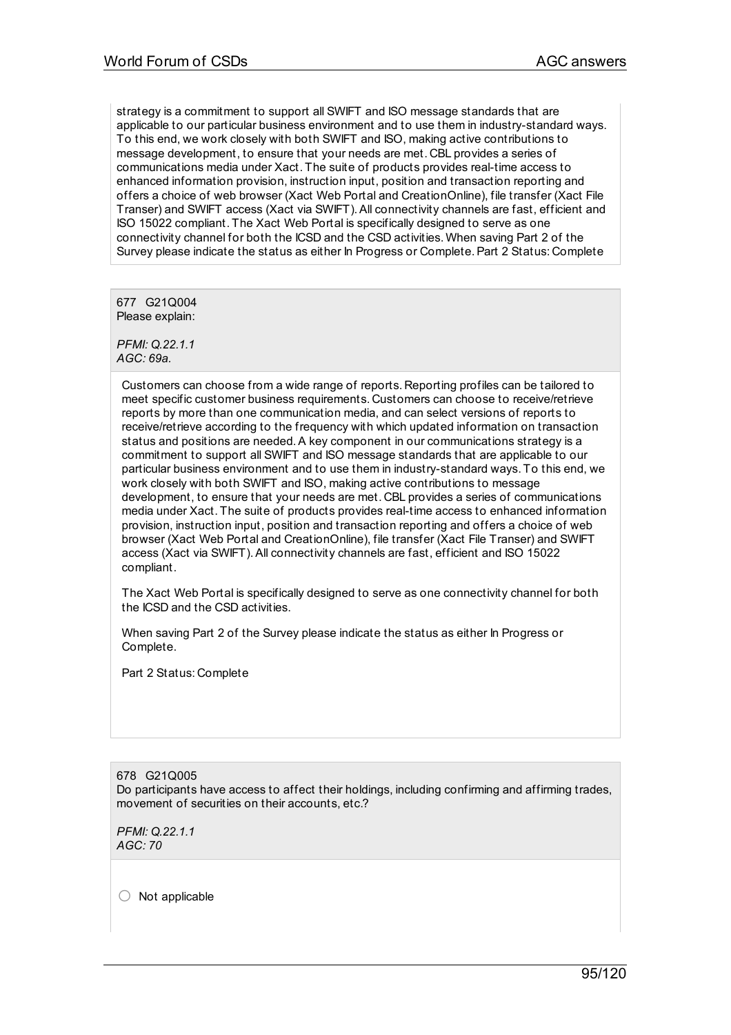strategy is a commitment to support all SWIFT and ISO message standards that are applicable to our particular business environment and to use them in industry-standard ways. To this end, we work closely with both SWIFT and ISO, making active contributions to message development, to ensure that your needs are met. CBL provides a series of communications media under Xact. The suite of products provides real-time access to enhanced information provision, instruction input, position and transaction reporting and offers a choice of web browser (Xact Web Portal and CreationOnline), file transfer (Xact File Transer) and SWIFT access (Xact via SWIFT). All connectivity channels are fast, efficient and ISO 15022 compliant. The Xact Web Portal is specifically designed to serve as one connectivity channel for both the ICSD and the CSD activities. When saving Part 2 of the Survey please indicate the status as either In Progress or Complete. Part 2 Status: Complete

677 G21Q004
Please explain:

*PFMI: Q.22.1.1*
*AGC: 69a.*

Customers can choose from a wide range of reports. Reporting profiles can be tailored to meet specific customer business requirements. Customers can choose to receive/retrieve reports by more than one communication media, and can select versions of reports to receive/retrieve according to the frequency with which updated information on transaction status and positions are needed. A key component in our communications strategy is a commitment to support all SWIFT and ISO message standards that are applicable to our particular business environment and to use them in industry-standard ways. To this end, we work closely with both SWIFT and ISO, making active contributions to message development, to ensure that your needs are met. CBL provides a series of communications media under Xact. The suite of products provides real-time access to enhanced information provision, instruction input, position and transaction reporting and offers a choice of web browser (Xact Web Portal and CreationOnline), file transfer (Xact File Transer) and SWIFT access (Xact via SWIFT). All connectivity channels are fast, efficient and ISO 15022 compliant.

The Xact Web Portal is specifically designed to serve as one connectivity channel for both the ICSD and the CSD activities.

When saving Part 2 of the Survey please indicate the status as either In Progress or Complete.

Part 2 Status: Complete

678 G21Q005
Do participants have access to affect their holdings, including confirming and affirming trades, movement of securities on their accounts, etc.?

*PFMI: Q.22.1.1*
*AGC: 70*

○ Not applicable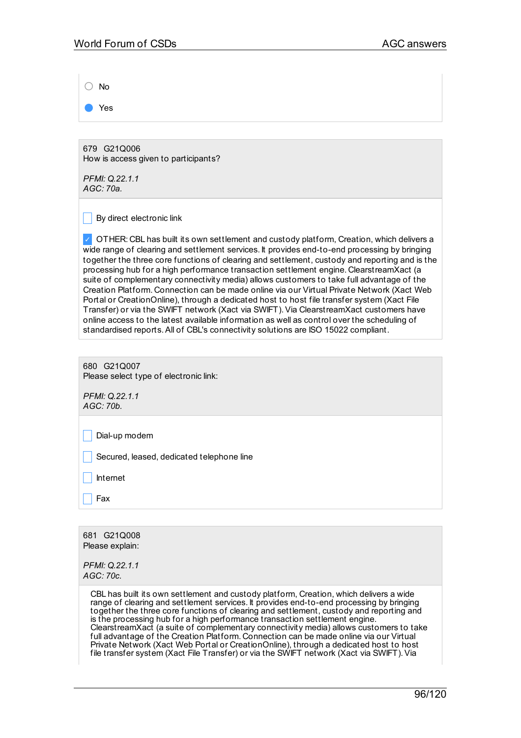- ○ No
- ● Yes

679 G21Q006
How is access given to participants?

*PFMI: Q.22.1.1*
*AGC: 70a.*

- ☐ By direct electronic link
- ☑ OTHER: CBL has built its own settlement and custody platform, Creation, which delivers a wide range of clearing and settlement services. It provides end-to-end processing by bringing together the three core functions of clearing and settlement, custody and reporting and is the processing hub for a high performance transaction settlement engine. ClearstreamXact (a suite of complementary connectivity media) allows customers to take full advantage of the Creation Platform. Connection can be made online via our Virtual Private Network (Xact Web Portal or CreationOnline), through a dedicated host to host file transfer system (Xact File Transfer) or via the SWIFT network (Xact via SWIFT). Via ClearstreamXact customers have online access to the latest available information as well as control over the scheduling of standardised reports. All of CBL's connectivity solutions are ISO 15022 compliant.

680 G21Q007
Please select type of electronic link:

*PFMI: Q.22.1.1*
*AGC: 70b.*

- ☐ Dial-up modem
- ☐ Secured, leased, dedicated telephone line
- ☐ Internet
- ☐ Fax

681 G21Q008
Please explain:

*PFMI: Q.22.1.1*
*AGC: 70c.*

CBL has built its own settlement and custody platform, Creation, which delivers a wide range of clearing and settlement services. It provides end-to-end processing by bringing together the three core functions of clearing and settlement, custody and reporting and is the processing hub for a high performance transaction settlement engine. ClearstreamXact (a suite of complementary connectivity media) allows customers to take full advantage of the Creation Platform. Connection can be made online via our Virtual Private Network (Xact Web Portal or CreationOnline), through a dedicated host to host file transfer system (Xact File Transfer) or via the SWIFT network (Xact via SWIFT). Via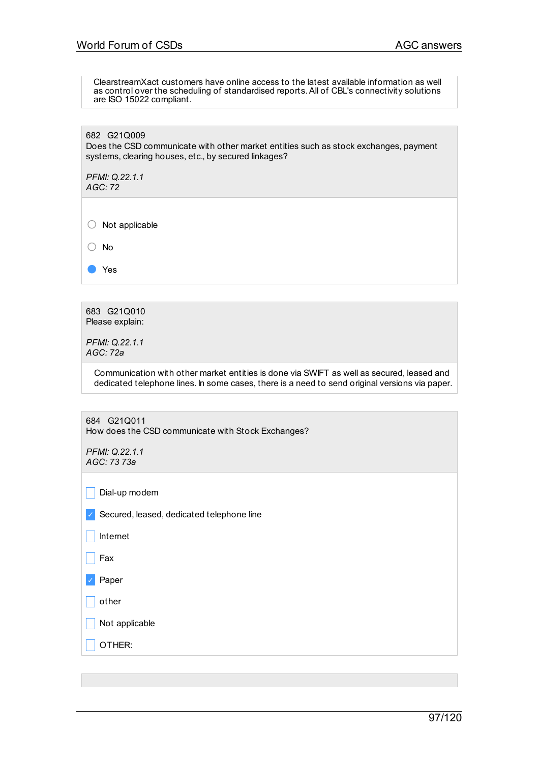ClearstreamXact customers have online access to the latest available information as well as control over the scheduling of standardised reports. All of CBL's connectivity solutions are ISO 15022 compliant.

682 G21Q009
Does the CSD communicate with other market entities such as stock exchanges, payment systems, clearing houses, etc., by secured linkages?

*PFMI: Q.22.1.1*
*AGC: 72*

- ○ Not applicable
- ○ No
- ● Yes

683 G21Q010
Please explain:

*PFMI: Q.22.1.1*
*AGC: 72a*

Communication with other market entities is done via SWIFT as well as secured, leased and dedicated telephone lines. In some cases, there is a need to send original versions via paper.

684 G21Q011
How does the CSD communicate with Stock Exchanges?

*PFMI: Q.22.1.1*
*AGC: 73 73a*

- [ ] Dial-up modem
- [x] Secured, leased, dedicated telephone line
- [ ] Internet
- [ ] Fax
- [x] Paper
- [ ] other
- [ ] Not applicable
- [ ] OTHER: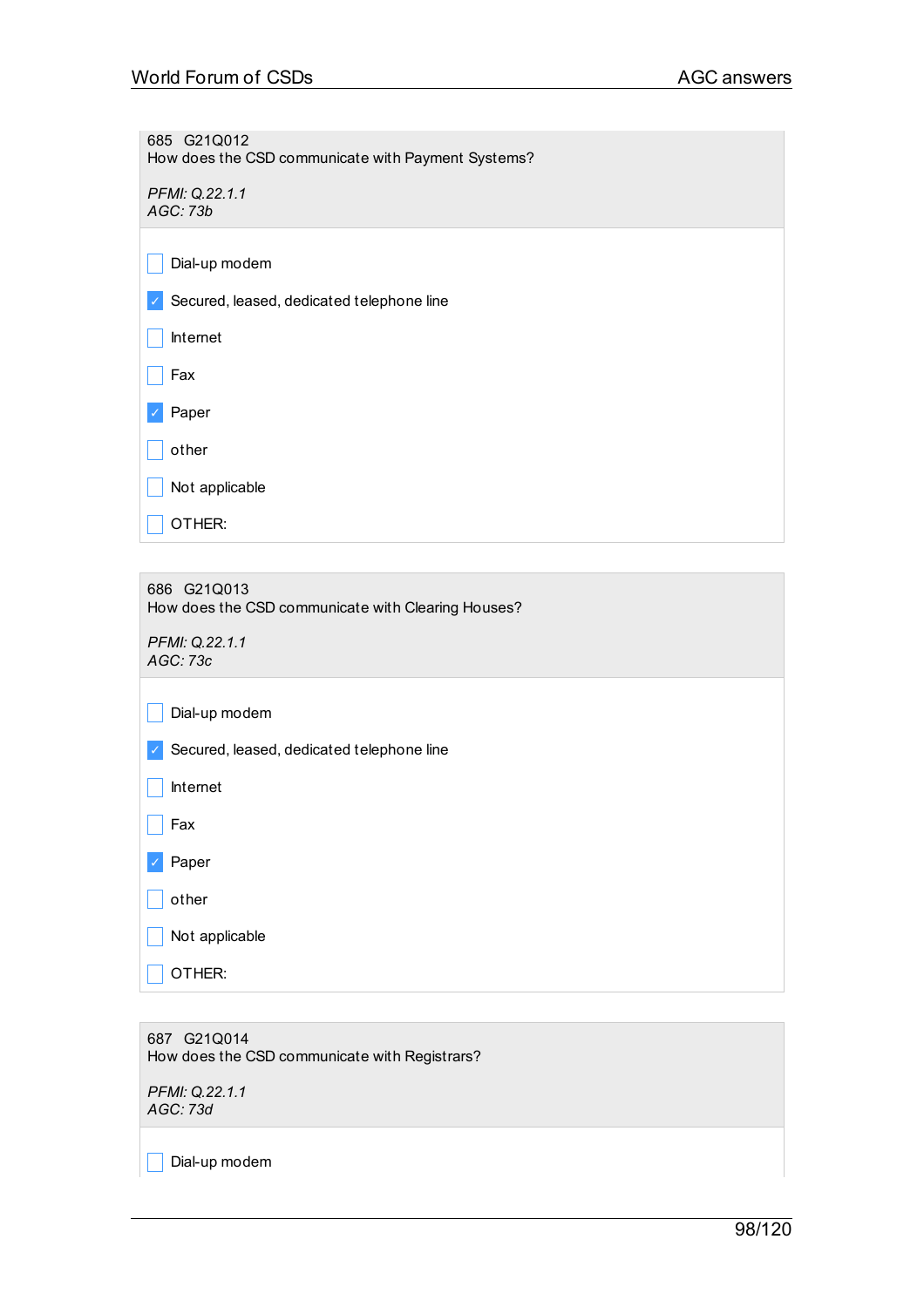685 G21Q012
How does the CSD communicate with Payment Systems?

*PFMI: Q.22.1.1*
*AGC: 73b*

- [ ] Dial-up modem
- [x] Secured, leased, dedicated telephone line
- [ ] Internet
- [ ] Fax
- [x] Paper
- [ ] other
- [ ] Not applicable
- [ ] OTHER:

686 G21Q013
How does the CSD communicate with Clearing Houses?

*PFMI: Q.22.1.1*
*AGC: 73c*

- [ ] Dial-up modem
- [x] Secured, leased, dedicated telephone line
- [ ] Internet
- [ ] Fax
- [x] Paper
- [ ] other
- [ ] Not applicable
- [ ] OTHER:

687 G21Q014
How does the CSD communicate with Registrars?

*PFMI: Q.22.1.1*
*AGC: 73d*

- [ ] Dial-up modem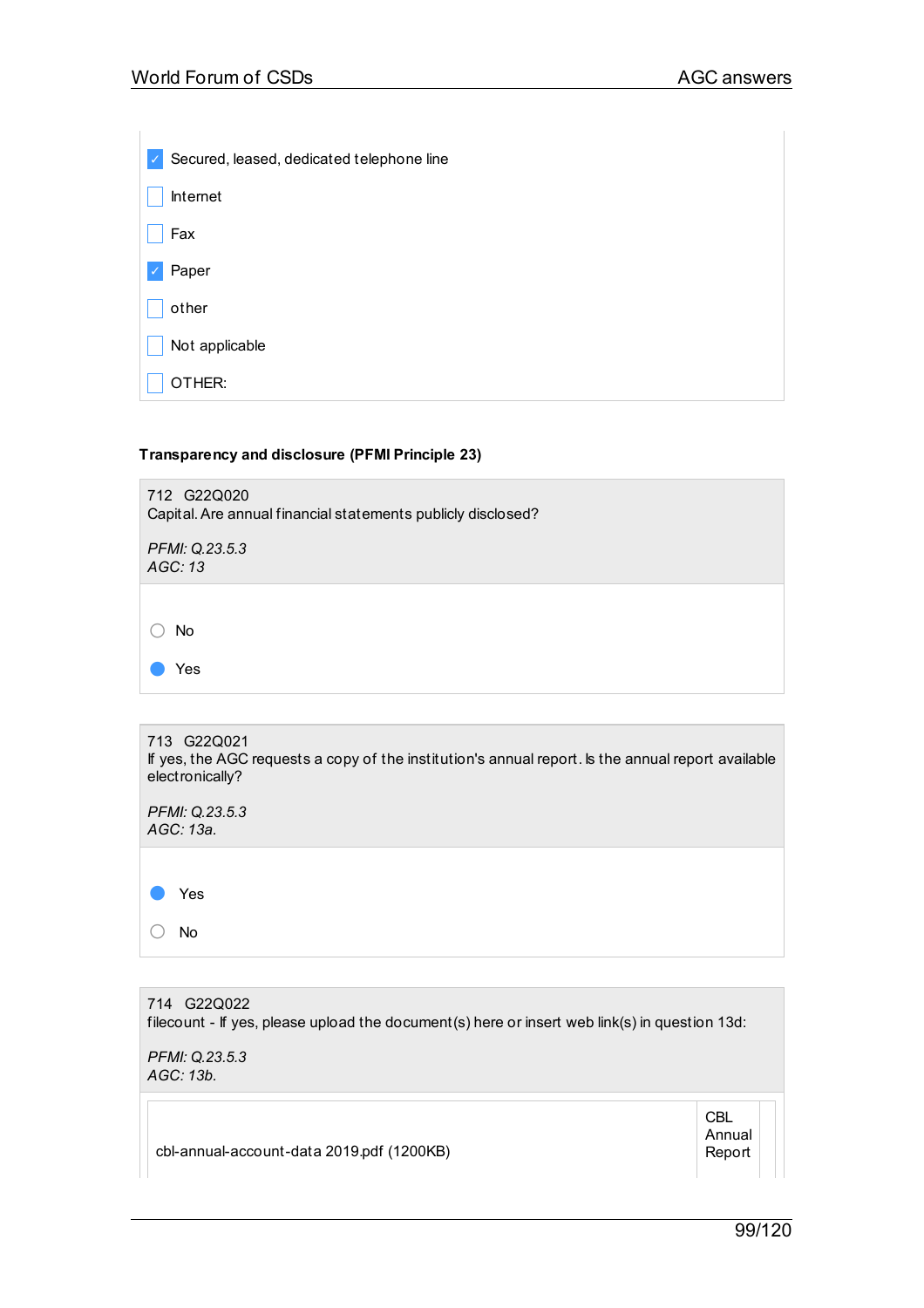- [x] Secured, leased, dedicated telephone line
- [ ] Internet
- [ ] Fax
- [x] Paper
- [ ] other
- [ ] Not applicable
- [ ] OTHER:

**Transparency and disclosure (PFMI Principle 23)**

712 G22Q020
Capital. Are annual financial statements publicly disclosed?

*PFMI: Q.23.5.3*
*AGC: 13*

- ( ) No
- (•) Yes

713 G22Q021
If yes, the AGC requests a copy of the institution's annual report. Is the annual report available electronically?

*PFMI: Q.23.5.3*
*AGC: 13a.*

- (•) Yes
- ( ) No

714 G22Q022
filecount - If yes, please upload the document(s) here or insert web link(s) in question 13d:

*PFMI: Q.23.5.3*
*AGC: 13b.*

| | | |
|---|---|---|
| cbl-annual-account-data 2019.pdf (1200KB) | CBL Annual Report | |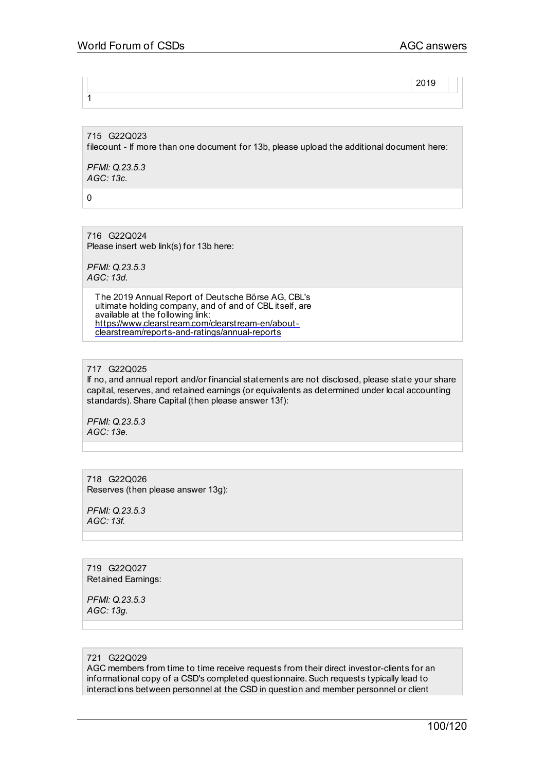| | 2019 |
|---|---|
| 1 | |

715 G22Q023
filecount - If more than one document for 13b, please upload the additional document here:

*PFMI: Q.23.5.3*
*AGC: 13c.*

0

716 G22Q024
Please insert web link(s) for 13b here:

*PFMI: Q.23.5.3*
*AGC: 13d.*

The 2019 Annual Report of Deutsche Börse AG, CBL's ultimate holding company, and of and of CBL itself, are available at the following link:
https://www.clearstream.com/clearstream-en/about-clearstream/reports-and-ratings/annual-reports

717 G22Q025
If no, and annual report and/or financial statements are not disclosed, please state your share capital, reserves, and retained earnings (or equivalents as determined under local accounting standards). Share Capital (then please answer 13f):

*PFMI: Q.23.5.3*
*AGC: 13e.*

718 G22Q026
Reserves (then please answer 13g):

*PFMI: Q.23.5.3*
*AGC: 13f.*

719 G22Q027
Retained Earnings:

*PFMI: Q.23.5.3*
*AGC: 13g.*

721 G22Q029
AGC members from time to time receive requests from their direct investor-clients for an informational copy of a CSD's completed questionnaire. Such requests typically lead to interactions between personnel at the CSD in question and member personnel or client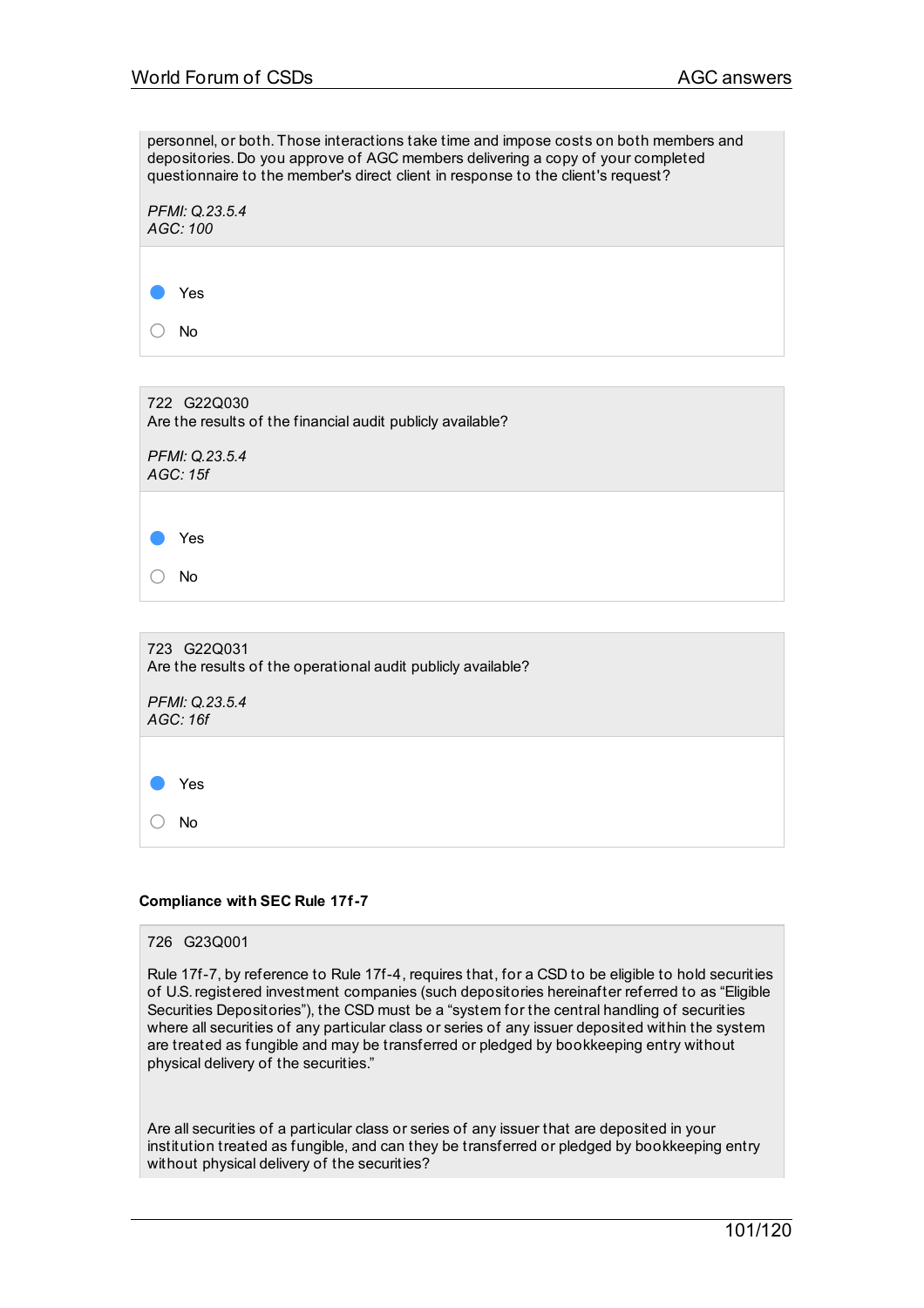personnel, or both. Those interactions take time and impose costs on both members and depositories. Do you approve of AGC members delivering a copy of your completed questionnaire to the member's direct client in response to the client's request?

*PFMI: Q.23.5.4*
*AGC: 100*

- [x] Yes
- [ ] No

722 G22Q030
Are the results of the financial audit publicly available?

*PFMI: Q.23.5.4*
*AGC: 15f*

- [x] Yes
- [ ] No

723 G22Q031
Are the results of the operational audit publicly available?

*PFMI: Q.23.5.4*
*AGC: 16f*

- [x] Yes
- [ ] No

**Compliance with SEC Rule 17f-7**

726 G23Q001

Rule 17f-7, by reference to Rule 17f-4, requires that, for a CSD to be eligible to hold securities of U.S. registered investment companies (such depositories hereinafter referred to as "Eligible Securities Depositories"), the CSD must be a "system for the central handling of securities where all securities of any particular class or series of any issuer deposited within the system are treated as fungible and may be transferred or pledged by bookkeeping entry without physical delivery of the securities."

Are all securities of a particular class or series of any issuer that are deposited in your institution treated as fungible, and can they be transferred or pledged by bookkeeping entry without physical delivery of the securities?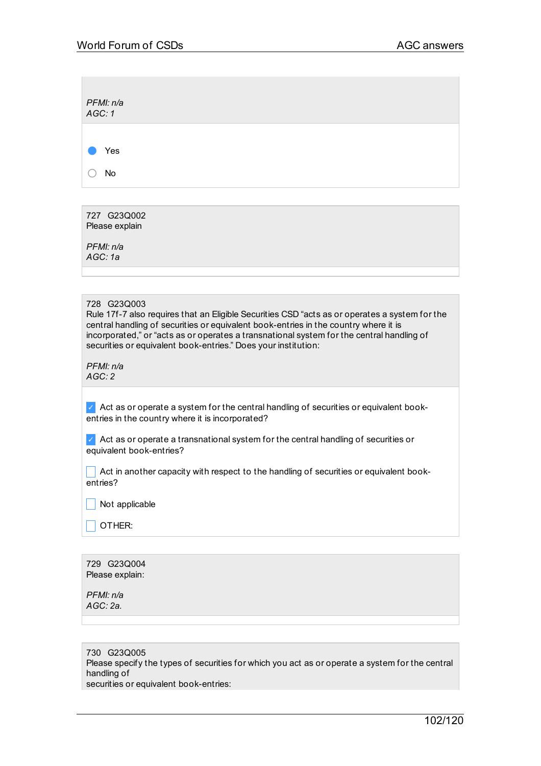*PFMI: n/a*
*AGC: 1*

- ◉ Yes
- ○ No

727 G23Q002
Please explain

*PFMI: n/a*
*AGC: 1a*

728 G23Q003
Rule 17f-7 also requires that an Eligible Securities CSD “acts as or operates a system for the central handling of securities or equivalent book-entries in the country where it is incorporated,” or “acts as or operates a transnational system for the central handling of securities or equivalent book-entries.” Does your institution:

*PFMI: n/a*
*AGC: 2*

- [x] Act as or operate a system for the central handling of securities or equivalent book-entries in the country where it is incorporated?
- [x] Act as or operate a transnational system for the central handling of securities or equivalent book-entries?
- [ ] Act in another capacity with respect to the handling of securities or equivalent book-entries?
- [ ] Not applicable
- [ ] OTHER:

729 G23Q004
Please explain:

*PFMI: n/a*
*AGC: 2a.*

730 G23Q005
Please specify the types of securities for which you act as or operate a system for the central handling of
securities or equivalent book-entries: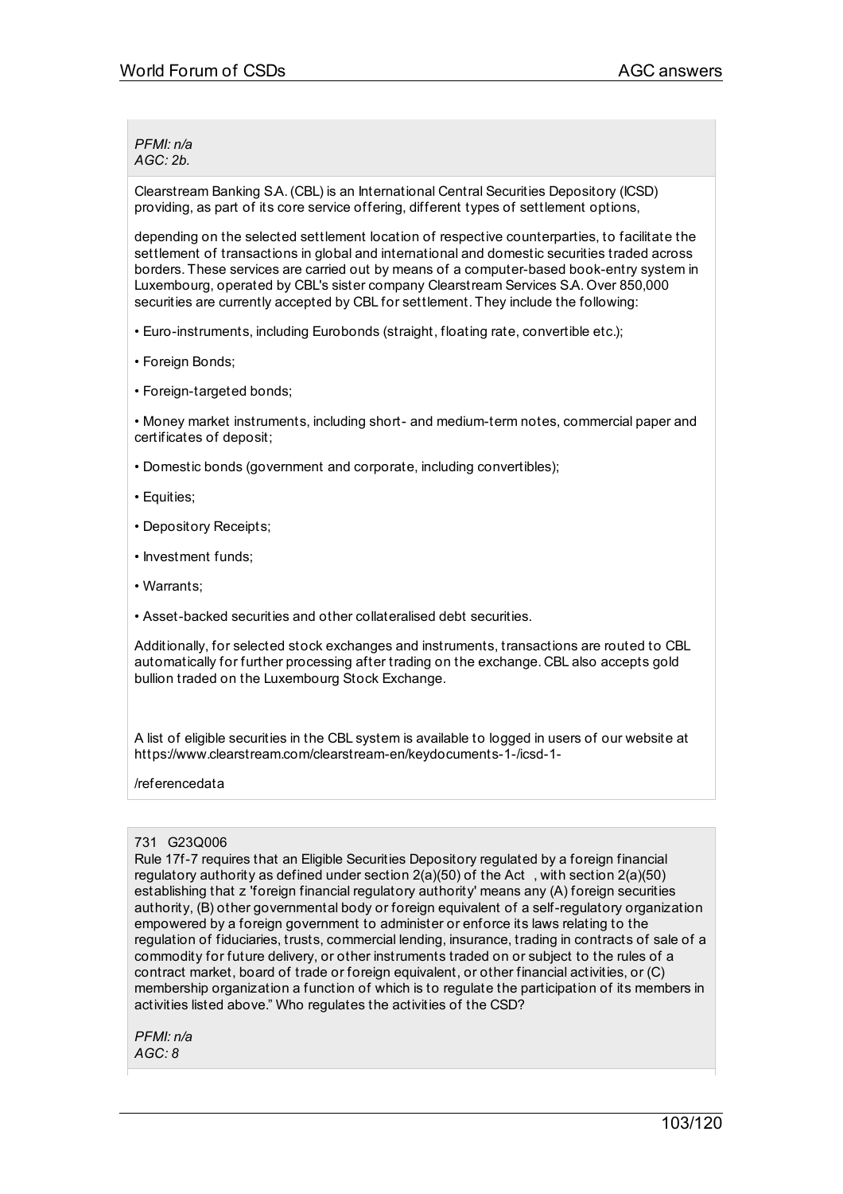*PFMI: n/a*
*AGC: 2b.*

Clearstream Banking S.A. (CBL) is an International Central Securities Depository (ICSD) providing, as part of its core service offering, different types of settlement options,

depending on the selected settlement location of respective counterparties, to facilitate the settlement of transactions in global and international and domestic securities traded across borders. These services are carried out by means of a computer-based book-entry system in Luxembourg, operated by CBL's sister company Clearstream Services S.A. Over 850,000 securities are currently accepted by CBL for settlement. They include the following:

- Euro-instruments, including Eurobonds (straight, floating rate, convertible etc.);
- Foreign Bonds;
- Foreign-targeted bonds;
- Money market instruments, including short- and medium-term notes, commercial paper and certificates of deposit;
- Domestic bonds (government and corporate, including convertibles);
- Equities;
- Depository Receipts;
- Investment funds;
- Warrants;
- Asset-backed securities and other collateralised debt securities.

Additionally, for selected stock exchanges and instruments, transactions are routed to CBL automatically for further processing after trading on the exchange. CBL also accepts gold bullion traded on the Luxembourg Stock Exchange.

A list of eligible securities in the CBL system is available to logged in users of our website at https://www.clearstream.com/clearstream-en/keydocuments-1-/icsd-1-

/referencedata

731 G23Q006

Rule 17f-7 requires that an Eligible Securities Depository regulated by a foreign financial regulatory authority as defined under section 2(a)(50) of the Act , with section 2(a)(50) establishing that z 'foreign financial regulatory authority' means any (A) foreign securities authority, (B) other governmental body or foreign equivalent of a self-regulatory organization empowered by a foreign government to administer or enforce its laws relating to the regulation of fiduciaries, trusts, commercial lending, insurance, trading in contracts of sale of a commodity for future delivery, or other instruments traded on or subject to the rules of a contract market, board of trade or foreign equivalent, or other financial activities, or (C) membership organization a function of which is to regulate the participation of its members in activities listed above." Who regulates the activities of the CSD?

*PFMI: n/a*
*AGC: 8*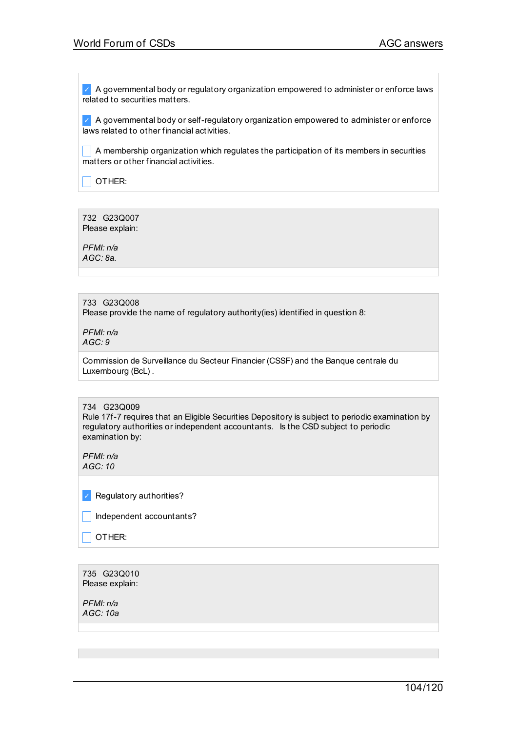- [x] A governmental body or regulatory organization empowered to administer or enforce laws related to securities matters.

- [x] A governmental body or self-regulatory organization empowered to administer or enforce laws related to other financial activities.

- [ ] A membership organization which regulates the participation of its members in securities matters or other financial activities.

- [ ] OTHER:

732 G23Q007
Please explain:

*PFMI: n/a*
*AGC: 8a.*

733 G23Q008
Please provide the name of regulatory authority(ies) identified in question 8:

*PFMI: n/a*
*AGC: 9*

Commission de Surveillance du Secteur Financier (CSSF) and the Banque centrale du Luxembourg (BcL) .

734 G23Q009
Rule 17f-7 requires that an Eligible Securities Depository is subject to periodic examination by regulatory authorities or independent accountants. Is the CSD subject to periodic examination by:

*PFMI: n/a*
*AGC: 10*

- [x] Regulatory authorities?

- [ ] Independent accountants?

- [ ] OTHER:

735 G23Q010
Please explain:

*PFMI: n/a*
*AGC: 10a*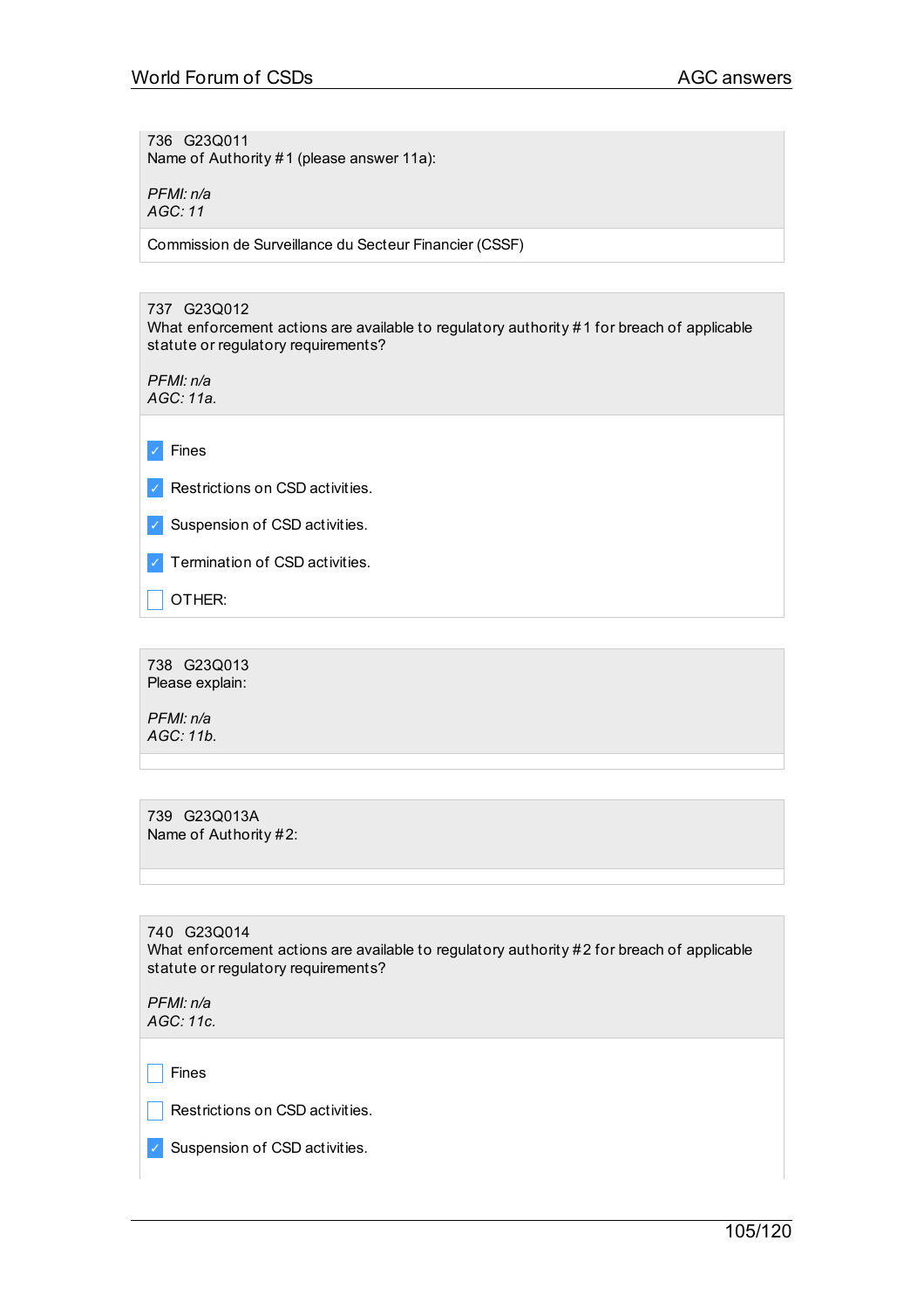736 G23Q011
Name of Authority #1 (please answer 11a):

*PFMI: n/a*
*AGC: 11*

Commission de Surveillance du Secteur Financier (CSSF)

737 G23Q012
What enforcement actions are available to regulatory authority #1 for breach of applicable statute or regulatory requirements?

*PFMI: n/a*
*AGC: 11a.*

- [x] Fines
- [x] Restrictions on CSD activities.
- [x] Suspension of CSD activities.
- [x] Termination of CSD activities.
- [ ] OTHER:

738 G23Q013
Please explain:

*PFMI: n/a*
*AGC: 11b.*

739 G23Q013A
Name of Authority #2:

740 G23Q014
What enforcement actions are available to regulatory authority #2 for breach of applicable statute or regulatory requirements?

*PFMI: n/a*
*AGC: 11c.*

- [ ] Fines
- [ ] Restrictions on CSD activities.
- [x] Suspension of CSD activities.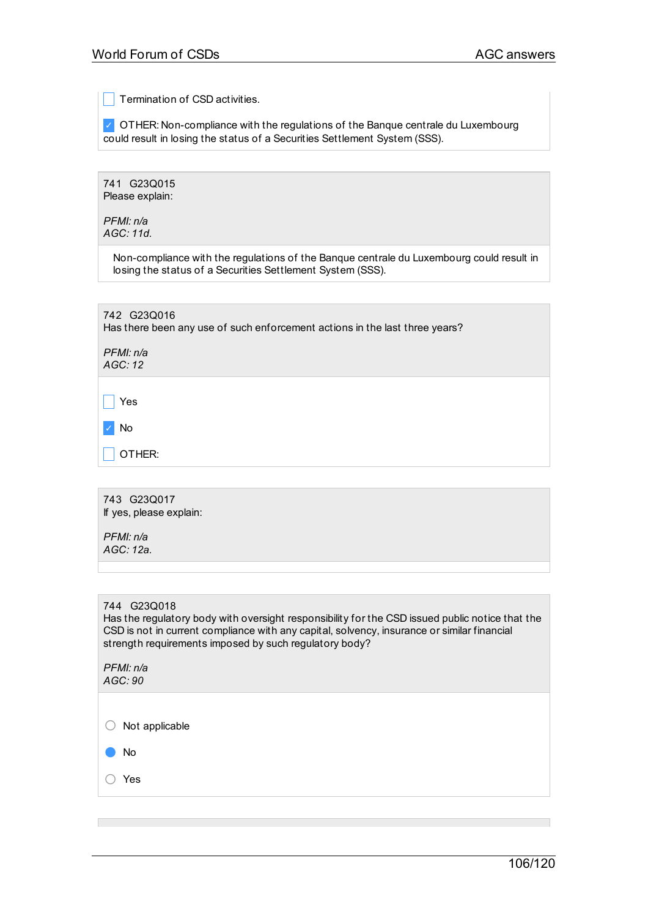- [ ] Termination of CSD activities.
- [x] OTHER: Non-compliance with the regulations of the Banque centrale du Luxembourg could result in losing the status of a Securities Settlement System (SSS).

---

741 G23Q015
Please explain:

*PFMI: n/a*
*AGC: 11d.*

Non-compliance with the regulations of the Banque centrale du Luxembourg could result in losing the status of a Securities Settlement System (SSS).

---

742 G23Q016
Has there been any use of such enforcement actions in the last three years?

*PFMI: n/a*
*AGC: 12*

- [ ] Yes
- [x] No
- [ ] OTHER:

---

743 G23Q017
If yes, please explain:

*PFMI: n/a*
*AGC: 12a.*

---

744 G23Q018
Has the regulatory body with oversight responsibility for the CSD issued public notice that the CSD is not in current compliance with any capital, solvency, insurance or similar financial strength requirements imposed by such regulatory body?

*PFMI: n/a*
*AGC: 90*

- ( ) Not applicable
- (x) No
- ( ) Yes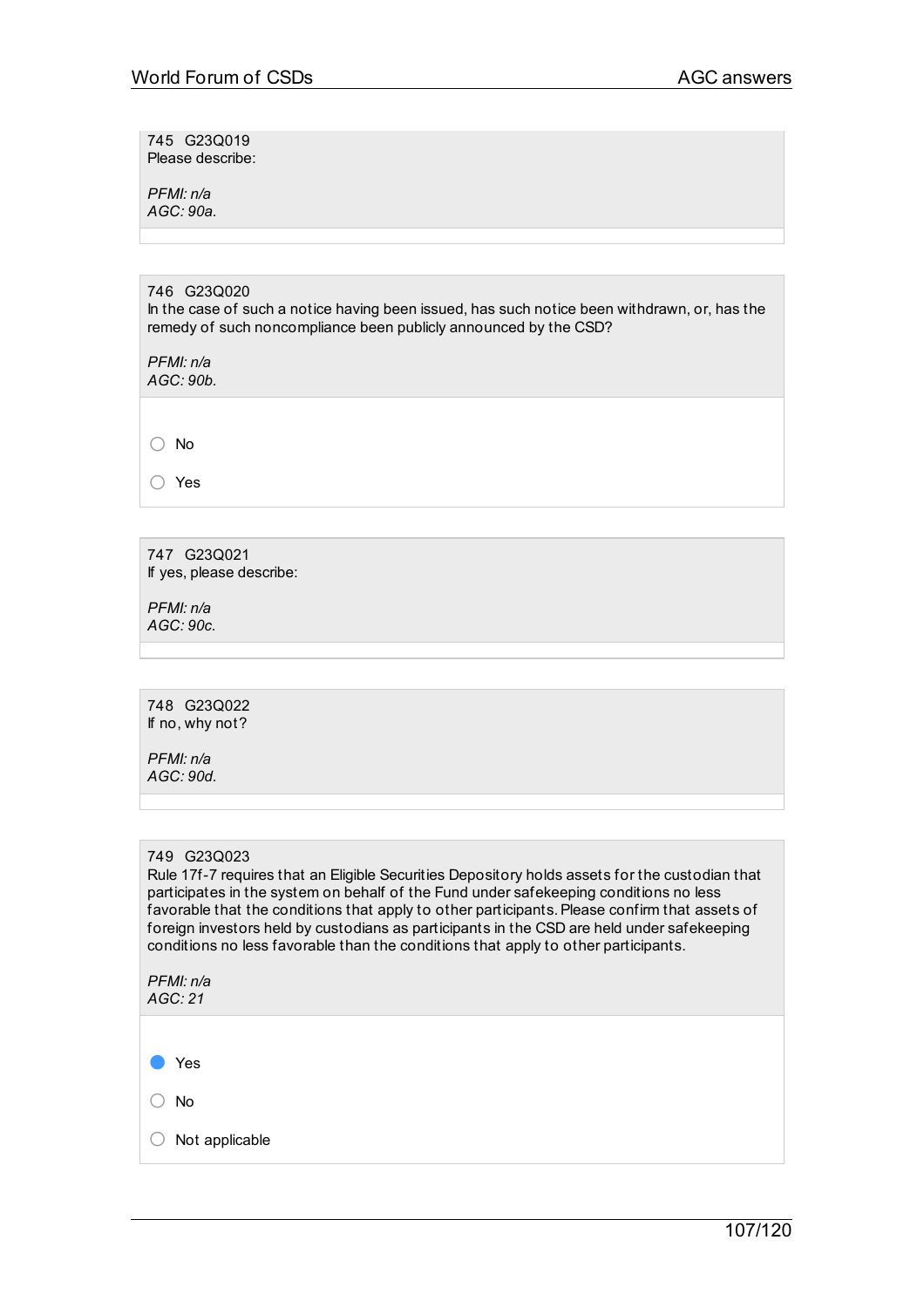745 G23Q019
Please describe:

*PFMI: n/a*
*AGC: 90a.*

746 G23Q020
In the case of such a notice having been issued, has such notice been withdrawn, or, has the remedy of such noncompliance been publicly announced by the CSD?

*PFMI: n/a*
*AGC: 90b.*

- ○ No
- ○ Yes

747 G23Q021
If yes, please describe:

*PFMI: n/a*
*AGC: 90c.*

748 G23Q022
If no, why not?

*PFMI: n/a*
*AGC: 90d.*

749 G23Q023
Rule 17f-7 requires that an Eligible Securities Depository holds assets for the custodian that participates in the system on behalf of the Fund under safekeeping conditions no less favorable that the conditions that apply to other participants. Please confirm that assets of foreign investors held by custodians as participants in the CSD are held under safekeeping conditions no less favorable than the conditions that apply to other participants.

*PFMI: n/a*
*AGC: 21*

- ● Yes
- ○ No
- ○ Not applicable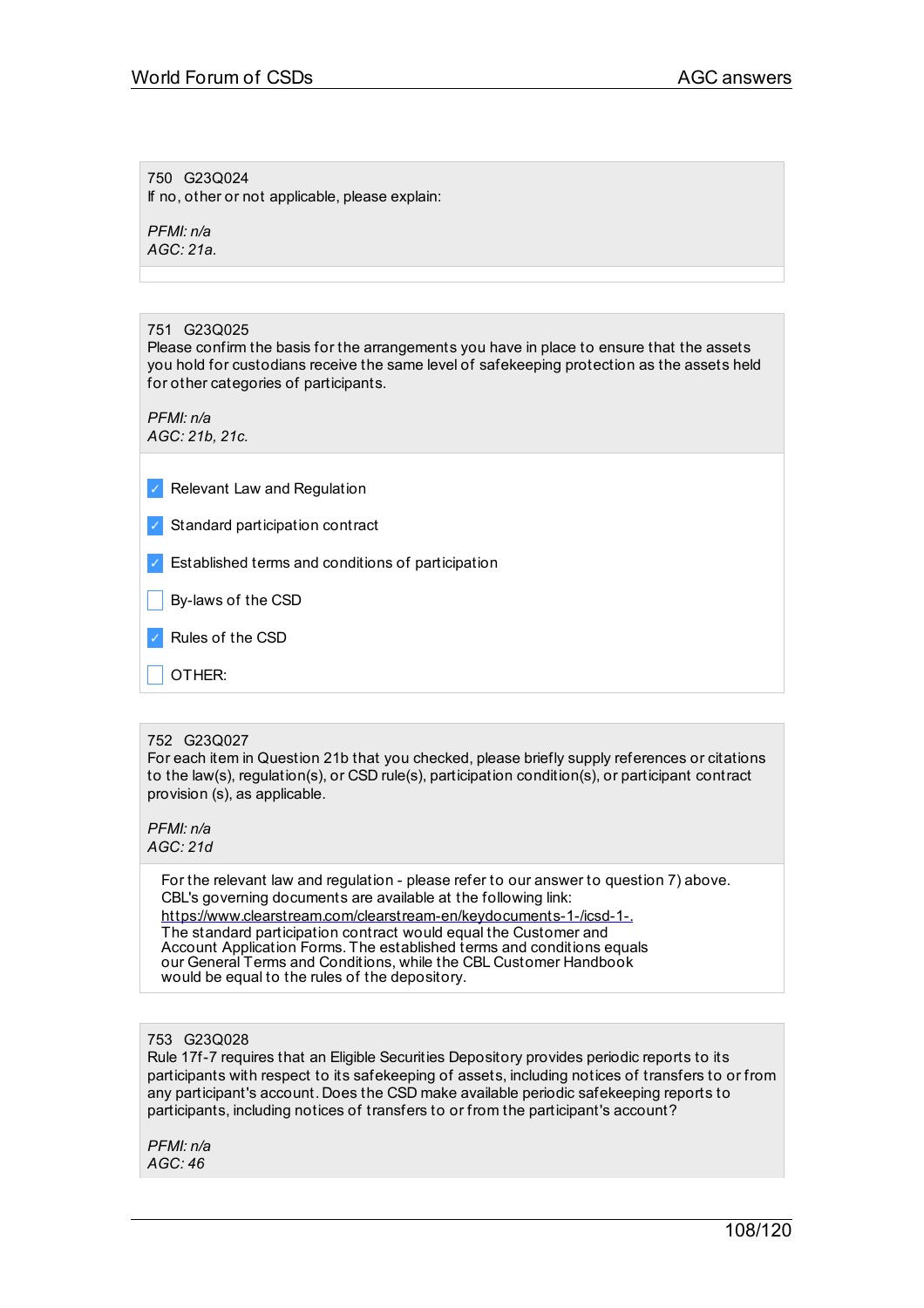750 G23Q024
If no, other or not applicable, please explain:

*PFMI: n/a*
*AGC: 21a.*

751 G23Q025
Please confirm the basis for the arrangements you have in place to ensure that the assets you hold for custodians receive the same level of safekeeping protection as the assets held for other categories of participants.

*PFMI: n/a*
*AGC: 21b, 21c.*

- [x] Relevant Law and Regulation
- [x] Standard participation contract
- [x] Established terms and conditions of participation
- [ ] By-laws of the CSD
- [x] Rules of the CSD
- [ ] OTHER:

752 G23Q027
For each item in Question 21b that you checked, please briefly supply references or citations to the law(s), regulation(s), or CSD rule(s), participation condition(s), or participant contract provision (s), as applicable.

*PFMI: n/a*
*AGC: 21d*

For the relevant law and regulation - please refer to our answer to question 7) above. CBL's governing documents are available at the following link: https://www.clearstream.com/clearstream-en/keydocuments-1-/icsd-1-. The standard participation contract would equal the Customer and Account Application Forms. The established terms and conditions equals our General Terms and Conditions, while the CBL Customer Handbook would be equal to the rules of the depository.

753 G23Q028
Rule 17f-7 requires that an Eligible Securities Depository provides periodic reports to its participants with respect to its safekeeping of assets, including notices of transfers to or from any participant's account. Does the CSD make available periodic safekeeping reports to participants, including notices of transfers to or from the participant's account?

*PFMI: n/a*
*AGC: 46*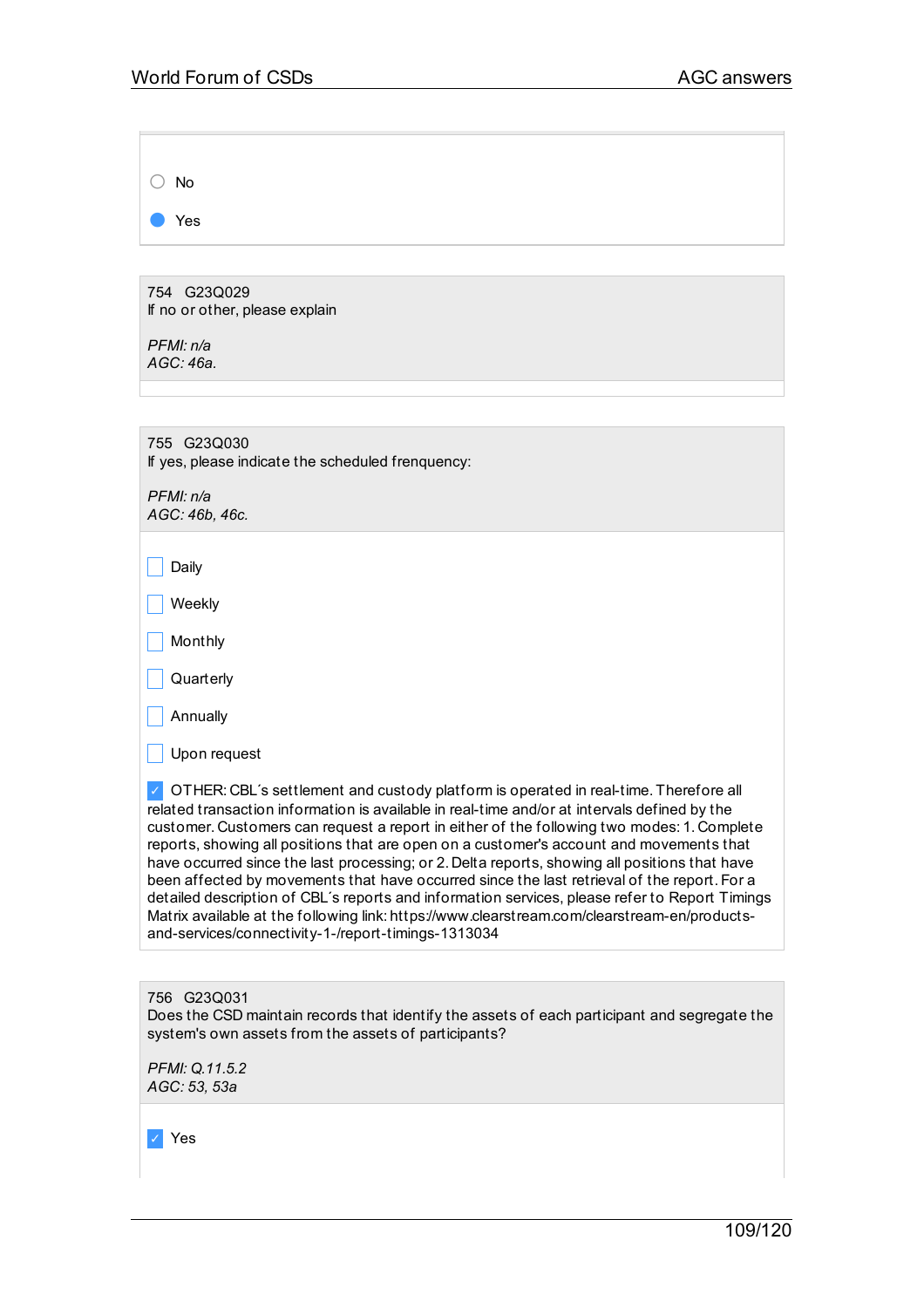○ No

● Yes

754 G23Q029
If no or other, please explain

*PFMI: n/a*
*AGC: 46a.*

755 G23Q030
If yes, please indicate the scheduled frenquency:

*PFMI: n/a*
*AGC: 46b, 46c.*

☐ Daily

☐ Weekly

☐ Monthly

☐ Quarterly

☐ Annually

☐ Upon request

☑ OTHER: CBL´s settlement and custody platform is operated in real-time. Therefore all related transaction information is available in real-time and/or at intervals defined by the customer. Customers can request a report in either of the following two modes: 1. Complete reports, showing all positions that are open on a customer's account and movements that have occurred since the last processing; or 2. Delta reports, showing all positions that have been affected by movements that have occurred since the last retrieval of the report. For a detailed description of CBL´s reports and information services, please refer to Report Timings Matrix available at the following link: https://www.clearstream.com/clearstream-en/products-and-services/connectivity-1-/report-timings-1313034

756 G23Q031
Does the CSD maintain records that identify the assets of each participant and segregate the system's own assets from the assets of participants?

*PFMI: Q.11.5.2*
*AGC: 53, 53a*

☑ Yes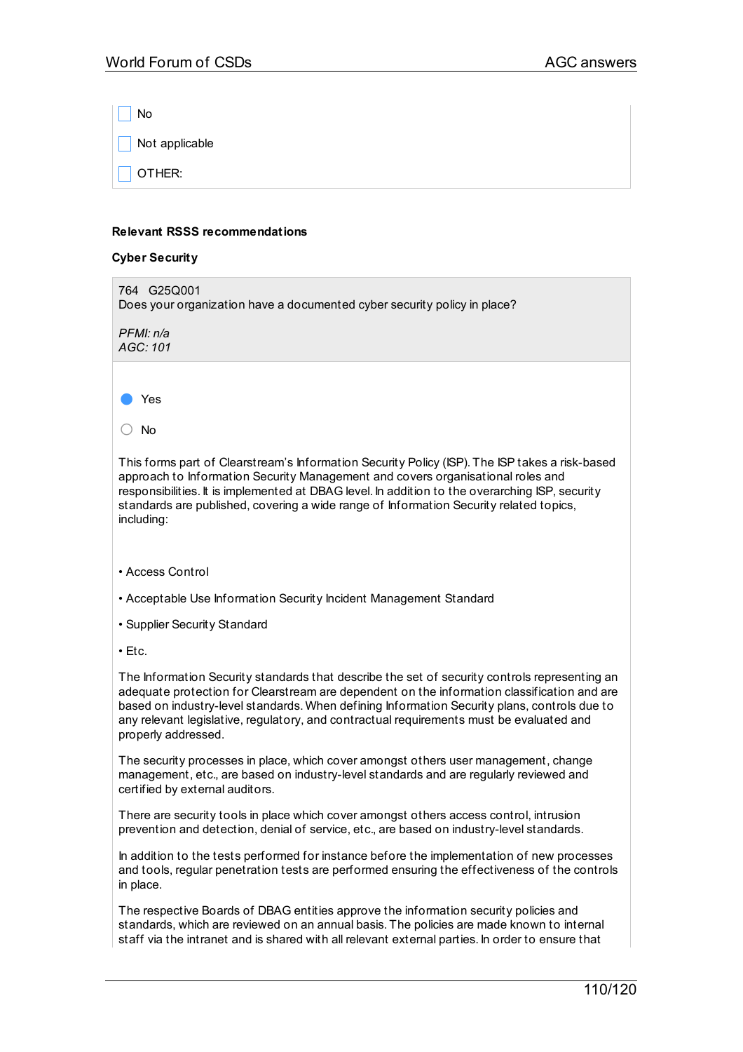- [ ] No
- [ ] Not applicable
- [ ] OTHER:

**Relevant RSSS recommendations**

**Cyber Security**

764 G25Q001
Does your organization have a documented cyber security policy in place?

*PFMI: n/a*
*AGC: 101*

- (●) Yes
- ( ) No

This forms part of Clearstream's Information Security Policy (ISP). The ISP takes a risk-based approach to Information Security Management and covers organisational roles and responsibilities. It is implemented at DBAG level. In addition to the overarching ISP, security standards are published, covering a wide range of Information Security related topics, including:

• Access Control

• Acceptable Use Information Security Incident Management Standard

• Supplier Security Standard

• Etc.

The Information Security standards that describe the set of security controls representing an adequate protection for Clearstream are dependent on the information classification and are based on industry-level standards. When defining Information Security plans, controls due to any relevant legislative, regulatory, and contractual requirements must be evaluated and properly addressed.

The security processes in place, which cover amongst others user management, change management, etc., are based on industry-level standards and are regularly reviewed and certified by external auditors.

There are security tools in place which cover amongst others access control, intrusion prevention and detection, denial of service, etc., are based on industry-level standards.

In addition to the tests performed for instance before the implementation of new processes and tools, regular penetration tests are performed ensuring the effectiveness of the controls in place.

The respective Boards of DBAG entities approve the information security policies and standards, which are reviewed on an annual basis. The policies are made known to internal staff via the intranet and is shared with all relevant external parties. In order to ensure that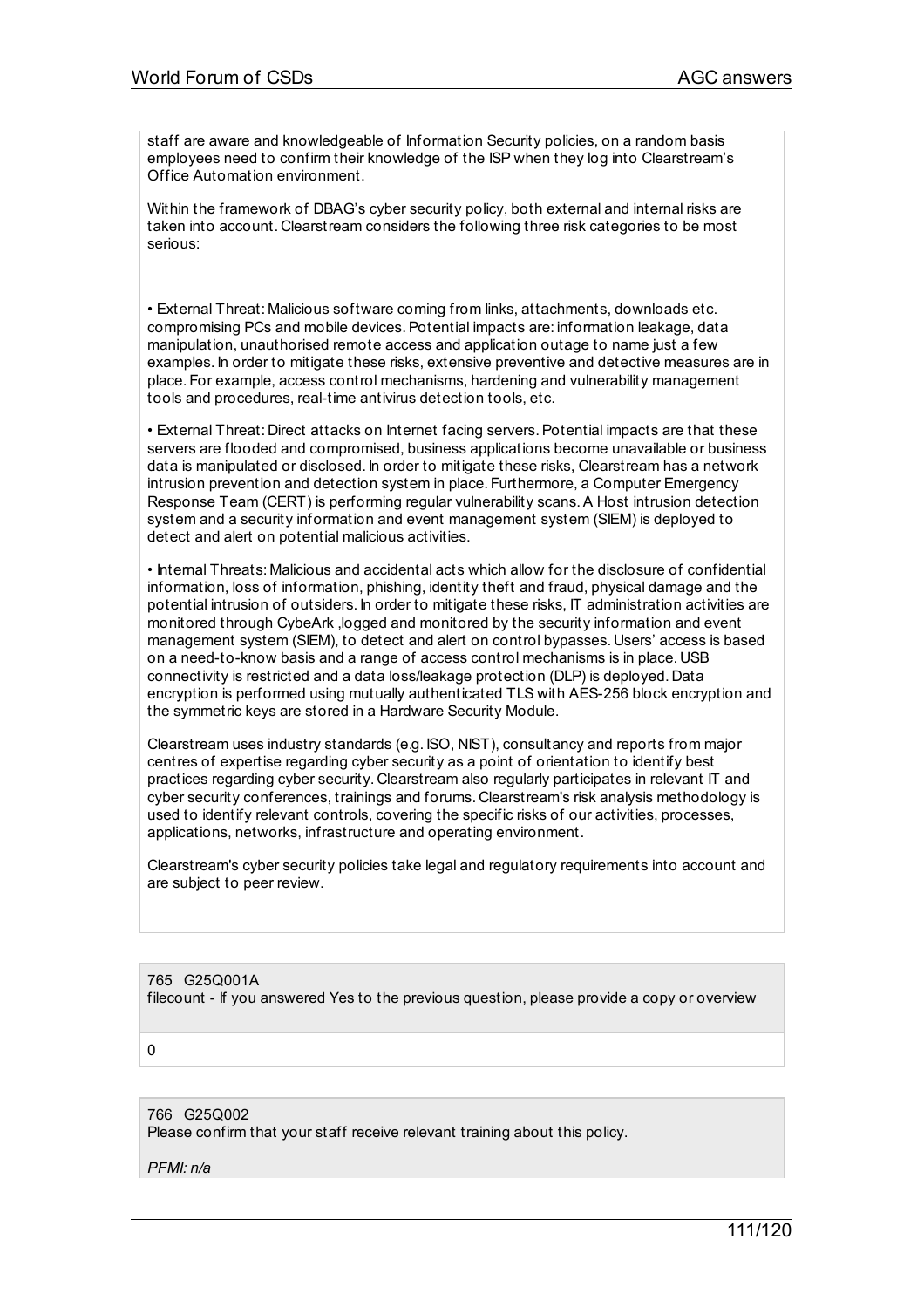staff are aware and knowledgeable of Information Security policies, on a random basis employees need to confirm their knowledge of the ISP when they log into Clearstream's Office Automation environment.

Within the framework of DBAG's cyber security policy, both external and internal risks are taken into account. Clearstream considers the following three risk categories to be most serious:

• External Threat: Malicious software coming from links, attachments, downloads etc. compromising PCs and mobile devices. Potential impacts are: information leakage, data manipulation, unauthorised remote access and application outage to name just a few examples. In order to mitigate these risks, extensive preventive and detective measures are in place. For example, access control mechanisms, hardening and vulnerability management tools and procedures, real-time antivirus detection tools, etc.

• External Threat: Direct attacks on Internet facing servers. Potential impacts are that these servers are flooded and compromised, business applications become unavailable or business data is manipulated or disclosed. In order to mitigate these risks, Clearstream has a network intrusion prevention and detection system in place. Furthermore, a Computer Emergency Response Team (CERT) is performing regular vulnerability scans. A Host intrusion detection system and a security information and event management system (SIEM) is deployed to detect and alert on potential malicious activities.

• Internal Threats: Malicious and accidental acts which allow for the disclosure of confidential information, loss of information, phishing, identity theft and fraud, physical damage and the potential intrusion of outsiders. In order to mitigate these risks, IT administration activities are monitored through CybeArk ,logged and monitored by the security information and event management system (SIEM), to detect and alert on control bypasses. Users' access is based on a need-to-know basis and a range of access control mechanisms is in place. USB connectivity is restricted and a data loss/leakage protection (DLP) is deployed. Data encryption is performed using mutually authenticated TLS with AES-256 block encryption and the symmetric keys are stored in a Hardware Security Module.

Clearstream uses industry standards (e.g. ISO, NIST), consultancy and reports from major centres of expertise regarding cyber security as a point of orientation to identify best practices regarding cyber security. Clearstream also regularly participates in relevant IT and cyber security conferences, trainings and forums. Clearstream's risk analysis methodology is used to identify relevant controls, covering the specific risks of our activities, processes, applications, networks, infrastructure and operating environment.

Clearstream's cyber security policies take legal and regulatory requirements into account and are subject to peer review.

765 G25Q001A
filecount - If you answered Yes to the previous question, please provide a copy or overview

0

766 G25Q002
Please confirm that your staff receive relevant training about this policy.

*PFMI: n/a*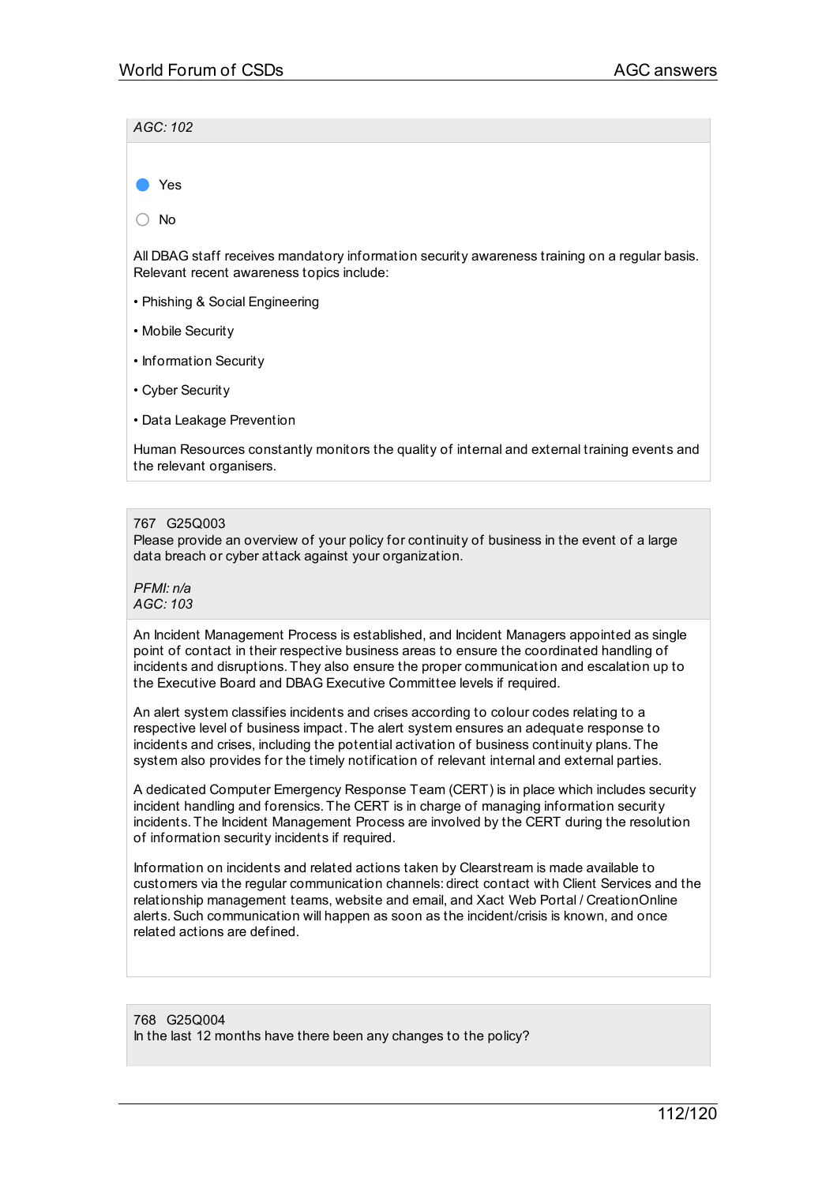*AGC: 102*

- [x] Yes
- [ ] No

All DBAG staff receives mandatory information security awareness training on a regular basis. Relevant recent awareness topics include:

• Phishing & Social Engineering

• Mobile Security

• Information Security

• Cyber Security

• Data Leakage Prevention

Human Resources constantly monitors the quality of internal and external training events and the relevant organisers.

767 G25Q003
Please provide an overview of your policy for continuity of business in the event of a large data breach or cyber attack against your organization.

*PFMI: n/a*
*AGC: 103*

An Incident Management Process is established, and Incident Managers appointed as single point of contact in their respective business areas to ensure the coordinated handling of incidents and disruptions. They also ensure the proper communication and escalation up to the Executive Board and DBAG Executive Committee levels if required.

An alert system classifies incidents and crises according to colour codes relating to a respective level of business impact. The alert system ensures an adequate response to incidents and crises, including the potential activation of business continuity plans. The system also provides for the timely notification of relevant internal and external parties.

A dedicated Computer Emergency Response Team (CERT) is in place which includes security incident handling and forensics. The CERT is in charge of managing information security incidents. The Incident Management Process are involved by the CERT during the resolution of information security incidents if required.

Information on incidents and related actions taken by Clearstream is made available to customers via the regular communication channels: direct contact with Client Services and the relationship management teams, website and email, and Xact Web Portal / CreationOnline alerts. Such communication will happen as soon as the incident/crisis is known, and once related actions are defined.

768 G25Q004
In the last 12 months have there been any changes to the policy?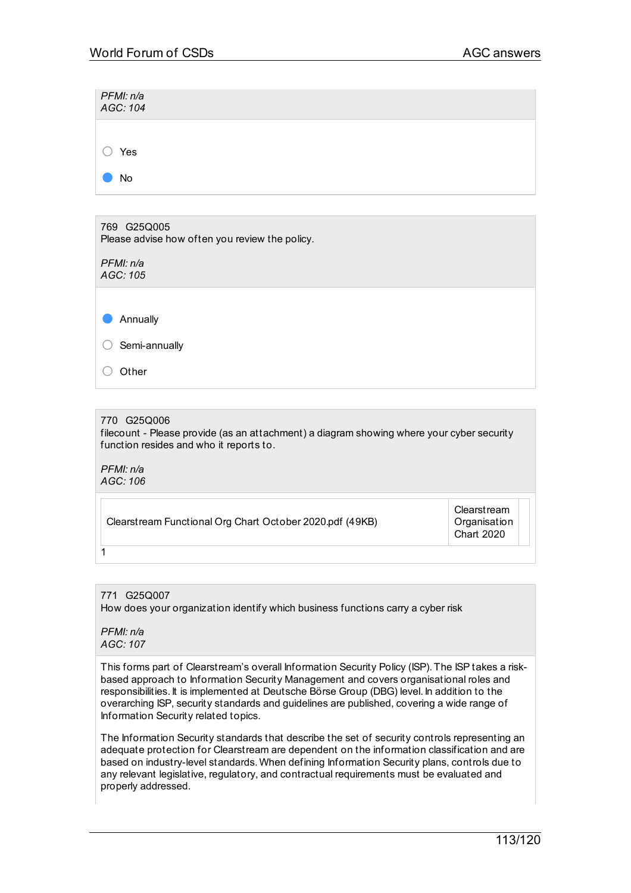*PFMI: n/a*
*AGC: 104*

- ○ Yes
- ● No

769 G25Q005
Please advise how often you review the policy.

*PFMI: n/a*
*AGC: 105*

- ● Annually
- ○ Semi-annually
- ○ Other

770 G25Q006
filecount - Please provide (as an attachment) a diagram showing where your cyber security function resides and who it reports to.

*PFMI: n/a*
*AGC: 106*

| | |
|---|---|
| Clearstream Functional Org Chart October 2020.pdf (49KB) | Clearstream Organisation Chart 2020 |

1

771 G25Q007
How does your organization identify which business functions carry a cyber risk

*PFMI: n/a*
*AGC: 107*

This forms part of Clearstream's overall Information Security Policy (ISP). The ISP takes a risk-based approach to Information Security Management and covers organisational roles and responsibilities. It is implemented at Deutsche Börse Group (DBG) level. In addition to the overarching ISP, security standards and guidelines are published, covering a wide range of Information Security related topics.

The Information Security standards that describe the set of security controls representing an adequate protection for Clearstream are dependent on the information classification and are based on industry-level standards. When defining Information Security plans, controls due to any relevant legislative, regulatory, and contractual requirements must be evaluated and properly addressed.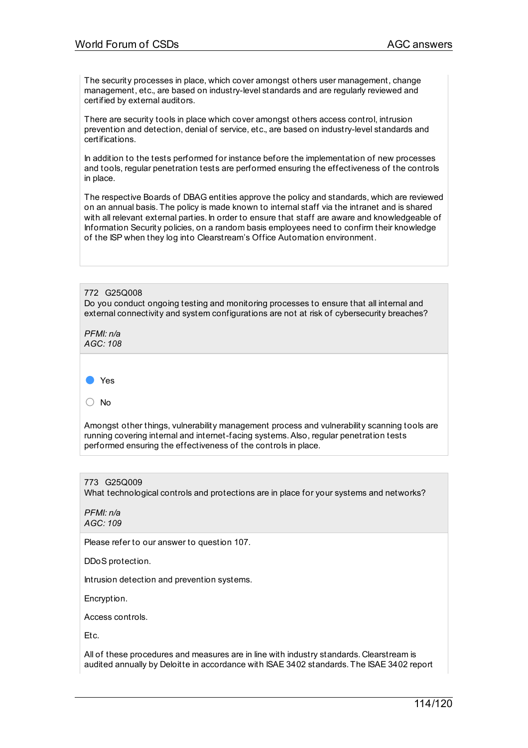The security processes in place, which cover amongst others user management, change management, etc., are based on industry-level standards and are regularly reviewed and certified by external auditors.

There are security tools in place which cover amongst others access control, intrusion prevention and detection, denial of service, etc., are based on industry-level standards and certifications.

In addition to the tests performed for instance before the implementation of new processes and tools, regular penetration tests are performed ensuring the effectiveness of the controls in place.

The respective Boards of DBAG entities approve the policy and standards, which are reviewed on an annual basis. The policy is made known to internal staff via the intranet and is shared with all relevant external parties. In order to ensure that staff are aware and knowledgeable of Information Security policies, on a random basis employees need to confirm their knowledge of the ISP when they log into Clearstream's Office Automation environment.

772 G25Q008

Do you conduct ongoing testing and monitoring processes to ensure that all internal and external connectivity and system configurations are not at risk of cybersecurity breaches?

*PFMI: n/a*
*AGC: 108*

- (selected) Yes
- No

Amongst other things, vulnerability management process and vulnerability scanning tools are running covering internal and internet-facing systems. Also, regular penetration tests performed ensuring the effectiveness of the controls in place.

773 G25Q009

What technological controls and protections are in place for your systems and networks?

*PFMI: n/a*
*AGC: 109*

Please refer to our answer to question 107.

DDoS protection.

Intrusion detection and prevention systems.

Encryption.

Access controls.

Etc.

All of these procedures and measures are in line with industry standards. Clearstream is audited annually by Deloitte in accordance with ISAE 3402 standards. The ISAE 3402 report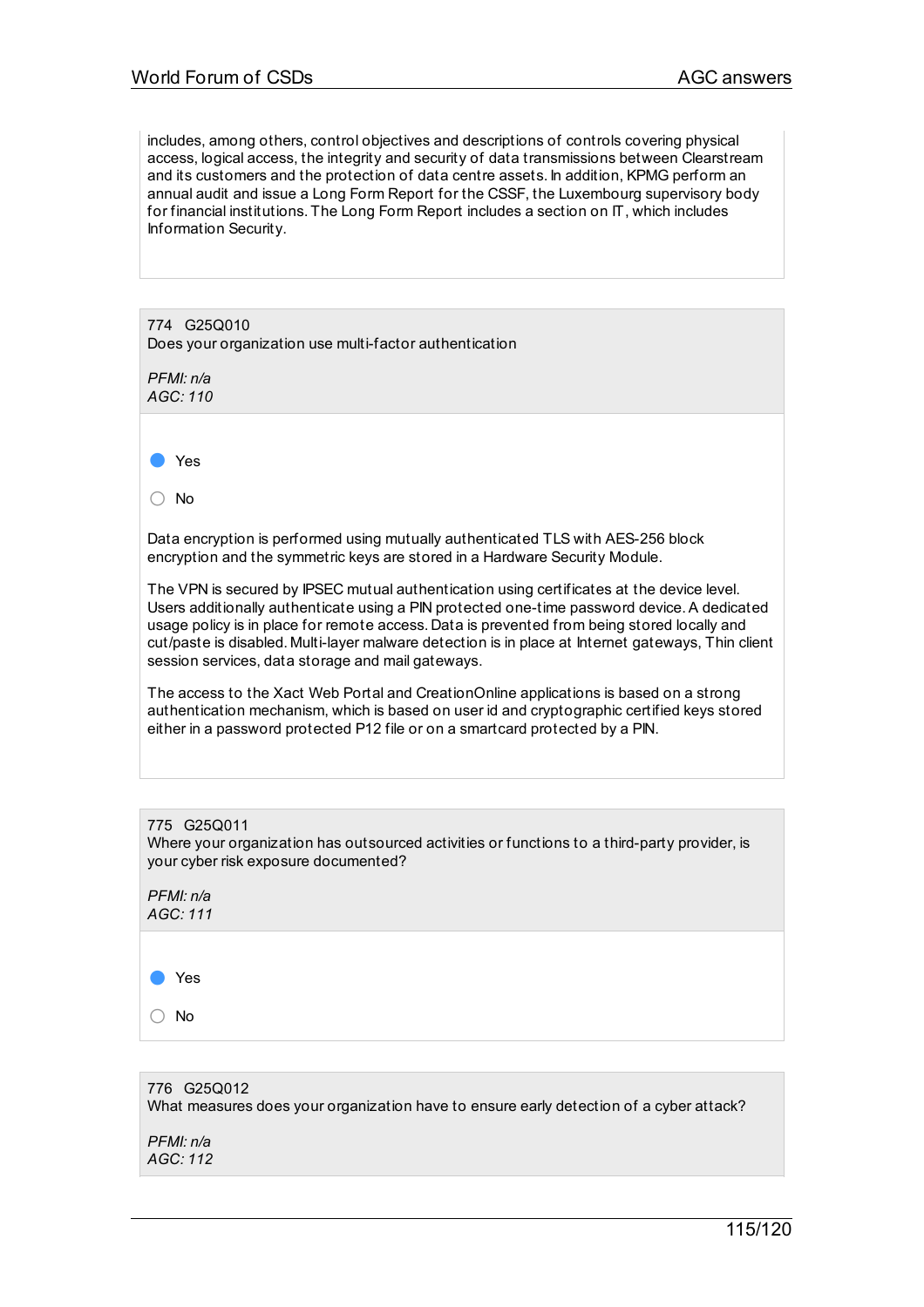includes, among others, control objectives and descriptions of controls covering physical access, logical access, the integrity and security of data transmissions between Clearstream and its customers and the protection of data centre assets. In addition, KPMG perform an annual audit and issue a Long Form Report for the CSSF, the Luxembourg supervisory body for financial institutions. The Long Form Report includes a section on IT, which includes Information Security.

774 G25Q010
Does your organization use multi-factor authentication

*PFMI: n/a*
*AGC: 110*

- [x] Yes
- [ ] No

Data encryption is performed using mutually authenticated TLS with AES-256 block encryption and the symmetric keys are stored in a Hardware Security Module.

The VPN is secured by IPSEC mutual authentication using certificates at the device level. Users additionally authenticate using a PIN protected one-time password device. A dedicated usage policy is in place for remote access. Data is prevented from being stored locally and cut/paste is disabled. Multi-layer malware detection is in place at Internet gateways, Thin client session services, data storage and mail gateways.

The access to the Xact Web Portal and CreationOnline applications is based on a strong authentication mechanism, which is based on user id and cryptographic certified keys stored either in a password protected P12 file or on a smartcard protected by a PIN.

775 G25Q011
Where your organization has outsourced activities or functions to a third-party provider, is your cyber risk exposure documented?

*PFMI: n/a*
*AGC: 111*

- [x] Yes
- [ ] No

776 G25Q012
What measures does your organization have to ensure early detection of a cyber attack?

*PFMI: n/a*
*AGC: 112*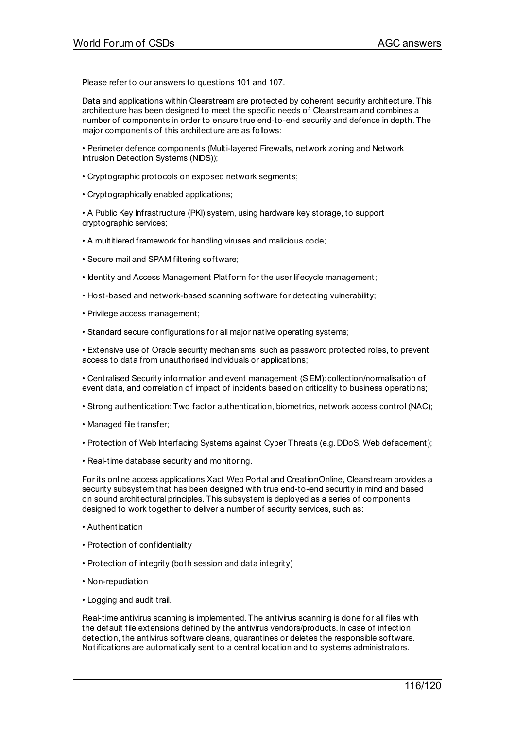Please refer to our answers to questions 101 and 107.

Data and applications within Clearstream are protected by coherent security architecture. This architecture has been designed to meet the specific needs of Clearstream and combines a number of components in order to ensure true end-to-end security and defence in depth. The major components of this architecture are as follows:

- Perimeter defence components (Multi-layered Firewalls, network zoning and Network Intrusion Detection Systems (NIDS));
- Cryptographic protocols on exposed network segments;
- Cryptographically enabled applications;
- A Public Key Infrastructure (PKI) system, using hardware key storage, to support cryptographic services;
- A multitiered framework for handling viruses and malicious code;
- Secure mail and SPAM filtering software;
- Identity and Access Management Platform for the user lifecycle management;
- Host-based and network-based scanning software for detecting vulnerability;
- Privilege access management;
- Standard secure configurations for all major native operating systems;
- Extensive use of Oracle security mechanisms, such as password protected roles, to prevent access to data from unauthorised individuals or applications;
- Centralised Security information and event management (SIEM): collection/normalisation of event data, and correlation of impact of incidents based on criticality to business operations;
- Strong authentication: Two factor authentication, biometrics, network access control (NAC);
- Managed file transfer;
- Protection of Web Interfacing Systems against Cyber Threats (e.g. DDoS, Web defacement);
- Real-time database security and monitoring.

For its online access applications Xact Web Portal and CreationOnline, Clearstream provides a security subsystem that has been designed with true end-to-end security in mind and based on sound architectural principles. This subsystem is deployed as a series of components designed to work together to deliver a number of security services, such as:

- Authentication
- Protection of confidentiality
- Protection of integrity (both session and data integrity)
- Non-repudiation
- Logging and audit trail.

Real-time antivirus scanning is implemented. The antivirus scanning is done for all files with the default file extensions defined by the antivirus vendors/products. In case of infection detection, the antivirus software cleans, quarantines or deletes the responsible software. Notifications are automatically sent to a central location and to systems administrators.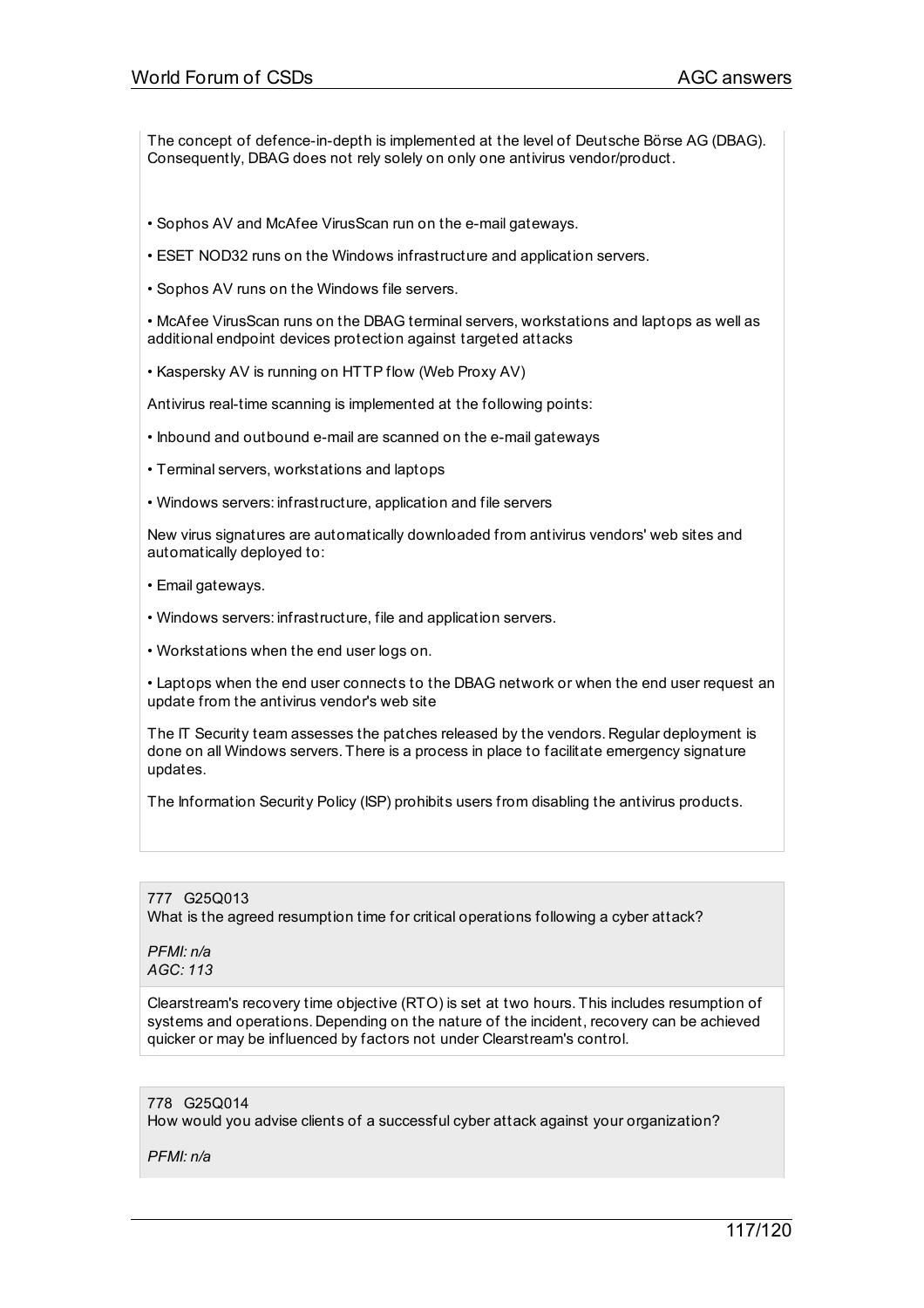The concept of defence-in-depth is implemented at the level of Deutsche Börse AG (DBAG). Consequently, DBAG does not rely solely on only one antivirus vendor/product.

• Sophos AV and McAfee VirusScan run on the e-mail gateways.

• ESET NOD32 runs on the Windows infrastructure and application servers.

• Sophos AV runs on the Windows file servers.

• McAfee VirusScan runs on the DBAG terminal servers, workstations and laptops as well as additional endpoint devices protection against targeted attacks

• Kaspersky AV is running on HTTP flow (Web Proxy AV)

Antivirus real-time scanning is implemented at the following points:

• Inbound and outbound e-mail are scanned on the e-mail gateways

• Terminal servers, workstations and laptops

• Windows servers: infrastructure, application and file servers

New virus signatures are automatically downloaded from antivirus vendors' web sites and automatically deployed to:

• Email gateways.

• Windows servers: infrastructure, file and application servers.

• Workstations when the end user logs on.

• Laptops when the end user connects to the DBAG network or when the end user request an update from the antivirus vendor's web site

The IT Security team assesses the patches released by the vendors. Regular deployment is done on all Windows servers. There is a process in place to facilitate emergency signature updates.

The Information Security Policy (ISP) prohibits users from disabling the antivirus products.

777 G25Q013
What is the agreed resumption time for critical operations following a cyber attack?

*PFMI: n/a*
*AGC: 113*

Clearstream's recovery time objective (RTO) is set at two hours. This includes resumption of systems and operations. Depending on the nature of the incident, recovery can be achieved quicker or may be influenced by factors not under Clearstream's control.

778 G25Q014
How would you advise clients of a successful cyber attack against your organization?

*PFMI: n/a*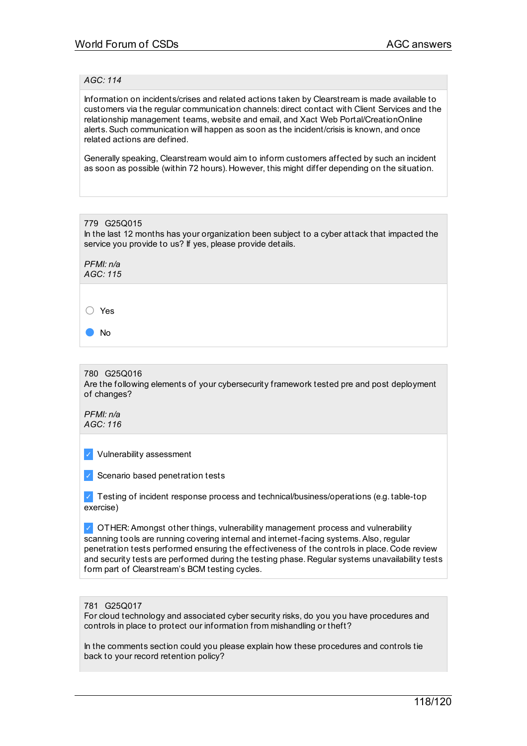*AGC: 114*

Information on incidents/crises and related actions taken by Clearstream is made available to customers via the regular communication channels: direct contact with Client Services and the relationship management teams, website and email, and Xact Web Portal/CreationOnline alerts. Such communication will happen as soon as the incident/crisis is known, and once related actions are defined.

Generally speaking, Clearstream would aim to inform customers affected by such an incident as soon as possible (within 72 hours). However, this might differ depending on the situation.

779 G25Q015
In the last 12 months has your organization been subject to a cyber attack that impacted the service you provide to us? If yes, please provide details.

*PFMI: n/a*
*AGC: 115*

- ○ Yes
- ● No

780 G25Q016
Are the following elements of your cybersecurity framework tested pre and post deployment of changes?

*PFMI: n/a*
*AGC: 116*

- [x] Vulnerability assessment
- [x] Scenario based penetration tests
- [x] Testing of incident response process and technical/business/operations (e.g. table-top exercise)
- [x] OTHER: Amongst other things, vulnerability management process and vulnerability scanning tools are running covering internal and internet-facing systems. Also, regular penetration tests performed ensuring the effectiveness of the controls in place. Code review and security tests are performed during the testing phase. Regular systems unavailability tests form part of Clearstream's BCM testing cycles.

781 G25Q017
For cloud technology and associated cyber security risks, do you you have procedures and controls in place to protect our information from mishandling or theft?

In the comments section could you please explain how these procedures and controls tie back to your record retention policy?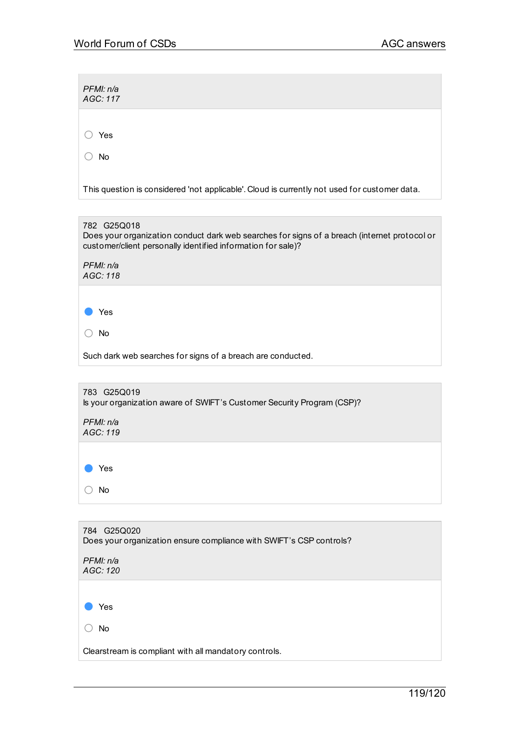*PFMI: n/a*
*AGC: 117*

- ○ Yes
- ○ No

This question is considered 'not applicable'. Cloud is currently not used for customer data.

---

782 G25Q018
Does your organization conduct dark web searches for signs of a breach (internet protocol or customer/client personally identified information for sale)?

*PFMI: n/a*
*AGC: 118*

- ● Yes
- ○ No

Such dark web searches for signs of a breach are conducted.

---

783 G25Q019
Is your organization aware of SWIFT's Customer Security Program (CSP)?

*PFMI: n/a*
*AGC: 119*

- ● Yes
- ○ No

---

784 G25Q020
Does your organization ensure compliance with SWIFT's CSP controls?

*PFMI: n/a*
*AGC: 120*

- ● Yes
- ○ No

Clearstream is compliant with all mandatory controls.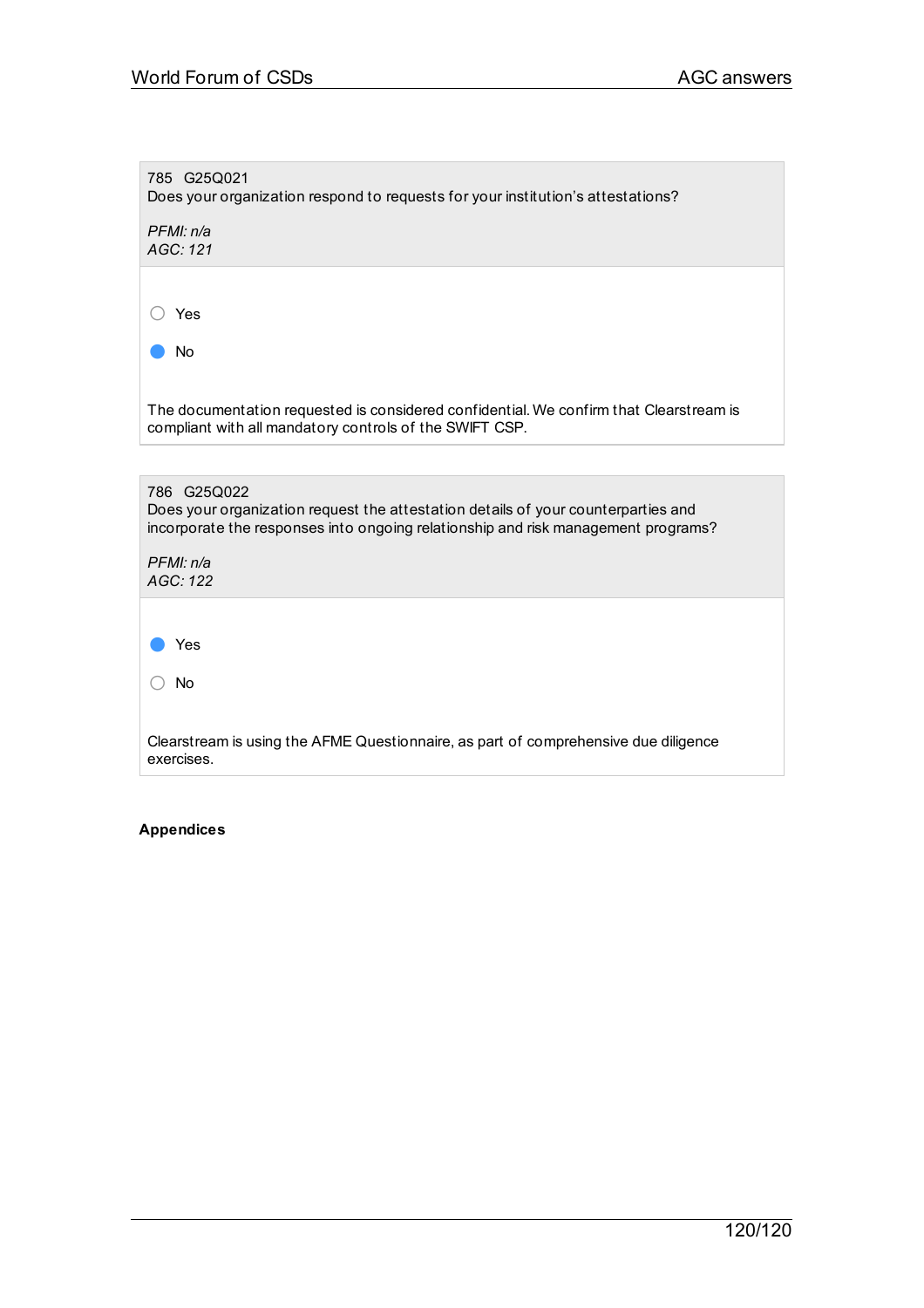785 G25Q021
Does your organization respond to requests for your institution's attestations?

*PFMI: n/a*
*AGC: 121*

- ○ Yes
- ● No

The documentation requested is considered confidential. We confirm that Clearstream is compliant with all mandatory controls of the SWIFT CSP.

786 G25Q022
Does your organization request the attestation details of your counterparties and incorporate the responses into ongoing relationship and risk management programs?

*PFMI: n/a*
*AGC: 122*

- ● Yes
- ○ No

Clearstream is using the AFME Questionnaire, as part of comprehensive due diligence exercises.

**Appendices**